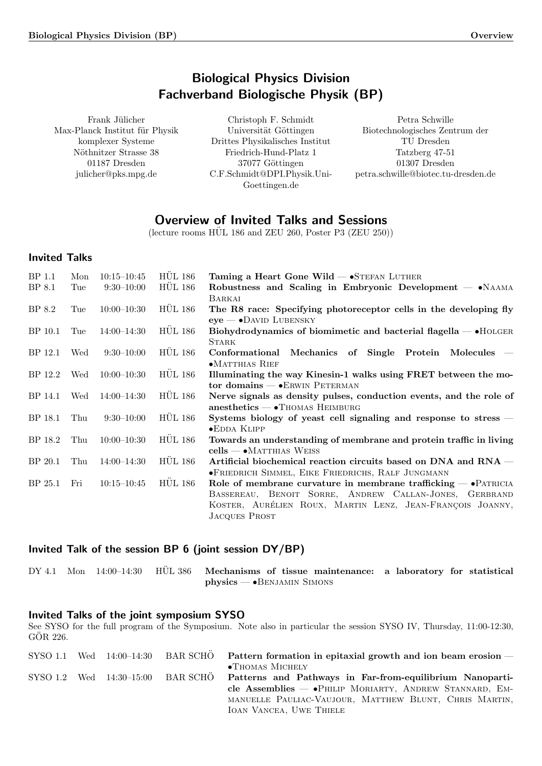# Biological Physics Division
# Fachverband Biologische Physik (BP)

Frank Jülicher
Max-Planck Institut für Physik komplexer Systeme
Nöthnitzer Strasse 38
01187 Dresden
julicher@pks.mpg.de

Christoph F. Schmidt
Universität Göttingen
Drittes Physikalisches Institut
Friedrich-Hund-Platz 1
37077 Göttingen
C.F.Schmidt@DPI.Physik.Uni-Goettingen.de

Petra Schwille
Biotechnologisches Zentrum der TU Dresden
Tatzberg 47-51
01307 Dresden
petra.schwille@biotec.tu-dresden.de

## Overview of Invited Talks and Sessions

(lecture rooms HÜL 186 and ZEU 260, Poster P3 (ZEU 250))

### Invited Talks

| | | | | |
|---|---|---|---|---|
| BP 1.1 | Mon | 10:15–10:45 | HÜL 186 | **Taming a Heart Gone Wild** — •Stefan Luther |
| BP 8.1 | Tue | 9:30–10:00 | HÜL 186 | **Robustness and Scaling in Embryonic Development** — •Naama Barkai |
| BP 8.2 | Tue | 10:00–10:30 | HÜL 186 | **The R8 race: Specifying photoreceptor cells in the developing fly eye** — •David Lubensky |
| BP 10.1 | Tue | 14:00–14:30 | HÜL 186 | **Biohydrodynamics of biomimetic and bacterial flagella** — •Holger Stark |
| BP 12.1 | Wed | 9:30–10:00 | HÜL 186 | **Conformational Mechanics of Single Protein Molecules** — •Matthias Rief |
| BP 12.2 | Wed | 10:00–10:30 | HÜL 186 | **Illuminating the way Kinesin-1 walks using FRET between the motor domains** — •Erwin Peterman |
| BP 14.1 | Wed | 14:00–14:30 | HÜL 186 | **Nerve signals as density pulses, conduction events, and the role of anesthetics** — •Thomas Heimburg |
| BP 18.1 | Thu | 9:30–10:00 | HÜL 186 | **Systems biology of yeast cell signaling and response to stress** — •Edda Klipp |
| BP 18.2 | Thu | 10:00–10:30 | HÜL 186 | **Towards an understanding of membrane and protein traffic in living cells** — •Matthias Weiss |
| BP 20.1 | Thu | 14:00–14:30 | HÜL 186 | **Artificial biochemical reaction circuits based on DNA and RNA** — •Friedrich Simmel, Eike Friedrichs, Ralf Jungmann |
| BP 25.1 | Fri | 10:15–10:45 | HÜL 186 | **Role of membrane curvature in membrane trafficking** — •Patricia Bassereau, Benoit Sorre, Andrew Callan-Jones, Gerbrand Koster, Aurélien Roux, Martin Lenz, Jean-François Joanny, Jacques Prost |

### Invited Talk of the session BP 6 (joint session DY/BP)

| | | | | |
|---|---|---|---|---|
| DY 4.1 | Mon | 14:00–14:30 | HÜL 386 | **Mechanisms of tissue maintenance: a laboratory for statistical physics** — •Benjamin Simons |

### Invited Talks of the joint symposium SYSO

See SYSO for the full program of the Symposium. Note also in particular the session SYSO IV, Thursday, 11:00-12:30, GÖR 226.

| | | | | |
|---|---|---|---|---|
| SYSO 1.1 | Wed | 14:00–14:30 | BAR SCHÖ | **Pattern formation in epitaxial growth and ion beam erosion** — •Thomas Michely |
| SYSO 1.2 | Wed | 14:30–15:00 | BAR SCHÖ | **Patterns and Pathways in Far-from-equilibrium Nanoparticle Assemblies** — •Philip Moriarty, Andrew Stannard, Emmanuelle Pauliac-Vaujour, Matthew Blunt, Chris Martin, Ioan Vancea, Uwe Thiele |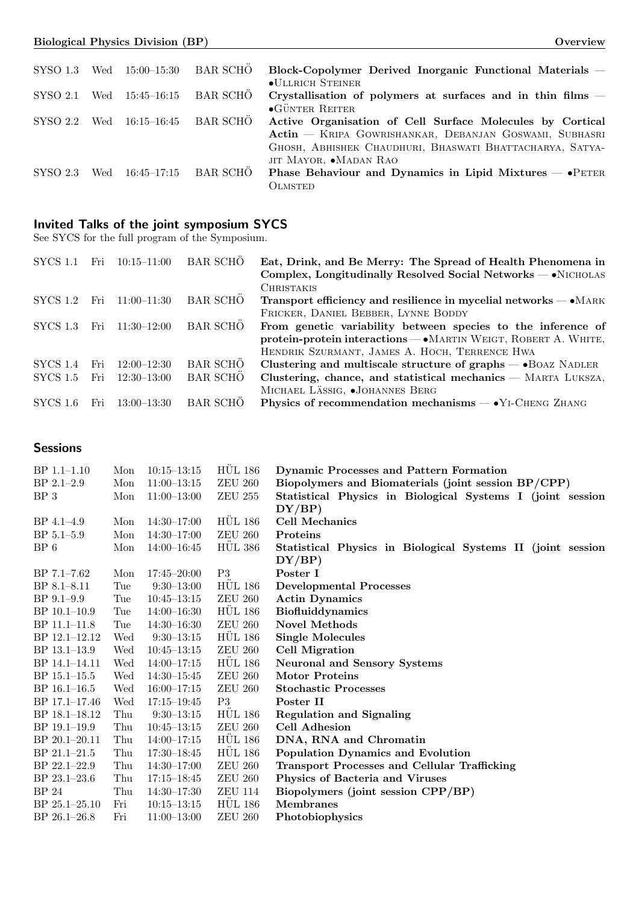| | | | | |
|---|---|---|---|---|
| SYSO 1.3 | Wed | 15:00–15:30 | BAR SCHÖ | **Block-Copolymer Derived Inorganic Functional Materials** — •Ullrich Steiner |
| SYSO 2.1 | Wed | 15:45–16:15 | BAR SCHÖ | **Crystallisation of polymers at surfaces and in thin films** — •Günter Reiter |
| SYSO 2.2 | Wed | 16:15–16:45 | BAR SCHÖ | **Active Organisation of Cell Surface Molecules by Cortical Actin** — Kripa Gowrishankar, Debanjan Goswami, Subhasri Ghosh, Abhishek Chaudhuri, Bhaswati Bhattacharya, Satyajit Mayor, •Madan Rao |
| SYSO 2.3 | Wed | 16:45–17:15 | BAR SCHÖ | **Phase Behaviour and Dynamics in Lipid Mixtures** — •Peter Olmsted |

## Invited Talks of the joint symposium SYCS

See SYCS for the full program of the Symposium.

| | | | | |
|---|---|---|---|---|
| SYCS 1.1 | Fri | 10:15–11:00 | BAR SCHÖ | **Eat, Drink, and Be Merry: The Spread of Health Phenomena in Complex, Longitudinally Resolved Social Networks** — •Nicholas Christakis |
| SYCS 1.2 | Fri | 11:00–11:30 | BAR SCHÖ | **Transport efficiency and resilience in mycelial networks** — •Mark Fricker, Daniel Bebber, Lynne Boddy |
| SYCS 1.3 | Fri | 11:30–12:00 | BAR SCHÖ | **From genetic variability between species to the inference of protein-protein interactions** — •Martin Weigt, Robert A. White, Hendrik Szurmant, James A. Hoch, Terrence Hwa |
| SYCS 1.4 | Fri | 12:00–12:30 | BAR SCHÖ | **Clustering and multiscale structure of graphs** — •Boaz Nadler |
| SYCS 1.5 | Fri | 12:30–13:00 | BAR SCHÖ | **Clustering, chance, and statistical mechanics** — Marta Luksza, Michael Lässig, •Johannes Berg |
| SYCS 1.6 | Fri | 13:00–13:30 | BAR SCHÖ | **Physics of recommendation mechanisms** — •Yi-Cheng Zhang |

## Sessions

| | | | | |
|---|---|---|---|---|
| BP 1.1–1.10 | Mon | 10:15–13:15 | HÜL 186 | **Dynamic Processes and Pattern Formation** |
| BP 2.1–2.9 | Mon | 11:00–13:15 | ZEU 260 | **Biopolymers and Biomaterials (joint session BP/CPP)** |
| BP 3 | Mon | 11:00–13:00 | ZEU 255 | **Statistical Physics in Biological Systems I (joint session DY/BP)** |
| BP 4.1–4.9 | Mon | 14:30–17:00 | HÜL 186 | **Cell Mechanics** |
| BP 5.1–5.9 | Mon | 14:30–17:00 | ZEU 260 | **Proteins** |
| BP 6 | Mon | 14:00–16:45 | HÜL 386 | **Statistical Physics in Biological Systems II (joint session DY/BP)** |
| BP 7.1–7.62 | Mon | 17:45–20:00 | P3 | **Poster I** |
| BP 8.1–8.11 | Tue | 9:30–13:00 | HÜL 186 | **Developmental Processes** |
| BP 9.1–9.9 | Tue | 10:45–13:15 | ZEU 260 | **Actin Dynamics** |
| BP 10.1–10.9 | Tue | 14:00–16:30 | HÜL 186 | **Biofluiddynamics** |
| BP 11.1–11.8 | Tue | 14:30–16:30 | ZEU 260 | **Novel Methods** |
| BP 12.1–12.12 | Wed | 9:30–13:15 | HÜL 186 | **Single Molecules** |
| BP 13.1–13.9 | Wed | 10:45–13:15 | ZEU 260 | **Cell Migration** |
| BP 14.1–14.11 | Wed | 14:00–17:15 | HÜL 186 | **Neuronal and Sensory Systems** |
| BP 15.1–15.5 | Wed | 14:30–15:45 | ZEU 260 | **Motor Proteins** |
| BP 16.1–16.5 | Wed | 16:00–17:15 | ZEU 260 | **Stochastic Processes** |
| BP 17.1–17.46 | Wed | 17:15–19:45 | P3 | **Poster II** |
| BP 18.1–18.12 | Thu | 9:30–13:15 | HÜL 186 | **Regulation and Signaling** |
| BP 19.1–19.9 | Thu | 10:45–13:15 | ZEU 260 | **Cell Adhesion** |
| BP 20.1–20.11 | Thu | 14:00–17:15 | HÜL 186 | **DNA, RNA and Chromatin** |
| BP 21.1–21.5 | Thu | 17:30–18:45 | HÜL 186 | **Population Dynamics and Evolution** |
| BP 22.1–22.9 | Thu | 14:30–17:00 | ZEU 260 | **Transport Processes and Cellular Trafficking** |
| BP 23.1–23.6 | Thu | 17:15–18:45 | ZEU 260 | **Physics of Bacteria and Viruses** |
| BP 24 | Thu | 14:30–17:30 | ZEU 114 | **Biopolymers (joint session CPP/BP)** |
| BP 25.1–25.10 | Fri | 10:15–13:15 | HÜL 186 | **Membranes** |
| BP 26.1–26.8 | Fri | 11:00–13:00 | ZEU 260 | **Photobiophysics** |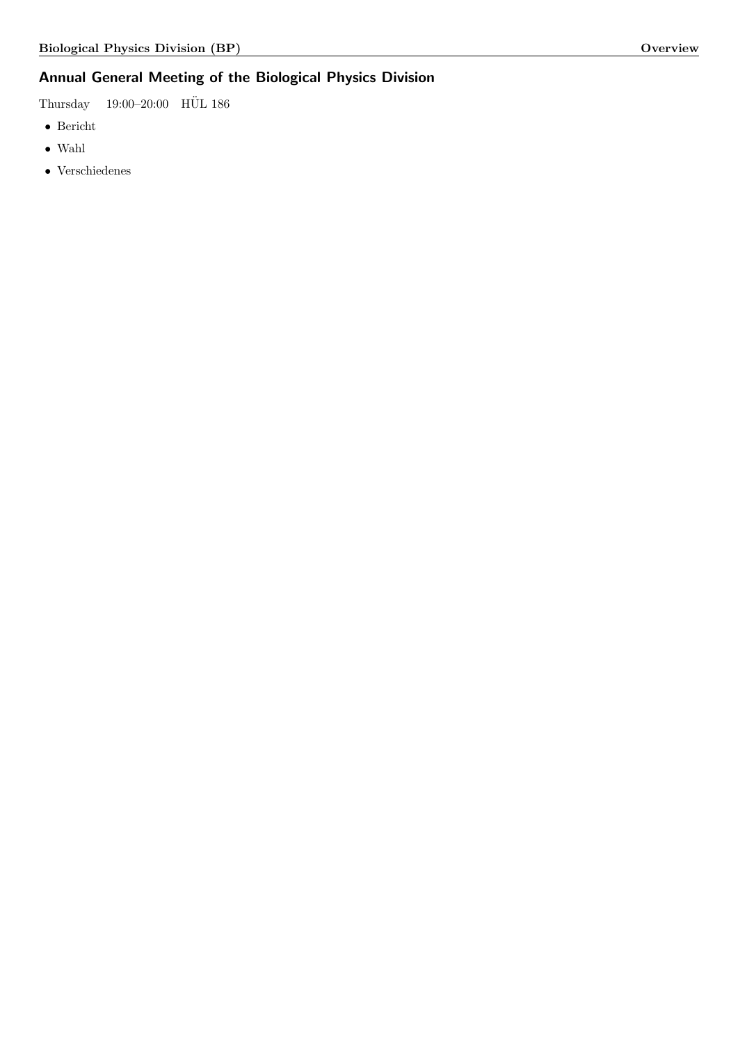## Annual General Meeting of the Biological Physics Division

Thursday 19:00–20:00 HÜL 186

- Bericht
- Wahl
- Verschiedenes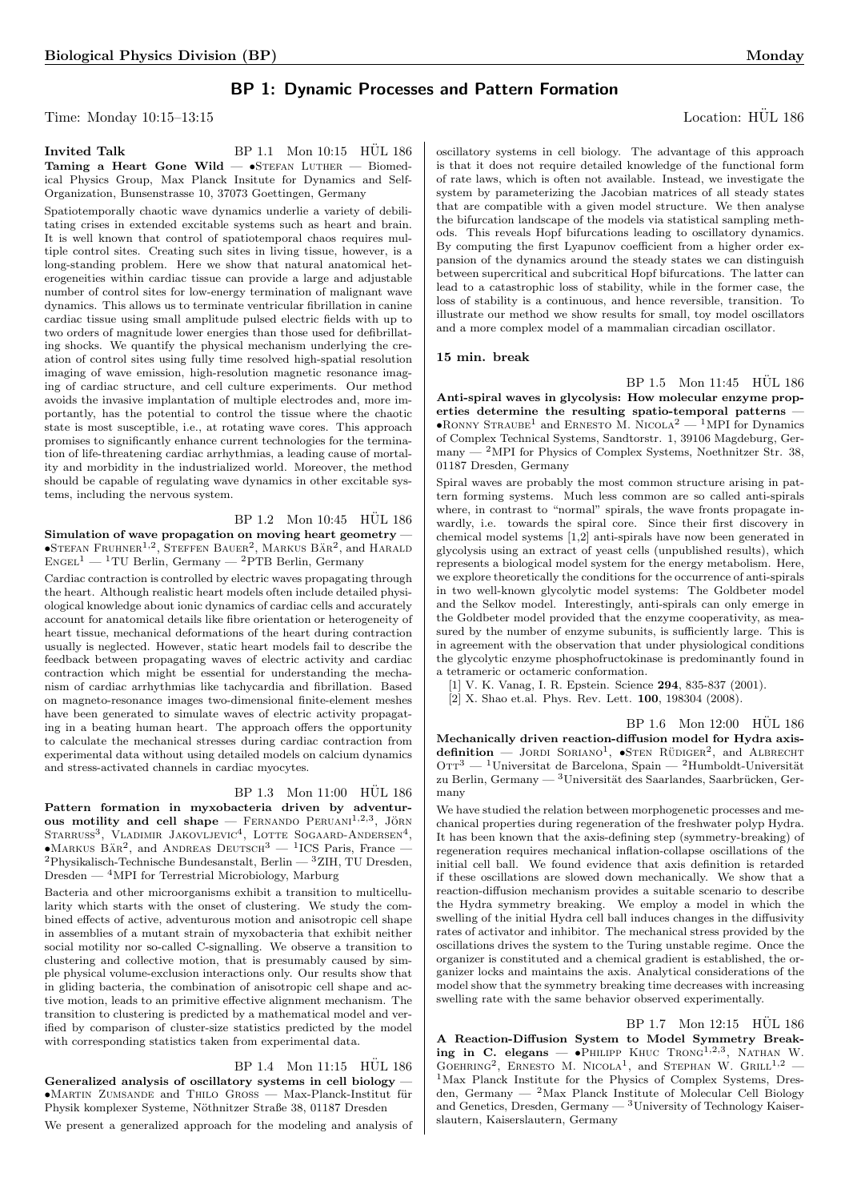# BP 1: Dynamic Processes and Pattern Formation

Time: Monday 10:15–13:15 Location: HÜL 186

**Invited Talk** BP 1.1 Mon 10:15 HÜL 186

**Taming a Heart Gone Wild** — •Stefan Luther — Biomedical Physics Group, Max Planck Insitute for Dynamics and Self-Organization, Bunsenstrasse 10, 37073 Goettingen, Germany

Spatiotemporally chaotic wave dynamics underlie a variety of debilitating crises in extended excitable systems such as heart and brain. It is well known that control of spatiotemporal chaos requires multiple control sites. Creating such sites in living tissue, however, is a long-standing problem. Here we show that natural anatomical heterogeneities within cardiac tissue can provide a large and adjustable number of control sites for low-energy termination of malignant wave dynamics. This allows us to terminate ventricular fibrillation in canine cardiac tissue using small amplitude pulsed electric fields with up to two orders of magnitude lower energies than those used for defibrillating shocks. We quantify the physical mechanism underlying the creation of control sites using fully time resolved high-spatial resolution imaging of wave emission, high-resolution magnetic resonance imaging of cardiac structure, and cell culture experiments. Our method avoids the invasive implantation of multiple electrodes and, more importantly, has the potential to control the tissue where the chaotic state is most susceptible, i.e., at rotating wave cores. This approach promises to significantly enhance current technologies for the termination of life-threatening cardiac arrhythmias, a leading cause of mortality and morbidity in the industrialized world. Moreover, the method should be capable of regulating wave dynamics in other excitable systems, including the nervous system.

BP 1.2 Mon 10:45 HÜL 186

**Simulation of wave propagation on moving heart geometry** — •Stefan Fruhner[1,2], Steffen Bauer[2], Markus Bär[2], and Harald Engel[1] — [1]TU Berlin, Germany — [2]PTB Berlin, Germany

Cardiac contraction is controlled by electric waves propagating through the heart. Although realistic heart models often include detailed physiological knowledge about ionic dynamics of cardiac cells and accurately account for anatomical details like fibre orientation or heterogeneity of heart tissue, mechanical deformations of the heart during contraction usually is neglected. However, static heart models fail to describe the feedback between propagating waves of electric activity and cardiac contraction which might be essential for understanding the mechanism of cardiac arrhythmias like tachycardia and fibrillation. Based on magneto-resonance images two-dimensional finite-element meshes have been generated to simulate waves of electric activity propagating in a beating human heart. The approach offers the opportunity to calculate the mechanical stresses during cardiac contraction from experimental data without using detailed models on calcium dynamics and stress-activated channels in cardiac myocytes.

BP 1.3 Mon 11:00 HÜL 186

**Pattern formation in myxobacteria driven by adventurous motility and cell shape** — Fernando Peruani[1,2,3], Jörn Starruss[3], Vladimir Jakovljevic[4], Lotte Sogaard-Andersen[4], •Markus Bär[2], and Andreas Deutsch[3] — [1]ICS Paris, France — [2]Physikalisch-Technische Bundesanstalt, Berlin — [3]ZIH, TU Dresden, Dresden — [4]MPI for Terrestrial Microbiology, Marburg

Bacteria and other microorganisms exhibit a transition to multicellularity which starts with the onset of clustering. We study the combined effects of active, adventurous motion and anisotropic cell shape in assemblies of a mutant strain of myxobacteria that exhibit neither social motility nor so-called C-signalling. We observe a transition to clustering and collective motion, that is presumably caused by simple physical volume-exclusion interactions only. Our results show that in gliding bacteria, the combination of anisotropic cell shape and active motion, leads to an primitive effective alignment mechanism. The transition to clustering is predicted by a mathematical model and verified by comparison of cluster-size statistics predicted by the model with corresponding statistics taken from experimental data.

BP 1.4 Mon 11:15 HÜL 186

**Generalized analysis of oscillatory systems in cell biology** — •Martin Zumsande and Thilo Gross — Max-Planck-Institut für Physik komplexer Systeme, Nöthnitzer Straße 38, 01187 Dresden

We present a generalized approach for the modeling and analysis of oscillatory systems in cell biology. The advantage of this approach is that it does not require detailed knowledge of the functional form of rate laws, which is often not available. Instead, we investigate the system by parameterizing the Jacobian matrices of all steady states that are compatible with a given model structure. We then analyse the bifurcation landscape of the models via statistical sampling methods. This reveals Hopf bifurcations leading to oscillatory dynamics. By computing the first Lyapunov coefficient from a higher order expansion of the dynamics around the steady states we can distinguish between supercritical and subcritical Hopf bifurcations. The latter can lead to a catastrophic loss of stability, while in the former case, the loss of stability is a continuous, and hence reversible, transition. To illustrate our method we show results for small, toy model oscillators and a more complex model of a mammalian circadian oscillator.

**15 min. break**

BP 1.5 Mon 11:45 HÜL 186

**Anti-spiral waves in glycolysis: How molecular enzyme properties determine the resulting spatio-temporal patterns** — •Ronny Straube[1] and Ernesto M. Nicola[2] — [1]MPI for Dynamics of Complex Technical Systems, Sandtorstr. 1, 39106 Magdeburg, Germany — [2]MPI for Physics of Complex Systems, Noethnitzer Str. 38, 01187 Dresden, Germany

Spiral waves are probably the most common structure arising in pattern forming systems. Much less common are so called anti-spirals where, in contrast to "normal" spirals, the wave fronts propagate inwardly, i.e. towards the spiral core. Since their first discovery in chemical model systems [1,2] anti-spirals have now been generated in glycolysis using an extract of yeast cells (unpublished results), which represents a biological model system for the energy metabolism. Here, we explore theoretically the conditions for the occurrence of anti-spirals in two well-known glycolytic model systems: The Goldbeter model and the Selkov model. Interestingly, anti-spirals can only emerge in the Goldbeter model provided that the enzyme cooperativity, as measured by the number of enzyme subunits, is sufficiently large. This is in agreement with the observation that under physiological conditions the glycolytic enzyme phosphofructokinase is predominantly found in a tetrameric or octameric conformation.

[1] V. K. Vanag, I. R. Epstein. Science **294**, 835-837 (2001).
[2] X. Shao et.al. Phys. Rev. Lett. **100**, 198304 (2008).

BP 1.6 Mon 12:00 HÜL 186

**Mechanically driven reaction-diffusion model for Hydra axis-definition** — Jordi Soriano[1], •Sten Rüdiger[2], and Albrecht Ott[3] — [1]Universitat de Barcelona, Spain — [2]Humboldt-Universität zu Berlin, Germany — [3]Universität des Saarlandes, Saarbrücken, Germany

We have studied the relation between morphogenetic processes and mechanical properties during regeneration of the freshwater polyp Hydra. It has been known that the axis-defining step (symmetry-breaking) of regeneration requires mechanical inflation-collapse oscillations of the initial cell ball. We found evidence that axis definition is retarded if these oscillations are slowed down mechanically. We show that a reaction-diffusion mechanism provides a suitable scenario to describe the Hydra symmetry breaking. We employ a model in which the swelling of the initial Hydra cell ball induces changes in the diffusivity rates of activator and inhibitor. The mechanical stress provided by the oscillations drives the system to the Turing unstable regime. Once the organizer is constituted and a chemical gradient is established, the organizer locks and maintains the axis. Analytical considerations of the model show that the symmetry breaking time decreases with increasing swelling rate with the same behavior observed experimentally.

BP 1.7 Mon 12:15 HÜL 186

**A Reaction-Diffusion System to Model Symmetry Breaking in C. elegans** — •Philipp Khuc Trong[1,2,3], Nathan W. Goehring[2], Ernesto M. Nicola[1], and Stephan W. Grill[1,2] — [1]Max Planck Institute for the Physics of Complex Systems, Dresden, Germany — [2]Max Planck Institute of Molecular Cell Biology and Genetics, Dresden, Germany — [3]University of Technology Kaiserslautern, Kaiserslautern, Germany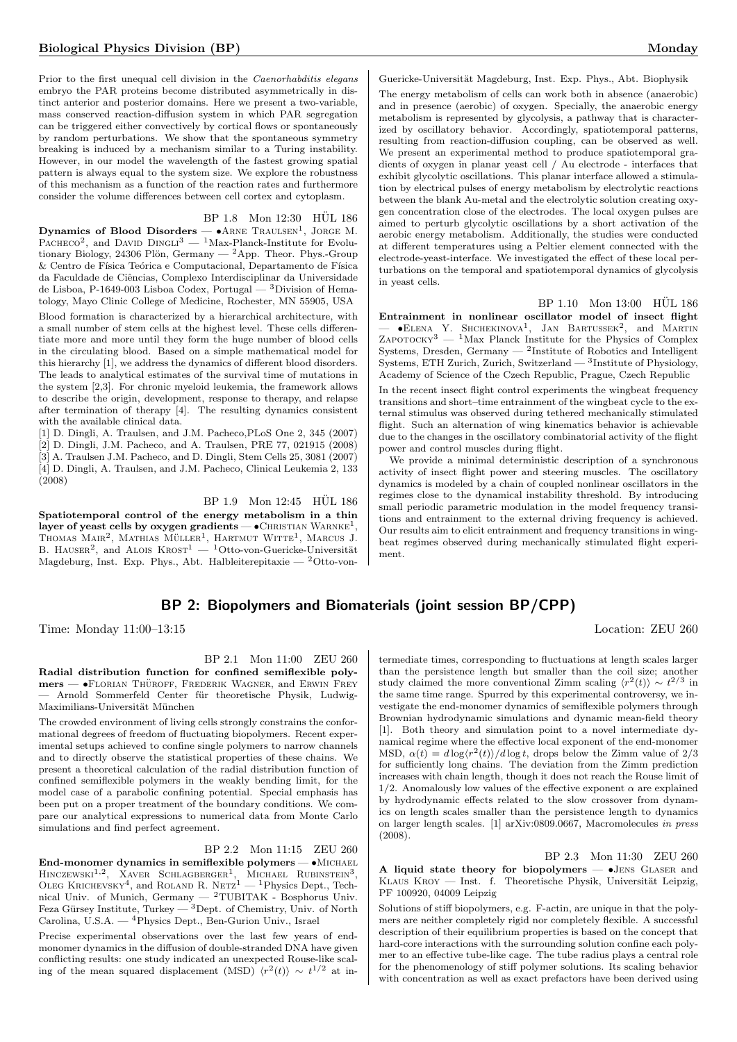Prior to the first unequal cell division in the *Caenorhabditis elegans* embryo the PAR proteins become distributed asymmetrically in distinct anterior and posterior domains. Here we present a two-variable, mass conserved reaction-diffusion system in which PAR segregation can be triggered either convectively by cortical flows or spontaneously by random perturbations. We show that the spontaneous symmetry breaking is induced by a mechanism similar to a Turing instability. However, in our model the wavelength of the fastest growing spatial pattern is always equal to the system size. We explore the robustness of this mechanism as a function of the reaction rates and furthermore consider the volume differences between cell cortex and cytoplasm.

BP 1.8 Mon 12:30 HÜL 186

**Dynamics of Blood Disorders** — •Arne Traulsen[1], Jorge M. Pacheco[2], and David Dingli[3] — [1]Max-Planck-Institute for Evolutionary Biology, 24306 Plön, Germany — [2]App. Theor. Phys.-Group & Centro de Física Teórica e Computacional, Departamento de Física da Faculdade de Ciências, Complexo Interdisciplinar da Universidade de Lisboa, P-1649-003 Lisboa Codex, Portugal — [3]Division of Hematology, Mayo Clinic College of Medicine, Rochester, MN 55905, USA

Blood formation is characterized by a hierarchical architecture, with a small number of stem cells at the highest level. These cells differentiate more and more until they form the huge number of blood cells in the circulating blood. Based on a simple mathematical model for this hierarchy [1], we address the dynamics of different blood disorders. The leads to analytical estimates of the survival time of mutations in the system [2,3]. For chronic myeloid leukemia, the framework allows to describe the origin, development, response to therapy, and relapse after termination of therapy [4]. The resulting dynamics consistent with the available clinical data.

[1] D. Dingli, A. Traulsen, and J.M. Pacheco,PLoS One 2, 345 (2007)
[2] D. Dingli, J.M. Pacheco, and A. Traulsen, PRE 77, 021915 (2008)
[3] A. Traulsen J.M. Pacheco, and D. Dingli, Stem Cells 25, 3081 (2007)
[4] D. Dingli, A. Traulsen, and J.M. Pacheco, Clinical Leukemia 2, 133 (2008)

BP 1.9 Mon 12:45 HÜL 186

**Spatiotemporal control of the energy metabolism in a thin layer of yeast cells by oxygen gradients** — •Christian Warnke[1], Thomas Mair[2], Mathias Müller[1], Hartmut Witte[1], Marcus J. B. Hauser[2], and Alois Krost[1] — [1]Otto-von-Guericke-Universität Magdeburg, Inst. Exp. Phys., Abt. Halbleiterepitaxie — [2]Otto-von-Guericke-Universität Magdeburg, Inst. Exp. Phys., Abt. Biophysik

The energy metabolism of cells can work both in absence (anaerobic) and in presence (aerobic) of oxygen. Specially, the anaerobic energy metabolism is represented by glycolysis, a pathway that is characterized by oscillatory behavior. Accordingly, spatiotemporal patterns, resulting from reaction-diffusion coupling, can be observed as well. We present an experimental method to produce spatiotemporal gradients of oxygen in planar yeast cell / Au electrode - interfaces that exhibit glycolytic oscillations. This planar interface allowed a stimulation by electrical pulses of energy metabolism by electrolytic reactions between the blank Au-metal and the electrolytic solution creating oxygen concentration close of the electrodes. The local oxygen pulses are aimed to perturb glycolytic oscillations by a short activation of the aerobic energy metabolism. Additionally, the studies were conducted at different temperatures using a Peltier element connected with the electrode-yeast-interface. We investigated the effect of these local perturbations on the temporal and spatiotemporal dynamics of glycolysis in yeast cells.

BP 1.10 Mon 13:00 HÜL 186

**Entrainment in nonlinear oscillator model of insect flight** — •Elena Y. Shchekinova[1], Jan Bartussek[2], and Martin Zapotocky[3] — [1]Max Planck Institute for the Physics of Complex Systems, Dresden, Germany — [2]Institute of Robotics and Intelligent Systems, ETH Zurich, Zurich, Switzerland — [3]Institute of Physiology, Academy of Science of the Czech Republic, Prague, Czech Republic

In the recent insect flight control experiments the wingbeat frequency transitions and short–time entrainment of the wingbeat cycle to the external stimulus was observed during tethered mechanically stimulated flight. Such an alternation of wing kinematics behavior is achievable due to the changes in the oscillatory combinatorial activity of the flight power and control muscles during flight.

We provide a minimal deterministic description of a synchronous activity of insect flight power and steering muscles. The oscillatory dynamics is modeled by a chain of coupled nonlinear oscillators in the regimes close to the dynamical instability threshold. By introducing small periodic parametric modulation in the model frequency transitions and entrainment to the external driving frequency is achieved. Our results aim to elicit entrainment and frequency transitions in wingbeat regimes observed during mechanically stimulated flight experiment.

## BP 2: Biopolymers and Biomaterials (joint session BP/CPP)

Time: Monday 11:00–13:15 Location: ZEU 260

BP 2.1 Mon 11:00 ZEU 260

**Radial distribution function for confined semiflexible polymers** — •Florian Thüroff, Frederik Wagner, and Erwin Frey — Arnold Sommerfeld Center für theoretische Physik, Ludwig-Maximilians-Universität München

The crowded environment of living cells strongly constrains the conformational degrees of freedom of fluctuating biopolymers. Recent experimental setups achieved to confine single polymers to narrow channels and to directly observe the statistical properties of these chains. We present a theoretical calculation of the radial distribution function of confined semiflexible polymers in the weakly bending limit, for the model case of a parabolic confining potential. Special emphasis has been put on a proper treatment of the boundary conditions. We compare our analytical expressions to numerical data from Monte Carlo simulations and find perfect agreement.

BP 2.2 Mon 11:15 ZEU 260

**End-monomer dynamics in semiflexible polymers** — •Michael Hinczewski[1,2], Xaver Schlagberger[1], Michael Rubinstein[3], Oleg Krichevsky[4], and Roland R. Netz[1] — [1]Physics Dept., Technical Univ. of Munich, Germany — [2]TUBITAK - Bosphorus Univ. Feza Gürsey Institute, Turkey — [3]Dept. of Chemistry, Univ. of North Carolina, U.S.A. — [4]Physics Dept., Ben-Gurion Univ., Israel

Precise experimental observations over the last few years of end-monomer dynamics in the diffusion of double-stranded DNA have given conflicting results: one study indicated an unexpected Rouse-like scaling of the mean squared displacement (MSD) $\langle r^2(t)\rangle \sim t^{1/2}$ at intermediate times, corresponding to fluctuations at length scales larger than the persistence length but smaller than the coil size; another study claimed the more conventional Zimm scaling $\langle r^2(t)\rangle \sim t^{2/3}$ in the same time range. Spurred by this experimental controversy, we investigate the end-monomer dynamics of semiflexible polymers through Brownian hydrodynamic simulations and dynamic mean-field theory [1]. Both theory and simulation point to a novel intermediate dynamical regime where the effective local exponent of the end-monomer MSD, $\alpha(t) = d\log\langle r^2(t)\rangle/d\log t$, drops below the Zimm value of 2/3 for sufficiently long chains. The deviation from the Zimm prediction increases with chain length, though it does not reach the Rouse limit of 1/2. Anomalously low values of the effective exponent $\alpha$ are explained by hydrodynamic effects related to the slow crossover from dynamics on length scales smaller than the persistence length to dynamics on larger length scales. [1] arXiv:0809.0667, Macromolecules *in press* (2008).

BP 2.3 Mon 11:30 ZEU 260

**A liquid state theory for biopolymers** — •Jens Glaser and Klaus Kroy — Inst. f. Theoretische Physik, Universität Leipzig, PF 100920, 04009 Leipzig

Solutions of stiff biopolymers, e.g. F-actin, are unique in that the polymers are neither completely rigid nor completely flexible. A successful description of their equilibrium properties is based on the concept that hard-core interactions with the surrounding solution confine each polymer to an effective tube-like cage. The tube radius plays a central role for the phenomenology of stiff polymer solutions. Its scaling behavior with concentration as well as exact prefactors have been derived using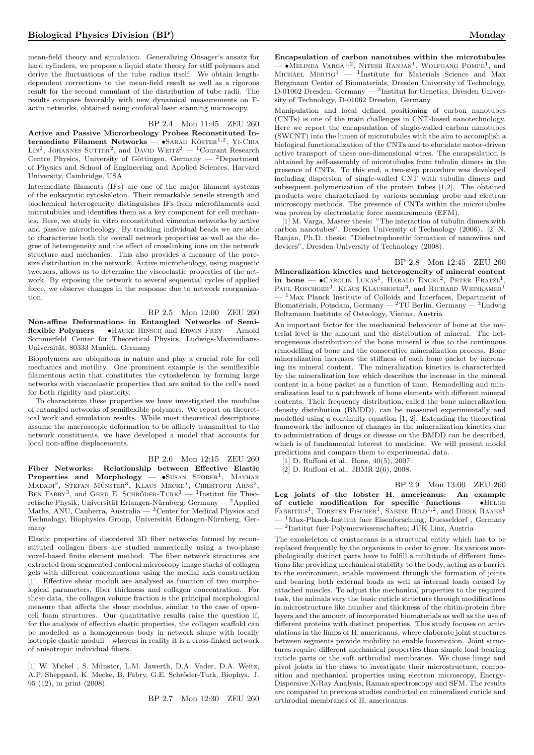mean-field theory and simulation. Generalizing Onsager's ansatz for hard cylinders, we propose a liquid state theory for stiff polymers and derive the fluctuations of the tube radius itself. We obtain length-dependent corrections to the mean-field result as well as a rigorous result for the second cumulant of the distribution of tube radii. The results compare favorably with new dynamical measurements on F-actin networks, obtained using confocal laser scanning microscopy.

BP 2.4 Mon 11:45 ZEU 260

**Active and Passive Microrheology Probes Reconstituted Intermediate Filament Networks** — •Sarah Köster[1,2], Yi-Chia Lin[2], Johannes Sutter[2], and David Weitz[2] — [1]Courant Research Centre Physics, University of Göttingen, Germany — [2]Department of Physics and School of Engineering and Applied Sciences, Harvard University, Cambridge, USA

Intermediate filaments (IFs) are one of the major filament systems of the eukaryotic cytoskeleton. Their remarkable tensile strength and biochemical heterogeneity distinguishes IFs from microfilaments and microtubules and identifies them as a key component for cell mechanics. Here, we study in vitro reconstituted vimentin networks by active and passive microrheology. By tracking individual beads we are able to characterize both the overall network properties as well as the degree of heterogeneity and the effect of crosslinking ions on the network structure and mechanics. This also provides a measure of the pore-size distribution in the network. Active microrheology, using magnetic tweezers, allows us to determine the viscoelastic properties of the network. By exposing the network to several sequential cycles of applied force, we observe changes in the response due to network reorganization.

BP 2.5 Mon 12:00 ZEU 260

**Non-affine Deformations in Entangled Networks of Semiflexible Polymers** — •Hauke Hinsch and Erwin Frey — Arnold Sommerfeld Center for Theoretical Physics, Ludwigs-Maximilians-Universität, 80333 Munich, Germany

Biopolymers are ubiquitous in nature and play a crucial role for cell mechanics and motility. One prominent example is the semiflexible filamentous actin that constitutes the cytoskeleton by forming large networks with viscoelastic properties that are suited to the cell's need for both rigidity and plasticity.

To characterize these properties we have investigated the modulus of entangled networks of semiflexible polymers. We report on theoretical work and simulation results. While most theoretical descriptions assume the macroscopic deformation to be affinely transmitted to the network constituents, we have developed a model that accounts for local non-affine displacements.

BP 2.6 Mon 12:15 ZEU 260

**Fiber Networks: Relationship between Effective Elastic Properties and Morphology** — •Susan Sporer[1], Mayhar Madadi[2], Stefan Münster[3], Klaus Mecke[1], Christoph Arns[2], Ben Fabry[3], and Gerd E. Schröder-Turk[1] — [1]Institut für Theoretische Physik, Universität Erlangen-Nürnberg, Germany — [2]Applied Maths, ANU, Canberra, Australia — [3]Center for Medical Physics and Technology, Biophysics Group, Universität Erlangen-Nürnberg, Germany

Elastic properties of disordered 3D fiber networks formed by reconstituted collagen fibers are studied numerically using a two-phase voxel-based finite element method. The fiber network structures are extracted from segmented confocal microscopy image stacks of collagen gels with different concentrations using the medial axis construction [1]. Effective shear moduli are analysed as function of two morphological parameters, fiber thickness and collagen concentration. For these data, the collagen volume fraction is the principal morphological measure that affects the shear modulus, similar to the case of open-cell foam structures. Our quantitative results raise the question if, for the analysis of effective elastic properties, the collagen scaffold can be modelled as a homogeneous body in network shape with locally isotropic elastic moduli – whereas in reality it is a cross-linked network of anisotropic individual fibers.

[1] W. Mickel , S. Münster, L.M. Jawerth, D.A. Vader, D.A. Weitz, A.P. Sheppard, K. Mecke, B. Fabry, G.E. Schröder-Turk, Biophys. J. 95 (12), in print (2008).

BP 2.7 Mon 12:30 ZEU 260

**Encapsulation of carbon nanotubes within the microtubules** — •Melinda Varga[1,2], Nitesh Ranjan[1], Wolfgang Pompe[1], and Michael Mertig[1] — [1]Institute for Materials Science and Max Bergmann Center of Biomaterials, Dresden University of Technology, D-01062 Dresden, Germany — [2]Institut for Genetics, Dresden University of Technology, D-01062 Dresden, Germany

Manipulation and local defined positioning of carbon nanotubes (CNTs) is one of the main challenges in CNT-based nanotechnology. Here we report the encapsulation of single-walled carbon nanotubes (SWCNT) into the lumen of microtubules with the aim to accomplish a biological functionalization of the CNTs and to elucidate motor-driven active transport of these one-dimensional wires. The encapsulation is obtained by self-assembly of microtubules from tubulin dimers in the presence of CNTs. To this end, a two-step procedure was developed including dispersion of single-walled CNT with tubulin dimers and subsequent polymerization of the protein tubes [1,2]. The obtained products were characterized by various scanning probe and electron microscopy methods. The presence of CNTs within the microtubules was proven by electrostatic force measurements (EFM).

[1] M. Varga, Master thesis: "The interaction of tubulin dimers with carbon nanotubes", Dresden University of Technology (2006). [2] N. Ranjan, Ph.D. thesis: "Dielectrophoretic formation of nanowires and devices", Dresden University of Technology (2008).

BP 2.8 Mon 12:45 ZEU 260

**Mineralization kinetics and heterogeneity of mineral content in bone** — •Carolin Lukas[1], Harald Engel[2], Peter Fratzl[1], Paul Roschger[3], Klaus Klaushofer[3], and Richard Weinkamer[1] — [1]Max Planck Institute of Colloids and Interfaces, Department of Biomaterials, Potsdam, Germany — [2]TU Berlin, Germany — [3]Ludwig Boltzmann Institute of Osteology, Vienna, Austria

An important factor for the mechanical behaviour of bone at the material level is the amount and the distribution of mineral. The heterogeneous distribution of the bone mineral is due to the continuous remodelling of bone and the consecutive mineralization process. Bone mineralization increases the stiffness of each bone packet by increasing its mineral content. The mineralization kinetics is characterized by the mineralization law which describes the increase in the mineral content in a bone packet as a function of time. Remodelling and mineralization lead to a patchwork of bone elements with different mineral contents. Their frequency distribution, called the bone mineralization density distribution (BMDD), can be measured experimentally and modelled using a continuity equation [1, 2]. Extending the theoretical framework the influence of changes in the mineralization kinetics due to administration of drugs or disease on the BMDD can be described, which is of fundamental interest to medicine. We will present model predictions and compare them to experimental data.

[1] D. Ruffoni et al., Bone, 40(5), 2007.

[2] D. Ruffoni et al., JBMR 2(6), 2008.

BP 2.9 Mon 13:00 ZEU 260

**Leg joints of the lobster H. americanus: An example of cuticle modification for specific functions** — •Helge Fabritius[1], Torsten Fischer[1], Sabine Hild[1,2], and Dierk Raabe[1] — [1]Max-Planck-Institut fuer Eisenforschung, Duesseldorf , Germany — [2]Institut fuer Polymerwissenschaften; JUK Linz, Austria

The exoskeleton of crustaceans is a structural entity which has to be replaced frequently by the organisms in order to grow. Its various morphologically distinct parts have to fulfill a multitude of different functions like providing mechanical stability to the body, acting as a barrier to the environment, enable movement through the formation of joints and bearing both external loads as well as internal loads caused by attached muscles. To adjust the mechanical properties to the required task, the animals vary the basic cuticle structure through modifications in microstructure like number and thickness of the chitin-protein fibre layers and the amount of incorporated biomaterials as well as the use of different proteins with distinct properties. This study focuses on articulations in the limps of H. americanus, where elaborate joint structures between segments provide mobility to enable locomotion. Joint structures require different mechanical properties than simple load bearing cuticle parts or the soft arthrodial membranes. We chose hinge and pivot joints in the claws to investigate their microstructure, composition and mechanical properties using electron microscopy, Energy-Dispersive X-Ray Analysis, Raman spectroscopy and SFM. The results are compared to previous studies conducted on mineralized cuticle and arthrodial membranes of H. americanus.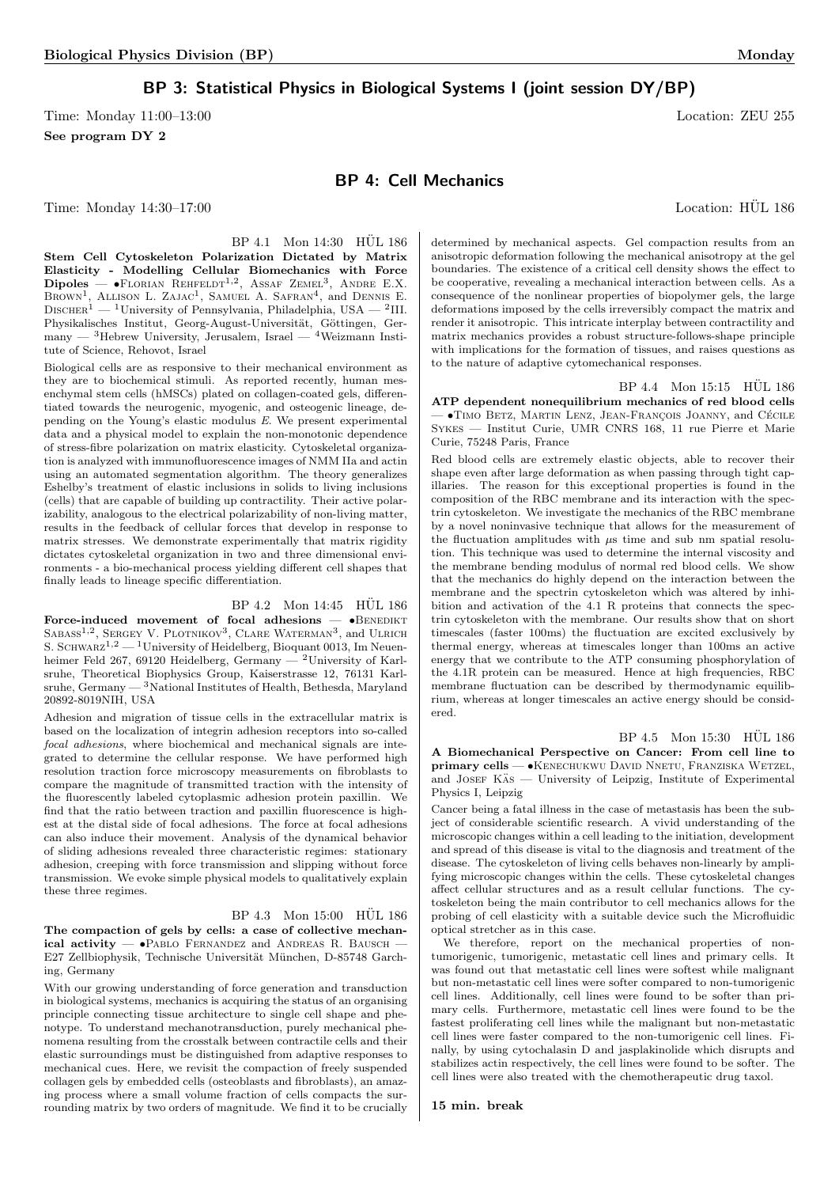## BP 3: Statistical Physics in Biological Systems I (joint session DY/BP)

Time: Monday 11:00–13:00 Location: ZEU 255

**See program DY 2**

## BP 4: Cell Mechanics

Time: Monday 14:30–17:00 Location: HÜL 186

BP 4.1 Mon 14:30 HÜL 186

**Stem Cell Cytoskeleton Polarization Dictated by Matrix Elasticity - Modelling Cellular Biomechanics with Force Dipoles** — •Florian Rehfeldt[1,2], Assaf Zemel[3], Andre E.X. Brown[1], Allison L. Zajac[1], Samuel A. Safran[4], and Dennis E. Discher[1] — [1]University of Pennsylvania, Philadelphia, USA — [2]III. Physikalisches Institut, Georg-August-Universität, Göttingen, Germany — [3]Hebrew University, Jerusalem, Israel — [4]Weizmann Institute of Science, Rehovot, Israel

Biological cells are as responsive to their mechanical environment as they are to biochemical stimuli. As reported recently, human mesenchymal stem cells (hMSCs) plated on collagen-coated gels, differentiated towards the neurogenic, myogenic, and osteogenic lineage, depending on the Young's elastic modulus $E$. We present experimental data and a physical model to explain the non-monotonic dependence of stress-fibre polarization on matrix elasticity. Cytoskeletal organization is analyzed with immunofluorescence images of NMM IIa and actin using an automated segmentation algorithm. The theory generalizes Eshelby's treatment of elastic inclusions in solids to living inclusions (cells) that are capable of building up contractility. Their active polarizability, analogous to the electrical polarizability of non-living matter, results in the feedback of cellular forces that develop in response to matrix stresses. We demonstrate experimentally that matrix rigidity dictates cytoskeletal organization in two and three dimensional environments - a bio-mechanical process yielding different cell shapes that finally leads to lineage specific differentiation.

BP 4.2 Mon 14:45 HÜL 186

**Force-induced movement of focal adhesions** — •Benedikt Sabass[1,2], Sergey V. Plotnikov[3], Clare Waterman[3], and Ulrich S. Schwarz[1,2] — [1]University of Heidelberg, Bioquant 0013, Im Neuenheimer Feld 267, 69120 Heidelberg, Germany — [2]University of Karlsruhe, Theoretical Biophysics Group, Kaiserstrasse 12, 76131 Karlsruhe, Germany — [3]National Institutes of Health, Bethesda, Maryland 20892-8019NIH, USA

Adhesion and migration of tissue cells in the extracellular matrix is based on the localization of integrin adhesion receptors into so-called *focal adhesions*, where biochemical and mechanical signals are integrated to determine the cellular response. We have performed high resolution traction force microscopy measurements on fibroblasts to compare the magnitude of transmitted traction with the intensity of the fluorescently labeled cytoplasmic adhesion protein paxillin. We find that the ratio between traction and paxillin fluorescence is highest at the distal side of focal adhesions. The force at focal adhesions can also induce their movement. Analysis of the dynamical behavior of sliding adhesions revealed three characteristic regimes: stationary adhesion, creeping with force transmission and slipping without force transmission. We evoke simple physical models to qualitatively explain these three regimes.

BP 4.3 Mon 15:00 HÜL 186

**The compaction of gels by cells: a case of collective mechanical activity** — •Pablo Fernandez and Andreas R. Bausch — E27 Zellbiophysik, Technische Universität München, D-85748 Garching, Germany

With our growing understanding of force generation and transduction in biological systems, mechanics is acquiring the status of an organising principle connecting tissue architecture to single cell shape and phenotype. To understand mechanotransduction, purely mechanical phenomena resulting from the crosstalk between contractile cells and their elastic surroundings must be distinguished from adaptive responses to mechanical cues. Here, we revisit the compaction of freely suspended collagen gels by embedded cells (osteoblasts and fibroblasts), an amazing process where a small volume fraction of cells compacts the surrounding matrix by two orders of magnitude. We find it to be crucially determined by mechanical aspects. Gel compaction results from an anisotropic deformation following the mechanical anisotropy at the gel boundaries. The existence of a critical cell density shows the effect to be cooperative, revealing a mechanical interaction between cells. As a consequence of the nonlinear properties of biopolymer gels, the large deformations imposed by the cells irreversibly compact the matrix and render it anisotropic. This intricate interplay between contractility and matrix mechanics provides a robust structure-follows-shape principle with implications for the formation of tissues, and raises questions as to the nature of adaptive cytomechanical responses.

BP 4.4 Mon 15:15 HÜL 186

**ATP dependent nonequilibrium mechanics of red blood cells** — •Timo Betz, Martin Lenz, Jean-François Joanny, and Cécile Sykes — Institut Curie, UMR CNRS 168, 11 rue Pierre et Marie Curie, 75248 Paris, France

Red blood cells are extremely elastic objects, able to recover their shape even after large deformation as when passing through tight capillaries. The reason for this exceptional properties is found in the composition of the RBC membrane and its interaction with the spectrin cytoskeleton. We investigate the mechanics of the RBC membrane by a novel noninvasive technique that allows for the measurement of the fluctuation amplitudes with $\mu$s time and sub nm spatial resolution. This technique was used to determine the internal viscosity and the membrane bending modulus of normal red blood cells. We show that the mechanics do highly depend on the interaction between the membrane and the spectrin cytoskeleton which was altered by inhibition and activation of the 4.1 R proteins that connects the spectrin cytoskeleton with the membrane. Our results show that on short timescales (faster 100ms) the fluctuation are excited exclusively by thermal energy, whereas at timescales longer than 100ms an active energy that we contribute to the ATP consuming phosphorylation of the 4.1R protein can be measured. Hence at high frequencies, RBC membrane fluctuation can be described by thermodynamic equilibrium, whereas at longer timescales an active energy should be considered.

BP 4.5 Mon 15:30 HÜL 186

**A Biomechanical Perspective on Cancer: From cell line to primary cells** — •Kenechukwu David Nnetu, Franziska Wetzel, and Josef Käs — University of Leipzig, Institute of Experimental Physics I, Leipzig

Cancer being a fatal illness in the case of metastasis has been the subject of considerable scientific research. A vivid understanding of the microscopic changes within a cell leading to the initiation, development and spread of this disease is vital to the diagnosis and treatment of the disease. The cytoskeleton of living cells behaves non-linearly by amplifying microscopic changes within the cells. These cytoskeletal changes affect cellular structures and as a result cellular functions. The cytoskeleton being the main contributor to cell mechanics allows for the probing of cell elasticity with a suitable device such the Microfluidic optical stretcher as in this case.

We therefore, report on the mechanical properties of non-tumorigenic, tumorigenic, metastatic cell lines and primary cells. It was found out that metastatic cell lines were softest while malignant but non-metastatic cell lines were softer compared to non-tumorigenic cell lines. Additionally, cell lines were found to be softer than primary cells. Furthermore, metastatic cell lines were found to be the fastest proliferating cell lines while the malignant but non-metastatic cell lines were faster compared to the non-tumorigenic cell lines. Finally, by using cytochalasin D and jasplakinolide which disrupts and stabilizes actin respectively, the cell lines were found to be softer. The cell lines were also treated with the chemotherapeutic drug taxol.

**15 min. break**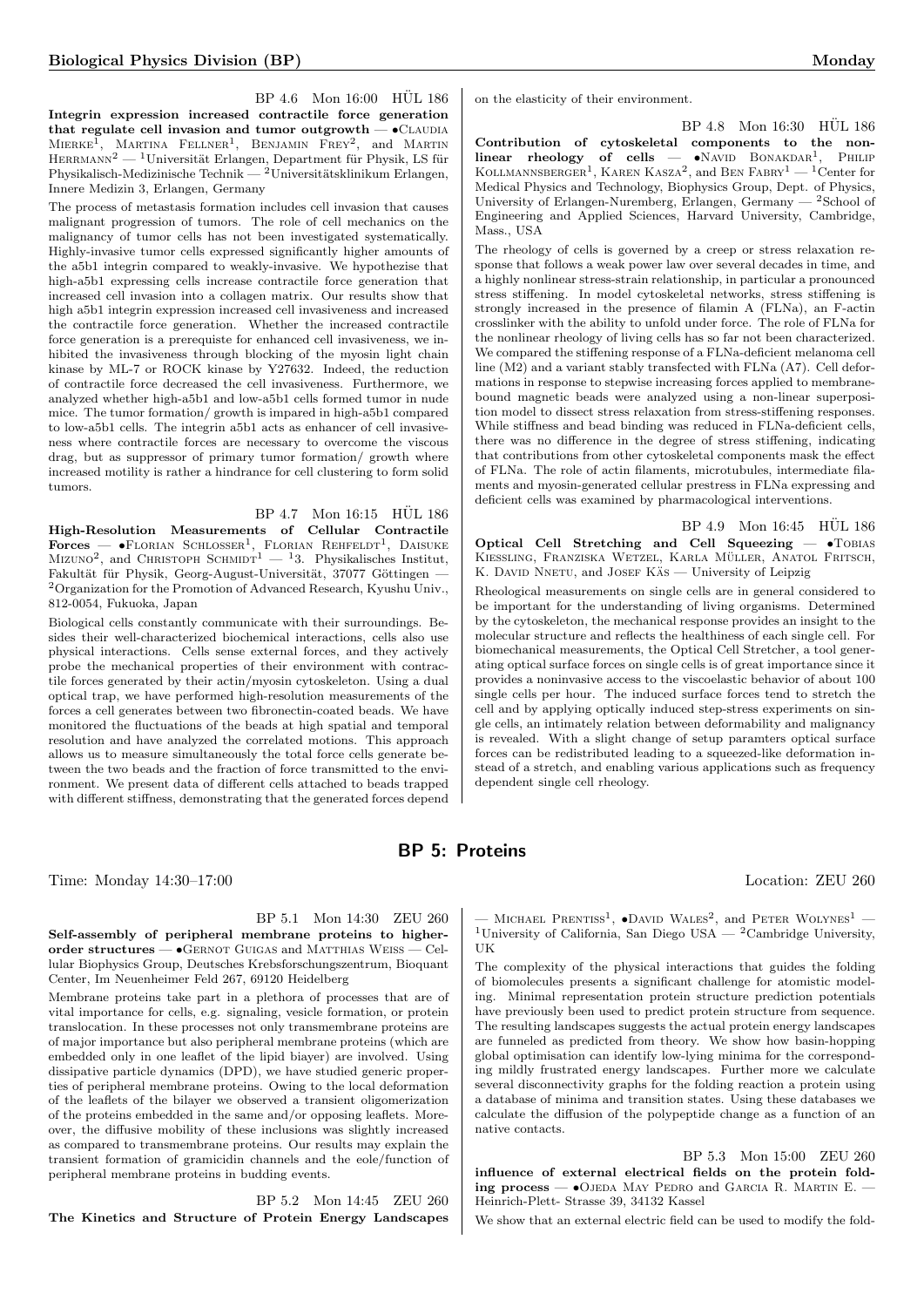BP 4.6 Mon 16:00 HÜL 186

**Integrin expression increased contractile force generation that regulate cell invasion and tumor outgrowth** — •Claudia Mierke[1], Martina Fellner[1], Benjamin Frey[2], and Martin Herrmann[2] — [1]Universität Erlangen, Department für Physik, LS für Physikalisch-Medizinische Technik — [2]Universitätsklinikum Erlangen, Innere Medizin 3, Erlangen, Germany

The process of metastasis formation includes cell invasion that causes malignant progression of tumors. The role of cell mechanics on the malignancy of tumor cells has not been investigated systematically. Highly-invasive tumor cells expressed significantly higher amounts of the a5b1 integrin compared to weakly-invasive. We hypothesize that high-a5b1 expressing cells increase contractile force generation that increased cell invasion into a collagen matrix. Our results show that high a5b1 integrin expression increased cell invasiveness and increased the contractile force generation. Whether the increased contractile force generation is a prerequiste for enhanced cell invasiveness, we inhibited the invasiveness through blocking of the myosin light chain kinase by ML-7 or ROCK kinase by Y27632. Indeed, the reduction of contractile force decreased the cell invasiveness. Furthermore, we analyzed whether high-a5b1 and low-a5b1 cells formed tumor in nude mice. The tumor formation/ growth is impared in high-a5b1 compared to low-a5b1 cells. The integrin a5b1 acts as enhancer of cell invasiveness where contractile forces are necessary to overcome the viscous drag, but as suppressor of primary tumor formation/ growth where increased motility is rather a hindrance for cell clustering to form solid tumors.

BP 4.7 Mon 16:15 HÜL 186

**High-Resolution Measurements of Cellular Contractile Forces** — •Florian Schlosser[1], Florian Rehfeldt[1], Daisuke Mizuno[2], and Christoph Schmidt[1] — [1]3. Physikalisches Institut, Fakultät für Physik, Georg-August-Universität, 37077 Göttingen — [2]Organization for the Promotion of Advanced Research, Kyushu Univ., 812-0054, Fukuoka, Japan

Biological cells constantly communicate with their surroundings. Besides their well-characterized biochemical interactions, cells also use physical interactions. Cells sense external forces, and they actively probe the mechanical properties of their environment with contractile forces generated by their actin/myosin cytoskeleton. Using a dual optical trap, we have performed high-resolution measurements of the forces a cell generates between two fibronectin-coated beads. We have monitored the fluctuations of the beads at high spatial and temporal resolution and have analyzed the correlated motions. This approach allows us to measure simultaneously the total force cells generate between the two beads and the fraction of force transmitted to the environment. We present data of different cells attached to beads trapped with different stiffness, demonstrating that the generated forces depend on the elasticity of their environment.

BP 4.8 Mon 16:30 HÜL 186

**Contribution of cytoskeletal components to the nonlinear rheology of cells** — •Navid Bonakdar[1], Philip Kollmannsberger[1], Karen Kasza[2], and Ben Fabry[1] — [1]Center for Medical Physics and Technology, Biophysics Group, Dept. of Physics, University of Erlangen-Nuremberg, Erlangen, Germany — [2]School of Engineering and Applied Sciences, Harvard University, Cambridge, Mass., USA

The rheology of cells is governed by a creep or stress relaxation response that follows a weak power law over several decades in time, and a highly nonlinear stress-strain relationship, in particular a pronounced stress stiffening. In model cytoskeletal networks, stress stiffening is strongly increased in the presence of filamin A (FLNa), an F-actin crosslinker with the ability to unfold under force. The role of FLNa for the nonlinear rheology of living cells has so far not been characterized. We compared the stiffening response of a FLNa-deficient melanoma cell line (M2) and a variant stably transfected with FLNa (A7). Cell deformations in response to stepwise increasing forces applied to membrane-bound magnetic beads were analyzed using a non-linear superposition model to dissect stress relaxation from stress-stiffening responses. While stiffness and bead binding was reduced in FLNa-deficient cells, there was no difference in the degree of stress stiffening, indicating that contributions from other cytoskeletal components mask the effect of FLNa. The role of actin filaments, microtubules, intermediate filaments and myosin-generated cellular prestress in FLNa expressing and deficient cells was examined by pharmacological interventions.

BP 4.9 Mon 16:45 HÜL 186

**Optical Cell Stretching and Cell Squeezing** — •Tobias Kiessling, Franziska Wetzel, Karla Müller, Anatol Fritsch, K. David Nnetu, and Josef Käs — University of Leipzig

Rheological measurements on single cells are in general considered to be important for the understanding of living organisms. Determined by the cytoskeleton, the mechanical response provides an insight to the molecular structure and reflects the healthiness of each single cell. For biomechanical measurements, the Optical Cell Stretcher, a tool generating optical surface forces on single cells is of great importance since it provides a noninvasive access to the viscoelastic behavior of about 100 single cells per hour. The induced surface forces tend to stretch the cell and by applying optically induced step-stress experiments on single cells, an intimately relation between deformability and malignancy is revealed. With a slight change of setup paramters optical surface forces can be redistributed leading to a squeezed-like deformation instead of a stretch, and enabling various applications such as frequency dependent single cell rheology.

## BP 5: Proteins

Time: Monday 14:30–17:00 Location: ZEU 260

BP 5.1 Mon 14:30 ZEU 260

**Self-assembly of peripheral membrane proteins to higher-order structures** — •Gernot Guigas and Matthias Weiss — Cellular Biophysics Group, Deutsches Krebsforschungszentrum, Bioquant Center, Im Neuenheimer Feld 267, 69120 Heidelberg

Membrane proteins take part in a plethora of processes that are of vital importance for cells, e.g. signaling, vesicle formation, or protein translocation. In these processes not only transmembrane proteins are of major importance but also peripheral membrane proteins (which are embedded only in one leaflet of the lipid biayer) are involved. Using dissipative particle dynamics (DPD), we have studied generic properties of peripheral membrane proteins. Owing to the local deformation of the leaflets of the bilayer we observed a transient oligomerization of the proteins embedded in the same and/or opposing leaflets. Moreover, the diffusive mobility of these inclusions was slightly increased as compared to transmembrane proteins. Our results may explain the transient formation of gramicidin channels and the eole/function of peripheral membrane proteins in budding events.

BP 5.2 Mon 14:45 ZEU 260

**The Kinetics and Structure of Protein Energy Landscapes** — Michael Prentiss[1], •David Wales[2], and Peter Wolynes[1] — [1]University of California, San Diego USA — [2]Cambridge University, UK

The complexity of the physical interactions that guides the folding of biomolecules presents a significant challenge for atomistic modeling. Minimal representation protein structure prediction potentials have previously been used to predict protein structure from sequence. The resulting landscapes suggests the actual protein energy landscapes are funneled as predicted from theory. We show how basin-hopping global optimisation can identify low-lying minima for the corresponding mildly frustrated energy landscapes. Further more we calculate several disconnectivity graphs for the folding reaction a protein using a database of minima and transition states. Using these databases we calculate the diffusion of the polypeptide change as a function of an native contacts.

BP 5.3 Mon 15:00 ZEU 260

**influence of external electrical fields on the protein folding process** — •Ojeda May Pedro and Garcia R. Martin E. — Heinrich-Plett- Strasse 39, 34132 Kassel

We show that an external electric field can be used to modify the fold-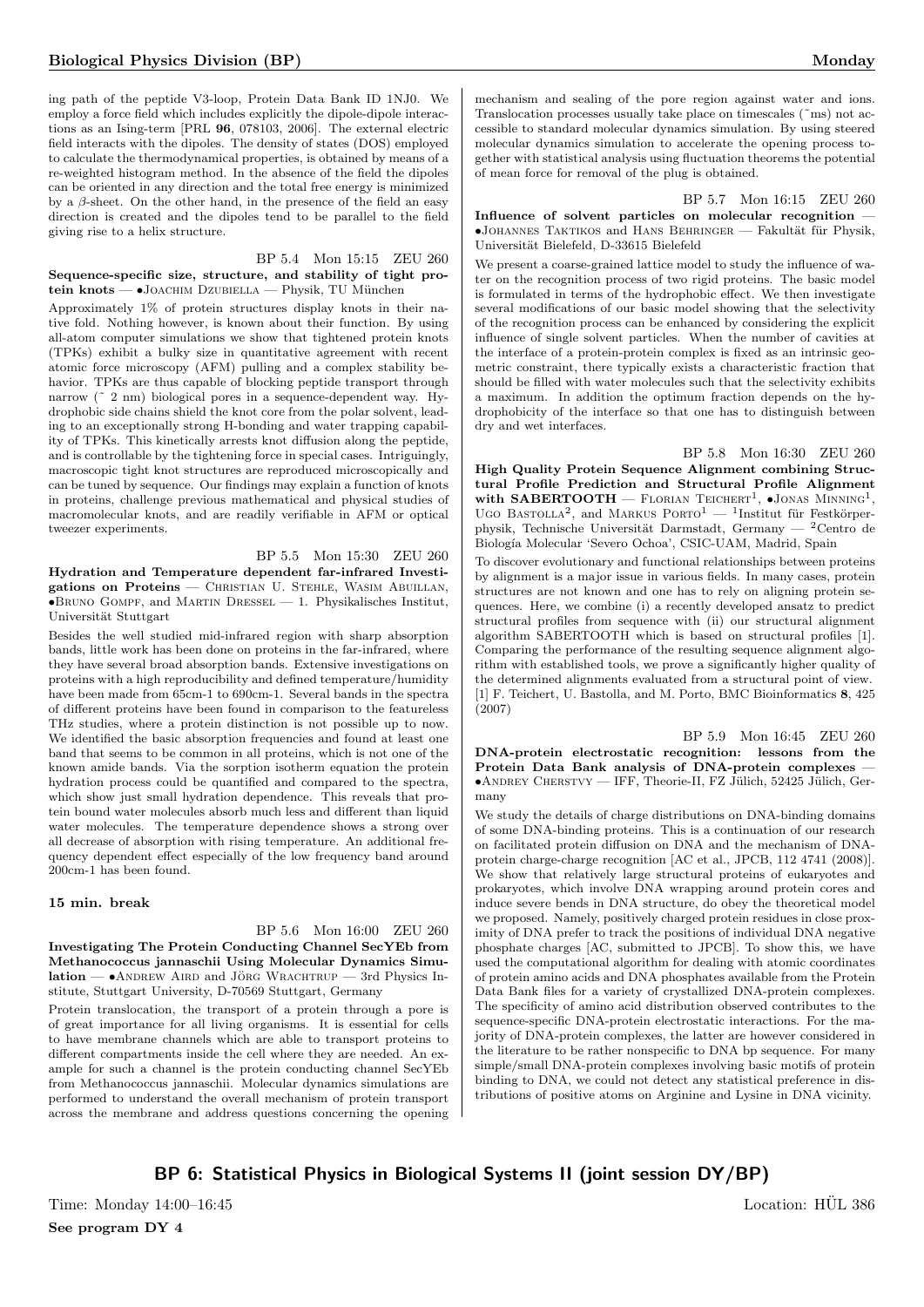ing path of the peptide V3-loop, Protein Data Bank ID 1NJ0. We employ a force field which includes explicitly the dipole-dipole interactions as an Ising-term [PRL **96**, 078103, 2006]. The external electric field interacts with the dipoles. The density of states (DOS) employed to calculate the thermodynamical properties, is obtained by means of a re-weighted histogram method. In the absence of the field the dipoles can be oriented in any direction and the total free energy is minimized by a $\beta$-sheet. On the other hand, in the presence of the field an easy direction is created and the dipoles tend to be parallel to the field giving rise to a helix structure.

BP 5.4 Mon 15:15 ZEU 260

**Sequence-specific size, structure, and stability of tight protein knots** — •Joachim Dzubiella — Physik, TU München

Approximately 1% of protein structures display knots in their native fold. Nothing however, is known about their function. By using all-atom computer simulations we show that tightened protein knots (TPKs) exhibit a bulky size in quantitative agreement with recent atomic force microscopy (AFM) pulling and a complex stability behavior. TPKs are thus capable of blocking peptide transport through narrow (~ 2 nm) biological pores in a sequence-dependent way. Hydrophobic side chains shield the knot core from the polar solvent, leading to an exceptionally strong H-bonding and water trapping capability of TPKs. This kinetically arrests knot diffusion along the peptide, and is controllable by the tightening force in special cases. Intriguingly, macroscopic tight knot structures are reproduced microscopically and can be tuned by sequence. Our findings may explain a function of knots in proteins, challenge previous mathematical and physical studies of macromolecular knots, and are readily verifiable in AFM or optical tweezer experiments.

BP 5.5 Mon 15:30 ZEU 260

**Hydration and Temperature dependent far-infrared Investigations on Proteins** — Christian U. Stehle, Wasim Abuillan, •Bruno Gompf, and Martin Dressel — 1. Physikalisches Institut, Universität Stuttgart

Besides the well studied mid-infrared region with sharp absorption bands, little work has been done on proteins in the far-infrared, where they have several broad absorption bands. Extensive investigations on proteins with a high reproducibility and defined temperature/humidity have been made from 65cm-1 to 690cm-1. Several bands in the spectra of different proteins have been found in comparison to the featureless THz studies, where a protein distinction is not possible up to now. We identified the basic absorption frequencies and found at least one band that seems to be common in all proteins, which is not one of the known amide bands. Via the sorption isotherm equation the protein hydration process could be quantified and compared to the spectra, which show just small hydration dependence. This reveals that protein bound water molecules absorb much less and different than liquid water molecules. The temperature dependence shows a strong over all decrease of absorption with rising temperature. An additional frequency dependent effect especially of the low frequency band around 200cm-1 has been found.

**15 min. break**

BP 5.6 Mon 16:00 ZEU 260

**Investigating The Protein Conducting Channel SecYEb from Methanococcus jannaschii Using Molecular Dynamics Simulation** — •Andrew Aird and Jörg Wrachtrup — 3rd Physics Institute, Stuttgart University, D-70569 Stuttgart, Germany

Protein translocation, the transport of a protein through a pore is of great importance for all living organisms. It is essential for cells to have membrane channels which are able to transport proteins to different compartments inside the cell where they are needed. An example for such a channel is the protein conducting channel SecYEb from Methanococcus jannaschii. Molecular dynamics simulations are performed to understand the overall mechanism of protein transport across the membrane and address questions concerning the opening mechanism and sealing of the pore region against water and ions. Translocation processes usually take place on timescales (~ms) not accessible to standard molecular dynamics simulation. By using steered molecular dynamics simulation to accelerate the opening process together with statistical analysis using fluctuation theorems the potential of mean force for removal of the plug is obtained.

BP 5.7 Mon 16:15 ZEU 260

**Influence of solvent particles on molecular recognition** — •Johannes Taktikos and Hans Behringer — Fakultät für Physik, Universität Bielefeld, D-33615 Bielefeld

We present a coarse-grained lattice model to study the influence of water on the recognition process of two rigid proteins. The basic model is formulated in terms of the hydrophobic effect. We then investigate several modifications of our basic model showing that the selectivity of the recognition process can be enhanced by considering the explicit influence of single solvent particles. When the number of cavities at the interface of a protein-protein complex is fixed as an intrinsic geometric constraint, there typically exists a characteristic fraction that should be filled with water molecules such that the selectivity exhibits a maximum. In addition the optimum fraction depends on the hydrophobicity of the interface so that one has to distinguish between dry and wet interfaces.

BP 5.8 Mon 16:30 ZEU 260

**High Quality Protein Sequence Alignment combining Structural Profile Prediction and Structural Profile Alignment with SABERTOOTH** — Florian Teichert[1], •Jonas Minning[1], Ugo Bastolla[2], and Markus Porto[1] — [1]Institut für Festkörperphysik, Technische Universität Darmstadt, Germany — [2]Centro de Biología Molecular 'Severo Ochoa', CSIC-UAM, Madrid, Spain

To discover evolutionary and functional relationships between proteins by alignment is a major issue in various fields. In many cases, protein structures are not known and one has to rely on aligning protein sequences. Here, we combine (i) a recently developed ansatz to predict structural profiles from sequence with (ii) our structural alignment algorithm SABERTOOTH which is based on structural profiles [1]. Comparing the performance of the resulting sequence alignment algorithm with established tools, we prove a significantly higher quality of the determined alignments evaluated from a structural point of view.
[1] F. Teichert, U. Bastolla, and M. Porto, BMC Bioinformatics **8**, 425 (2007)

BP 5.9 Mon 16:45 ZEU 260

**DNA-protein electrostatic recognition: lessons from the Protein Data Bank analysis of DNA-protein complexes** — •Andrey Cherstvy — IFF, Theorie-II, FZ Jülich, 52425 Jülich, Germany

We study the details of charge distributions on DNA-binding domains of some DNA-binding proteins. This is a continuation of our research on facilitated protein diffusion on DNA and the mechanism of DNA-protein charge-charge recognition [AC et al., JPCB, 112 4741 (2008)]. We show that relatively large structural proteins of eukaryotes and prokaryotes, which involve DNA wrapping around protein cores and induce severe bends in DNA structure, do obey the theoretical model we proposed. Namely, positively charged protein residues in close proximity of DNA prefer to track the positions of individual DNA negative phosphate charges [AC, submitted to JPCB]. To show this, we have used the computational algorithm for dealing with atomic coordinates of protein amino acids and DNA phosphates available from the Protein Data Bank files for a variety of crystallized DNA-protein complexes. The specificity of amino acid distribution observed contributes to the sequence-specific DNA-protein electrostatic interactions. For the majority of DNA-protein complexes, the latter are however considered in the literature to be rather nonspecific to DNA bp sequence. For many simple/small DNA-protein complexes involving basic motifs of protein binding to DNA, we could not detect any statistical preference in distributions of positive atoms on Arginine and Lysine in DNA vicinity.

## BP 6: Statistical Physics in Biological Systems II (joint session DY/BP)

Time: Monday 14:00–16:45 Location: HÜL 386

**See program DY 4**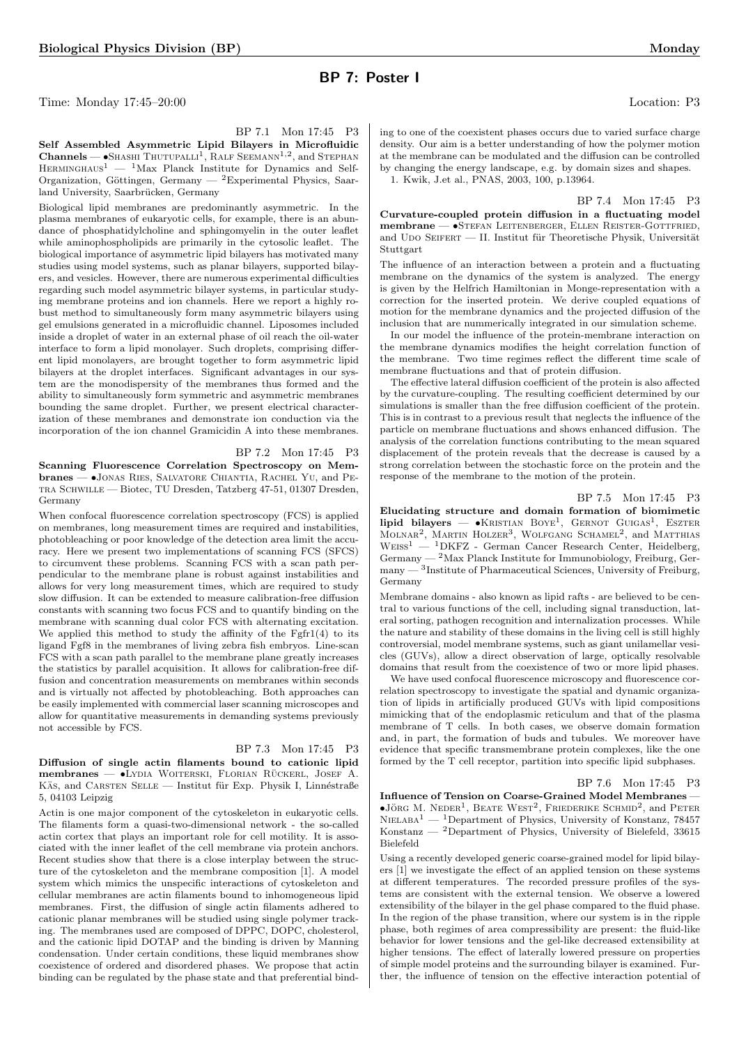## BP 7: Poster I

Time: Monday 17:45–20:00 Location: P3

BP 7.1 Mon 17:45 P3

**Self Assembled Asymmetric Lipid Bilayers in Microfluidic Channels** — •Shashi Thutupalli[1], Ralf Seemann[1,2], and Stephan Herminghaus[1] — [1]Max Planck Institute for Dynamics and Self-Organization, Göttingen, Germany — [2]Experimental Physics, Saarland University, Saarbrücken, Germany

Biological lipid membranes are predominantly asymmetric. In the plasma membranes of eukaryotic cells, for example, there is an abundance of phosphatidylcholine and sphingomyelin in the outer leaflet while aminophospholipids are primarily in the cytosolic leaflet. The biological importance of asymmetric lipid bilayers has motivated many studies using model systems, such as planar bilayers, supported bilayers, and vesicles. However, there are numerous experimental difficulties regarding such model asymmetric bilayer systems, in particular studying membrane proteins and ion channels. Here we report a highly robust method to simultaneously form many asymmetric bilayers using gel emulsions generated in a microfluidic channel. Liposomes included inside a droplet of water in an external phase of oil reach the oil-water interface to form a lipid monolayer. Such droplets, comprising different lipid monolayers, are brought together to form asymmetric lipid bilayers at the droplet interfaces. Significant advantages in our system are the monodispersity of the membranes thus formed and the ability to simultaneously form symmetric and asymmetric membranes bounding the same droplet. Further, we present electrical characterization of these membranes and demonstrate ion conduction via the incorporation of the ion channel Gramicidin A into these membranes.

BP 7.2 Mon 17:45 P3

**Scanning Fluorescence Correlation Spectroscopy on Membranes** — •Jonas Ries, Salvatore Chiantia, Rachel Yu, and Petra Schwille — Biotec, TU Dresden, Tatzberg 47-51, 01307 Dresden, Germany

When confocal fluorescence correlation spectroscopy (FCS) is applied on membranes, long measurement times are required and instabilities, photobleaching or poor knowledge of the detection area limit the accuracy. Here we present two implementations of scanning FCS (SFCS) to circumvent these problems. Scanning FCS with a scan path perpendicular to the membrane plane is robust against instabilities and allows for very long measurement times, which are required to study slow diffusion. It can be extended to measure calibration-free diffusion constants with scanning two focus FCS and to quantify binding on the membrane with scanning dual color FCS with alternating excitation. We applied this method to study the affinity of the Fgfr1(4) to its ligand Fgf8 in the membranes of living zebra fish embryos. Line-scan FCS with a scan path parallel to the membrane plane greatly increases the statistics by parallel acquisition. It allows for calibration-free diffusion and concentration measurements on membranes within seconds and is virtually not affected by photobleaching. Both approaches can be easily implemented with commercial laser scanning microscopes and allow for quantitative measurements in demanding systems previously not accessible by FCS.

BP 7.3 Mon 17:45 P3

**Diffusion of single actin filaments bound to cationic lipid membranes** — •Lydia Woiterski, Florian Rückerl, Josef A. Käs, and Carsten Selle — Institut für Exp. Physik I, Linnéstraße 5, 04103 Leipzig

Actin is one major component of the cytoskeleton in eukaryotic cells. The filaments form a quasi-two-dimensional network - the so-called actin cortex that plays an important role for cell motility. It is associated with the inner leaflet of the cell membrane via protein anchors. Recent studies show that there is a close interplay between the structure of the cytoskeleton and the membrane composition [1]. A model system which mimics the unspecific interactions of cytoskeleton and cellular membranes are actin filaments bound to inhomogeneous lipid membranes. First, the diffusion of single actin filaments adhered to cationic planar membranes will be studied using single polymer tracking. The membranes used are composed of DPPC, DOPC, cholesterol, and the cationic lipid DOTAP and the binding is driven by Manning condensation. Under certain conditions, these liquid membranes show coexistence of ordered and disordered phases. We propose that actin binding can be regulated by the phase state and that preferential binding to one of the coexistent phases occurs due to varied surface charge density. Our aim is a better understanding of how the polymer motion at the membrane can be modulated and the diffusion can be controlled by changing the energy landscape, e.g. by domain sizes and shapes.

1. Kwik, J.et al., PNAS, 2003, 100, p.13964.

BP 7.4 Mon 17:45 P3

**Curvature-coupled protein diffusion in a fluctuating model membrane** — •Stefan Leitenberger, Ellen Reister-Gottfried, and Udo Seifert — II. Institut für Theoretische Physik, Universität Stuttgart

The influence of an interaction between a protein and a fluctuating membrane on the dynamics of the system is analyzed. The energy is given by the Helfrich Hamiltonian in Monge-representation with a correction for the inserted protein. We derive coupled equations of motion for the membrane dynamics and the projected diffusion of the inclusion that are nummerically integrated in our simulation scheme.

In our model the influence of the protein-membrane interaction on the membrane dynamics modifies the height correlation function of the membrane. Two time regimes reflect the different time scale of membrane fluctuations and that of protein diffusion.

The effective lateral diffusion coefficient of the protein is also affected by the curvature-coupling. The resulting coefficient determined by our simulations is smaller than the free diffusion coefficient of the protein. This is in contrast to a previous result that neglects the influence of the particle on membrane fluctuations and shows enhanced diffusion. The analysis of the correlation functions contributing to the mean squared displacement of the protein reveals that the decrease is caused by a strong correlation between the stochastic force on the protein and the response of the membrane to the motion of the protein.

BP 7.5 Mon 17:45 P3

**Elucidating structure and domain formation of biomimetic lipid bilayers** — •Kristian Boye[1], Gernot Guigas[1], Eszter Molnar[2], Martin Holzer[3], Wolfgang Schamel[2], and Matthias Weiss[1] — [1]DKFZ - German Cancer Research Center, Heidelberg, Germany — [2]Max Planck Institute for Immunobiology, Freiburg, Germany — [3]Institute of Pharmaceutical Sciences, University of Freiburg, Germany

Membrane domains - also known as lipid rafts - are believed to be central to various functions of the cell, including signal transduction, lateral sorting, pathogen recognition and internalization processes. While the nature and stability of these domains in the living cell is still highly controversial, model membrane systems, such as giant unilamellar vesicles (GUVs), allow a direct observation of large, optically resolvable domains that result from the coexistence of two or more lipid phases.

We have used confocal fluorescence microscopy and fluorescence correlation spectroscopy to investigate the spatial and dynamic organization of lipids in artificially produced GUVs with lipid compositions mimicking that of the endoplasmic reticulum and that of the plasma membrane of T cells. In both cases, we observe domain formation and, in part, the formation of buds and tubules. We moreover have evidence that specific transmembrane protein complexes, like the one formed by the T cell receptor, partition into specific lipid subphases.

BP 7.6 Mon 17:45 P3

**Influence of Tension on Coarse-Grained Model Membranes** — •Jörg M. Neder[1], Beate West[2], Friederike Schmid[2], and Peter Nielaba[1] — [1]Department of Physics, University of Konstanz, 78457 Konstanz — [2]Department of Physics, University of Bielefeld, 33615 Bielefeld

Using a recently developed generic coarse-grained model for lipid bilayers [1] we investigate the effect of an applied tension on these systems at different temperatures. The recorded pressure profiles of the systems are consistent with the external tension. We observe a lowered extensibility of the bilayer in the gel phase compared to the fluid phase. In the region of the phase transition, where our system is in the ripple phase, both regimes of area compressibility are present: the fluid-like behavior for lower tensions and the gel-like decreased extensibility at higher tensions. The effect of laterally lowered pressure on properties of simple model proteins and the surrounding bilayer is examined. Further, the influence of tension on the effective interaction potential of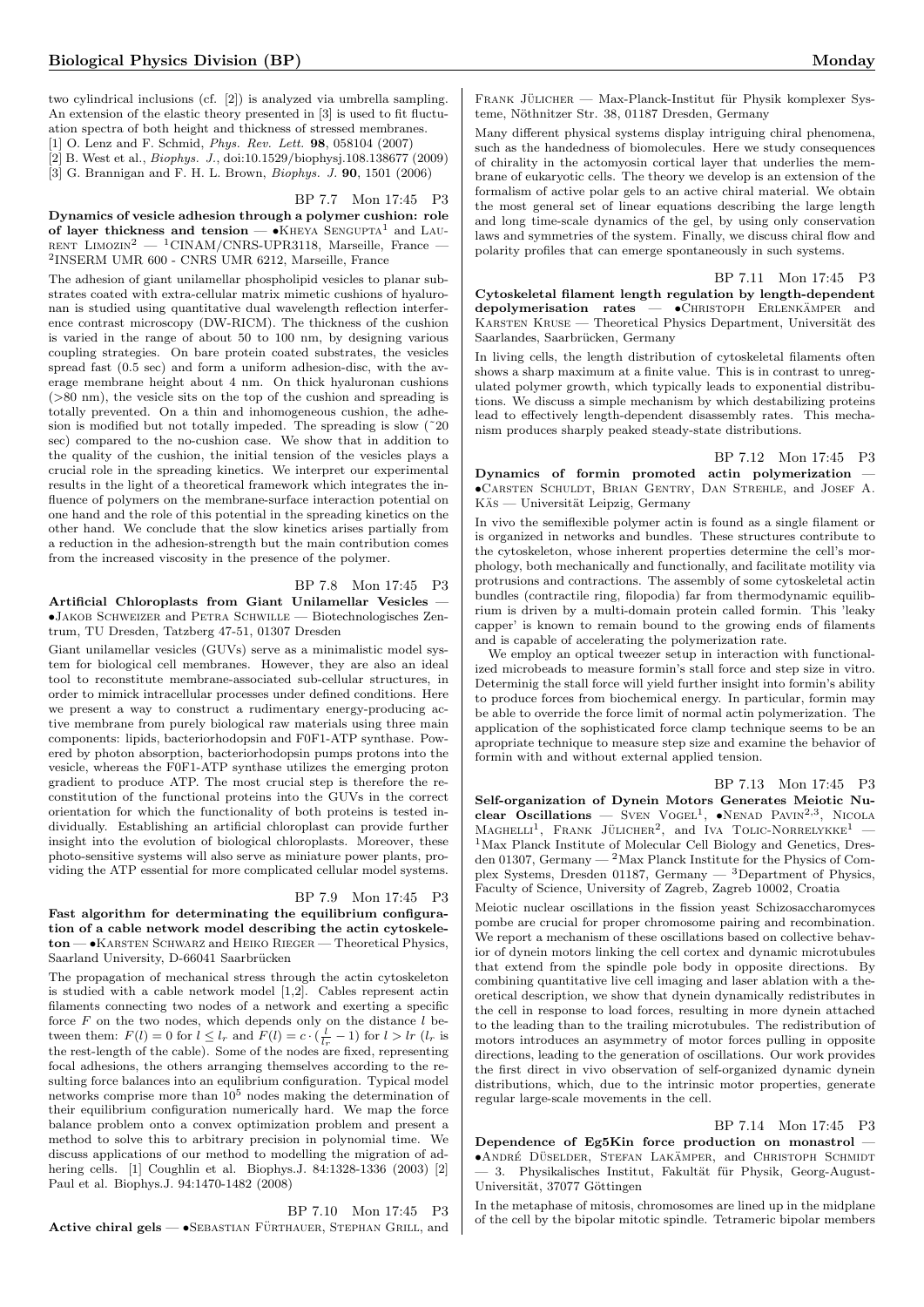two cylindrical inclusions (cf. [2]) is analyzed via umbrella sampling. An extension of the elastic theory presented in [3] is used to fit fluctuation spectra of both height and thickness of stressed membranes.
[1] O. Lenz and F. Schmid, *Phys. Rev. Lett.* **98**, 058104 (2007)
[2] B. West et al., *Biophys. J.*, doi:10.1529/biophysj.108.138677 (2009)
[3] G. Brannigan and F. H. L. Brown, *Biophys. J.* **90**, 1501 (2006)

BP 7.7 Mon 17:45 P3

**Dynamics of vesicle adhesion through a polymer cushion: role of layer thickness and tension** — •Kheya Sengupta[1] and Laurent Limozin[2] — [1]CINAM/CNRS-UPR3118, Marseille, France — [2]INSERM UMR 600 - CNRS UMR 6212, Marseille, France

The adhesion of giant unilamellar phospholipid vesicles to planar substrates coated with extra-cellular matrix mimetic cushions of hyaluronan is studied using quantitative dual wavelength reflection interference contrast microscopy (DW-RICM). The thickness of the cushion is varied in the range of about 50 to 100 nm, by designing various coupling strategies. On bare protein coated substrates, the vesicles spread fast (0.5 sec) and form a uniform adhesion-disc, with the average membrane height about 4 nm. On thick hyaluronan cushions (>80 nm), the vesicle sits on the top of the cushion and spreading is totally prevented. On a thin and inhomogeneous cushion, the adhesion is modified but not totally impeded. The spreading is slow (~20 sec) compared to the no-cushion case. We show that in addition to the quality of the cushion, the initial tension of the vesicles plays a crucial role in the spreading kinetics. We interpret our experimental results in the light of a theoretical framework which integrates the influence of polymers on the membrane-surface interaction potential on one hand and the role of this potential in the spreading kinetics on the other hand. We conclude that the slow kinetics arises partially from a reduction in the adhesion-strength but the main contribution comes from the increased viscosity in the presence of the polymer.

BP 7.8 Mon 17:45 P3

**Artificial Chloroplasts from Giant Unilamellar Vesicles** — •Jakob Schweizer and Petra Schwille — Biotechnologisches Zentrum, TU Dresden, Tatzberg 47-51, 01307 Dresden

Giant unilamellar vesicles (GUVs) serve as a minimalistic model system for biological cell membranes. However, they are also an ideal tool to reconstitute membrane-associated sub-cellular structures, in order to mimick intracellular processes under defined conditions. Here we present a way to construct a rudimentary energy-producing active membrane from purely biological raw materials using three main components: lipids, bacteriorhodopsin and F0F1-ATP synthase. Powered by photon absorption, bacteriorhodopsin pumps protons into the vesicle, whereas the F0F1-ATP synthase utilizes the emerging proton gradient to produce ATP. The most crucial step is therefore the reconstitution of the functional proteins into the GUVs in the correct orientation for which the functionality of both proteins is tested individually. Establishing an artificial chloroplast can provide further insight into the evolution of biological chloroplasts. Moreover, these photo-sensitive systems will also serve as miniature power plants, providing the ATP essential for more complicated cellular model systems.

BP 7.9 Mon 17:45 P3

**Fast algorithm for determinating the equilibrium configuration of a cable network model describing the actin cytoskeleton** — •Karsten Schwarz and Heiko Rieger — Theoretical Physics, Saarland University, D-66041 Saarbrücken

The propagation of mechanical stress through the actin cytoskeleton is studied with a cable network model [1,2]. Cables represent actin filaments connecting two nodes of a network and exerting a specific force $F$ on the two nodes, which depends only on the distance $l$ between them: $F(l) = 0$ for $l \leq l_r$ and $F(l) = c \cdot (\frac{l}{l_r} - 1)$ for $l > lr$ ($l_r$ is the rest-length of the cable). Some of the nodes are fixed, representing focal adhesions, the others arranging themselves according to the resulting force balances into an equlibrium configuration. Typical model networks comprise more than $10^5$ nodes making the determination of their equilibrium configuration numerically hard. We map the force balance problem onto a convex optimization problem and present a method to solve this to arbitrary precision in polynomial time. We discuss applications of our method to modelling the migration of adhering cells. [1] Coughlin et al. Biophys.J. 84:1328-1336 (2003) [2] Paul et al. Biophys.J. 94:1470-1482 (2008)

BP 7.10 Mon 17:45 P3

**Active chiral gels** — •Sebastian Fürthauer, Stephan Grill, and Frank Jülicher — Max-Planck-Institut für Physik komplexer Systeme, Nöthnitzer Str. 38, 01187 Dresden, Germany

Many different physical systems display intriguing chiral phenomena, such as the handedness of biomolecules. Here we study consequences of chirality in the actomyosin cortical layer that underlies the membrane of eukaryotic cells. The theory we develop is an extension of the formalism of active polar gels to an active chiral material. We obtain the most general set of linear equations describing the large length and long time-scale dynamics of the gel, by using only conservation laws and symmetries of the system. Finally, we discuss chiral flow and polarity profiles that can emerge spontaneously in such systems.

BP 7.11 Mon 17:45 P3

**Cytoskeletal filament length regulation by length-dependent depolymerisation rates** — •Christoph Erlenkämper and Karsten Kruse — Theoretical Physics Department, Universität des Saarlandes, Saarbrücken, Germany

In living cells, the length distribution of cytoskeletal filaments often shows a sharp maximum at a finite value. This is in contrast to unregulated polymer growth, which typically leads to exponential distributions. We discuss a simple mechanism by which destabilizing proteins lead to effectively length-dependent disassembly rates. This mechanism produces sharply peaked steady-state distributions.

BP 7.12 Mon 17:45 P3

**Dynamics of formin promoted actin polymerization** — •Carsten Schuldt, Brian Gentry, Dan Strehle, and Josef A. Käs — Universität Leipzig, Germany

In vivo the semiflexible polymer actin is found as a single filament or is organized in networks and bundles. These structures contribute to the cytoskeleton, whose inherent properties determine the cell's morphology, both mechanically and functionally, and facilitate motility via protrusions and contractions. The assembly of some cytoskeletal actin bundles (contractile ring, filopodia) far from thermodynamic equilibrium is driven by a multi-domain protein called formin. This 'leaky capper' is known to remain bound to the growing ends of filaments and is capable of accelerating the polymerization rate.

We employ an optical tweezer setup in interaction with functionalized microbeads to measure formin's stall force and step size in vitro. Determinig the stall force will yield further insight into formin's ability to produce forces from biochemical energy. In particular, formin may be able to override the force limit of normal actin polymerization. The application of the sophisticated force clamp technique seems to be an apropriate technique to measure step size and examine the behavior of formin with and without external applied tension.

BP 7.13 Mon 17:45 P3

**Self-organization of Dynein Motors Generates Meiotic Nuclear Oscillations** — Sven Vogel[1], •Nenad Pavin[2,3], Nicola Maghelli[1], Frank Jülicher[2], and Iva Tolic-Norrelykke[1] — [1]Max Planck Institute of Molecular Cell Biology and Genetics, Dresden 01307, Germany — [2]Max Planck Institute for the Physics of Complex Systems, Dresden 01187, Germany — [3]Department of Physics, Faculty of Science, University of Zagreb, Zagreb 10002, Croatia

Meiotic nuclear oscillations in the fission yeast Schizosaccharomyces pombe are crucial for proper chromosome pairing and recombination. We report a mechanism of these oscillations based on collective behavior of dynein motors linking the cell cortex and dynamic microtubules that extend from the spindle pole body in opposite directions. By combining quantitative live cell imaging and laser ablation with a theoretical description, we show that dynein dynamically redistributes in the cell in response to load forces, resulting in more dynein attached to the leading than to the trailing microtubules. The redistribution of motors introduces an asymmetry of motor forces pulling in opposite directions, leading to the generation of oscillations. Our work provides the first direct in vivo observation of self-organized dynamic dynein distributions, which, due to the intrinsic motor properties, generate regular large-scale movements in the cell.

BP 7.14 Mon 17:45 P3

**Dependence of Eg5Kin force production on monastrol** — •André Düselder, Stefan Lakämper, and Christoph Schmidt — 3. Physikalisches Institut, Fakultät für Physik, Georg-August-Universität, 37077 Göttingen

In the metaphase of mitosis, chromosomes are lined up in the midplane of the cell by the bipolar mitotic spindle. Tetrameric bipolar members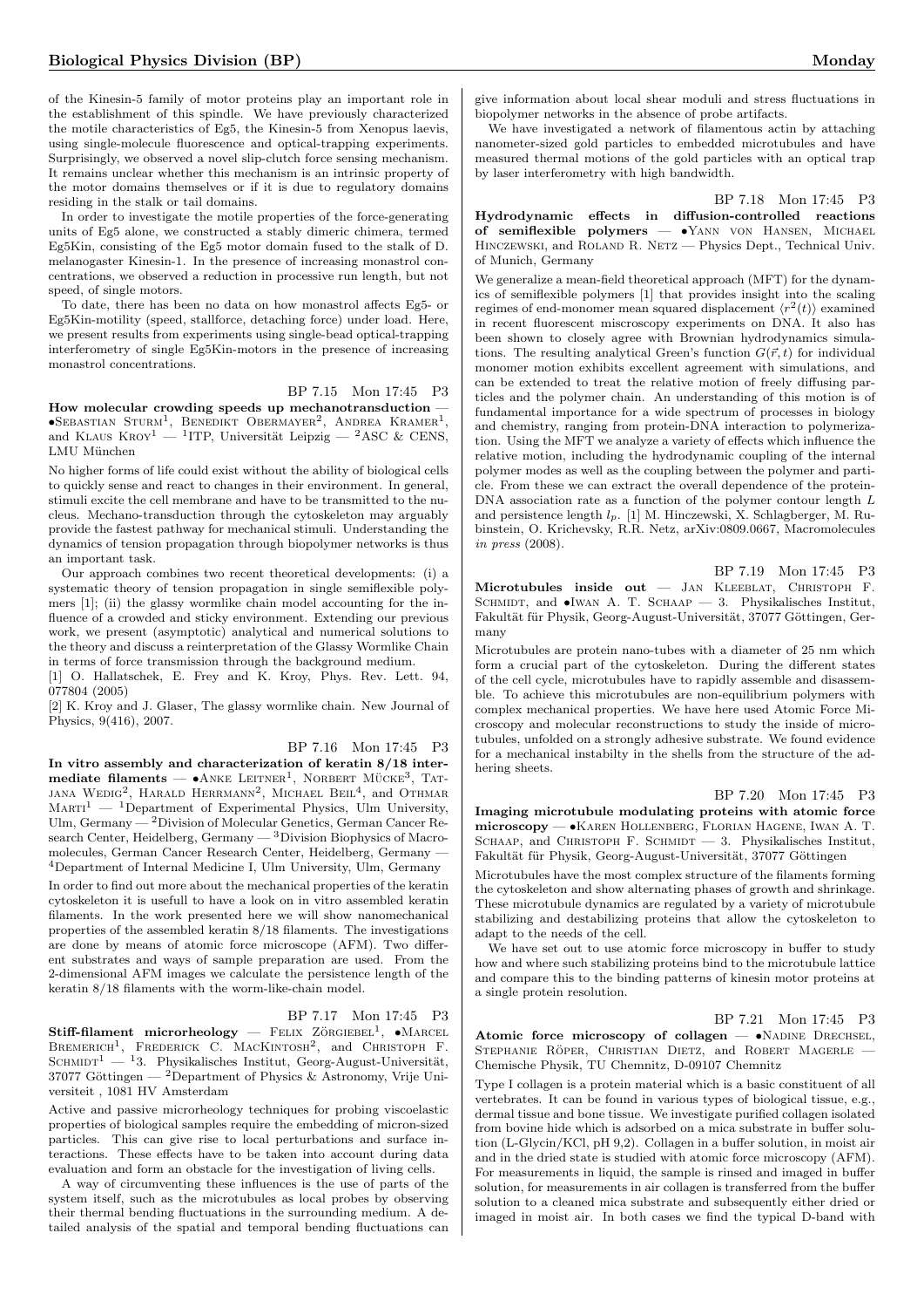of the Kinesin-5 family of motor proteins play an important role in the establishment of this spindle. We have previously characterized the motile characteristics of Eg5, the Kinesin-5 from Xenopus laevis, using single-molecule fluorescence and optical-trapping experiments. Surprisingly, we observed a novel slip-clutch force sensing mechanism. It remains unclear whether this mechanism is an intrinsic property of the motor domains themselves or if it is due to regulatory domains residing in the stalk or tail domains.

In order to investigate the motile properties of the force-generating units of Eg5 alone, we constructed a stably dimeric chimera, termed Eg5Kin, consisting of the Eg5 motor domain fused to the stalk of D. melanogaster Kinesin-1. In the presence of increasing monastrol concentrations, we observed a reduction in processive run length, but not speed, of single motors.

To date, there has been no data on how monastrol affects Eg5- or Eg5Kin-motility (speed, stallforce, detaching force) under load. Here, we present results from experiments using single-bead optical-trapping interferometry of single Eg5Kin-motors in the presence of increasing monastrol concentrations.

BP 7.15 Mon 17:45 P3

**How molecular crowding speeds up mechanotransduction** — •Sebastian Sturm[1], Benedikt Obermayer[2], Andrea Kramer[1], and Klaus Kroy[1] — [1]ITP, Universität Leipzig — [2]ASC & CENS, LMU München

No higher forms of life could exist without the ability of biological cells to quickly sense and react to changes in their environment. In general, stimuli excite the cell membrane and have to be transmitted to the nucleus. Mechano-transduction through the cytoskeleton may arguably provide the fastest pathway for mechanical stimuli. Understanding the dynamics of tension propagation through biopolymer networks is thus an important task.

Our approach combines two recent theoretical developments: (i) a systematic theory of tension propagation in single semiflexible polymers [1]; (ii) the glassy wormlike chain model accounting for the influence of a crowded and sticky environment. Extending our previous work, we present (asymptotic) analytical and numerical solutions to the theory and discuss a reinterpretation of the Glassy Wormlike Chain in terms of force transmission through the background medium.

[1] O. Hallatschek, E. Frey and K. Kroy, Phys. Rev. Lett. 94, 077804 (2005)

[2] K. Kroy and J. Glaser, The glassy wormlike chain. New Journal of Physics, 9(416), 2007.

BP 7.16 Mon 17:45 P3

**In vitro assembly and characterization of keratin 8/18 intermediate filaments** — •Anke Leitner[1], Norbert Mücke[3], Tatjana Wedig[2], Harald Herrmann[2], Michael Beil[4], and Othmar Marti[1] — [1]Department of Experimental Physics, Ulm University, Ulm, Germany — [2]Division of Molecular Genetics, German Cancer Research Center, Heidelberg, Germany — [3]Division Biophysics of Macromolecules, German Cancer Research Center, Heidelberg, Germany — [4]Department of Internal Medicine I, Ulm University, Ulm, Germany

In order to find out more about the mechanical properties of the keratin cytoskeleton it is usefull to have a look on in vitro assembled keratin filaments. In the work presented here we will show nanomechanical properties of the assembled keratin 8/18 filaments. The investigations are done by means of atomic force microscope (AFM). Two different substrates and ways of sample preparation are used. From the 2-dimensional AFM images we calculate the persistence length of the keratin 8/18 filaments with the worm-like-chain model.

BP 7.17 Mon 17:45 P3

**Stiff-filament microrheology** — Felix Zörgiebel[1], •Marcel Bremerich[1], Frederick C. MacKintosh[2], and Christoph F. Schmidt[1] — [1]3. Physikalisches Institut, Georg-August-Universität, 37077 Göttingen — [2]Department of Physics & Astronomy, Vrije Universiteit , 1081 HV Amsterdam

Active and passive microrheology techniques for probing viscoelastic properties of biological samples require the embedding of micron-sized particles. This can give rise to local perturbations and surface interactions. These effects have to be taken into account during data evaluation and form an obstacle for the investigation of living cells.

A way of circumventing these influences is to use parts of the system itself, such as the microtubules as local probes by observing their thermal bending fluctuations in the surrounding medium. A detailed analysis of the spatial and temporal bending fluctuations can give information about local shear moduli and stress fluctuations in biopolymer networks in the absence of probe artifacts.

We have investigated a network of filamentous actin by attaching nanometer-sized gold particles to embedded microtubules and have measured thermal motions of the gold particles with an optical trap by laser interferometry with high bandwidth.

BP 7.18 Mon 17:45 P3

**Hydrodynamic effects in diffusion-controlled reactions of semiflexible polymers** — •Yann von Hansen, Michael Hinczewski, and Roland R. Netz — Physics Dept., Technical Univ. of Munich, Germany

We generalize a mean-field theoretical approach (MFT) for the dynamics of semiflexible polymers [1] that provides insight into the scaling regimes of end-monomer mean squared displacement $\langle r^2(t) \rangle$ examined in recent fluorescent microscopy experiments on DNA. It also has been shown to closely agree with Brownian hydrodynamics simulations. The resulting analytical Green's function $G(\vec{r}, t)$ for individual monomer motion exhibits excellent agreement with simulations, and can be extended to treat the relative motion of freely diffusing particles and the polymer chain. An understanding of this motion is of fundamental importance for a wide spectrum of processes in biology and chemistry, ranging from protein-DNA interaction to polymerization. Using the MFT we analyze a variety of effects which influence the relative motion, including the hydrodynamic coupling of the internal polymer modes as well as the coupling between the polymer and particle. From these we can extract the overall dependence of the protein-DNA association rate as a function of the polymer contour length $L$ and persistence length $l_p$. [1] M. Hinczewski, X. Schlagberger, M. Rubinstein, O. Krichevsky, R.R. Netz, arXiv:0809.0667, Macromolecules *in press* (2008).

BP 7.19 Mon 17:45 P3

**Microtubules inside out** — Jan Kleeblat, Christoph F. Schmidt, and •Iwan A. T. Schaap — 3. Physikalisches Institut, Fakultät für Physik, Georg-August-Universität, 37077 Göttingen, Germany

Microtubules are protein nano-tubes with a diameter of 25 nm which form a crucial part of the cytoskeleton. During the different states of the cell cycle, microtubules have to rapidly assemble and disassemble. To achieve this microtubules are non-equilibrium polymers with complex mechanical properties. We have here used Atomic Force Microscopy and molecular reconstructions to study the inside of microtubules, unfolded on a strongly adhesive substrate. We found evidence for a mechanical instabilty in the shells from the structure of the adhering sheets.

BP 7.20 Mon 17:45 P3

**Imaging microtubule modulating proteins with atomic force microscopy** — •Karen Hollenberg, Florian Hagene, Iwan A. T. Schaap, and Christoph F. Schmidt — 3. Physikalisches Institut, Fakultät für Physik, Georg-August-Universität, 37077 Göttingen

Microtubules have the most complex structure of the filaments forming the cytoskeleton and show alternating phases of growth and shrinkage. These microtubule dynamics are regulated by a variety of microtubule stabilizing and destabilizing proteins that allow the cytoskeleton to adapt to the needs of the cell.

We have set out to use atomic force microscopy in buffer to study how and where such stabilizing proteins bind to the microtubule lattice and compare this to the binding patterns of kinesin motor proteins at a single protein resolution.

BP 7.21 Mon 17:45 P3

**Atomic force microscopy of collagen** — •Nadine Drechsel, Stephanie Röper, Christian Dietz, and Robert Magerle — Chemische Physik, TU Chemnitz, D-09107 Chemnitz

Type I collagen is a protein material which is a basic constituent of all vertebrates. It can be found in various types of biological tissue, e.g., dermal tissue and bone tissue. We investigate purified collagen isolated from bovine hide which is adsorbed on a mica substrate in buffer solution (L-Glycin/KCl, pH 9,2). Collagen in a buffer solution, in moist air and in the dried state is studied with atomic force microscopy (AFM). For measurements in liquid, the sample is rinsed and imaged in buffer solution, for measurements in air collagen is transferred from the buffer solution to a cleaned mica substrate and subsequently either dried or imaged in moist air. In both cases we find the typical D-band with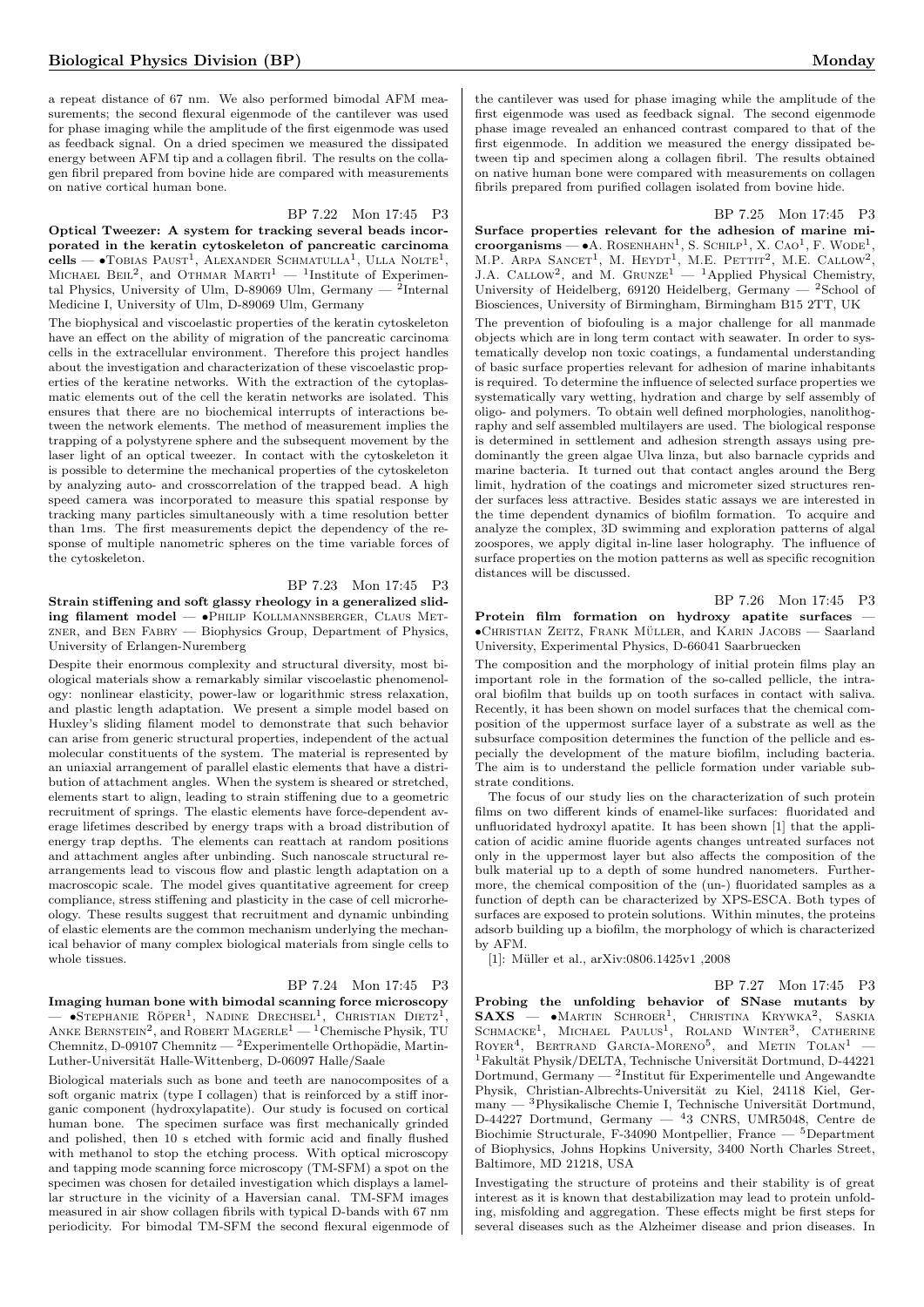a repeat distance of 67 nm. We also performed bimodal AFM measurements; the second flexural eigenmode of the cantilever was used for phase imaging while the amplitude of the first eigenmode was used as feedback signal. On a dried specimen we measured the dissipated energy between AFM tip and a collagen fibril. The results on the collagen fibril prepared from bovine hide are compared with measurements on native cortical human bone.

BP 7.22 Mon 17:45 P3

**Optical Tweezer: A system for tracking several beads incorporated in the keratin cytoskeleton of pancreatic carcinoma cells** — •Tobias Paust[1], Alexander Schmatulla[1], Ulla Nolte[1], Michael Beil[2], and Othmar Marti[1] — [1]Institute of Experimental Physics, University of Ulm, D-89069 Ulm, Germany — [2]Internal Medicine I, University of Ulm, D-89069 Ulm, Germany

The biophysical and viscoelastic properties of the keratin cytoskeleton have an effect on the ability of migration of the pancreatic carcinoma cells in the extracellular environment. Therefore this project handles about the investigation and characterization of these viscoelastic properties of the keratine networks. With the extraction of the cytoplasmatic elements out of the cell the keratin networks are isolated. This ensures that there are no biochemical interrupts of interactions between the network elements. The method of measurement implies the trapping of a polystyrene sphere and the subsequent movement by the laser light of an optical tweezer. In contact with the cytoskeleton it is possible to determine the mechanical properties of the cytoskeleton by analyzing auto- and crosscorrelation of the trapped bead. A high speed camera was incorporated to measure this spatial response by tracking many particles simultaneously with a time resolution better than 1ms. The first measurements depict the dependency of the response of multiple nanometric spheres on the time variable forces of the cytoskeleton.

BP 7.23 Mon 17:45 P3

**Strain stiffening and soft glassy rheology in a generalized sliding filament model** — •Philip Kollmannsberger, Claus Metzner, and Ben Fabry — Biophysics Group, Department of Physics, University of Erlangen-Nuremberg

Despite their enormous complexity and structural diversity, most biological materials show a remarkably similar viscoelastic phenomenology: nonlinear elasticity, power-law or logarithmic stress relaxation, and plastic length adaptation. We present a simple model based on Huxley's sliding filament model to demonstrate that such behavior can arise from generic structural properties, independent of the actual molecular constituents of the system. The material is represented by an uniaxial arrangement of parallel elastic elements that have a distribution of attachment angles. When the system is sheared or stretched, elements start to align, leading to strain stiffening due to a geometric recruitment of springs. The elastic elements have force-dependent average lifetimes described by energy traps with a broad distribution of energy trap depths. The elements can reattach at random positions and attachment angles after unbinding. Such nanoscale structural rearrangements lead to viscous flow and plastic length adaptation on a macroscopic scale. The model gives quantitative agreement for creep compliance, stress stiffening and plasticity in the case of cell microrheology. These results suggest that recruitment and dynamic unbinding of elastic elements are the common mechanism underlying the mechanical behavior of many complex biological materials from single cells to whole tissues.

BP 7.24 Mon 17:45 P3

**Imaging human bone with bimodal scanning force microscopy** — •Stephanie Röper[1], Nadine Drechsel[1], Christian Dietz[1], Anke Bernstein[2], and Robert Magerle[1] — [1]Chemische Physik, TU Chemnitz, D-09107 Chemnitz — [2]Experimentelle Orthopädie, Martin-Luther-Universität Halle-Wittenberg, D-06097 Halle/Saale

Biological materials such as bone and teeth are nanocomposites of a soft organic matrix (type I collagen) that is reinforced by a stiff inorganic component (hydroxylapatite). Our study is focused on cortical human bone. The specimen surface was first mechanically grinded and polished, then 10 s etched with formic acid and finally flushed with methanol to stop the etching process. With optical microscopy and tapping mode scanning force microscopy (TM-SFM) a spot on the specimen was chosen for detailed investigation which displays a lamellar structure in the vicinity of a Haversian canal. TM-SFM images measured in air show collagen fibrils with typical D-bands with 67 nm periodicity. For bimodal TM-SFM the second flexural eigenmode of the cantilever was used for phase imaging while the amplitude of the first eigenmode was used as feedback signal. The second eigenmode phase image revealed an enhanced contrast compared to that of the first eigenmode. In addition we measured the energy dissipated between tip and specimen along a collagen fibril. The results obtained on native human bone were compared with measurements on collagen fibrils prepared from purified collagen isolated from bovine hide.

BP 7.25 Mon 17:45 P3

**Surface properties relevant for the adhesion of marine microorganisms** — •A. Rosenhahn[1], S. Schilp[1], X. Cao[1], F. Wode[1], M.P. Arpa Sancet[1], M. Heydt[1], M.E. Pettit[2], M.E. Callow[2], J.A. Callow[2], and M. Grunze[1] — [1]Applied Physical Chemistry, University of Heidelberg, 69120 Heidelberg, Germany — [2]School of Biosciences, University of Birmingham, Birmingham B15 2TT, UK

The prevention of biofouling is a major challenge for all manmade objects which are in long term contact with seawater. In order to systematically develop non toxic coatings, a fundamental understanding of basic surface properties relevant for adhesion of marine inhabitants is required. To determine the influence of selected surface properties we systematically vary wetting, hydration and charge by self assembly of oligo- and polymers. To obtain well defined morphologies, nanolithography and self assembled multilayers are used. The biological response is determined in settlement and adhesion strength assays using predominantly the green algae Ulva linza, but also barnacle cyprids and marine bacteria. It turned out that contact angles around the Berg limit, hydration of the coatings and micrometer sized structures render surfaces less attractive. Besides static assays we are interested in the time dependent dynamics of biofilm formation. To acquire and analyze the complex, 3D swimming and exploration patterns of algal zoospores, we apply digital in-line laser holography. The influence of surface properties on the motion patterns as well as specific recognition distances will be discussed.

BP 7.26 Mon 17:45 P3

**Protein film formation on hydroxy apatite surfaces** — •Christian Zeitz, Frank Müller, and Karin Jacobs — Saarland University, Experimental Physics, D-66041 Saarbruecken

The composition and the morphology of initial protein films play an important role in the formation of the so-called pellicle, the intraoral biofilm that builds up on tooth surfaces in contact with saliva. Recently, it has been shown on model surfaces that the chemical composition of the uppermost surface layer of a substrate as well as the subsurface composition determines the function of the pellicle and especially the development of the mature biofilm, including bacteria. The aim is to understand the pellicle formation under variable substrate conditions.

The focus of our study lies on the characterization of such protein films on two different kinds of enamel-like surfaces: fluoridated and unfluoridated hydroxyl apatite. It has been shown [1] that the application of acidic amine fluoride agents changes untreated surfaces not only in the uppermost layer but also affects the composition of the bulk material up to a depth of some hundred nanometers. Furthermore, the chemical composition of the (un-) fluoridated samples as a function of depth can be characterized by XPS-ESCA. Both types of surfaces are exposed to protein solutions. Within minutes, the proteins adsorb building up a biofilm, the morphology of which is characterized by AFM.

[1]: Müller et al., arXiv:0806.1425v1 ,2008

BP 7.27 Mon 17:45 P3

**Probing the unfolding behavior of SNase mutants by SAXS** — •Martin Schroer[1], Christina Krywka[2], Saskia Schmacke[1], Michael Paulus[1], Roland Winter[3], Catherine Royer[4], Bertrand Garcia-Moreno[5], and Metin Tolan[1] — [1]Fakultät Physik/DELTA, Technische Universität Dortmund, D-44221 Dortmund, Germany — [2]Institut für Experimentelle und Angewandte Physik, Christian-Albrechts-Universität zu Kiel, 24118 Kiel, Germany — [3]Physikalische Chemie I, Technische Universität Dortmund, D-44227 Dortmund, Germany — [4]3 CNRS, UMR5048, Centre de Biochimie Structurale, F-34090 Montpellier, France — [5]Department of Biophysics, Johns Hopkins University, 3400 North Charles Street, Baltimore, MD 21218, USA

Investigating the structure of proteins and their stability is of great interest as it is known that destabilization may lead to protein unfolding, misfolding and aggregation. These effects might be first steps for several diseases such as the Alzheimer disease and prion diseases. In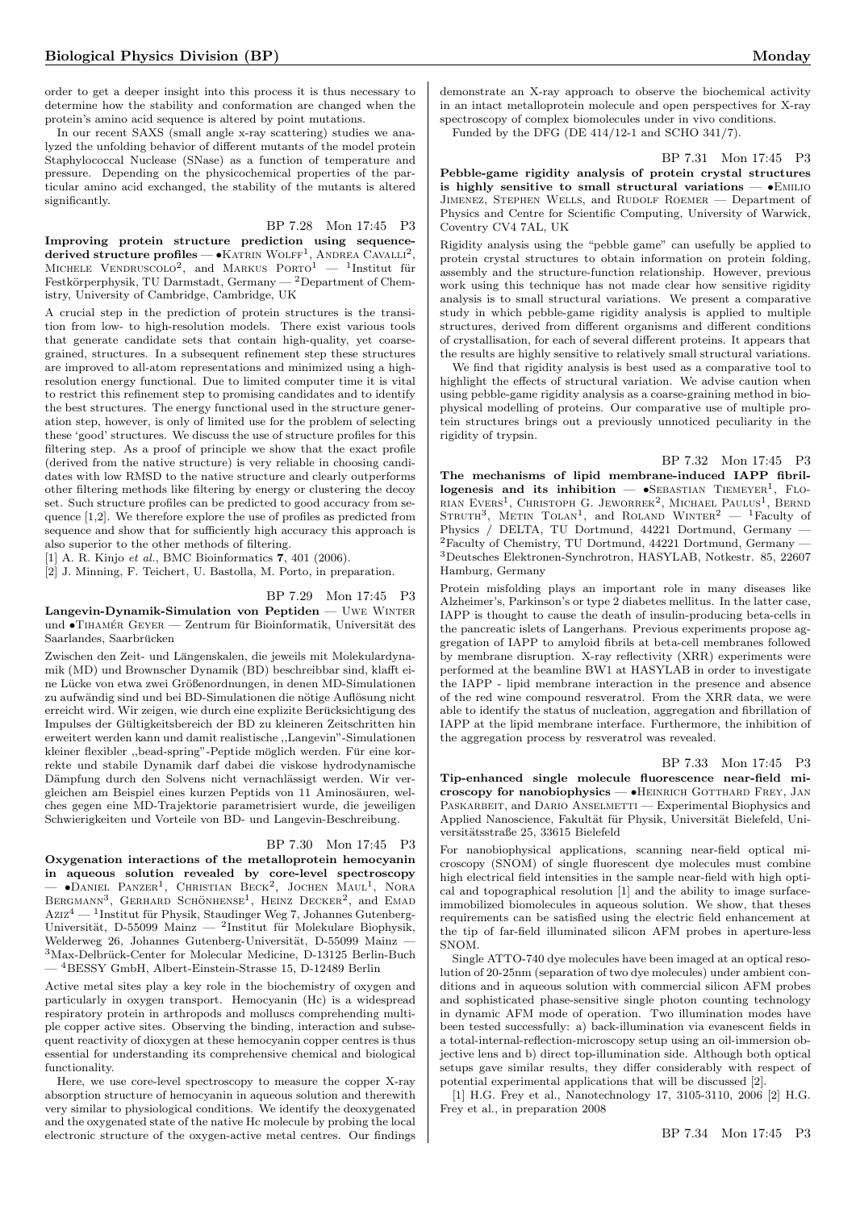order to get a deeper insight into this process it is thus necessary to determine how the stability and conformation are changed when the protein's amino acid sequence is altered by point mutations.

In our recent SAXS (small angle x-ray scattering) studies we analyzed the unfolding behavior of different mutants of the model protein Staphylococcal Nuclease (SNase) as a function of temperature and pressure. Depending on the physicochemical properties of the particular amino acid exchanged, the stability of the mutants is altered significantly.

BP 7.28 Mon 17:45 P3

**Improving protein structure prediction using sequence-derived structure profiles** — •Katrin Wolff[1], Andrea Cavalli[2], Michele Vendruscolo[2], and Markus Porto[1] — [1]Institut für Festkörperphysik, TU Darmstadt, Germany — [2]Department of Chemistry, University of Cambridge, Cambridge, UK

A crucial step in the prediction of protein structures is the transition from low- to high-resolution models. There exist various tools that generate candidate sets that contain high-quality, yet coarse-grained, structures. In a subsequent refinement step these structures are improved to all-atom representations and minimized using a high-resolution energy functional. Due to limited computer time it is vital to restrict this refinement step to promising candidates and to identify the best structures. The energy functional used in the structure generation step, however, is only of limited use for the problem of selecting these 'good' structures. We discuss the use of structure profiles for this filtering step. As a proof of principle we show that the exact profile (derived from the native structure) is very reliable in choosing candidates with low RMSD to the native structure and clearly outperforms other filtering methods like filtering by energy or clustering the decoy set. Such structure profiles can be predicted to good accuracy from sequence [1,2]. We therefore explore the use of profiles as predicted from sequence and show that for sufficiently high accuracy this approach is also superior to the other methods of filtering.

[1] A. R. Kinjo *et al.*, BMC Bioinformatics **7**, 401 (2006).
[2] J. Minning, F. Teichert, U. Bastolla, M. Porto, in preparation.

BP 7.29 Mon 17:45 P3

**Langevin-Dynamik-Simulation von Peptiden** — Uwe Winter und •Tihamér Geyer — Zentrum für Bioinformatik, Universität des Saarlandes, Saarbrücken

Zwischen den Zeit- und Längenskalen, die jeweils mit Molekulardynamik (MD) und Brownscher Dynamik (BD) beschreibbar sind, klafft eine Lücke von etwa zwei Größenordnungen, in denen MD-Simulationen zu aufwändig sind und bei BD-Simulationen die nötige Auflösung nicht erreicht wird. Wir zeigen, wie durch eine explizite Berücksichtigung des Impulses der Gültigkeitsbereich der BD zu kleineren Zeitschritten hin erweitert werden kann und damit realistische „Langevin"-Simulationen kleiner flexibler „bead-spring"-Peptide möglich werden. Für eine korrekte und stabile Dynamik darf dabei die viskose hydrodynamische Dämpfung durch den Solvens nicht vernachlässigt werden. Wir vergleichen am Beispiel eines kurzen Peptids von 11 Aminosäuren, welches gegen eine MD-Trajektorie parametrisiert wurde, die jeweiligen Schwierigkeiten und Vorteile von BD- und Langevin-Beschreibung.

BP 7.30 Mon 17:45 P3

**Oxygenation interactions of the metalloprotein hemocyanin in aqueous solution revealed by core-level spectroscopy** — •Daniel Panzer[1], Christian Beck[2], Jochen Maul[1], Nora Bergmann[3], Gerhard Schönhense[1], Heinz Decker[2], and Emad Aziz[4] — [1]Institut für Physik, Staudinger Weg 7, Johannes Gutenberg-Universität, D-55099 Mainz — [2]Institut für Molekulare Biophysik, Welderweg 26, Johannes Gutenberg-Universität, D-55099 Mainz — [3]Max-Delbrück-Center for Molecular Medicine, D-13125 Berlin-Buch — [4]BESSY GmbH, Albert-Einstein-Strasse 15, D-12489 Berlin

Active metal sites play a key role in the biochemistry of oxygen and particularly in oxygen transport. Hemocyanin (Hc) is a widespread respiratory protein in arthropods and molluscs comprehending multiple copper active sites. Observing the binding, interaction and subsequent reactivity of dioxygen at these hemocyanin copper centres is thus essential for understanding its comprehensive chemical and biological functionality.

Here, we use core-level spectroscopy to measure the copper X-ray absorption structure of hemocyanin in aqueous solution and therewith very similar to physiological conditions. We identify the deoxygenated and the oxygenated state of the native Hc molecule by probing the local electronic structure of the oxygen-active metal centres. Our findings demonstrate an X-ray approach to observe the biochemical activity in an intact metalloprotein molecule and open perspectives for X-ray spectroscopy of complex biomolecules under in vivo conditions.

Funded by the DFG (DE 414/12-1 and SCHO 341/7).

BP 7.31 Mon 17:45 P3

**Pebble-game rigidity analysis of protein crystal structures is highly sensitive to small structural variations** — •Emilio Jimenez, Stephen Wells, and Rudolf Roemer — Department of Physics and Centre for Scientific Computing, University of Warwick, Coventry CV4 7AL, UK

Rigidity analysis using the "pebble game" can usefully be applied to protein crystal structures to obtain information on protein folding, assembly and the structure-function relationship. However, previous work using this technique has not made clear how sensitive rigidity analysis is to small structural variations. We present a comparative study in which pebble-game rigidity analysis is applied to multiple structures, derived from different organisms and different conditions of crystallisation, for each of several different proteins. It appears that the results are highly sensitive to relatively small structural variations.

We find that rigidity analysis is best used as a comparative tool to highlight the effects of structural variation. We advise caution when using pebble-game rigidity analysis as a coarse-graining method in biophysical modelling of proteins. Our comparative use of multiple protein structures brings out a previously unnoticed peculiarity in the rigidity of trypsin.

BP 7.32 Mon 17:45 P3

**The mechanisms of lipid membrane-induced IAPP fibrillogenesis and its inhibition** — •Sebastian Tiemeyer[1], Florian Evers[1], Christoph G. Jeworrek[2], Michael Paulus[1], Bernd Struth[3], Metin Tolan[1], and Roland Winter[2] — [1]Faculty of Physics / DELTA, TU Dortmund, 44221 Dortmund, Germany — [2]Faculty of Chemistry, TU Dortmund, 44221 Dortmund, Germany — [3]Deutsches Elektronen-Synchrotron, HASYLAB, Notkestr. 85, 22607 Hamburg, Germany

Protein misfolding plays an important role in many diseases like Alzheimer's, Parkinson's or type 2 diabetes mellitus. In the latter case, IAPP is thought to cause the death of insulin-producing beta-cells in the pancreatic islets of Langerhans. Previous experiments propose aggregation of IAPP to amyloid fibrils at beta-cell membranes followed by membrane disruption. X-ray reflectivity (XRR) experiments were performed at the beamline BW1 at HASYLAB in order to investigate the IAPP - lipid membrane interaction in the presence and absence of the red wine compound resveratrol. From the XRR data, we were able to identify the status of nucleation, aggregation and fibrillation of IAPP at the lipid membrane interface. Furthermore, the inhibition of the aggregation process by resveratrol was revealed.

BP 7.33 Mon 17:45 P3

**Tip-enhanced single molecule fluorescence near-field microscopy for nanobiophysics** — •Heinrich Gotthard Frey, Jan Paskarbeit, and Dario Anselmetti — Experimental Biophysics and Applied Nanoscience, Fakultät für Physik, Universität Bielefeld, Universitätsstraße 25, 33615 Bielefeld

For nanobiophysical applications, scanning near-field optical microscopy (SNOM) of single fluorescent dye molecules must combine high electrical field intensities in the sample near-field with high optical and topographical resolution [1] and the ability to image surface-immobilized biomolecules in aqueous solution. We show, that theses requirements can be satisfied using the electric field enhancement at the tip of far-field illuminated silicon AFM probes in aperture-less SNOM.

Single ATTO-740 dye molecules have been imaged at an optical resolution of 20-25nm (separation of two dye molecules) under ambient conditions and in aqueous solution with commercial silicon AFM probes and sophisticated phase-sensitive single photon counting technology in dynamic AFM mode of operation. Two illumination modes have been tested successfully: a) back-illumination via evanescent fields in a total-internal-reflection-microscopy setup using an oil-immersion objective lens and b) direct top-illumination side. Although both optical setups gave similar results, they differ considerably with respect of potential experimental applications that will be discussed [2].

[1] H.G. Frey et al., Nanotechnology 17, 3105-3110, 2006 [2] H.G. Frey et al., in preparation 2008

BP 7.34 Mon 17:45 P3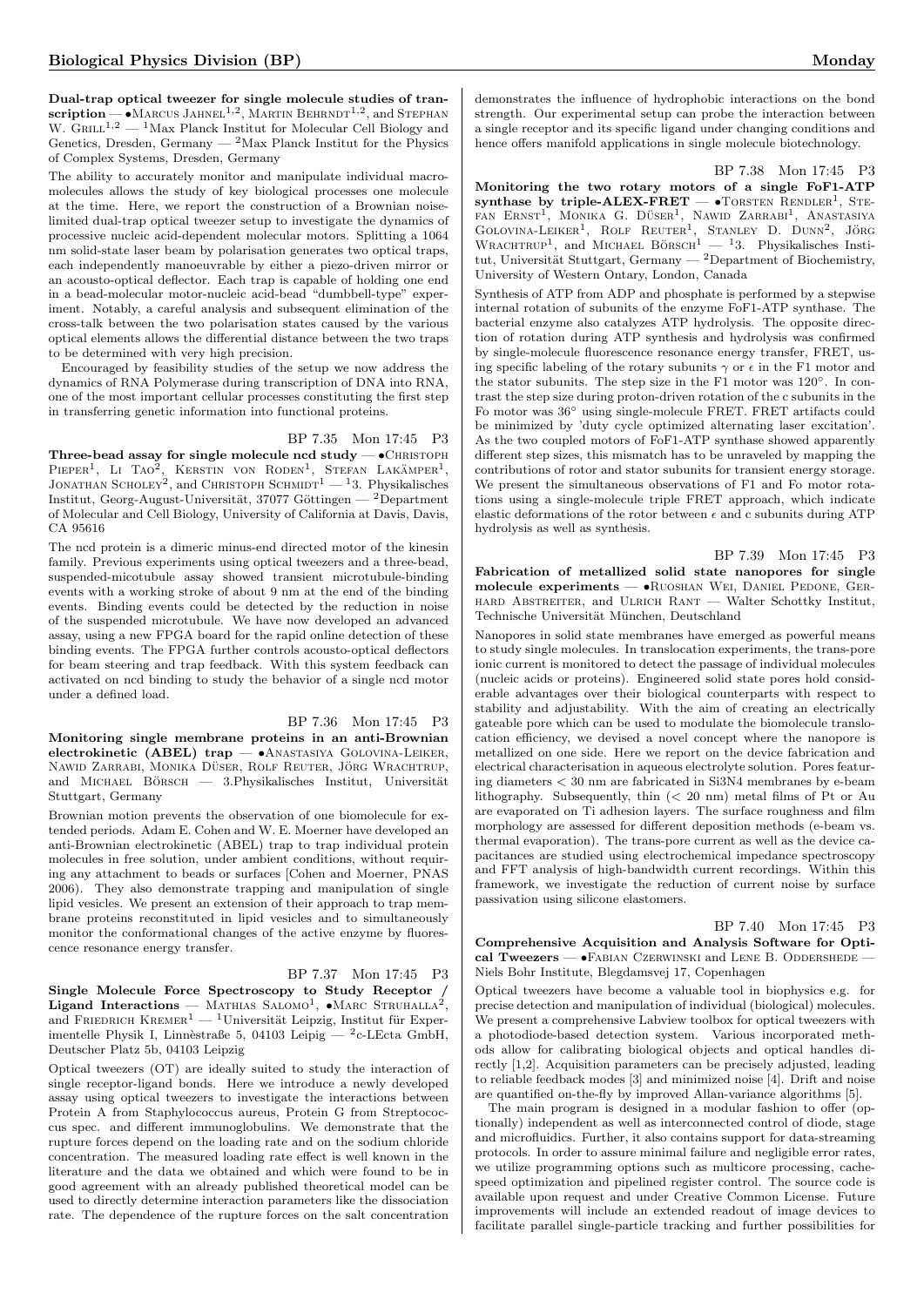**Dual-trap optical tweezer for single molecule studies of transcription** — •Marcus Jahnel[1,2], Martin Behrndt[1,2], and Stephan W. Grill[1,2] — [1]Max Planck Institut for Molecular Cell Biology and Genetics, Dresden, Germany — [2]Max Planck Institut for the Physics of Complex Systems, Dresden, Germany

The ability to accurately monitor and manipulate individual macromolecules allows the study of key biological processes one molecule at the time. Here, we report the construction of a Brownian noise-limited dual-trap optical tweezer setup to investigate the dynamics of processive nucleic acid-dependent molecular motors. Splitting a 1064 nm solid-state laser beam by polarisation generates two optical traps, each independently manoeuvrable by either a piezo-driven mirror or an acousto-optical deflector. Each trap is capable of holding one end in a bead-molecular motor-nucleic acid-bead "dumbbell-type" experiment. Notably, a careful analysis and subsequent elimination of the cross-talk between the two polarisation states caused by the various optical elements allows the differential distance between the two traps to be determined with very high precision.

Encouraged by feasibility studies of the setup we now address the dynamics of RNA Polymerase during transcription of DNA into RNA, one of the most important cellular processes constituting the first step in transferring genetic information into functional proteins.

BP 7.35 Mon 17:45 P3

**Three-bead assay for single molecule ncd study** — •Christoph Pieper[1], Li Tao[2], Kerstin von Roden[1], Stefan Lakämper[1], Jonathan Scholey[2], and Christoph Schmidt[1] — [1]3. Physikalisches Institut, Georg-August-Universität, 37077 Göttingen — [2]Department of Molecular and Cell Biology, University of California at Davis, Davis, CA 95616

The ncd protein is a dimeric minus-end directed motor of the kinesin family. Previous experiments using optical tweezers and a three-bead, suspended-micotubule assay showed transient microtubule-binding events with a working stroke of about 9 nm at the end of the binding events. Binding events could be detected by the reduction in noise of the suspended microtubule. We have now developed an advanced assay, using a new FPGA board for the rapid online detection of these binding events. The FPGA further controls acousto-optical deflectors for beam steering and trap feedback. With this system feedback can activated on ncd binding to study the behavior of a single ncd motor under a defined load.

BP 7.36 Mon 17:45 P3

**Monitoring single membrane proteins in an anti-Brownian electrokinetic (ABEL) trap** — •Anastasiya Golovina-Leiker, Nawid Zarrabi, Monika Düser, Rolf Reuter, Jörg Wrachtrup, and Michael Börsch — 3.Physikalisches Institut, Universität Stuttgart, Germany

Brownian motion prevents the observation of one biomolecule for extended periods. Adam E. Cohen and W. E. Moerner have developed an anti-Brownian electrokinetic (ABEL) trap to trap individual protein molecules in free solution, under ambient conditions, without requiring any attachment to beads or surfaces [Cohen and Moerner, PNAS 2006). They also demonstrate trapping and manipulation of single lipid vesicles. We present an extension of their approach to trap membrane proteins reconstituted in lipid vesicles and to simultaneously monitor the conformational changes of the active enzyme by fluorescence resonance energy transfer.

BP 7.37 Mon 17:45 P3

**Single Molecule Force Spectroscopy to Study Receptor / Ligand Interactions** — Mathias Salomo[1], •Marc Struhalla[2], and Friedrich Kremer[1] — [1]Universität Leipzig, Institut für Experimentelle Physik I, Linnèstraße 5, 04103 Leipzig — [2]c-LEcta GmbH, Deutscher Platz 5b, 04103 Leipzig

Optical tweezers (OT) are ideally suited to study the interaction of single receptor-ligand bonds. Here we introduce a newly developed assay using optical tweezers to investigate the interactions between Protein A from Staphylococcus aureus, Protein G from Streptococcus spec. and different immunoglobulins. We demonstrate that the rupture forces depend on the loading rate and on the sodium chloride concentration. The measured loading rate effect is well known in the literature and the data we obtained and which were found to be in good agreement with an already published theoretical model can be used to directly determine interaction parameters like the dissociation rate. The dependence of the rupture forces on the salt concentration demonstrates the influence of hydrophobic interactions on the bond strength. Our experimental setup can probe the interaction between a single receptor and its specific ligand under changing conditions and hence offers manifold applications in single molecule biotechnology.

BP 7.38 Mon 17:45 P3

**Monitoring the two rotary motors of a single FoF1-ATP synthase by triple-ALEX-FRET** — •Torsten Rendler[1], Stefan Ernst[1], Monika G. Düser[1], Nawid Zarrabi[1], Anastasiya Golovina-Leiker[1], Rolf Reuter[1], Stanley D. Dunn[2], Jörg Wrachtrup[1], and Michael Börsch[1] — [1]3. Physikalisches Institut, Universität Stuttgart, Germany — [2]Department of Biochemistry, University of Western Ontary, London, Canada

Synthesis of ATP from ADP and phosphate is performed by a stepwise internal rotation of subunits of the enzyme FoF1-ATP synthase. The bacterial enzyme also catalyzes ATP hydrolysis. The opposite direction of rotation during ATP synthesis and hydrolysis was confirmed by single-molecule fluorescence resonance energy transfer, FRET, using specific labeling of the rotary subunits $\gamma$ or $\epsilon$ in the F1 motor and the stator subunits. The step size in the F1 motor was 120°. In contrast the step size during proton-driven rotation of the c subunits in the Fo motor was 36° using single-molecule FRET. FRET artifacts could be minimized by 'duty cycle optimized alternating laser excitation'. As the two coupled motors of FoF1-ATP synthase showed apparently different step sizes, this mismatch has to be unraveled by mapping the contributions of rotor and stator subunits for transient energy storage. We present the simultaneous observations of F1 and Fo motor rotations using a single-molecule triple FRET approach, which indicate elastic deformations of the rotor between $\epsilon$ and c subunits during ATP hydrolysis as well as synthesis.

BP 7.39 Mon 17:45 P3

**Fabrication of metallized solid state nanopores for single molecule experiments** — •Ruoshan Wei, Daniel Pedone, Gerhard Abstreiter, and Ulrich Rant — Walter Schottky Institut, Technische Universität München, Deutschland

Nanopores in solid state membranes have emerged as powerful means to study single molecules. In translocation experiments, the trans-pore ionic current is monitored to detect the passage of individual molecules (nucleic acids or proteins). Engineered solid state pores hold considerable advantages over their biological counterparts with respect to stability and adjustability. With the aim of creating an electrically gateable pore which can be used to modulate the biomolecule translocation efficiency, we devised a novel concept where the nanopore is metallized on one side. Here we report on the device fabrication and electrical characterisation in aqueous electrolyte solution. Pores featuring diameters < 30 nm are fabricated in $Si3N4$ membranes by e-beam lithography. Subsequently, thin (< 20 nm) metal films of Pt or Au are evaporated on Ti adhesion layers. The surface roughness and film morphology are assessed for different deposition methods (e-beam vs. thermal evaporation). The trans-pore current as well as the device capacitances are studied using electrochemical impedance spectroscopy and FFT analysis of high-bandwidth current recordings. Within this framework, we investigate the reduction of current noise by surface passivation using silicone elastomers.

BP 7.40 Mon 17:45 P3

**Comprehensive Acquisition and Analysis Software for Optical Tweezers** — •Fabian Czerwinski and Lene B. Oddershede — Niels Bohr Institute, Blegdamsvej 17, Copenhagen

Optical tweezers have become a valuable tool in biophysics e.g. for precise detection and manipulation of individual (biological) molecules. We present a comprehensive Labview toolbox for optical tweezers with a photodiode-based detection system. Various incorporated methods allow for calibrating biological objects and optical handles directly [1,2]. Acquisition parameters can be precisely adjusted, leading to reliable feedback modes [3] and minimized noise [4]. Drift and noise are quantified on-the-fly by improved Allan-variance algorithms [5].

The main program is designed in a modular fashion to offer (optionally) independent as well as interconnected control of diode, stage and microfluidics. Further, it also contains support for data-streaming protocols. In order to assure minimal failure and negligible error rates, we utilize programming options such as multicore processing, cache-speed optimization and pipelined register control. The source code is available upon request and under Creative Common License. Future improvements will include an extended readout of image devices to facilitate parallel single-particle tracking and further possibilities for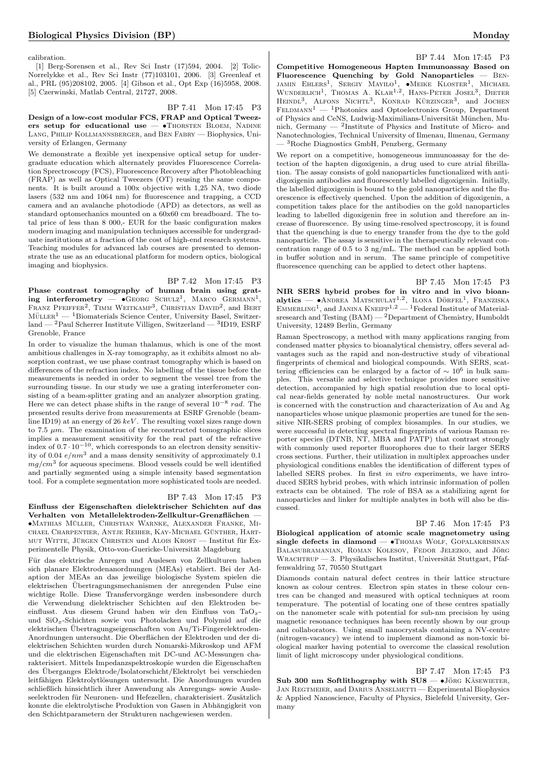calibration.

[1] Berg-Sorensen et al., Rev Sci Instr (17)594, 2004. [2] Tolic-Norrelykke et al., Rev Sci Instr (77)103101, 2006. [3] Greenleaf et al., PRL (95)208102, 2005. [4] Gibson et al., Opt Exp (16)5958, 2008. [5] Czerwinski, Matlab Central, 21727, 2008.

BP 7.41 Mon 17:45 P3

**Design of a low-cost modular FCS, FRAP and Optical Tweezers setup for educational use** — •Thorsten Bloem, Nadine Lang, Philip Kollmannsberger, and Ben Fabry — Biophysics, University of Erlangen, Germany

We demonstrate a flexible yet inexpensive optical setup for undergraduate education which alternately provides Fluorescence Correlation Spectroscopy (FCS), Fluorescence Recovery after Photobleaching (FRAP) as well as Optical Tweezers (OT) reusing the same components. It is built around a 100x objective with 1,25 NA, two diode lasers (532 nm and 1064 nm) for fluorescence and trapping, a CCD camera and an avalanche photodiode (APD) as detectors, as well as standard optomechanics mounted on a 60x60 cm breadboard. The total price of less than 8 000,- EUR for the basic configuration makes modern imaging and manipulation techniques accessible for undergraduate institutions at a fraction of the cost of high-end research systems. Teaching modules for advanced lab courses are presented to demonstrate the use as an educational platform for modern optics, biological imaging and biophysics.

BP 7.42 Mon 17:45 P3

**Phase contrast tomography of human brain using grating interferometry** — •Georg Schulz[1], Marco Germann[1], Franz Pfeiffer[2], Timm Weitkamp[3], Christian David[2], and Bert Müller[1] — [1]Biomaterials Science Center, University Basel, Switzerland — [2]Paul Scherrer Institute Villigen, Switzerland — [3]ID19, ESRF Grenoble, France

In order to visualize the human thalamus, which is one of the most ambitious challenges in X-ray tomography, as it exhibits almost no absorption contrast, we use phase contrast tomography which is based on differences of the refraction index. No labelling of the tissue before the measurements is needed in order to segment the vessel tree from the surrounding tissue. In our study we use a grating interferometer consisting of a beam-splitter grating and an analyzer absorption grating. Here we can detect phase shifts in the range of several $10^{-8}$ $rad$. The presented results derive from measurements at ESRF Grenoble (beamline ID19) at an energy of 26 $keV$. The resulting voxel sizes range down to 7.5 $\mu m$. The examination of the reconstructed tomographic slices implies a measurement sensitivity for the real part of the refractive index of $0.7 \cdot 10^{-10}$, which corresponds to an electron density sensitivity of 0.04 $e/nm^3$ and a mass density sensitivity of approximately 0.1 $mg/cm^3$ for aqueous specimens. Blood vessels could be well identified and partially segmented using a simple intensity based segmentation tool. For a complete segmentation more sophisticated tools are needed.

BP 7.43 Mon 17:45 P3

**Einfluss der Eigenschaften dielektrischer Schichten auf das Verhalten von Metallelektroden-Zellkultur-Grenzflächen** — •Mathias Müller, Christian Warnke, Alexander Franke, Michael Charpentier, Antje Reiher, Kay-Michael Günther, Hartmut Witte, Jürgen Christen und Alois Krost — Institut für Experimentelle Physik, Otto-von-Guericke-Universität Magdeburg

Für das elektrische Anregen und Auslesen von Zellkulturen haben sich planare Elektrodenanordnungen (MEAs) etabliert. Bei der Adaption der MEAs an das jeweilige biologische System spielen die elektrischen Übertragungsmechanismen der anregenden Pulse eine wichtige Rolle. Diese Transfervorgänge werden insbesondere durch die Verwendung dielektrischer Schichten auf den Elektroden beeinflusst. Aus diesem Grund haben wir den Einfluss von $TaO_x$- und $SiO_x$-Schichten sowie von Photolacken und Polymid auf die elektrischen Übertragungseigenschaften von Au/Ti-Fingerelektroden-Anordnungen untersucht. Die Oberflächen der Elektroden und der dielektrischen Schichten wurden durch Nomarski-Mikroskop und AFM und die elektrischen Eigenschaften mit DC-und AC-Messungen charakterisiert. Mittels Impedanzspektroskopie wurden die Eigenschaften des Überganges Elektrode/Isolatorschicht/Elektrolyt bei verschieden leitfähigen Elektrolytlösungen untersucht. Die Anordnungen wurden schließlich hinsichtlich ihrer Anwendung als Anregungs- sowie Ausleseelektroden für Neuronen- und Hefezellen, charakterisiert. Zusätzlich konnte die elektrolytische Produktion von Gasen in Abhängigkeit von den Schichtparametern der Strukturen nachgewiesen werden.

BP 7.44 Mon 17:45 P3

**Competitive Homogeneous Hapten Immunoassay Based on Fluorescence Quenching by Gold Nanoparticles** — Benjamin Ehlers[1], Sergiy Mayilo[1], •Meike Kloster[1], Michael Wunderlich[1], Thomas A. Klar[1,2], Hans-Peter Josel[3], Dieter Heindl[3], Alfons Nichtl[3], Konrad Kürzinger[3], and Jochen Feldmann[1] — [1]Photonics and Optoelectronics Group, Department of Physics and CeNS, Ludwig-Maximilians-Universität München, Munich, Germany — [2]Institute of Physics and Institute of Micro- and Nanotechnologies, Technical University of Ilmenau, Ilmenau, Germany — [3]Roche Diagnostics GmbH, Penzberg, Germany

We report on a competitive, homogeneous immunoassay for the detection of the hapten digoxigenin, a drug used to cure atrial fibrillation. The assay consists of gold nanoparticles functionalized with antidigoxigenin antibodies and fluorescently labelled digoxigenin. Initially, the labelled digoxigenin is bound to the gold nanoparticles and the fluorescence is effectively quenched. Upon the addition of digoxigenin, a competition takes place for the antibodies on the gold nanoparticles leading to labelled digoxigenin free in solution and therefore an increase of fluorescence. By using time-resolved spectroscopy, it is found that the quenching is due to energy transfer from the dye to the gold nanoparticle. The assay is sensitive in the therapeutically relevant concentration range of 0.5 to 3 ng/mL. The method can be applied both in buffer solution and in serum. The same principle of competitive fluorescence quenching can be applied to detect other haptens.

BP 7.45 Mon 17:45 P3

**NIR SERS hybrid probes for in vitro and in vivo bioanalytics** — •Andrea Matschulat[1,2], Ilona Dörfel[1], Franziska Emmerling[1], and Janina Kneipp[1,2] — [1]Federal Institute of Materialsresearch and Testing (BAM) — [2]Department of Chemistry, Humboldt University, 12489 Berlin, Germany

Raman Spectroscopy, a method with many applications ranging from condensed matter physics to bioanalytical chemistry, offers several advantages such as the rapid and non-destructive study of vibrational fingerprints of chemical and biological compounds. With SERS, scattering efficiencies can be enlarged by a factor of $\sim 10^6$ in bulk samples. This versatile and selective technique provides more sensitive detection, accompanied by high spatial resolution due to local optical near-fields generated by noble metal nanostructures. Our work is concerned with the construction and characterization of Au and Ag nanoparticles whose unique plasmonic properties are tuned for the sensitive NIR-SERS probing of complex biosamples. In our studies, we were successful in detecting spectral fingerprints of various Raman reporter species (DTNB, NT, MBA and PATP) that contrast strongly with commonly used reporter fluorophores due to their larger SERS cross sections. Further, their utilization in multiplex approaches under physiological conditions enables the identification of different types of labelled SERS probes. In first *in vitro* experiments, we have introduced SERS hybrid probes, with which intrinsic information of pollen extracts can be obtained. The role of BSA as a stabilizing agent for nanoparticles and linker for multiple analytes in both will also be discussed.

BP 7.46 Mon 17:45 P3

**Biological application of atomic scale magnetometry using single defects in diamond** — •Thomas Wolf, Gopalakrishnan Balasubramanian, Roman Kolesov, Fedor Jelezko, and Jörg Wrachtrup — 3. Physikalisches Institut, Universität Stuttgart, Pfaffenwaldring 57, 70550 Stuttgart

Diamonds contain natural defect centres in their lattice structure known as colour centres. Electron spin states in these colour centres can be changed and measured with optical techniques at room temperature. The potential of locating one of these centres spatially on the nanometer scale with potential for sub-nm precision by using magnetic resonance techniques has been recently shown by our group and collaborators. Using small nanocrystals containing a NV-centre (nitrogen-vacancy) we intend to implement diamond as non-toxic biological marker having potential to overcome the classical resolution limit of light microscopy under physiological conditions.

BP 7.47 Mon 17:45 P3

**Sub 300 nm Softlithography with SU8** — •Jörg Käsewieter, Jan Regtmeier, and Darius Anselmetti — Experimental Biophysics & Applied Nanoscience, Faculty of Physics, Bielefeld University, Germany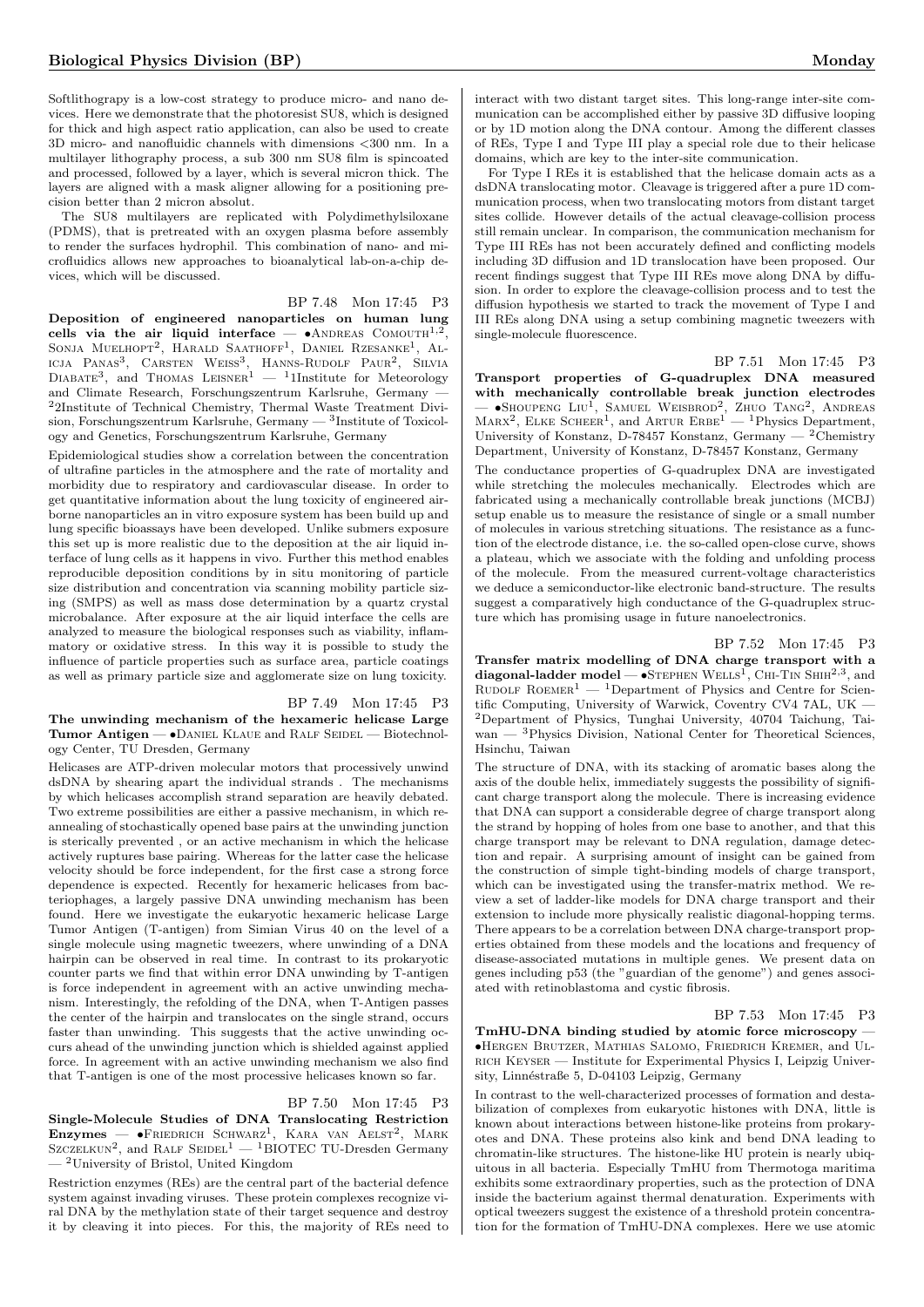Softlithograpy is a low-cost strategy to produce micro- and nano devices. Here we demonstrate that the photoresist SU8, which is designed for thick and high aspect ratio application, can also be used to create 3D micro- and nanofluidic channels with dimensions <300 nm. In a multilayer lithography process, a sub 300 nm SU8 film is spincoated and processed, followed by a layer, which is several micron thick. The layers are aligned with a mask aligner allowing for a positioning precision better than 2 micron absolut.

The SU8 multilayers are replicated with Polydimethylsiloxane (PDMS), that is pretreated with an oxygen plasma before assembly to render the surfaces hydrophil. This combination of nano- and microfluidics allows new approaches to bioanalytical lab-on-a-chip devices, which will be discussed.

BP 7.48 Mon 17:45 P3

**Deposition of engineered nanoparticles on human lung cells via the air liquid interface** — •Andreas Comouth[1,2], Sonja Muelhopt[2], Harald Saathoff[1], Daniel Rzesanke[1], Alicja Panas[3], Carsten Weiss[3], Hanns-Rudolf Paur[2], Silvia Diabate[3], and Thomas Leisner[1] — [1]1Institute for Meteorology and Climate Research, Forschungszentrum Karlsruhe, Germany — [2]2Institute of Technical Chemistry, Thermal Waste Treatment Division, Forschungszentrum Karlsruhe, Germany — [3]Institute of Toxicology and Genetics, Forschungszentrum Karlsruhe, Germany

Epidemiological studies show a correlation between the concentration of ultrafine particles in the atmosphere and the rate of mortality and morbidity due to respiratory and cardiovascular disease. In order to get quantitative information about the lung toxicity of engineered airborne nanoparticles an in vitro exposure system has been build up and lung specific bioassays have been developed. Unlike submers exposure this set up is more realistic due to the deposition at the air liquid interface of lung cells as it happens in vivo. Further this method enables reproducible deposition conditions by in situ monitoring of particle size distribution and concentration via scanning mobility particle sizing (SMPS) as well as mass dose determination by a quartz crystal microbalance. After exposure at the air liquid interface the cells are analyzed to measure the biological responses such as viability, inflammatory or oxidative stress. In this way it is possible to study the influence of particle properties such as surface area, particle coatings as well as primary particle size and agglomerate size on lung toxicity.

BP 7.49 Mon 17:45 P3

**The unwinding mechanism of the hexameric helicase Large Tumor Antigen** — •Daniel Klaue and Ralf Seidel — Biotechnology Center, TU Dresden, Germany

Helicases are ATP-driven molecular motors that processively unwind dsDNA by shearing apart the individual strands . The mechanisms by which helicases accomplish strand separation are heavily debated. Two extreme possibilities are either a passive mechanism, in which reannealing of stochastically opened base pairs at the unwinding junction is sterically prevented , or an active mechanism in which the helicase actively ruptures base pairing. Whereas for the latter case the helicase velocity should be force independent, for the first case a strong force dependence is expected. Recently for hexameric helicases from bacteriophages, a largely passive DNA unwinding mechanism has been found. Here we investigate the eukaryotic hexameric helicase Large Tumor Antigen (T-antigen) from Simian Virus 40 on the level of a single molecule using magnetic tweezers, where unwinding of a DNA hairpin can be observed in real time. In contrast to its prokaryotic counter parts we find that within error DNA unwinding by T-antigen is force independent in agreement with an active unwinding mechanism. Interestingly, the refolding of the DNA, when T-Antigen passes the center of the hairpin and translocates on the single strand, occurs faster than unwinding. This suggests that the active unwinding occurs ahead of the unwinding junction which is shielded against applied force. In agreement with an active unwinding mechanism we also find that T-antigen is one of the most processive helicases known so far.

BP 7.50 Mon 17:45 P3

**Single-Molecule Studies of DNA Translocating Restriction Enzymes** — •Friedrich Schwarz[1], Kara van Aelst[2], Mark Szczelkun[2], and Ralf Seidel[1] — [1]BIOTEC TU-Dresden Germany — [2]University of Bristol, United Kingdom

Restriction enzymes (REs) are the central part of the bacterial defence system against invading viruses. These protein complexes recognize viral DNA by the methylation state of their target sequence and destroy it by cleaving it into pieces. For this, the majority of REs need to interact with two distant target sites. This long-range inter-site communication can be accomplished either by passive 3D diffusive looping or by 1D motion along the DNA contour. Among the different classes of REs, Type I and Type III play a special role due to their helicase domains, which are key to the inter-site communication.

For Type I REs it is established that the helicase domain acts as a dsDNA translocating motor. Cleavage is triggered after a pure 1D communication process, when two translocating motors from distant target sites collide. However details of the actual cleavage-collision process still remain unclear. In comparison, the communication mechanism for Type III REs has not been accurately defined and conflicting models including 3D diffusion and 1D translocation have been proposed. Our recent findings suggest that Type III REs move along DNA by diffusion. In order to explore the cleavage-collision process and to test the diffusion hypothesis we started to track the movement of Type I and III REs along DNA using a setup combining magnetic tweezers with single-molecule fluorescence.

BP 7.51 Mon 17:45 P3

**Transport properties of G-quadruplex DNA measured with mechanically controllable break junction electrodes** — •Shoupeng Liu[1], Samuel Weisbrod[2], Zhuo Tang[2], Andreas Marx[2], Elke Scheer[1], and Artur Erbe[1] — [1]Physics Department, University of Konstanz, D-78457 Konstanz, Germany — [2]Chemistry Department, University of Konstanz, D-78457 Konstanz, Germany

The conductance properties of G-quadruplex DNA are investigated while stretching the molecules mechanically. Electrodes which are fabricated using a mechanically controllable break junctions (MCBJ) setup enable us to measure the resistance of single or a small number of molecules in various stretching situations. The resistance as a function of the electrode distance, i.e. the so-called open-close curve, shows a plateau, which we associate with the folding and unfolding process of the molecule. From the measured current-voltage characteristics we deduce a semiconductor-like electronic band-structure. The results suggest a comparatively high conductance of the G-quadruplex structure which has promising usage in future nanoelectronics.

BP 7.52 Mon 17:45 P3

**Transfer matrix modelling of DNA charge transport with a diagonal-ladder model** — •Stephen Wells[1], Chi-Tin Shih[2,3], and Rudolf Roemer[1] — [1]Department of Physics and Centre for Scientific Computing, University of Warwick, Coventry CV4 7AL, UK — [2]Department of Physics, Tunghai University, 40704 Taichung, Taiwan — [3]Physics Division, National Center for Theoretical Sciences, Hsinchu, Taiwan

The structure of DNA, with its stacking of aromatic bases along the axis of the double helix, immediately suggests the possibility of significant charge transport along the molecule. There is increasing evidence that DNA can support a considerable degree of charge transport along the strand by hopping of holes from one base to another, and that this charge transport may be relevant to DNA regulation, damage detection and repair. A surprising amount of insight can be gained from the construction of simple tight-binding models of charge transport, which can be investigated using the transfer-matrix method. We review a set of ladder-like models for DNA charge transport and their extension to include more physically realistic diagonal-hopping terms. There appears to be a correlation between DNA charge-transport properties obtained from these models and the locations and frequency of disease-associated mutations in multiple genes. We present data on genes including p53 (the "guardian of the genome") and genes associated with retinoblastoma and cystic fibrosis.

BP 7.53 Mon 17:45 P3

**TmHU-DNA binding studied by atomic force microscopy** — •Hergen Brutzer, Mathias Salomo, Friedrich Kremer, and Ulrich Keyser — Institute for Experimental Physics I, Leipzig University, Linnéstraße 5, D-04103 Leipzig, Germany

In contrast to the well-characterized processes of formation and destabilization of complexes from eukaryotic histones with DNA, little is known about interactions between histone-like proteins from prokaryotes and DNA. These proteins also kink and bend DNA leading to chromatin-like structures. The histone-like HU protein is nearly ubiquitous in all bacteria. Especially TmHU from Thermotoga maritima exhibits some extraordinary properties, such as the protection of DNA inside the bacterium against thermal denaturation. Experiments with optical tweezers suggest the existence of a threshold protein concentration for the formation of TmHU-DNA complexes. Here we use atomic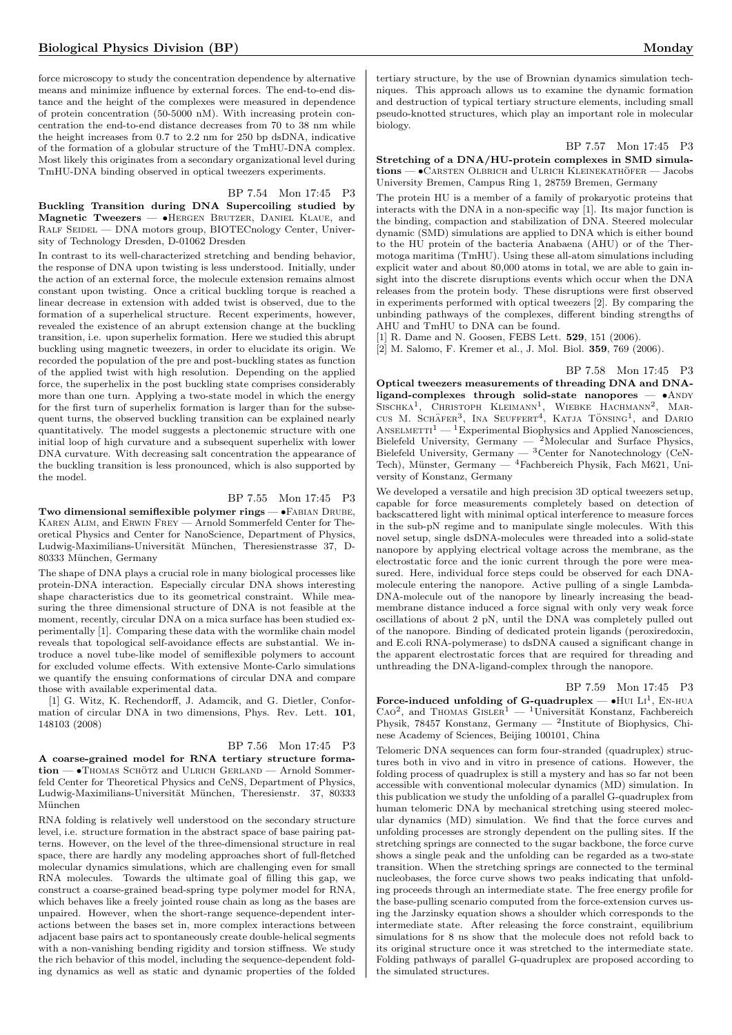force microscopy to study the concentration dependence by alternative means and minimize influence by external forces. The end-to-end distance and the height of the complexes were measured in dependence of protein concentration (50-5000 nM). With increasing protein concentration the end-to-end distance decreases from 70 to 38 nm while the height increases from 0.7 to 2.2 nm for 250 bp dsDNA, indicative of the formation of a globular structure of the TmHU-DNA complex. Most likely this originates from a secondary organizational level during TmHU-DNA binding observed in optical tweezers experiments.

BP 7.54 Mon 17:45 P3

**Buckling Transition during DNA Supercoiling studied by Magnetic Tweezers** — •Hergen Brutzer, Daniel Klaue, and Ralf Seidel — DNA motors group, BIOTECnology Center, University of Technology Dresden, D-01062 Dresden

In contrast to its well-characterized stretching and bending behavior, the response of DNA upon twisting is less understood. Initially, under the action of an external force, the molecule extension remains almost constant upon twisting. Once a critical buckling torque is reached a linear decrease in extension with added twist is observed, due to the formation of a superhelical structure. Recent experiments, however, revealed the existence of an abrupt extension change at the buckling transition, i.e. upon superhelix formation. Here we studied this abrupt buckling using magnetic tweezers, in order to elucidate its origin. We recorded the population of the pre and post-buckling states as function of the applied twist with high resolution. Depending on the applied force, the superhelix in the post buckling state comprises considerably more than one turn. Applying a two-state model in which the energy for the first turn of superhelix formation is larger than for the subsequent turns, the observed buckling transition can be explained nearly quantitatively. The model suggests a plectonemic structure with one initial loop of high curvature and a subsequent superhelix with lower DNA curvature. With decreasing salt concentration the appearance of the buckling transition is less pronounced, which is also supported by the model.

BP 7.55 Mon 17:45 P3

**Two dimensional semiflexible polymer rings** — •Fabian Drube, Karen Alim, and Erwin Frey — Arnold Sommerfeld Center for Theoretical Physics and Center for NanoScience, Department of Physics, Ludwig-Maximilians-Universität München, Theresienstrasse 37, D-80333 München, Germany

The shape of DNA plays a crucial role in many biological processes like protein-DNA interaction. Especially circular DNA shows interesting shape characteristics due to its geometrical constraint. While measuring the three dimensional structure of DNA is not feasible at the moment, recently, circular DNA on a mica surface has been studied experimentally [1]. Comparing these data with the wormlike chain model reveals that topological self-avoidance effects are substantial. We introduce a novel tube-like model of semiflexible polymers to account for excluded volume effects. With extensive Monte-Carlo simulations we quantify the ensuing conformations of circular DNA and compare those with available experimental data.

[1] G. Witz, K. Rechendorff, J. Adamcik, and G. Dietler, Conformation of circular DNA in two dimensions, Phys. Rev. Lett. **101**, 148103 (2008)

BP 7.56 Mon 17:45 P3

**A coarse-grained model for RNA tertiary structure formation** — •Thomas Schötz and Ulrich Gerland — Arnold Sommerfeld Center for Theoretical Physics and CeNS, Department of Physics, Ludwig-Maximilians-Universität München, Theresienstr. 37, 80333 München

RNA folding is relatively well understood on the secondary structure level, i.e. structure formation in the abstract space of base pairing patterns. However, on the level of the three-dimensional structure in real space, there are hardly any modeling approaches short of full-fletched molecular dynamics simulations, which are challenging even for small RNA molecules. Towards the ultimate goal of filling this gap, we construct a coarse-grained bead-spring type polymer model for RNA, which behaves like a freely jointed rouse chain as long as the bases are unpaired. However, when the short-range sequence-dependent interactions between the bases set in, more complex interactions between adjacent base pairs act to spontaneously create double-helical segments with a non-vanishing bending rigidity and torsion stiffness. We study the rich behavior of this model, including the sequence-dependent folding dynamics as well as static and dynamic properties of the folded tertiary structure, by the use of Brownian dynamics simulation techniques. This approach allows us to examine the dynamic formation and destruction of typical tertiary structure elements, including small pseudo-knotted structures, which play an important role in molecular biology.

BP 7.57 Mon 17:45 P3

**Stretching of a DNA/HU-protein complexes in SMD simulations** — •Carsten Olbrich and Ulrich Kleinekathöfer — Jacobs University Bremen, Campus Ring 1, 28759 Bremen, Germany

The protein HU is a member of a family of prokaryotic proteins that interacts with the DNA in a non-specific way [1]. Its major function is the binding, compaction and stabilization of DNA. Steered molecular dynamic (SMD) simulations are applied to DNA which is either bound to the HU protein of the bacteria Anabaena (AHU) or of the Thermotoga maritima (TmHU). Using these all-atom simulations including explicit water and about 80,000 atoms in total, we are able to gain insight into the discrete disruptions events which occur when the DNA releases from the protein body. These disruptions were first observed in experiments performed with optical tweezers [2]. By comparing the unbinding pathways of the complexes, different binding strengths of AHU and TmHU to DNA can be found.

[1] R. Dame and N. Goosen, FEBS Lett. **529**, 151 (2006).

[2] M. Salomo, F. Kremer et al., J. Mol. Biol. **359**, 769 (2006).

BP 7.58 Mon 17:45 P3

**Optical tweezers measurements of threading DNA and DNA-ligand-complexes through solid-state nanopores** — •Andy Sischka[1], Christoph Kleimann[1], Wiebke Hachmann[2], Marcus M. Schäfer[3], Ina Seuffert[4], Katja Tönsing[1], and Dario Anselmetti[1] — [1]Experimental Biophysics and Applied Nanosciences, Bielefeld University, Germany — [2]Molecular and Surface Physics, Bielefeld University, Germany — [3]Center for Nanotechnology (CeNTech), Münster, Germany — [4]Fachbereich Physik, Fach M621, University of Konstanz, Germany

We developed a versatile and high precision 3D optical tweezers setup, capable for force measurements completely based on detection of backscattered light with minimal optical interference to measure forces in the sub-pN regime and to manipulate single molecules. With this novel setup, single dsDNA-molecules were threaded into a solid-state nanopore by applying electrical voltage across the membrane, as the electrostatic force and the ionic current through the pore were measured. Here, individual force steps could be observed for each DNA-molecule entering the nanopore. Active pulling of a single Lambda-DNA-molecule out of the nanopore by linearly increasing the bead-membrane distance induced a force signal with only very weak force oscillations of about 2 pN, until the DNA was completely pulled out of the nanopore. Binding of dedicated protein ligands (peroxiredoxin, and E.coli RNA-polymerase) to dsDNA caused a significant change in the apparent electrostatic forces that are required for threading and unthreading the DNA-ligand-complex through the nanopore.

BP 7.59 Mon 17:45 P3

**Force-induced unfolding of G-quadruplex** — •Hui Li[1], En-hua Cao[2], and Thomas Gisler[1] — [1]Universität Konstanz, Fachbereich Physik, 78457 Konstanz, Germany — [2]Institute of Biophysics, Chinese Academy of Sciences, Beijing 100101, China

Telomeric DNA sequences can form four-stranded (quadruplex) structures both in vivo and in vitro in presence of cations. However, the folding process of quadruplex is still a mystery and has so far not been accessible with conventional molecular dynamics (MD) simulation. In this publication we study the unfolding of a parallel G-quadruplex from human telomeric DNA by mechanical stretching using steered molecular dynamics (MD) simulation. We find that the force curves and unfolding processes are strongly dependent on the pulling sites. If the stretching springs are connected to the sugar backbone, the force curve shows a single peak and the unfolding can be regarded as a two-state transition. When the stretching springs are connected to the terminal nucleobases, the force curve shows two peaks indicating that unfolding proceeds through an intermediate state. The free energy profile for the base-pulling scenario computed from the force-extension curves using the Jarzinsky equation shows a shoulder which corresponds to the intermediate state. After releasing the force constraint, equilibrium simulations for 8 ns show that the molecule does not refold back to its original structure once it was stretched to the intermediate state. Folding pathways of parallel G-quadruplex are proposed according to the simulated structures.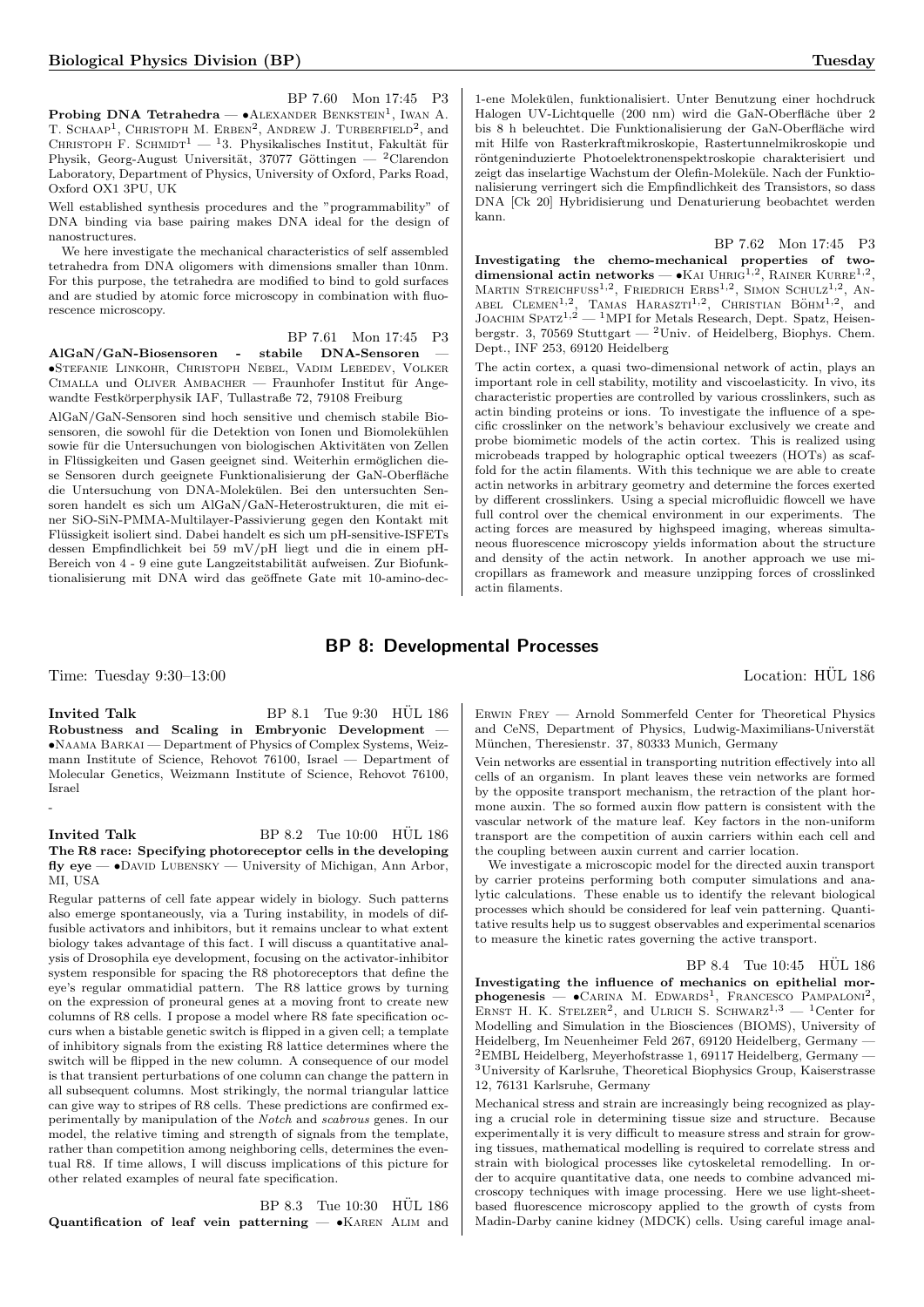BP 7.60 Mon 17:45 P3

**Probing DNA Tetrahedra** — •Alexander Benkstein[1], Iwan A. T. Schaap[1], Christoph M. Erben[2], Andrew J. Turberfield[2], and Christoph F. Schmidt[1] — [1]3. Physikalisches Institut, Fakultät für Physik, Georg-August Universität, 37077 Göttingen — [2]Clarendon Laboratory, Department of Physics, University of Oxford, Parks Road, Oxford OX1 3PU, UK

Well established synthesis procedures and the "programmability" of DNA binding via base pairing makes DNA ideal for the design of nanostructures.

We here investigate the mechanical characteristics of self assembled tetrahedra from DNA oligomers with dimensions smaller than 10nm. For this purpose, the tetrahedra are modified to bind to gold surfaces and are studied by atomic force microscopy in combination with fluorescence microscopy.

BP 7.61 Mon 17:45 P3

**AlGaN/GaN-Biosensoren - stabile DNA-Sensoren** — •Stefanie Linkohr, Christoph Nebel, Vadim Lebedev, Volker Cimalla und Oliver Ambacher — Fraunhofer Institut für Angewandte Festkörperphysik IAF, Tullastraße 72, 79108 Freiburg

AlGaN/GaN-Sensoren sind hoch sensitive und chemisch stabile Biosensoren, die sowohl für die Detektion von Ionen und Biomolekühlen sowie für die Untersuchungen von biologischen Aktivitäten von Zellen in Flüssigkeiten und Gasen geeignet sind. Weiterhin ermöglichen diese Sensoren durch geeignete Funktionalisierung der GaN-Oberfläche die Untersuchung von DNA-Molekülen. Bei den untersuchten Sensoren handelt es sich um AlGaN/GaN-Heterostrukturen, die mit einer SiO-SiN-PMMA-Multilayer-Passivierung gegen den Kontakt mit Flüssigkeit isoliert sind. Dabei handelt es sich um pH-sensitive-ISFETs dessen Empfindlichkeit bei 59 mV/pH liegt und die in einem pH-Bereich von 4 - 9 eine gute Langzeitstabilität aufweisen. Zur Biofunktionalisierung mit DNA wird das geöffnete Gate mit 10-amino-dec-1-ene Molekülen, funktionalisiert. Unter Benutzung einer hochdruck Halogen UV-Lichtquelle (200 nm) wird die GaN-Oberfläche über 2 bis 8 h beleuchtet. Die Funktionalisierung der GaN-Oberfläche wird mit Hilfe von Rasterkraftmikroskopie, Rastertunnelmikroskopie und röntgeninduzierte Photoelektronenspektroskopie charakterisiert und zeigt das inselartige Wachstum der Olefin-Moleküle. Nach der Funktionalisierung verringert sich die Empfindlichkeit des Transistors, so dass DNA [Ck 20] Hybridisierung und Denaturierung beobachtet werden kann.

BP 7.62 Mon 17:45 P3

**Investigating the chemo-mechanical properties of two-dimensional actin networks** — •Kai Uhrig[1,2], Rainer Kurre[1,2], Martin Streichfuss[1,2], Friedrich Erbs[1,2], Simon Schulz[1,2], Anabel Clemen[1,2], Tamas Haraszti[1,2], Christian Böhm[1,2], and Joachim Spatz[1,2] — [1]MPI for Metals Research, Dept. Spatz, Heisenbergstr. 3, 70569 Stuttgart — [2]Univ. of Heidelberg, Biophys. Chem. Dept., INF 253, 69120 Heidelberg

The actin cortex, a quasi two-dimensional network of actin, plays an important role in cell stability, motility and viscoelasticity. In vivo, its characteristic properties are controlled by various crosslinkers, such as actin binding proteins or ions. To investigate the influence of a specific crosslinker on the network's behaviour exclusively we create and probe biomimetic models of the actin cortex. This is realized using microbeads trapped by holographic optical tweezers (HOTs) as scaffold for the actin filaments. With this technique we are able to create actin networks in arbitrary geometry and determine the forces exerted by different crosslinkers. Using a special microfluidic flowcell we have full control over the chemical environment in our experiments. The acting forces are measured by highspeed imaging, whereas simultaneous fluorescence microscopy yields information about the structure and density of the actin network. In another approach we use micropillars as framework and measure unzipping forces of crosslinked actin filaments.

## BP 8: Developmental Processes

Time: Tuesday 9:30–13:00 Location: HÜL 186

**Invited Talk** BP 8.1 Tue 9:30 HÜL 186

**Robustness and Scaling in Embryonic Development** — •Naama Barkai — Department of Physics of Complex Systems, Weizmann Institute of Science, Rehovot 76100, Israel — Department of Molecular Genetics, Weizmann Institute of Science, Rehovot 76100, Israel

-

**Invited Talk** BP 8.2 Tue 10:00 HÜL 186

**The R8 race: Specifying photoreceptor cells in the developing fly eye** — •David Lubensky — University of Michigan, Ann Arbor, MI, USA

Regular patterns of cell fate appear widely in biology. Such patterns also emerge spontaneously, via a Turing instability, in models of diffusible activators and inhibitors, but it remains unclear to what extent biology takes advantage of this fact. I will discuss a quantitative analysis of Drosophila eye development, focusing on the activator-inhibitor system responsible for spacing the R8 photoreceptors that define the eye's regular ommatidial pattern. The R8 lattice grows by turning on the expression of proneural genes at a moving front to create new columns of R8 cells. I propose a model where R8 fate specification occurs when a bistable genetic switch is flipped in a given cell; a template of inhibitory signals from the existing R8 lattice determines where the switch will be flipped in the new column. A consequence of our model is that transient perturbations of one column can change the pattern in all subsequent columns. Most strikingly, the normal triangular lattice can give way to stripes of R8 cells. These predictions are confirmed experimentally by manipulation of the *Notch* and *scabrous* genes. In our model, the relative timing and strength of signals from the template, rather than competition among neighboring cells, determines the eventual R8. If time allows, I will discuss implications of this picture for other related examples of neural fate specification.

BP 8.3 Tue 10:30 HÜL 186

**Quantification of leaf vein patterning** — •Karen Alim and Erwin Frey — Arnold Sommerfeld Center for Theoretical Physics and CeNS, Department of Physics, Ludwig-Maximilians-Universität München, Theresienstr. 37, 80333 Munich, Germany

Vein networks are essential in transporting nutrition effectively into all cells of an organism. In plant leaves these vein networks are formed by the opposite transport mechanism, the retraction of the plant hormone auxin. The so formed auxin flow pattern is consistent with the vascular network of the mature leaf. Key factors in the non-uniform transport are the competition of auxin carriers within each cell and the coupling between auxin current and carrier location.

We investigate a microscopic model for the directed auxin transport by carrier proteins performing both computer simulations and analytic calculations. These enable us to identify the relevant biological processes which should be considered for leaf vein patterning. Quantitative results help us to suggest observables and experimental scenarios to measure the kinetic rates governing the active transport.

BP 8.4 Tue 10:45 HÜL 186

**Investigating the influence of mechanics on epithelial morphogenesis** — •Carina M. Edwards[1], Francesco Pampaloni[2], Ernst H. K. Stelzer[2], and Ulrich S. Schwarz[1,3] — [1]Center for Modelling and Simulation in the Biosciences (BIOMS), University of Heidelberg, Im Neuenheimer Feld 267, 69120 Heidelberg, Germany — [2]EMBL Heidelberg, Meyerhofstrasse 1, 69117 Heidelberg, Germany — [3]University of Karlsruhe, Theoretical Biophysics Group, Kaiserstrasse 12, 76131 Karlsruhe, Germany

Mechanical stress and strain are increasingly being recognized as playing a crucial role in determining tissue size and structure. Because experimentally it is very difficult to measure stress and strain for growing tissues, mathematical modelling is required to correlate stress and strain with biological processes like cytoskeletal remodelling. In order to acquire quantitative data, one needs to combine advanced microscopy techniques with image processing. Here we use light-sheet-based fluorescence microscopy applied to the growth of cysts from Madin-Darby canine kidney (MDCK) cells. Using careful image anal-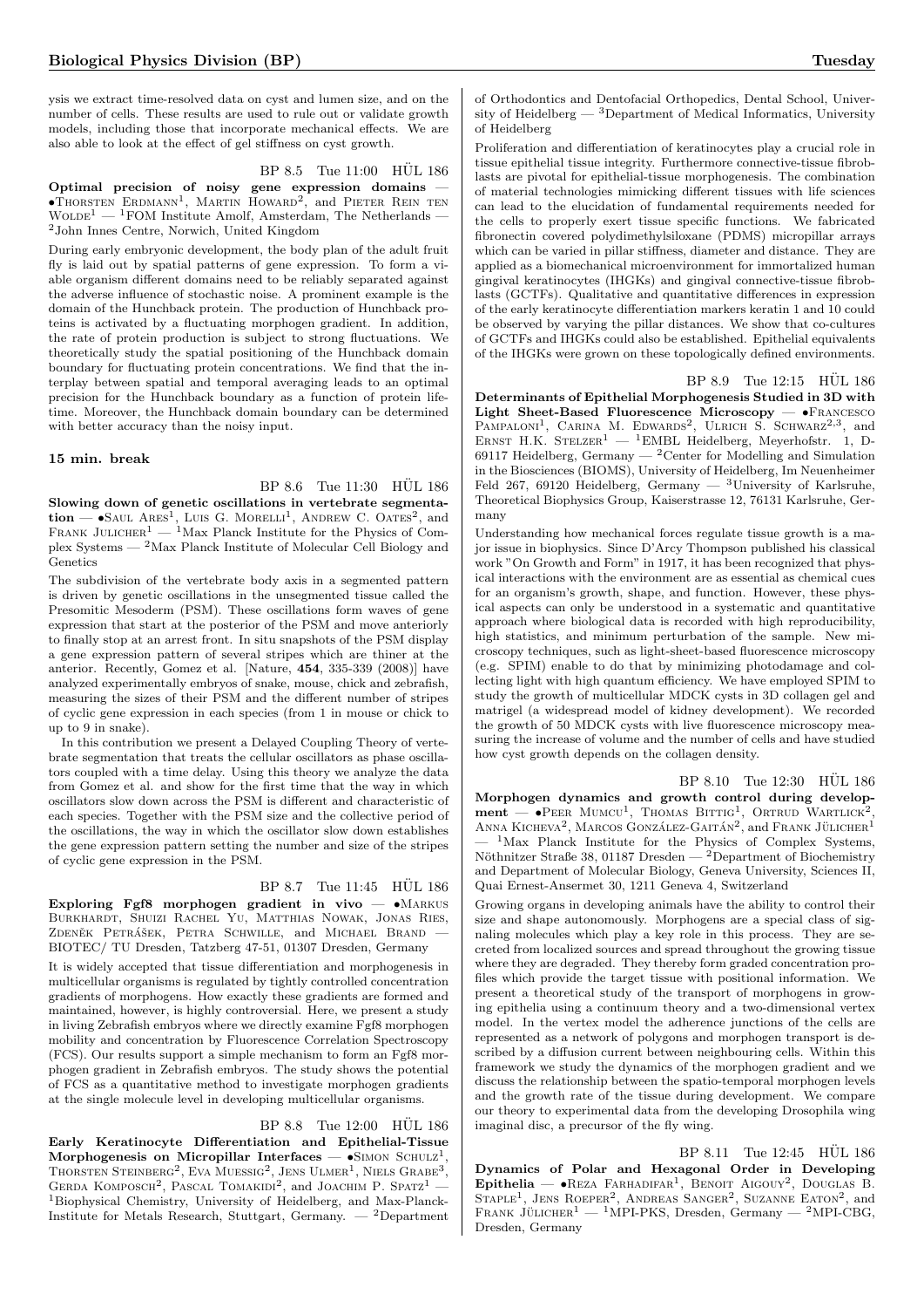ysis we extract time-resolved data on cyst and lumen size, and on the number of cells. These results are used to rule out or validate growth models, including those that incorporate mechanical effects. We are also able to look at the effect of gel stiffness on cyst growth.

BP 8.5 Tue 11:00 HÜL 186

**Optimal precision of noisy gene expression domains** — •Thorsten Erdmann[1], Martin Howard[2], and Pieter Rein ten Wolde[1] — [1]FOM Institute Amolf, Amsterdam, The Netherlands — [2]John Innes Centre, Norwich, United Kingdom

During early embryonic development, the body plan of the adult fruit fly is laid out by spatial patterns of gene expression. To form a viable organism different domains need to be reliably separated against the adverse influence of stochastic noise. A prominent example is the domain of the Hunchback protein. The production of Hunchback proteins is activated by a fluctuating morphogen gradient. In addition, the rate of protein production is subject to strong fluctuations. We theoretically study the spatial positioning of the Hunchback domain boundary for fluctuating protein concentrations. We find that the interplay between spatial and temporal averaging leads to an optimal precision for the Hunchback boundary as a function of protein lifetime. Moreover, the Hunchback domain boundary can be determined with better accuracy than the noisy input.

**15 min. break**

BP 8.6 Tue 11:30 HÜL 186

**Slowing down of genetic oscillations in vertebrate segmentation** — •Saul Ares[1], Luis G. Morelli[1], Andrew C. Oates[2], and Frank Julicher[1] — [1]Max Planck Institute for the Physics of Complex Systems — [2]Max Planck Institute of Molecular Cell Biology and Genetics

The subdivision of the vertebrate body axis in a segmented pattern is driven by genetic oscillations in the unsegmented tissue called the Presomitic Mesoderm (PSM). These oscillations form waves of gene expression that start at the posterior of the PSM and move anteriorly to finally stop at an arrest front. In situ snapshots of the PSM display a gene expression pattern of several stripes which are thiner at the anterior. Recently, Gomez et al. [Nature, **454**, 335-339 (2008)] have analyzed experimentally embryos of snake, mouse, chick and zebrafish, measuring the sizes of their PSM and the different number of stripes of cyclic gene expression in each species (from 1 in mouse or chick to up to 9 in snake).

In this contribution we present a Delayed Coupling Theory of vertebrate segmentation that treats the cellular oscillators as phase oscillators coupled with a time delay. Using this theory we analyze the data from Gomez et al. and show for the first time that the way in which oscillators slow down across the PSM is different and characteristic of each species. Together with the PSM size and the collective period of the oscillations, the way in which the oscillator slow down establishes the gene expression pattern setting the number and size of the stripes of cyclic gene expression in the PSM.

BP 8.7 Tue 11:45 HÜL 186

**Exploring Fgf8 morphogen gradient in vivo** — •Markus Burkhardt, Shuizi Rachel Yu, Matthias Nowak, Jonas Ries, Zdeněk Petrášek, Petra Schwille, and Michael Brand — BIOTEC/ TU Dresden, Tatzberg 47-51, 01307 Dresden, Germany

It is widely accepted that tissue differentiation and morphogenesis in multicellular organisms is regulated by tightly controlled concentration gradients of morphogens. How exactly these gradients are formed and maintained, however, is highly controversial. Here, we present a study in living Zebrafish embryos where we directly examine Fgf8 morphogen mobility and concentration by Fluorescence Correlation Spectroscopy (FCS). Our results support a simple mechanism to form an Fgf8 morphogen gradient in Zebrafish embryos. The study shows the potential of FCS as a quantitative method to investigate morphogen gradients at the single molecule level in developing multicellular organisms.

BP 8.8 Tue 12:00 HÜL 186

**Early Keratinocyte Differentiation and Epithelial-Tissue Morphogenesis on Micropillar Interfaces** — •Simon Schulz[1], Thorsten Steinberg[2], Eva Muessig[2], Jens Ulmer[1], Niels Grabe[3], Gerda Komposch[2], Pascal Tomakidi[2], and Joachim P. Spatz[1] — [1]Biophysical Chemistry, University of Heidelberg, and Max-Planck-Institute for Metals Research, Stuttgart, Germany. — [2]Department of Orthodontics and Dentofacial Orthopedics, Dental School, University of Heidelberg — [3]Department of Medical Informatics, University of Heidelberg

Proliferation and differentiation of keratinocytes play a crucial role in tissue epithelial tissue integrity. Furthermore connective-tissue fibroblasts are pivotal for epithelial-tissue morphogenesis. The combination of material technologies mimicking different tissues with life sciences can lead to the elucidation of fundamental requirements needed for the cells to properly exert tissue specific functions. We fabricated fibronectin covered polydimethylsiloxane (PDMS) micropillar arrays which can be varied in pillar stiffness, diameter and distance. They are applied as a biomechanical microenvironment for immortalized human gingival keratinocytes (IHGKs) and gingival connective-tissue fibroblasts (GCTFs). Qualitative and quantitative differences in expression of the early keratinocyte differentiation markers keratin 1 and 10 could be observed by varying the pillar distances. We show that co-cultures of GCTFs and IHGKs could also be established. Epithelial equivalents of the IHGKs were grown on these topologically defined environments.

BP 8.9 Tue 12:15 HÜL 186

**Determinants of Epithelial Morphogenesis Studied in 3D with Light Sheet-Based Fluorescence Microscopy** — •Francesco Pampaloni[1], Carina M. Edwards[2], Ulrich S. Schwarz[2,3], and Ernst H.K. Stelzer[1] — [1]EMBL Heidelberg, Meyerhofstr. 1, D-69117 Heidelberg, Germany — [2]Center for Modelling and Simulation in the Biosciences (BIOMS), University of Heidelberg, Im Neuenheimer Feld 267, 69120 Heidelberg, Germany — [3]University of Karlsruhe, Theoretical Biophysics Group, Kaiserstrasse 12, 76131 Karlsruhe, Germany

Understanding how mechanical forces regulate tissue growth is a major issue in biophysics. Since D'Arcy Thompson published his classical work "On Growth and Form" in 1917, it has been recognized that physical interactions with the environment are as essential as chemical cues for an organism's growth, shape, and function. However, these physical aspects can only be understood in a systematic and quantitative approach where biological data is recorded with high reproducibility, high statistics, and minimum perturbation of the sample. New microscopy techniques, such as light-sheet-based fluorescence microscopy (e.g. SPIM) enable to do that by minimizing photodamage and collecting light with high quantum efficiency. We have employed SPIM to study the growth of multicellular MDCK cysts in 3D collagen gel and matrigel (a widespread model of kidney development). We recorded the growth of 50 MDCK cysts with live fluorescence microscopy measuring the increase of volume and the number of cells and have studied how cyst growth depends on the collagen density.

BP 8.10 Tue 12:30 HÜL 186

**Morphogen dynamics and growth control during development** — •Peer Mumcu[1], Thomas Bittig[1], Ortrud Wartlick[2], Anna Kicheva[2], Marcos González-Gaitán[2], and Frank Jülicher[1] — [1]Max Planck Institute for the Physics of Complex Systems, Nöthnitzer Straße 38, 01187 Dresden — [2]Department of Biochemistry and Department of Molecular Biology, Geneva University, Sciences II, Quai Ernest-Ansermet 30, 1211 Geneva 4, Switzerland

Growing organs in developing animals have the ability to control their size and shape autonomously. Morphogens are a special class of signaling molecules which play a key role in this process. They are secreted from localized sources and spread throughout the growing tissue where they are degraded. They thereby form graded concentration profiles which provide the target tissue with positional information. We present a theoretical study of the transport of morphogens in growing epithelia using a continuum theory and a two-dimensional vertex model. In the vertex model the adherence junctions of the cells are represented as a network of polygons and morphogen transport is described by a diffusion current between neighbouring cells. Within this framework we study the dynamics of the morphogen gradient and we discuss the relationship between the spatio-temporal morphogen levels and the growth rate of the tissue during development. We compare our theory to experimental data from the developing Drosophila wing imaginal disc, a precursor of the fly wing.

BP 8.11 Tue 12:45 HÜL 186

**Dynamics of Polar and Hexagonal Order in Developing Epithelia** — •Reza Farhadifar[1], Benoit Aigouy[2], Douglas B. Staple[1], Jens Roeper[2], Andreas Sanger[2], Suzanne Eaton[2], and Frank Jülicher[1] — [1]MPI-PKS, Dresden, Germany — [2]MPI-CBG, Dresden, Germany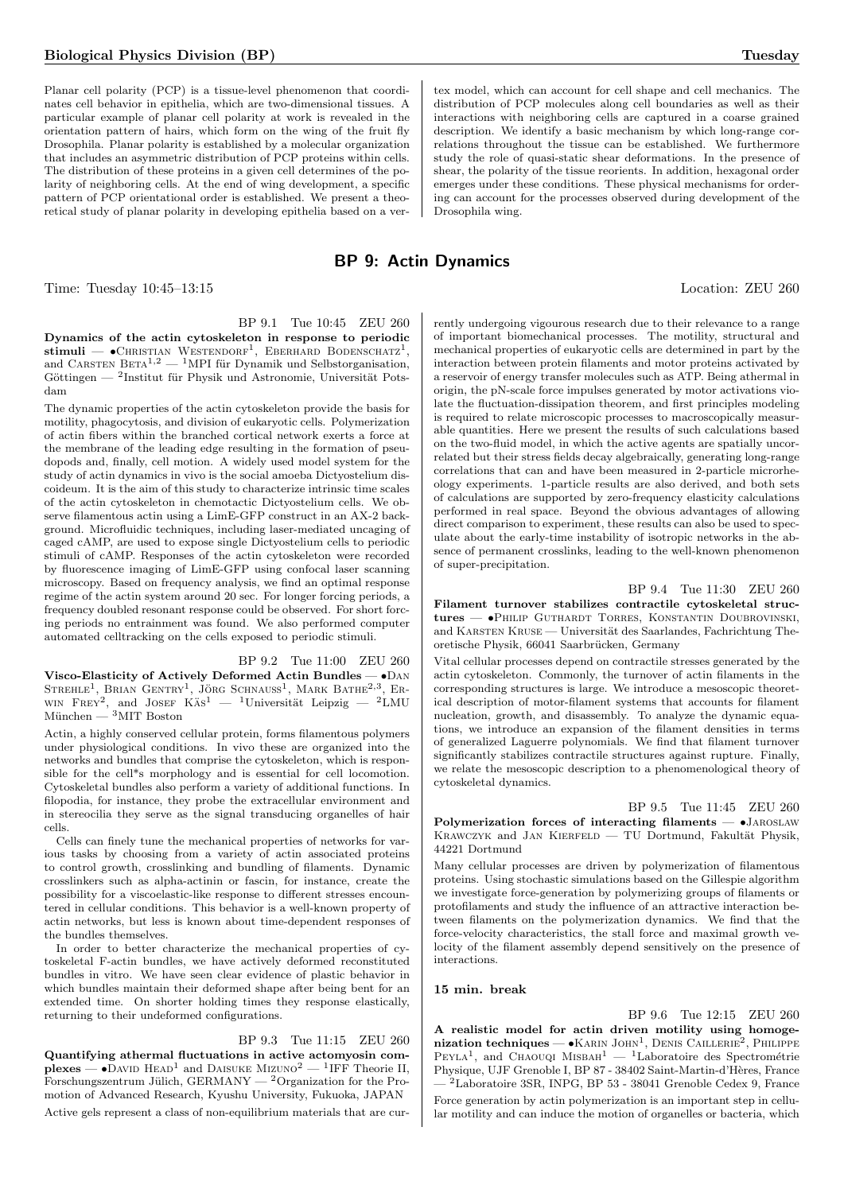Planar cell polarity (PCP) is a tissue-level phenomenon that coordinates cell behavior in epithelia, which are two-dimensional tissues. A particular example of planar cell polarity at work is revealed in the orientation pattern of hairs, which form on the wing of the fruit fly Drosophila. Planar polarity is established by a molecular organization that includes an asymmetric distribution of PCP proteins within cells. The distribution of these proteins in a given cell determines of the polarity of neighboring cells. At the end of wing development, a specific pattern of PCP orientational order is established. We present a theoretical study of planar polarity in developing epithelia based on a vertex model, which can account for cell shape and cell mechanics. The distribution of PCP molecules along cell boundaries as well as their interactions with neighboring cells are captured in a coarse grained description. We identify a basic mechanism by which long-range correlations throughout the tissue can be established. We furthermore study the role of quasi-static shear deformations. In the presence of shear, the polarity of the tissue reorients. In addition, hexagonal order emerges under these conditions. These physical mechanisms for ordering can account for the processes observed during development of the Drosophila wing.

## BP 9: Actin Dynamics

Time: Tuesday 10:45–13:15 Location: ZEU 260

BP 9.1 Tue 10:45 ZEU 260

**Dynamics of the actin cytoskeleton in response to periodic stimuli** — •Christian Westendorf[1], Eberhard Bodenschatz[1], and Carsten Beta[1,2] — [1]MPI für Dynamik und Selbstorganisation, Göttingen — [2]Institut für Physik und Astronomie, Universität Potsdam

The dynamic properties of the actin cytoskeleton provide the basis for motility, phagocytosis, and division of eukaryotic cells. Polymerization of actin fibers within the branched cortical network exerts a force at the membrane of the leading edge resulting in the formation of pseudopods and, finally, cell motion. A widely used model system for the study of actin dynamics in vivo is the social amoeba Dictyostelium discoideum. It is the aim of this study to characterize intrinsic time scales of the actin cytoskeleton in chemotactic Dictyostelium cells. We observe filamentous actin using a LimE-GFP construct in an AX-2 background. Microfluidic techniques, including laser-mediated uncaging of caged cAMP, are used to expose single Dictyostelium cells to periodic stimuli of cAMP. Responses of the actin cytoskeleton were recorded by fluorescence imaging of LimE-GFP using confocal laser scanning microscopy. Based on frequency analysis, we find an optimal response regime of the actin system around 20 sec. For longer forcing periods, a frequency doubled resonant response could be observed. For short forcing periods no entrainment was found. We also performed computer automated celltracking on the cells exposed to periodic stimuli.

BP 9.2 Tue 11:00 ZEU 260

**Visco-Elasticity of Actively Deformed Actin Bundles** — •Dan Strehle[1], Brian Gentry[1], Jörg Schnauss[1], Mark Bathe[2,3], Erwin Frey[2], and Josef Käs[1] — [1]Universität Leipzig — [2]LMU München — [3]MIT Boston

Actin, a highly conserved cellular protein, forms filamentous polymers under physiological conditions. In vivo these are organized into the networks and bundles that comprise the cytoskeleton, which is responsible for the cell*s morphology and is essential for cell locomotion. Cytoskeletal bundles also perform a variety of additional functions. In filopodia, for instance, they probe the extracellular environment and in stereocilia they serve as the signal transducing organelles of hair cells.

Cells can finely tune the mechanical properties of networks for various tasks by choosing from a variety of actin associated proteins to control growth, crosslinking and bundling of filaments. Dynamic crosslinkers such as alpha-actinin or fascin, for instance, create the possibility for a viscoelastic-like response to different stresses encountered in cellular conditions. This behavior is a well-known property of actin networks, but less is known about time-dependent responses of the bundles themselves.

In order to better characterize the mechanical properties of cytoskeletal F-actin bundles, we have actively deformed reconstituted bundles in vitro. We have seen clear evidence of plastic behavior in which bundles maintain their deformed shape after being bent for an extended time. On shorter holding times they response elastically, returning to their undeformed configurations.

BP 9.3 Tue 11:15 ZEU 260

**Quantifying athermal fluctuations in active actomyosin complexes** — •David Head[1] and Daisuke Mizuno[2] — [1]IFF Theorie II, Forschungszentrum Jülich, GERMANY — [2]Organization for the Promotion of Advanced Research, Kyushu University, Fukuoka, JAPAN

Active gels represent a class of non-equilibrium materials that are currently undergoing vigourous research due to their relevance to a range of important biomechanical processes. The motility, structural and mechanical properties of eukaryotic cells are determined in part by the interaction between protein filaments and motor proteins activated by a reservoir of energy transfer molecules such as ATP. Being athermal in origin, the pN-scale force impulses generated by motor activations violate the fluctuation-dissipation theorem, and first principles modeling is required to relate microscopic processes to macroscopically measurable quantities. Here we present the results of such calculations based on the two-fluid model, in which the active agents are spatially uncorrelated but their stress fields decay algebraically, generating long-range correlations that can and have been measured in 2-particle microrheology experiments. 1-particle results are also derived, and both sets of calculations are supported by zero-frequency elasticity calculations performed in real space. Beyond the obvious advantages of allowing direct comparison to experiment, these results can also be used to speculate about the early-time instability of isotropic networks in the absence of permanent crosslinks, leading to the well-known phenomenon of super-precipitation.

BP 9.4 Tue 11:30 ZEU 260

**Filament turnover stabilizes contractile cytoskeletal structures** — •Philip Guthardt Torres, Konstantin Doubrovinski, and Karsten Kruse — Universität des Saarlandes, Fachrichtung Theoretische Physik, 66041 Saarbrücken, Germany

Vital cellular processes depend on contractile stresses generated by the actin cytoskeleton. Commonly, the turnover of actin filaments in the corresponding structures is large. We introduce a mesoscopic theoretical description of motor-filament systems that accounts for filament nucleation, growth, and disassembly. To analyze the dynamic equations, we introduce an expansion of the filament densities in terms of generalized Laguerre polynomials. We find that filament turnover significantly stabilizes contractile structures against rupture. Finally, we relate the mesoscopic description to a phenomenological theory of cytoskeletal dynamics.

BP 9.5 Tue 11:45 ZEU 260

**Polymerization forces of interacting filaments** — •Jaroslaw Krawczyk and Jan Kierfeld — TU Dortmund, Fakultät Physik, 44221 Dortmund

Many cellular processes are driven by polymerization of filamentous proteins. Using stochastic simulations based on the Gillespie algorithm we investigate force-generation by polymerizing groups of filaments or protofilaments and study the influence of an attractive interaction between filaments on the polymerization dynamics. We find that the force-velocity characteristics, the stall force and maximal growth velocity of the filament assembly depend sensitively on the presence of interactions.

**15 min. break**

BP 9.6 Tue 12:15 ZEU 260

**A realistic model for actin driven motility using homogenization techniques** — •Karin John[1], Denis Caillerie[2], Philippe Peyla[1], and Chaouqi Misbah[1] — [1]Laboratoire des Spectrométrie Physique, UJF Grenoble I, BP 87 - 38402 Saint-Martin-d'Hères, France — [2]Laboratoire 3SR, INPG, BP 53 - 38041 Grenoble Cedex 9, France

Force generation by actin polymerization is an important step in cellular motility and can induce the motion of organelles or bacteria, which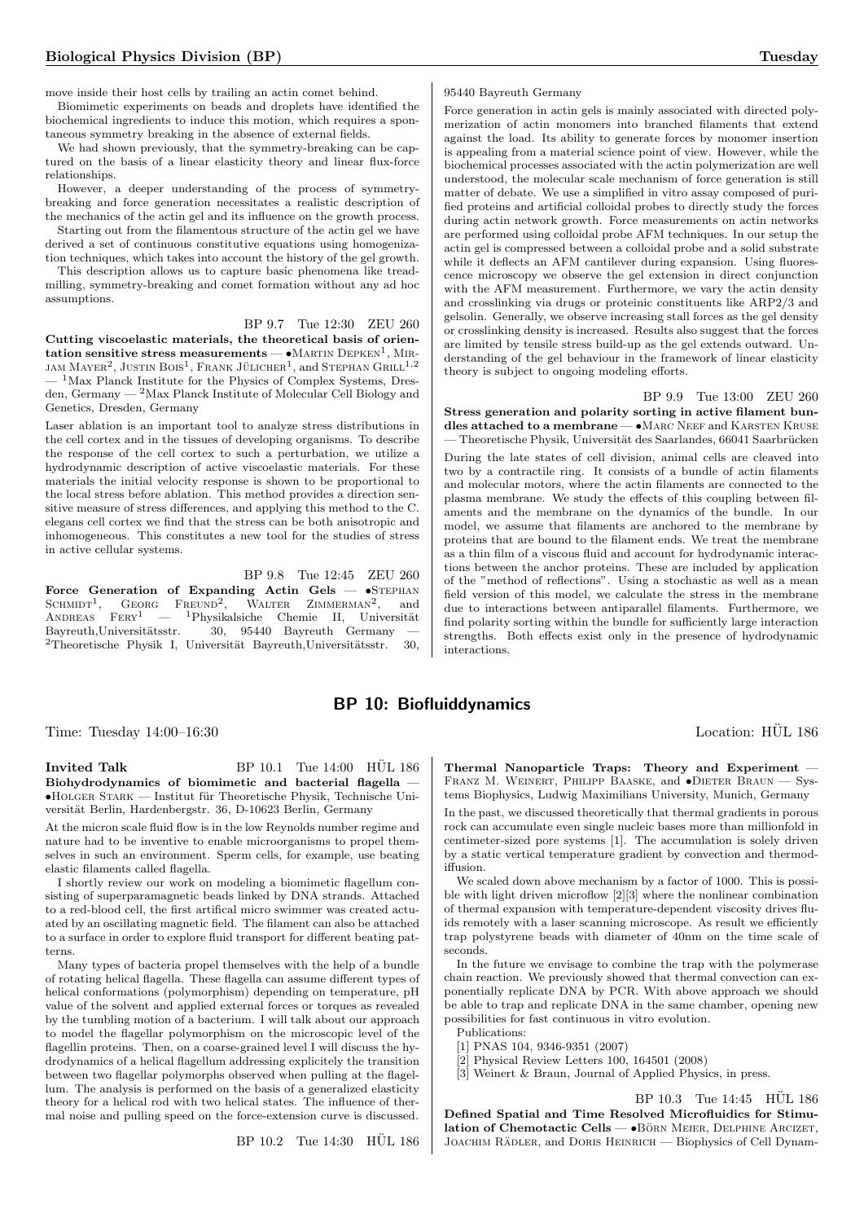move inside their host cells by trailing an actin comet behind.

Biomimetic experiments on beads and droplets have identified the biochemical ingredients to induce this motion, which requires a spontaneous symmetry breaking in the absence of external fields.

We had shown previously, that the symmetry-breaking can be captured on the basis of a linear elasticity theory and linear flux-force relationships.

However, a deeper understanding of the process of symmetry-breaking and force generation necessitates a realistic description of the mechanics of the actin gel and its influence on the growth process.

Starting out from the filamentous structure of the actin gel we have derived a set of continuous constitutive equations using homogenization techniques, which takes into account the history of the gel growth.

This description allows us to capture basic phenomena like treadmilling, symmetry-breaking and comet formation without any ad hoc assumptions.

BP 9.7 Tue 12:30 ZEU 260

**Cutting viscoelastic materials, the theoretical basis of orientation sensitive stress measurements** — •Martin Depken[1], Mirjam Mayer[2], Justin Bois[1], Frank Jülicher[1], and Stephan Grill[1,2] — [1]Max Planck Institute for the Physics of Complex Systems, Dresden, Germany — [2]Max Planck Institute of Molecular Cell Biology and Genetics, Dresden, Germany

Laser ablation is an important tool to analyze stress distributions in the cell cortex and in the tissues of developing organisms. To describe the response of the cell cortex to such a perturbation, we utilize a hydrodynamic description of active viscoelastic materials. For these materials the initial velocity response is shown to be proportional to the local stress before ablation. This method provides a direction sensitive measure of stress differences, and applying this method to the C. elegans cell cortex we find that the stress can be both anisotropic and inhomogeneous. This constitutes a new tool for the studies of stress in active cellular systems.

BP 9.8 Tue 12:45 ZEU 260

**Force Generation of Expanding Actin Gels** — •Stephan Schmidt[1], Georg Freund[2], Walter Zimmerman[2], and Andreas Fery[1] — [1]Physikalsiche Chemie II, Universität Bayreuth,Universitätsstr. 30, 95440 Bayreuth Germany — [2]Theoretische Physik I, Universität Bayreuth,Universitätsstr. 30, 95440 Bayreuth Germany

Force generation in actin gels is mainly associated with directed polymerization of actin monomers into branched filaments that extend against the load. Its ability to generate forces by monomer insertion is appealing from a material science point of view. However, while the biochemical processes associated with the actin polymerization are well understood, the molecular scale mechanism of force generation is still matter of debate. We use a simplified in vitro assay composed of purified proteins and artificial colloidal probes to directly study the forces during actin network growth. Force measurements on actin networks are performed using colloidal probe AFM techniques. In our setup the actin gel is compressed between a colloidal probe and a solid substrate while it deflects an AFM cantilever during expansion. Using fluorescence microscopy we observe the gel extension in direct conjunction with the AFM measurement. Furthermore, we vary the actin density and crosslinking via drugs or proteinic constituents like ARP2/3 and gelsolin. Generally, we observe increasing stall forces as the gel density or crosslinking density is increased. Results also suggest that the forces are limited by tensile stress build-up as the gel extends outward. Understanding of the gel behaviour in the framework of linear elasticity theory is subject to ongoing modeling efforts.

BP 9.9 Tue 13:00 ZEU 260

**Stress generation and polarity sorting in active filament bundles attached to a membrane** — •Marc Neef and Karsten Kruse — Theoretische Physik, Universität des Saarlandes, 66041 Saarbrücken

During the late states of cell division, animal cells are cleaved into two by a contractile ring. It consists of a bundle of actin filaments and molecular motors, where the actin filaments are connected to the plasma membrane. We study the effects of this coupling between filaments and the membrane on the dynamics of the bundle. In our model, we assume that filaments are anchored to the membrane by proteins that are bound to the filament ends. We treat the membrane as a thin film of a viscous fluid and account for hydrodynamic interactions between the anchor proteins. These are included by application of the "method of reflections". Using a stochastic as well as a mean field version of this model, we calculate the stress in the membrane due to interactions between antiparallel filaments. Furthermore, we find polarity sorting within the bundle for sufficiently large interaction strengths. Both effects exist only in the presence of hydrodynamic interactions.

## BP 10: Biofluiddynamics

Time: Tuesday 14:00–16:30 Location: HÜL 186

**Invited Talk** BP 10.1 Tue 14:00 HÜL 186

**Biohydrodynamics of biomimetic and bacterial flagella** — •Holger Stark — Institut für Theoretische Physik, Technische Universität Berlin, Hardenbergstr. 36, D-10623 Berlin, Germany

At the micron scale fluid flow is in the low Reynolds number regime and nature had to be inventive to enable microorganisms to propel themselves in such an environment. Sperm cells, for example, use beating elastic filaments called flagella.

I shortly review our work on modeling a biomimetic flagellum consisting of superparamagnetic beads linked by DNA strands. Attached to a red-blood cell, the first artifical micro swimmer was created actuated by an oscillating magnetic field. The filament can also be attached to a surface in order to explore fluid transport for different beating patterns.

Many types of bacteria propel themselves with the help of a bundle of rotating helical flagella. These flagella can assume different types of helical conformations (polymorphism) depending on temperature, pH value of the solvent and applied external forces or torques as revealed by the tumbling motion of a bacterium. I will talk about our approach to model the flagellar polymorphism on the microscopic level of the flagellin proteins. Then, on a coarse-grained level I will discuss the hydrodynamics of a helical flagellum addressing explicitely the transition between two flagellar polymorphs observed when pulling at the flagellum. The analysis is performed on the basis of a generalized elasticity theory for a helical rod with two helical states. The influence of thermal noise and pulling speed on the force-extension curve is discussed.

BP 10.2 Tue 14:30 HÜL 186

**Thermal Nanoparticle Traps: Theory and Experiment** — Franz M. Weinert, Philipp Baaske, and •Dieter Braun — Systems Biophysics, Ludwig Maximilians University, Munich, Germany

In the past, we discussed theoretically that thermal gradients in porous rock can accumulate even single nucleic bases more than millionfold in centimeter-sized pore systems [1]. The accumulation is solely driven by a static vertical temperature gradient by convection and thermodiffusion.

We scaled down above mechanism by a factor of 1000. This is possible with light driven microflow [2][3] where the nonlinear combination of thermal expansion with temperature-dependent viscosity drives fluids remotely with a laser scanning microscope. As result we efficiently trap polystyrene beads with diameter of 40nm on the time scale of seconds.

In the future we envisage to combine the trap with the polymerase chain reaction. We previously showed that thermal convection can exponentially replicate DNA by PCR. With above approach we should be able to trap and replicate DNA in the same chamber, opening new possibilities for fast continuous in vitro evolution.

Publications:

[1] PNAS 104, 9346-9351 (2007)

[2] Physical Review Letters 100, 164501 (2008)

[3] Weinert & Braun, Journal of Applied Physics, in press.

BP 10.3 Tue 14:45 HÜL 186

**Defined Spatial and Time Resolved Microfluidics for Stimulation of Chemotactic Cells** — •Börn Meier, Delphine Arcizet, Joachim Rädler, and Doris Heinrich — Biophysics of Cell Dynam-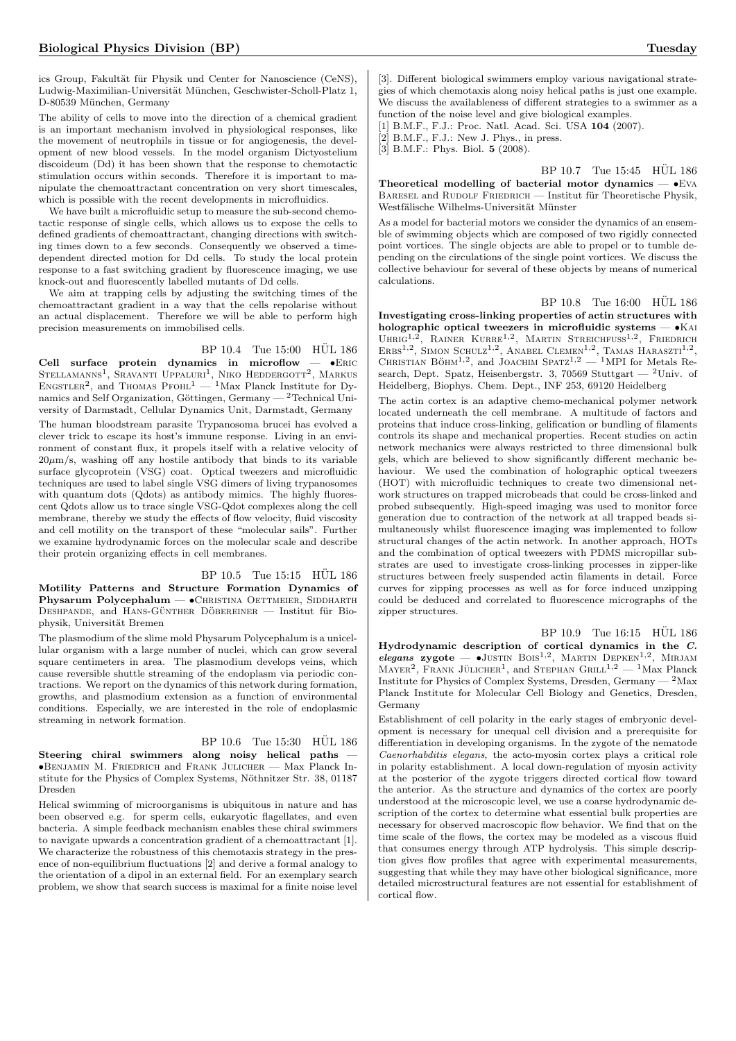ics Group, Fakultät für Physik und Center for Nanoscience (CeNS), Ludwig-Maximilian-Universität München, Geschwister-Scholl-Platz 1, D-80539 München, Germany

The ability of cells to move into the direction of a chemical gradient is an important mechanism involved in physiological responses, like the movement of neutrophils in tissue or for angiogenesis, the development of new blood vessels. In the model organism Dictyostelium discoideum (Dd) it has been shown that the response to chemotactic stimulation occurs within seconds. Therefore it is important to manipulate the chemoattractant concentration on very short timescales, which is possible with the recent developments in microfluidics.

We have built a microfluidic setup to measure the sub-second chemotactic response of single cells, which allows us to expose the cells to defined gradients of chemoattractant, changing directions with switching times down to a few seconds. Consequently we observed a time-dependent directed motion for Dd cells. To study the local protein response to a fast switching gradient by fluorescence imaging, we use knock-out and fluorescently labelled mutants of Dd cells.

We aim at trapping cells by adjusting the switching times of the chemoattractant gradient in a way that the cells repolarise without an actual displacement. Therefore we will be able to perform high precision measurements on immobilised cells.

BP 10.4 Tue 15:00 HÜL 186

**Cell surface protein dynamics in microflow** — •Eric Stellamanns[1], Sravanti Uppaluri[1], Niko Heddergott[2], Markus Engstler[2], and Thomas Pfohl[1] — [1]Max Planck Institute for Dynamics and Self Organization, Göttingen, Germany — [2]Technical University of Darmstadt, Cellular Dynamics Unit, Darmstadt, Germany

The human bloodstream parasite Trypanosoma brucei has evolved a clever trick to escape its host's immune response. Living in an environment of constant flux, it propels itself with a relative velocity of $20\mu$m/s, washing off any hostile antibody that binds to its variable surface glycoprotein (VSG) coat. Optical tweezers and microfluidic techniques are used to label single VSG dimers of living trypanosomes with quantum dots (Qdots) as antibody mimics. The highly fluorescent Qdots allow us to trace single VSG-Qdot complexes along the cell membrane, thereby we study the effects of flow velocity, fluid viscosity and cell motility on the transport of these "molecular sails". Further we examine hydrodynamic forces on the molecular scale and describe their protein organizing effects in cell membranes.

BP 10.5 Tue 15:15 HÜL 186

**Motility Patterns and Structure Formation Dynamics of Physarum Polycephalum** — •Christina Oettmeier, Siddharth Deshpande, and Hans-Günther Döbereiner — Institut für Biophysik, Universität Bremen

The plasmodium of the slime mold Physarum Polycephalum is a unicellular organism with a large number of nuclei, which can grow several square centimeters in area. The plasmodium develops veins, which cause reversible shuttle streaming of the endoplasm via periodic contractions. We report on the dynamics of this network during formation, growths, and plasmodium extension as a function of environmental conditions. Especially, we are interested in the role of endoplasmic streaming in network formation.

BP 10.6 Tue 15:30 HÜL 186

**Steering chiral swimmers along noisy helical paths** — •Benjamin M. Friedrich and Frank Julicher — Max Planck Institute for the Physics of Complex Systems, Nöthnitzer Str. 38, 01187 Dresden

Helical swimming of microorganisms is ubiquitous in nature and has been observed e.g. for sperm cells, eukaryotic flagellates, and even bacteria. A simple feedback mechanism enables these chiral swimmers to navigate upwards a concentration gradient of a chemoattractant [1]. We characterize the robustness of this chemotaxis strategy in the presence of non-equilibrium fluctuations [2] and derive a formal analogy to the orientation of a dipol in an external field. For an exemplary search problem, we show that search success is maximal for a finite noise level [3]. Different biological swimmers employ various navigational strategies of which chemotaxis along noisy helical paths is just one example. We discuss the availableness of different strategies to a swimmer as a function of the noise level and give biological examples.

[1] B.M.F., F.J.: Proc. Natl. Acad. Sci. USA **104** (2007).
[2] B.M.F., F.J.: New J. Phys., in press.
[3] B.M.F.: Phys. Biol. **5** (2008).

BP 10.7 Tue 15:45 HÜL 186

**Theoretical modelling of bacterial motor dynamics** — •Eva Baresel and Rudolf Friedrich — Institut für Theoretische Physik, Westfälische Wilhelms-Universität Münster

As a model for bacterial motors we consider the dynamics of an ensemble of swimming objects which are composed of two rigidly connected point vortices. The single objects are able to propel or to tumble depending on the circulations of the single point vortices. We discuss the collective behaviour for several of these objects by means of numerical calculations.

BP 10.8 Tue 16:00 HÜL 186

**Investigating cross-linking properties of actin structures with holographic optical tweezers in microfluidic systems** — •Kai Uhrig[1,2], Rainer Kurre[1,2], Martin Streichfuss[1,2], Friedrich Erbs[1,2], Simon Schulz[1,2], Anabel Clemen[1,2], Tamas Haraszti[1,2], Christian Böhm[1,2], and Joachim Spatz[1,2] — [1]MPI for Metals Research, Dept. Spatz, Heisenbergstr. 3, 70569 Stuttgart — [2]Univ. of Heidelberg, Biophys. Chem. Dept., INF 253, 69120 Heidelberg

The actin cortex is an adaptive chemo-mechanical polymer network located underneath the cell membrane. A multitude of factors and proteins that induce cross-linking, gelification or bundling of filaments controls its shape and mechanical properties. Recent studies on actin network mechanics were always restricted to three dimensional bulk gels, which are believed to show significantly different mechanic behaviour. We used the combination of holographic optical tweezers (HOT) with microfluidic techniques to create two dimensional network structures on trapped microbeads that could be cross-linked and probed subsequently. High-speed imaging was used to monitor force generation due to contraction of the network at all trapped beads simultaneously whilst fluorescence imaging was implemented to follow structural changes of the actin network. In another approach, HOTs and the combination of optical tweezers with PDMS micropillar substrates are used to investigate cross-linking processes in zipper-like structures between freely suspended actin filaments in detail. Force curves for zipping processes as well as for force induced unzipping could be deduced and correlated to fluorescence micrographs of the zipper structures.

BP 10.9 Tue 16:15 HÜL 186

**Hydrodynamic description of cortical dynamics in the *C. elegans* zygote** — •Justin Bois[1,2], Martin Depken[1,2], Mirjam Mayer[2], Frank Jülicher[1], and Stephan Grill[1,2] — [1]Max Planck Institute for Physics of Complex Systems, Dresden, Germany — [2]Max Planck Institute for Molecular Cell Biology and Genetics, Dresden, Germany

Establishment of cell polarity in the early stages of embryonic development is necessary for unequal cell division and a prerequisite for differentiation in developing organisms. In the zygote of the nematode *Caenorhabditis elegans*, the acto-myosin cortex plays a critical role in polarity establishment. A local down-regulation of myosin activity at the posterior of the zygote triggers directed cortical flow toward the anterior. As the structure and dynamics of the cortex are poorly understood at the microscopic level, we use a coarse hydrodynamic description of the cortex to determine what essential bulk properties are necessary for observed macroscopic flow behavior. We find that on the time scale of the flows, the cortex may be modeled as a viscous fluid that consumes energy through ATP hydrolysis. This simple description gives flow profiles that agree with experimental measurements, suggesting that while they may have other biological significance, more detailed microstructural features are not essential for establishment of cortical flow.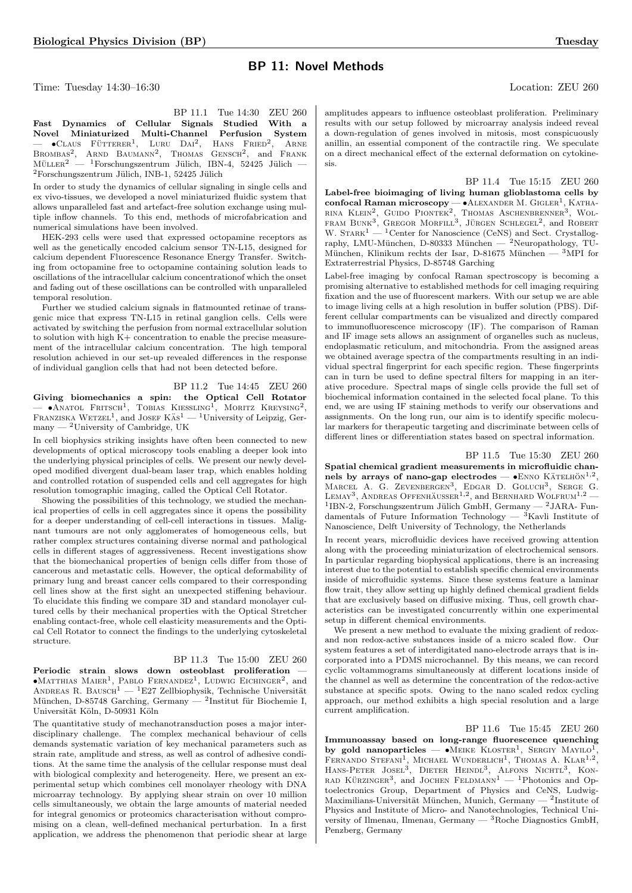## BP 11: Novel Methods

Time: Tuesday 14:30–16:30 Location: ZEU 260

BP 11.1 Tue 14:30 ZEU 260

**Fast Dynamics of Cellular Signals Studied With a Novel Miniaturized Multi-Channel Perfusion System** — •Claus Fütterer[1], Luru Dai[2], Hans Fried[2], Arne Brombas[2], Arnd Baumann[2], Thomas Gensch[2], and Frank Müller[2] — [1]Forschungszentrum Jülich, IBN-4, 52425 Jülich — [2]Forschungszentrum Jülich, INB-1, 52425 Jülich

In order to study the dynamics of cellular signaling in single cells and ex vivo-tissues, we developed a novel miniaturized fluidic system that allows unparalleled fast and artefact-free solution exchange using multiple inflow channels. To this end, methods of microfabrication and numerical simulations have been involved.

HEK-293 cells were used that expressed octopamine receptors as well as the genetically encoded calcium sensor TN-L15, designed for calcium dependent Fluorescence Resonance Energy Transfer. Switching from octopamine free to octopamine containing solution leads to oscillations of the intracellular calcium concentrationof which the onset and fading out of these oscillations can be controlled with unparalleled temporal resolution.

Further we studied calcium signals in flatmounted retinae of transgenic mice that express TN-L15 in retinal ganglion cells. Cells were activated by switching the perfusion from normal extracellular solution to solution with high K+ concentration to enable the precise measurement of the intracellular calcium concentration. The high temporal resolution achieved in our set-up revealed differences in the response of individual ganglion cells that had not been detected before.

BP 11.2 Tue 14:45 ZEU 260

**Giving biomechanics a spin: the Optical Cell Rotator** — •Anatol Fritsch[1], Tobias Kiessling[1], Moritz Kreysing[2], Franziska Wetzel[1], and Josef Käs[1] — [1]University of Leipzig, Germany — [2]University of Cambridge, UK

In cell biophysics striking insights have often been connected to new developments of optical microscopy tools enabling a deeper look into the underlying physical principles of cells. We present our newly developed modified divergent dual-beam laser trap, which enables holding and controlled rotation of suspended cells and cell aggregates for high resolution tomographic imaging, called the Optical Cell Rotator.

Showing the possibilities of this technology, we studied the mechanical properties of cells in cell aggregates since it opens the possibility for a deeper understanding of cell-cell interactions in tissues. Malignant tumours are not only agglomerates of homogeneous cells, but rather complex structures containing diverse normal and pathological cells in different stages of aggressiveness. Recent investigations show that the biomechanical properties of benign cells differ from those of cancerous and metastatic cells. However, the optical deformability of primary lung and breast cancer cells compared to their corresponding cell lines show at the first sight an unexpected stiffening behaviour. To elucidate this finding we compare 3D and standard monolayer cultured cells by their mechanical properties with the Optical Stretcher enabling contact-free, whole cell elasticity measurements and the Optical Cell Rotator to connect the findings to the underlying cytoskeletal structure.

BP 11.3 Tue 15:00 ZEU 260

**Periodic strain slows down osteoblast proliferation** — •Matthias Maier[1], Pablo Fernandez[1], Ludwig Eichinger[2], and Andreas R. Bausch[1] — [1]E27 Zellbiophysik, Technische Universität München, D-85748 Garching, Germany — [2]Institut für Biochemie I, Universität Köln, D-50931 Köln

The quantitative study of mechanotransduction poses a major interdisciplinary challenge. The complex mechanical behaviour of cells demands systematic variation of key mechanical parameters such as strain rate, amplitude and stress, as well as control of adhesive conditions. At the same time the analysis of the cellular response must deal with biological complexity and heterogeneity. Here, we present an experimental setup which combines cell monolayer rheology with DNA microarray technology. By applying shear strain on over 10 million cells simultaneously, we obtain the large amounts of material needed for integral genomics or proteomics characterisation without compromising on a clean, well-defined mechanical perturbation. In a first application, we address the phenomenon that periodic shear at large amplitudes appears to influence osteoblast proliferation. Preliminary results with our setup followed by microarray analysis indeed reveal a down-regulation of genes involved in mitosis, most conspicuously anillin, an essential component of the contractile ring. We speculate on a direct mechanical effect of the external deformation on cytokinesis.

BP 11.4 Tue 15:15 ZEU 260

**Label-free bioimaging of living human glioblastoma cells by confocal Raman microscopy** — •Alexander M. Gigler[1], Katharina Klein[2], Guido Piontek[2], Thomas Aschenbrenner[3], Wolfram Bunk[3], Gregor Morfill[3], Jürgen Schlegel[2], and Robert W. Stark[1] — [1]Center for Nanoscience (CeNS) and Sect. Crystallography, LMU-München, D-80333 München — [2]Neuropathology, TU-München, Klinikum rechts der Isar, D-81675 München — [3]MPI for Extraterrestrial Physics, D-85748 Garching

Label-free imaging by confocal Raman spectroscopy is becoming a promising alternative to established methods for cell imaging requiring fixation and the use of fluorescent markers. With our setup we are able to image living cells at a high resolution in buffer solution (PBS). Different cellular compartments can be visualized and directly compared to immunofluorescence microscopy (IF). The comparison of Raman and IF image sets allows an assignment of organelles such as nucleus, endoplasmatic reticulum, and mitochondria. From the assigned areas we obtained average spectra of the compartments resulting in an individual spectral fingerprint for each specific region. These fingerprints can in turn be used to define spectral filters for mapping in an iterative procedure. Spectral maps of single cells provide the full set of biochemical information contained in the selected focal plane. To this end, we are using IF staining methods to verify our observations and assignments. On the long run, our aim is to identify specific molecular markers for therapeutic targeting and discriminate between cells of different lines or differentiation states based on spectral information.

BP 11.5 Tue 15:30 ZEU 260

**Spatial chemical gradient measurements in microfluidic channels by arrays of nano-gap electrodes** — •Enno Kätelhön[1,2], Marcel A. G. Zevenbergen[3], Edgar D. Goluch[3], Serge G. Lemay[3], Andreas Offenhäusser[1,2], and Bernhard Wolfrum[1,2] — [1]IBN-2, Forschungszentrum Jülich GmbH, Germany — [2]JARA- Fundamentals of Future Information Technology — [3]Kavli Institute of Nanoscience, Delft University of Technology, the Netherlands

In recent years, microfluidic devices have received growing attention along with the proceeding miniaturization of electrochemical sensors. In particular regarding biophysical applications, there is an increasing interest due to the potential to establish specific chemical environments inside of microfluidic systems. Since these systems feature a laminar flow trait, they allow setting up highly defined chemical gradient fields that are exclusively based on diffusive mixing. Thus, cell growth characteristics can be investigated concurrently within one experimental setup in different chemical environments.

We present a new method to evaluate the mixing gradient of redox- and non redox-active substances inside of a micro scaled flow. Our system features a set of interdigitated nano-electrode arrays that is incorporated into a PDMS microchannel. By this means, we can record cyclic voltammograms simultaneously at different locations inside of the channel as well as determine the concentration of the redox-active substance at specific spots. Owing to the nano scaled redox cycling approach, our method exhibits a high special resolution and a large current amplification.

BP 11.6 Tue 15:45 ZEU 260

**Immunoassay based on long-range fluorescence quenching by gold nanoparticles** — •Meike Kloster[1], Sergiy Mayilo[1], Fernando Stefani[1], Michael Wunderlich[1], Thomas A. Klar[1,2], Hans-Peter Josel[3], Dieter Heindl[3], Alfons Nichtl[3], Konrad Kürzinger[3], and Jochen Feldmann[1] — [1]Photonics and Optoelectronics Group, Department of Physics and CeNS, Ludwig-Maximilians-Universität München, Munich, Germany — [2]Institute of Physics and Institute of Micro- and Nanotechnologies, Technical University of Ilmenau, Ilmenau, Germany — [3]Roche Diagnostics GmbH, Penzberg, Germany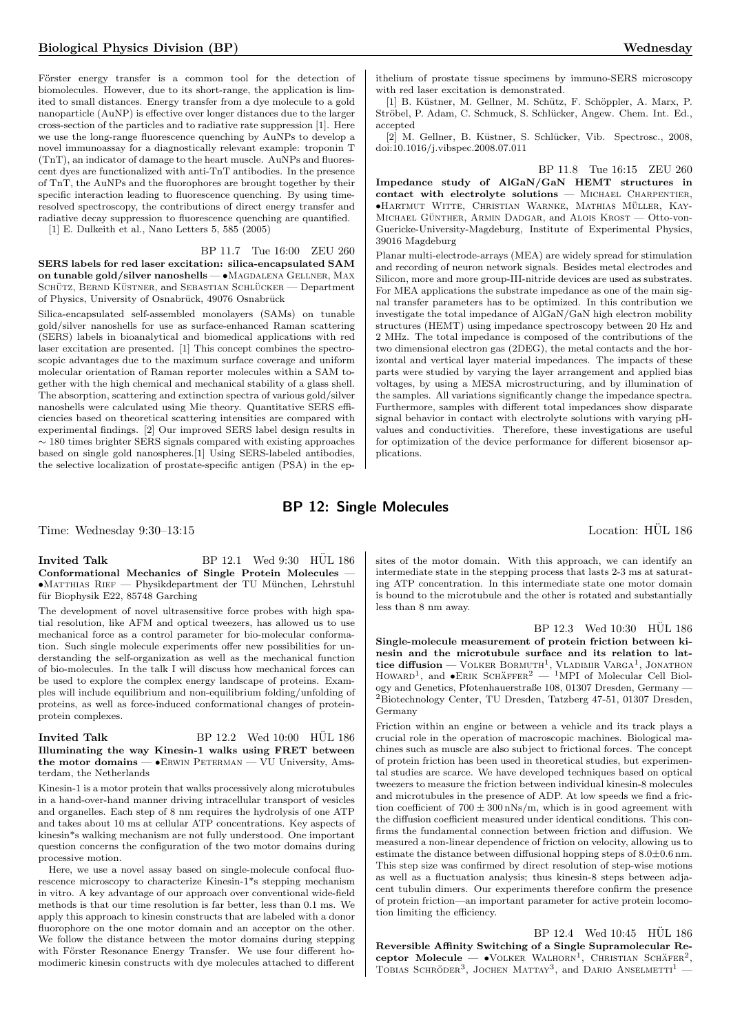Förster energy transfer is a common tool for the detection of biomolecules. However, due to its short-range, the application is limited to small distances. Energy transfer from a dye molecule to a gold nanoparticle (AuNP) is effective over longer distances due to the larger cross-section of the particles and to radiative rate suppression [1]. Here we use the long-range fluorescence quenching by AuNPs to develop a novel immunoassay for a diagnostically relevant example: troponin T (TnT), an indicator of damage to the heart muscle. AuNPs and fluorescent dyes are functionalized with anti-TnT antibodies. In the presence of TnT, the AuNPs and the fluorophores are brought together by their specific interaction leading to fluorescence quenching. By using time-resolved spectroscopy, the contributions of direct energy transfer and radiative decay suppression to fluorescence quenching are quantified.

[1] E. Dulkeith et al., Nano Letters 5, 585 (2005)

BP 11.7 Tue 16:00 ZEU 260

**SERS labels for red laser excitation: silica-encapsulated SAM on tunable gold/silver nanoshells** — •Magdalena Gellner, Max Schütz, Bernd Küstner, and Sebastian Schlücker — Department of Physics, University of Osnabrück, 49076 Osnabrück

Silica-encapsulated self-assembled monolayers (SAMs) on tunable gold/silver nanoshells for use as surface-enhanced Raman scattering (SERS) labels in bioanalytical and biomedical applications with red laser excitation are presented. [1] This concept combines the spectroscopic advantages due to the maximum surface coverage and uniform molecular orientation of Raman reporter molecules within a SAM together with the high chemical and mechanical stability of a glass shell. The absorption, scattering and extinction spectra of various gold/silver nanoshells were calculated using Mie theory. Quantitative SERS efficiencies based on theoretical scattering intensities are compared with experimental findings. [2] Our improved SERS label design results in $\sim 180$ times brighter SERS signals compared with existing approaches based on single gold nanospheres.[1] Using SERS-labeled antibodies, the selective localization of prostate-specific antigen (PSA) in the epithelium of prostate tissue specimens by immuno-SERS microscopy with red laser excitation is demonstrated.

[1] B. Küstner, M. Gellner, M. Schütz, F. Schöppler, A. Marx, P. Ströbel, P. Adam, C. Schmuck, S. Schlücker, Angew. Chem. Int. Ed., accepted

[2] M. Gellner, B. Küstner, S. Schlücker, Vib. Spectrosc., 2008, doi:10.1016/j.vibspec.2008.07.011

BP 11.8 Tue 16:15 ZEU 260

**Impedance study of AlGaN/GaN HEMT structures in contact with electrolyte solutions** — Michael Charpentier, •Hartmut Witte, Christian Warnke, Mathias Müller, Kay-Michael Günther, Armin Dadgar, and Alois Krost — Otto-von-Guericke-University-Magdeburg, Institute of Experimental Physics, 39016 Magdeburg

Planar multi-electrode-arrays (MEA) are widely spread for stimulation and recording of neuron network signals. Besides metal electrodes and Silicon, more and more group-III-nitride devices are used as substrates. For MEA applications the substrate impedance as one of the main signal transfer parameters has to be optimized. In this contribution we investigate the total impedance of AlGaN/GaN high electron mobility structures (HEMT) using impedance spectroscopy between 20 Hz and 2 MHz. The total impedance is composed of the contributions of the two dimensional electron gas (2DEG), the metal contacts and the horizontal and vertical layer material impedances. The impacts of these parts were studied by varying the layer arrangement and applied bias voltages, by using a MESA microstructuring, and by illumination of the samples. All variations significantly change the impedance spectra. Furthermore, samples with different total impedances show disparate signal behavior in contact with electrolyte solutions with varying pH-values and conductivities. Therefore, these investigations are useful for optimization of the device performance for different biosensor applications.

## BP 12: Single Molecules

Time: Wednesday 9:30–13:15 Location: HÜL 186

**Invited Talk** BP 12.1 Wed 9:30 HÜL 186

**Conformational Mechanics of Single Protein Molecules** — •Matthias Rief — Physikdepartment der TU München, Lehrstuhl für Biophysik E22, 85748 Garching

The development of novel ultrasensitive force probes with high spatial resolution, like AFM and optical tweezers, has allowed us to use mechanical force as a control parameter for bio-molecular conformation. Such single molecule experiments offer new possibilities for understanding the self-organization as well as the mechanical function of bio-molecules. In the talk I will discuss how mechanical forces can be used to explore the complex energy landscape of proteins. Examples will include equilibrium and non-equilibrium folding/unfolding of proteins, as well as force-induced conformational changes of protein-protein complexes.

**Invited Talk** BP 12.2 Wed 10:00 HÜL 186

**Illuminating the way Kinesin-1 walks using FRET between the motor domains** — •Erwin Peterman — VU University, Amsterdam, the Netherlands

Kinesin-1 is a motor protein that walks processively along microtubules in a hand-over-hand manner driving intracellular transport of vesicles and organelles. Each step of 8 nm requires the hydrolysis of one ATP and takes about 10 ms at cellular ATP concentrations. Key aspects of kinesin*s walking mechanism are not fully understood. One important question concerns the configuration of the two motor domains during processive motion.

Here, we use a novel assay based on single-molecule confocal fluorescence microscopy to characterize Kinesin-1*s stepping mechanism in vitro. A key advantage of our approach over conventional wide-field methods is that our time resolution is far better, less than 0.1 ms. We apply this approach to kinesin constructs that are labeled with a donor fluorophore on the one motor domain and an acceptor on the other. We follow the distance between the motor domains during stepping with Förster Resonance Energy Transfer. We use four different homodimeric kinesin constructs with dye molecules attached to different sites of the motor domain. With this approach, we can identify an intermediate state in the stepping process that lasts 2-3 ms at saturating ATP concentration. In this intermediate state one motor domain is bound to the microtubule and the other is rotated and substantially less than 8 nm away.

BP 12.3 Wed 10:30 HÜL 186

**Single-molecule measurement of protein friction between kinesin and the microtubule surface and its relation to lattice diffusion** — Volker Bormuth[1], Vladimir Varga[1], Jonathon Howard[1], and •Erik Schäffer[2] — [1]MPI of Molecular Cell Biology and Genetics, Pfotenhauerstraße 108, 01307 Dresden, Germany — [2]Biotechnology Center, TU Dresden, Tatzberg 47-51, 01307 Dresden, Germany

Friction within an engine or between a vehicle and its track plays a crucial role in the operation of macroscopic machines. Biological machines such as muscle are also subject to frictional forces. The concept of protein friction has been used in theoretical studies, but experimental studies are scarce. We have developed techniques based on optical tweezers to measure the friction between individual kinesin-8 molecules and microtubules in the presence of ADP. At low speeds we find a friction coefficient of $700 \pm 300\,\mathrm{nNs/m}$, which is in good agreement with the diffusion coefficient measured under identical conditions. This confirms the fundamental connection between friction and diffusion. We measured a non-linear dependence of friction on velocity, allowing us to estimate the distance between diffusional hopping steps of $8.0 \pm 0.6\,\mathrm{nm}$. This step size was confirmed by direct resolution of step-wise motions as well as a fluctuation analysis; thus kinesin-8 steps between adjacent tubulin dimers. Our experiments therefore confirm the presence of protein friction—an important parameter for active protein locomotion limiting the efficiency.

BP 12.4 Wed 10:45 HÜL 186

**Reversible Affinity Switching of a Single Supramolecular Receptor Molecule** — •Volker Walhorn[1], Christian Schäfer[2], Tobias Schröder[3], Jochen Mattay[3], and Dario Anselmetti[1] —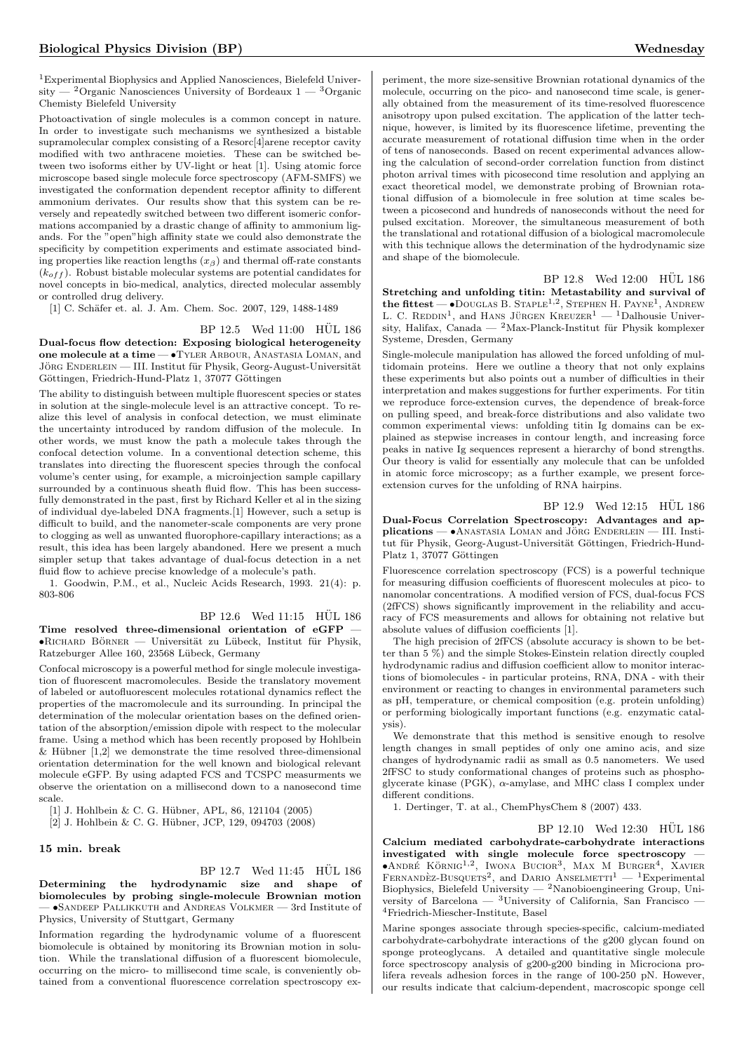[1]Experimental Biophysics and Applied Nanosciences, Bielefeld University — [2]Organic Nanosciences University of Bordeaux 1 — [3]Organic Chemisty Bielefeld University

Photoactivation of single molecules is a common concept in nature. In order to investigate such mechanisms we synthesized a bistable supramolecular complex consisting of a Resorc[4]arene receptor cavity modified with two anthracene moieties. These can be switched between two isoforms either by UV-light or heat [1]. Using atomic force microscope based single molecule force spectroscopy (AFM-SMFS) we investigated the conformation dependent receptor affinity to different ammonium derivates. Our results show that this system can be reversely and repeatedly switched between two different isomeric conformations accompanied by a drastic change of affinity to ammonium ligands. For the "open"high affinity state we could also demonstrate the specificity by competition experiments and estimate associated binding properties like reaction lengths ($x_\beta$) and thermal off-rate constants ($k_{off}$). Robust bistable molecular systems are potential candidates for novel concepts in bio-medical, analytics, directed molecular assembly or controlled drug delivery.

[1] C. Schäfer et. al. J. Am. Chem. Soc. 2007, 129, 1488-1489

BP 12.5 Wed 11:00 HÜL 186

**Dual-focus flow detection: Exposing biological heterogeneity one molecule at a time** — •Tyler Arbour, Anastasia Loman, and Jörg Enderlein — III. Institut für Physik, Georg-August-Universität Göttingen, Friedrich-Hund-Platz 1, 37077 Göttingen

The ability to distinguish between multiple fluorescent species or states in solution at the single-molecule level is an attractive concept. To realize this level of analysis in confocal detection, we must eliminate the uncertainty introduced by random diffusion of the molecule. In other words, we must know the path a molecule takes through the confocal detection volume. In a conventional detection scheme, this translates into directing the fluorescent species through the confocal volume's center using, for example, a microinjection sample capillary surrounded by a continuous sheath fluid flow. This has been successfully demonstrated in the past, first by Richard Keller et al in the sizing of individual dye-labeled DNA fragments.[1] However, such a setup is difficult to build, and the nanometer-scale components are very prone to clogging as well as unwanted fluorophore-capillary interactions; as a result, this idea has been largely abandoned. Here we present a much simpler setup that takes advantage of dual-focus detection in a net fluid flow to achieve precise knowledge of a molecule's path.

1. Goodwin, P.M., et al., Nucleic Acids Research, 1993. 21(4): p. 803-806

BP 12.6 Wed 11:15 HÜL 186

**Time resolved three-dimensional orientation of eGFP** — •Richard Börner — Universität zu Lübeck, Institut für Physik, Ratzeburger Allee 160, 23568 Lübeck, Germany

Confocal microscopy is a powerful method for single molecule investigation of fluorescent macromolecules. Beside the translatory movement of labeled or autofluorescent molecules rotational dynamics reflect the properties of the macromolecule and its surrounding. In principal the determination of the molecular orientation bases on the defined orientation of the absorption/emission dipole with respect to the molecular frame. Using a method which has been recently proposed by Hohlbein & Hübner [1,2] we demonstrate the time resolved three-dimensional orientation determination for the well known and biological relevant molecule eGFP. By using adapted FCS and TCSPC measurments we observe the orientation on a millisecond down to a nanosecond time scale.

[1] J. Hohlbein & C. G. Hübner, APL, 86, 121104 (2005)

[2] J. Hohlbein & C. G. Hübner, JCP, 129, 094703 (2008)

**15 min. break**

BP 12.7 Wed 11:45 HÜL 186

**Determining the hydrodynamic size and shape of biomolecules by probing single-molecule Brownian motion** — •Sandeep Pallikkuth and Andreas Volkmer — 3rd Institute of Physics, University of Stuttgart, Germany

Information regarding the hydrodynamic volume of a fluorescent biomolecule is obtained by monitoring its Brownian motion in solution. While the translational diffusion of a fluorescent biomolecule, occurring on the micro- to millisecond time scale, is conveniently obtained from a conventional fluorescence correlation spectroscopy experiment, the more size-sensitive Brownian rotational dynamics of the molecule, occurring on the pico- and nanosecond time scale, is generally obtained from the measurement of its time-resolved fluorescence anisotropy upon pulsed excitation. The application of the latter technique, however, is limited by its fluorescence lifetime, preventing the accurate measurement of rotational diffusion time when in the order of tens of nanoseconds. Based on recent experimental advances allowing the calculation of second-order correlation function from distinct photon arrival times with picosecond time resolution and applying an exact theoretical model, we demonstrate probing of Brownian rotational diffusion of a biomolecule in free solution at time scales between a picosecond and hundreds of nanoseconds without the need for pulsed excitation. Moreover, the simultaneous measurement of both the translational and rotational diffusion of a biological macromolecule with this technique allows the determination of the hydrodynamic size and shape of the biomolecule.

BP 12.8 Wed 12:00 HÜL 186

**Stretching and unfolding titin: Metastability and survival of the fittest** — •Douglas B. Staple[1,2], Stephen H. Payne[1], Andrew L. C. Reddin[1], and Hans Jürgen Kreuzer[1] — [1]Dalhousie University, Halifax, Canada — [2]Max-Planck-Institut für Physik komplexer Systeme, Dresden, Germany

Single-molecule manipulation has allowed the forced unfolding of multidomain proteins. Here we outline a theory that not only explains these experiments but also points out a number of difficulties in their interpretation and makes suggestions for further experiments. For titin we reproduce force-extension curves, the dependence of break-force on pulling speed, and break-force distributions and also validate two common experimental views: unfolding titin Ig domains can be explained as stepwise increases in contour length, and increasing force peaks in native Ig sequences represent a hierarchy of bond strengths. Our theory is valid for essentially any molecule that can be unfolded in atomic force microscopy; as a further example, we present force-extension curves for the unfolding of RNA hairpins.

BP 12.9 Wed 12:15 HÜL 186

**Dual-Focus Correlation Spectroscopy: Advantages and applications** — •Anastasia Loman and Jörg Enderlein — III. Institut für Physik, Georg-August-Universität Göttingen, Friedrich-Hund-Platz 1, 37077 Göttingen

Fluorescence correlation spectroscopy (FCS) is a powerful technique for measuring diffusion coefficients of fluorescent molecules at pico- to nanomolar concentrations. A modified version of FCS, dual-focus FCS (2fFCS) shows significantly improvement in the reliability and accuracy of FCS measurements and allows for obtaining not relative but absolute values of diffusion coefficients [1].

The high precision of 2fFCS (absolute accuracy is shown to be better than 5 %) and the simple Stokes-Einstein relation directly coupled hydrodynamic radius and diffusion coefficient allow to monitor interactions of biomolecules - in particular proteins, RNA, DNA - with their environment or reacting to changes in environmental parameters such as pH, temperature, or chemical composition (e.g. protein unfolding) or performing biologically important functions (e.g. enzymatic catalysis).

We demonstrate that this method is sensitive enough to resolve length changes in small peptides of only one amino acis, and size changes of hydrodynamic radii as small as 0.5 nanometers. We used 2fFSC to study conformational changes of proteins such as phosphoglycerate kinase (PGK), $\alpha$-amylase, and MHC class I complex under different conditions.

1. Dertinger, T. at al., ChemPhysChem 8 (2007) 433.

BP 12.10 Wed 12:30 HÜL 186

**Calcium mediated carbohydrate-carbohydrate interactions investigated with single molecule force spectroscopy** — •André Körnig[1,2], Iwona Bucior[3], Max M Burger[4], Xavier Fernandèz-Busquets[2], and Dario Anselmetti[1] — [1]Experimental Biophysics, Bielefeld University — [2]Nanobioengineering Group, University of Barcelona — [3]University of California, San Francisco — [4]Friedrich-Miescher-Institute, Basel

Marine sponges associate through species-specific, calcium-mediated carbohydrate-carbohydrate interactions of the g200 glycan found on sponge proteoglycans. A detailed and quantitative single molecule force spectroscopy analysis of g200-g200 binding in Microciona prolifera reveals adhesion forces in the range of 100-250 pN. However, our results indicate that calcium-dependent, macroscopic sponge cell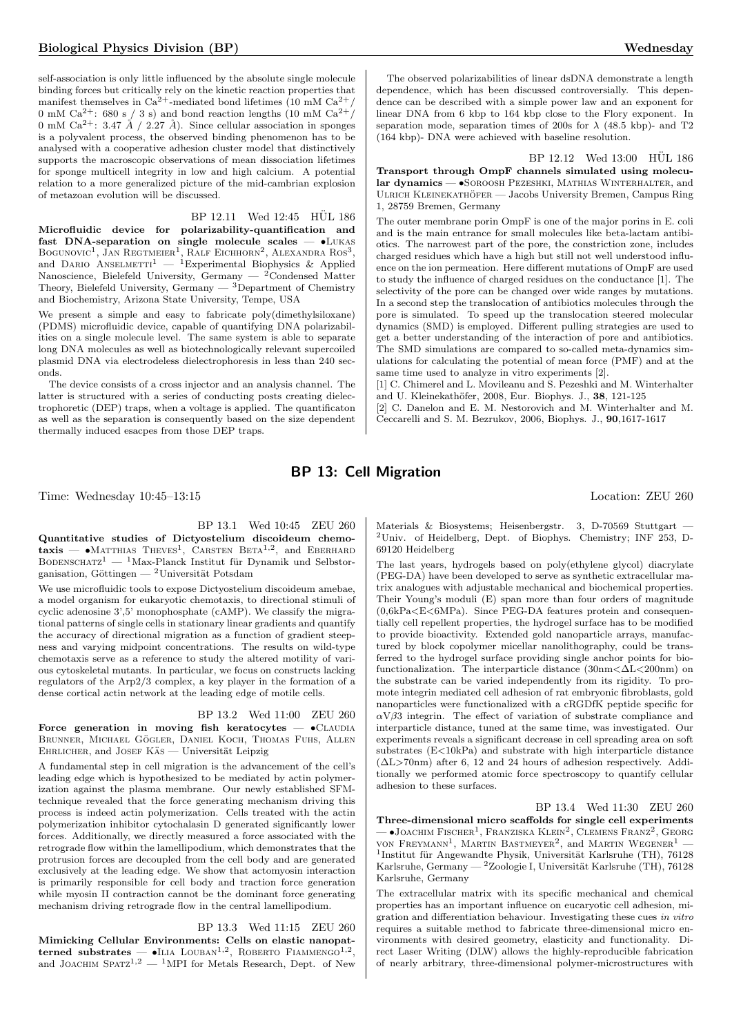self-association is only little influenced by the absolute single molecule binding forces but critically rely on the kinetic reaction properties that manifest themselves in $Ca^{2+}$-mediated bond lifetimes (10 mM $Ca^{2+}$/ 0 mM $Ca^{2+}$: 680 s / 3 s) and bond reaction lengths (10 mM $Ca^{2+}$/ 0 mM $Ca^{2+}$: 3.47 Å / 2.27 Å). Since cellular association in sponges is a polyvalent process, the observed binding phenomenon has to be analysed with a cooperative adhesion cluster model that distinctively supports the macroscopic observations of mean dissociation lifetimes for sponge multicell integrity in low and high calcium. A potential relation to a more generalized picture of the mid-cambrian explosion of metazoan evolution will be discussed.

BP 12.11 Wed 12:45 HÜL 186

**Microfluidic device for polarizability-quantification and fast DNA-separation on single molecule scales** — •Lukas Bogunovic[1], Jan Regtmeier[1], Ralf Eichhorn[2], Alexandra Ros[3], and Dario Anselmetti[1] — [1]Experimental Biophysics & Applied Nanoscience, Bielefeld University, Germany — [2]Condensed Matter Theory, Bielefeld University, Germany — [3]Department of Chemistry and Biochemistry, Arizona State University, Tempe, USA

We present a simple and easy to fabricate poly(dimethylsiloxane) (PDMS) microfluidic device, capable of quantifying DNA polarizabilities on a single molecule level. The same system is able to separate long DNA molecules as well as biotechnologically relevant supercoiled plasmid DNA via electrodeless dielectrophoresis in less than 240 seconds.

The device consists of a cross injector and an analysis channel. The latter is structured with a series of conducting posts creating dielectrophoretic (DEP) traps, when a voltage is applied. The quantificaton as well as the separation is consequently based on the size dependent thermally induced esacpes from those DEP traps.

The observed polarizabilities of linear dsDNA demonstrate a length dependence, which has been discussed controversially. This dependence can be described with a simple power law and an exponent for linear DNA from 6 kbp to 164 kbp close to the Flory exponent. In separation mode, separation times of 200s for λ (48.5 kbp)- and T2 (164 kbp)- DNA were achieved with baseline resolution.

BP 12.12 Wed 13:00 HÜL 186

**Transport through OmpF channels simulated using molecular dynamics** — •Soroosh Pezeshki, Mathias Winterhalter, and Ulrich Kleinekathöfer — Jacobs University Bremen, Campus Ring 1, 28759 Bremen, Germany

The outer membrane porin OmpF is one of the major porins in E. coli and is the main entrance for small molecules like beta-lactam antibiotics. The narrowest part of the pore, the constriction zone, includes charged residues which have a high but still not well understood influence on the ion permeation. Here different mutations of OmpF are used to study the influence of charged residues on the conductance [1]. The selectivity of the pore can be changed over wide ranges by mutations. In a second step the translocation of antibiotics molecules through the pore is simulated. To speed up the translocation steered molecular dynamics (SMD) is employed. Different pulling strategies are used to get a better understanding of the interaction of pore and antibiotics. The SMD simulations are compared to so-called meta-dynamics simulations for calculating the potential of mean force (PMF) and at the same time used to analyze in vitro experiments [2].

[1] C. Chimerel and L. Movileanu and S. Pezeshki and M. Winterhalter and U. Kleinekathöfer, 2008, Eur. Biophys. J., **38**, 121-125

[2] C. Danelon and E. M. Nestorovich and M. Winterhalter and M. Ceccarelli and S. M. Bezrukov, 2006, Biophys. J., **90**,1617-1617

## BP 13: Cell Migration

Time: Wednesday 10:45–13:15 Location: ZEU 260

BP 13.1 Wed 10:45 ZEU 260

**Quantitative studies of Dictyostelium discoideum chemotaxis** — •Matthias Theves[1], Carsten Beta[1,2], and Eberhard Bodenschatz[1] — [1]Max-Planck Institut für Dynamik und Selbstorganisation, Göttingen — [2]Universität Potsdam

We use microfluidic tools to expose Dictyostelium discoideum amebae, a model organism for eukaryotic chemotaxis, to directional stimuli of cyclic adenosine 3',5' monophosphate (cAMP). We classify the migrational patterns of single cells in stationary linear gradients and quantify the accuracy of directional migration as a function of gradient steepness and varying midpoint concentrations. The results on wild-type chemotaxis serve as a reference to study the altered motility of various cytoskeletal mutants. In particular, we focus on constructs lacking regulators of the Arp2/3 complex, a key player in the formation of a dense cortical actin network at the leading edge of motile cells.

BP 13.2 Wed 11:00 ZEU 260

**Force generation in moving fish keratocytes** — •Claudia Brunner, Michael Gögler, Daniel Koch, Thomas Fuhs, Allen Ehrlicher, and Josef Käs — Universität Leipzig

A fundamental step in cell migration is the advancement of the cell's leading edge which is hypothesized to be mediated by actin polymerization against the plasma membrane. Our newly established SFM-technique revealed that the force generating mechanism driving this process is indeed actin polymerization. Cells treated with the actin polymerization inhibitor cytochalasin D generated significantly lower forces. Additionally, we directly measured a force associated with the retrograde flow within the lamellipodium, which demonstrates that the protrusion forces are decoupled from the cell body and are generated exclusively at the leading edge. We show that actomyosin interaction is primarily responsible for cell body and traction force generation while myosin II contraction cannot be the dominant force generating mechanism driving retrograde flow in the central lamellipodium.

BP 13.3 Wed 11:15 ZEU 260

**Mimicking Cellular Environments: Cells on elastic nanopatterned substrates** — •Ilia Louban[1,2], Roberto Fiammengo[1,2], and Joachim Spatz[1,2] — [1]MPI for Metals Research, Dept. of New Materials & Biosystems; Heisenbergstr. 3, D-70569 Stuttgart — [2]Univ. of Heidelberg, Dept. of Biophys. Chemistry; INF 253, D-69120 Heidelberg

The last years, hydrogels based on poly(ethylene glycol) diacrylate (PEG-DA) have been developed to serve as synthetic extracellular matrix analogues with adjustable mechanical and biochemical properties. Their Young's moduli (E) span more than four orders of magnitude (0,6kPa<E<6MPa). Since PEG-DA features protein and consequentially cell repellent properties, the hydrogel surface has to be modified to provide bioactivity. Extended gold nanoparticle arrays, manufactured by block copolymer micellar nanolithography, could be transferred to the hydrogel surface providing single anchor points for biofunctionalization. The interparticle distance (30nm<ΔL<200nm) on the substrate can be varied independently from its rigidity. To promote integrin mediated cell adhesion of rat embryonic fibroblasts, gold nanoparticles were functionalized with a cRGDfK peptide specific for $\alpha V\beta 3$ integrin. The effect of variation of substrate compliance and interparticle distance, tuned at the same time, was investigated. Our experiments reveals a significant decrease in cell spreading area on soft substrates (E<10kPa) and substrate with high interparticle distance (ΔL>70nm) after 6, 12 and 24 hours of adhesion respectively. Additionally we performed atomic force spectroscopy to quantify cellular adhesion to these surfaces.

BP 13.4 Wed 11:30 ZEU 260

**Three-dimensional micro scaffolds for single cell experiments** — •Joachim Fischer[1], Franziska Klein[2], Clemens Franz[2], Georg von Freymann[1], Martin Bastmeyer[2], and Martin Wegener[1] — [1]Institut für Angewandte Physik, Universität Karlsruhe (TH), 76128 Karlsruhe, Germany — [2]Zoologie I, Universität Karlsruhe (TH), 76128 Karlsruhe, Germany

The extracellular matrix with its specific mechanical and chemical properties has an important influence on eucaryotic cell adhesion, migration and differentiation behaviour. Investigating these cues *in vitro* requires a suitable method to fabricate three-dimensional micro environments with desired geometry, elasticity and functionality. Direct Laser Writing (DLW) allows the highly-reproducible fabrication of nearly arbitrary, three-dimensional polymer-microstructures with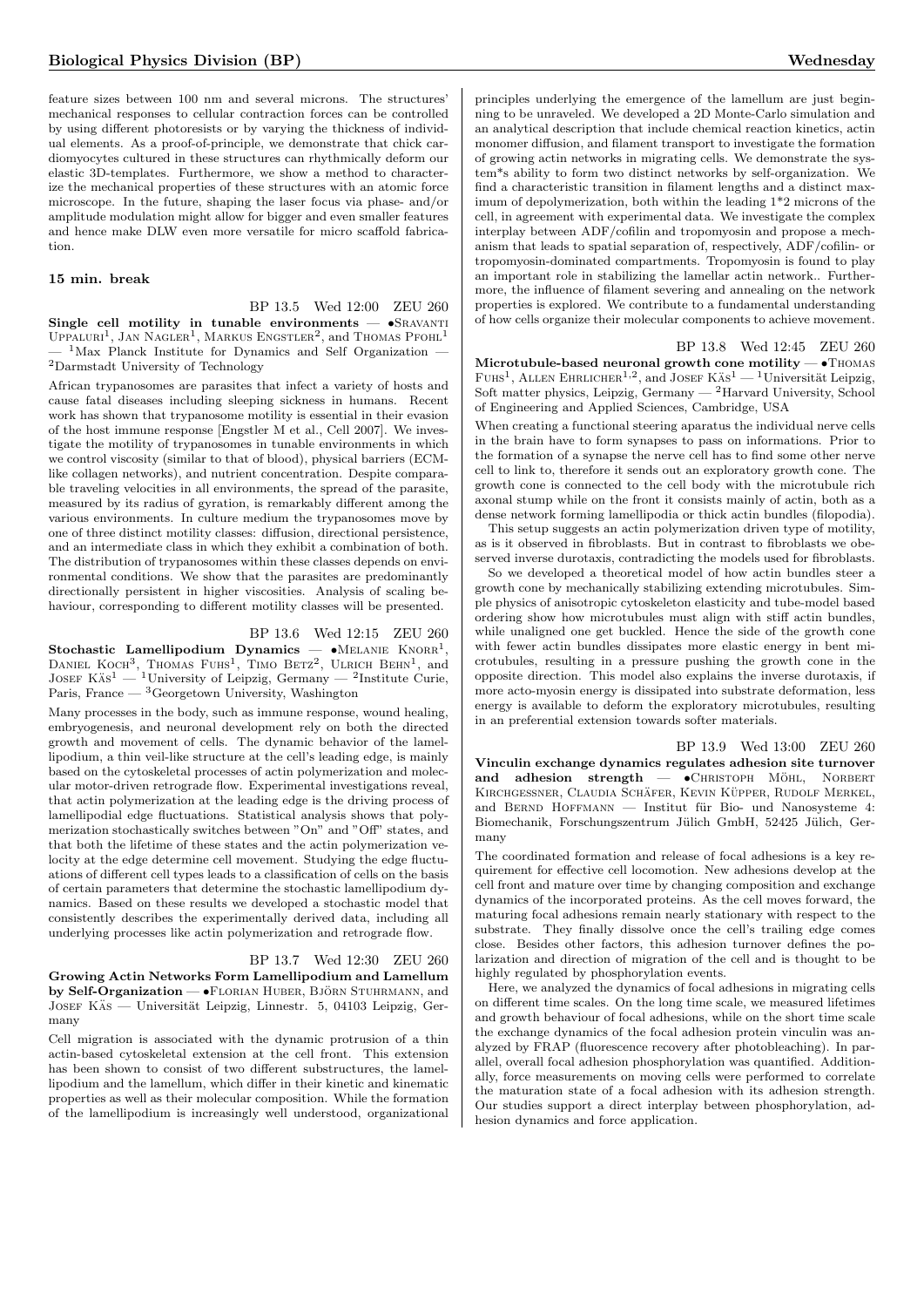feature sizes between 100 nm and several microns. The structures' mechanical responses to cellular contraction forces can be controlled by using different photoresists or by varying the thickness of individual elements. As a proof-of-principle, we demonstrate that chick cardiomyocytes cultured in these structures can rhythmically deform our elastic 3D-templates. Furthermore, we show a method to characterize the mechanical properties of these structures with an atomic force microscope. In the future, shaping the laser focus via phase- and/or amplitude modulation might allow for bigger and even smaller features and hence make DLW even more versatile for micro scaffold fabrication.

**15 min. break**

BP 13.5 Wed 12:00 ZEU 260

**Single cell motility in tunable environments** — •Sravanti Uppaluri[1], Jan Nagler[1], Markus Engstler[2], and Thomas Pfohl[1] — [1]Max Planck Institute for Dynamics and Self Organization — [2]Darmstadt University of Technology

African trypanosomes are parasites that infect a variety of hosts and cause fatal diseases including sleeping sickness in humans. Recent work has shown that trypanosome motility is essential in their evasion of the host immune response [Engstler M et al., Cell 2007]. We investigate the motility of trypanosomes in tunable environments in which we control viscosity (similar to that of blood), physical barriers (ECM-like collagen networks), and nutrient concentration. Despite comparable traveling velocities in all environments, the spread of the parasite, measured by its radius of gyration, is remarkably different among the various environments. In culture medium the trypanosomes move by one of three distinct motility classes: diffusion, directional persistence, and an intermediate class in which they exhibit a combination of both. The distribution of trypanosomes within these classes depends on environmental conditions. We show that the parasites are predominantly directionally persistent in higher viscosities. Analysis of scaling behaviour, corresponding to different motility classes will be presented.

BP 13.6 Wed 12:15 ZEU 260

**Stochastic Lamellipodium Dynamics** — •Melanie Knorr[1], Daniel Koch[3], Thomas Fuhs[1], Timo Betz[2], Ulrich Behn[1], and Josef Käs[1] — [1]University of Leipzig, Germany — [2]Institute Curie, Paris, France — [3]Georgetown University, Washington

Many processes in the body, such as immune response, wound healing, embryogenesis, and neuronal development rely on both the directed growth and movement of cells. The dynamic behavior of the lamellipodium, a thin veil-like structure at the cell's leading edge, is mainly based on the cytoskeletal processes of actin polymerization and molecular motor-driven retrograde flow. Experimental investigations reveal, that actin polymerization at the leading edge is the driving process of lamellipodial edge fluctuations. Statistical analysis shows that polymerization stochastically switches between "On" and "Off" states, and that both the lifetime of these states and the actin polymerization velocity at the edge determine cell movement. Studying the edge fluctuations of different cell types leads to a classification of cells on the basis of certain parameters that determine the stochastic lamellipodium dynamics. Based on these results we developed a stochastic model that consistently describes the experimentally derived data, including all underlying processes like actin polymerization and retrograde flow.

BP 13.7 Wed 12:30 ZEU 260

**Growing Actin Networks Form Lamellipodium and Lamellum by Self-Organization** — •Florian Huber, Björn Stuhrmann, and Josef Käs — Universität Leipzig, Linnestr. 5, 04103 Leipzig, Germany

Cell migration is associated with the dynamic protrusion of a thin actin-based cytoskeletal extension at the cell front. This extension has been shown to consist of two different substructures, the lamellipodium and the lamellum, which differ in their kinetic and kinematic properties as well as their molecular composition. While the formation of the lamellipodium is increasingly well understood, organizational principles underlying the emergence of the lamellum are just beginning to be unraveled. We developed a 2D Monte-Carlo simulation and an analytical description that include chemical reaction kinetics, actin monomer diffusion, and filament transport to investigate the formation of growing actin networks in migrating cells. We demonstrate the system*s ability to form two distinct networks by self-organization. We find a characteristic transition in filament lengths and a distinct maximum of depolymerization, both within the leading 1*2 microns of the cell, in agreement with experimental data. We investigate the complex interplay between ADF/cofilin and tropomyosin and propose a mechanism that leads to spatial separation of, respectively, ADF/cofilin- or tropomyosin-dominated compartments. Tropomyosin is found to play an important role in stabilizing the lamellar actin network.. Furthermore, the influence of filament severing and annealing on the network properties is explored. We contribute to a fundamental understanding of how cells organize their molecular components to achieve movement.

BP 13.8 Wed 12:45 ZEU 260

**Microtubule-based neuronal growth cone motility** — •Thomas Fuhs[1], Allen Ehrlicher[1,2], and Josef Käs[1] — [1]Universität Leipzig, Soft matter physics, Leipzig, Germany — [2]Harvard University, School of Engineering and Applied Sciences, Cambridge, USA

When creating a functional steering aparatus the individual nerve cells in the brain have to form synapses to pass on informations. Prior to the formation of a synapse the nerve cell has to find some other nerve cell to link to, therefore it sends out an exploratory growth cone. The growth cone is connected to the cell body with the microtubule rich axonal stump while on the front it consists mainly of actin, both as a dense network forming lamellipodia or thick actin bundles (filopodia).

This setup suggests an actin polymerization driven type of motility, as is it observed in fibroblasts. But in contrast to fibroblasts we observed inverse durotaxis, contradicting the models used for fibroblasts.

So we developed a theoretical model of how actin bundles steer a growth cone by mechanically stabilizing extending microtubules. Simple physics of anisotropic cytoskeleton elasticity and tube-model based ordering show how microtubules must align with stiff actin bundles, while unaligned one get buckled. Hence the side of the growth cone with fewer actin bundles dissipates more elastic energy in bent microtubules, resulting in a pressure pushing the growth cone in the opposite direction. This model also explains the inverse durotaxis, if more acto-myosin energy is dissipated into substrate deformation, less energy is available to deform the exploratory microtubules, resulting in an preferential extension towards softer materials.

BP 13.9 Wed 13:00 ZEU 260

**Vinculin exchange dynamics regulates adhesion site turnover and adhesion strength** — •Christoph Möhl, Norbert Kirchgessner, Claudia Schäfer, Kevin Küpper, Rudolf Merkel, and Bernd Hoffmann — Institut für Bio- und Nanosysteme 4: Biomechanik, Forschungszentrum Jülich GmbH, 52425 Jülich, Germany

The coordinated formation and release of focal adhesions is a key requirement for effective cell locomotion. New adhesions develop at the cell front and mature over time by changing composition and exchange dynamics of the incorporated proteins. As the cell moves forward, the maturing focal adhesions remain nearly stationary with respect to the substrate. They finally dissolve once the cell's trailing edge comes close. Besides other factors, this adhesion turnover defines the polarization and direction of migration of the cell and is thought to be highly regulated by phosphorylation events.

Here, we analyzed the dynamics of focal adhesions in migrating cells on different time scales. On the long time scale, we measured lifetimes and growth behaviour of focal adhesions, while on the short time scale the exchange dynamics of the focal adhesion protein vinculin was analyzed by FRAP (fluorescence recovery after photobleaching). In parallel, overall focal adhesion phosphorylation was quantified. Additionally, force measurements on moving cells were performed to correlate the maturation state of a focal adhesion with its adhesion strength. Our studies support a direct interplay between phosphorylation, adhesion dynamics and force application.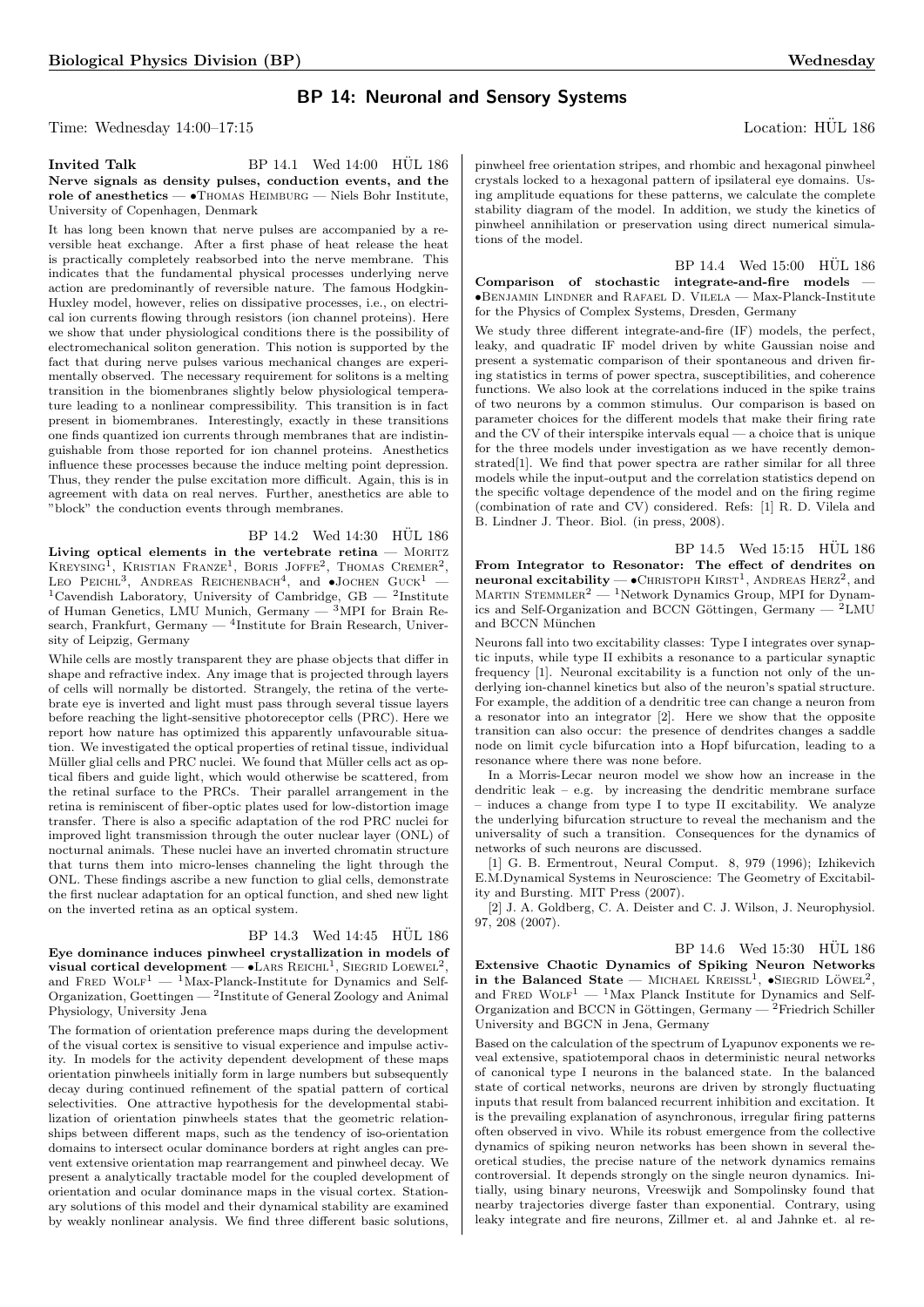## BP 14: Neuronal and Sensory Systems

Time: Wednesday 14:00–17:15 Location: HÜL 186

**Invited Talk** BP 14.1 Wed 14:00 HÜL 186

**Nerve signals as density pulses, conduction events, and the role of anesthetics** — •Thomas Heimburg — Niels Bohr Institute, University of Copenhagen, Denmark

It has long been known that nerve pulses are accompanied by a reversible heat exchange. After a first phase of heat release the heat is practically completely reabsorbed into the nerve membrane. This indicates that the fundamental physical processes underlying nerve action are predominantly of reversible nature. The famous Hodgkin-Huxley model, however, relies on dissipative processes, i.e., on electrical ion currents flowing through resistors (ion channel proteins). Here we show that under physiological conditions there is the possibility of electromechanical soliton generation. This notion is supported by the fact that during nerve pulses various mechanical changes are experimentally observed. The necessary requirement for solitons is a melting transition in the biomenbranes slightly below physiological temperature leading to a nonlinear compressibility. This transition is in fact present in biomembranes. Interestingly, exactly in these transitions one finds quantized ion currents through membranes that are indistinguishable from those reported for ion channel proteins. Anesthetics influence these processes because the induce melting point depression. Thus, they render the pulse excitation more difficult. Again, this is in agreement with data on real nerves. Further, anesthetics are able to "block" the conduction events through membranes.

BP 14.2 Wed 14:30 HÜL 186

**Living optical elements in the vertebrate retina** — Moritz Kreysing[1], Kristian Franze[1], Boris Joffe[2], Thomas Cremer[2], Leo Peichl[3], Andreas Reichenbach[4], and •Jochen Guck[1] — [1]Cavendish Laboratory, University of Cambridge, GB — [2]Institute of Human Genetics, LMU Munich, Germany — [3]MPI for Brain Research, Frankfurt, Germany — [4]Institute for Brain Research, University of Leipzig, Germany

While cells are mostly transparent they are phase objects that differ in shape and refractive index. Any image that is projected through layers of cells will normally be distorted. Strangely, the retina of the vertebrate eye is inverted and light must pass through several tissue layers before reaching the light-sensitive photoreceptor cells (PRC). Here we report how nature has optimized this apparently unfavourable situation. We investigated the optical properties of retinal tissue, individual Müller glial cells and PRC nuclei. We found that Müller cells act as optical fibers and guide light, which would otherwise be scattered, from the retinal surface to the PRCs. Their parallel arrangement in the retina is reminiscent of fiber-optic plates used for low-distortion image transfer. There is also a specific adaptation of the rod PRC nuclei for improved light transmission through the outer nuclear layer (ONL) of nocturnal animals. These nuclei have an inverted chromatin structure that turns them into micro-lenses channeling the light through the ONL. These findings ascribe a new function to glial cells, demonstrate the first nuclear adaptation for an optical function, and shed new light on the inverted retina as an optical system.

BP 14.3 Wed 14:45 HÜL 186

**Eye dominance induces pinwheel crystallization in models of visual cortical development** — •Lars Reichl[1], Siegrid Loewel[2], and Fred Wolf[1] — [1]Max-Planck-Institute for Dynamics and Self-Organization, Goettingen — [2]Institute of General Zoology and Animal Physiology, University Jena

The formation of orientation preference maps during the development of the visual cortex is sensitive to visual experience and impulse activity. In models for the activity dependent development of these maps orientation pinwheels initially form in large numbers but subsequently decay during continued refinement of the spatial pattern of cortical selectivities. One attractive hypothesis for the developmental stabilization of orientation pinwheels states that the geometric relationships between different maps, such as the tendency of iso-orientation domains to intersect ocular dominance borders at right angles can prevent extensive orientation map rearrangement and pinwheel decay. We present a analytically tractable model for the coupled development of orientation and ocular dominance maps in the visual cortex. Stationary solutions of this model and their dynamical stability are examined by weakly nonlinear analysis. We find three different basic solutions, pinwheel free orientation stripes, and rhombic and hexagonal pinwheel crystals locked to a hexagonal pattern of ipsilateral eye domains. Using amplitude equations for these patterns, we calculate the complete stability diagram of the model. In addition, we study the kinetics of pinwheel annihilation or preservation using direct numerical simulations of the model.

BP 14.4 Wed 15:00 HÜL 186

**Comparison of stochastic integrate-and-fire models** — •Benjamin Lindner and Rafael D. Vilela — Max-Planck-Institute for the Physics of Complex Systems, Dresden, Germany

We study three different integrate-and-fire (IF) models, the perfect, leaky, and quadratic IF model driven by white Gaussian noise and present a systematic comparison of their spontaneous and driven firing statistics in terms of power spectra, susceptibilities, and coherence functions. We also look at the correlations induced in the spike trains of two neurons by a common stimulus. Our comparison is based on parameter choices for the different models that make their firing rate and the CV of their interspike intervals equal — a choice that is unique for the three models under investigation as we have recently demonstrated[1]. We find that power spectra are rather similar for all three models while the input-output and the correlation statistics depend on the specific voltage dependence of the model and on the firing regime (combination of rate and CV) considered. Refs: [1] R. D. Vilela and B. Lindner J. Theor. Biol. (in press, 2008).

BP 14.5 Wed 15:15 HÜL 186

**From Integrator to Resonator: The effect of dendrites on neuronal excitability** — •Christoph Kirst[1], Andreas Herz[2], and Martin Stemmler[2] — [1]Network Dynamics Group, MPI for Dynamics and Self-Organization and BCCN Göttingen, Germany — [2]LMU and BCCN München

Neurons fall into two excitability classes: Type I integrates over synaptic inputs, while type II exhibits a resonance to a particular synaptic frequency [1]. Neuronal excitability is a function not only of the underlying ion-channel kinetics but also of the neuron's spatial structure. For example, the addition of a dendritic tree can change a neuron from a resonator into an integrator [2]. Here we show that the opposite transition can also occur: the presence of dendrites changes a saddle node on limit cycle bifurcation into a Hopf bifurcation, leading to a resonance where there was none before.

In a Morris-Lecar neuron model we show how an increase in the dendritic leak – e.g. by increasing the dendritic membrane surface – induces a change from type I to type II excitability. We analyze the underlying bifurcation structure to reveal the mechanism and the universality of such a transition. Consequences for the dynamics of networks of such neurons are discussed.

[1] G. B. Ermentrout, Neural Comput. 8, 979 (1996); Izhikevich E.M.Dynamical Systems in Neuroscience: The Geometry of Excitability and Bursting. MIT Press (2007).

[2] J. A. Goldberg, C. A. Deister and C. J. Wilson, J. Neurophysiol. 97, 208 (2007).

BP 14.6 Wed 15:30 HÜL 186

**Extensive Chaotic Dynamics of Spiking Neuron Networks in the Balanced State** — Michael Kreissl[1], •Siegrid Löwel[2], and Fred Wolf[1] — [1]Max Planck Institute for Dynamics and Self-Organization and BCCN in Göttingen, Germany — [2]Friedrich Schiller University and BGCN in Jena, Germany

Based on the calculation of the spectrum of Lyapunov exponents we reveal extensive, spatiotemporal chaos in deterministic neural networks of canonical type I neurons in the balanced state. In the balanced state of cortical networks, neurons are driven by strongly fluctuating inputs that result from balanced recurrent inhibition and excitation. It is the prevailing explanation of asynchronous, irregular firing patterns often observed in vivo. While its robust emergence from the collective dynamics of spiking neuron networks has been shown in several theoretical studies, the precise nature of the network dynamics remains controversial. It depends strongly on the single neuron dynamics. Initially, using binary neurons, Vreeswijk and Sompolinsky found that nearby trajectories diverge faster than exponential. Contrary, using leaky integrate and fire neurons, Zillmer et. al and Jahnke et. al re-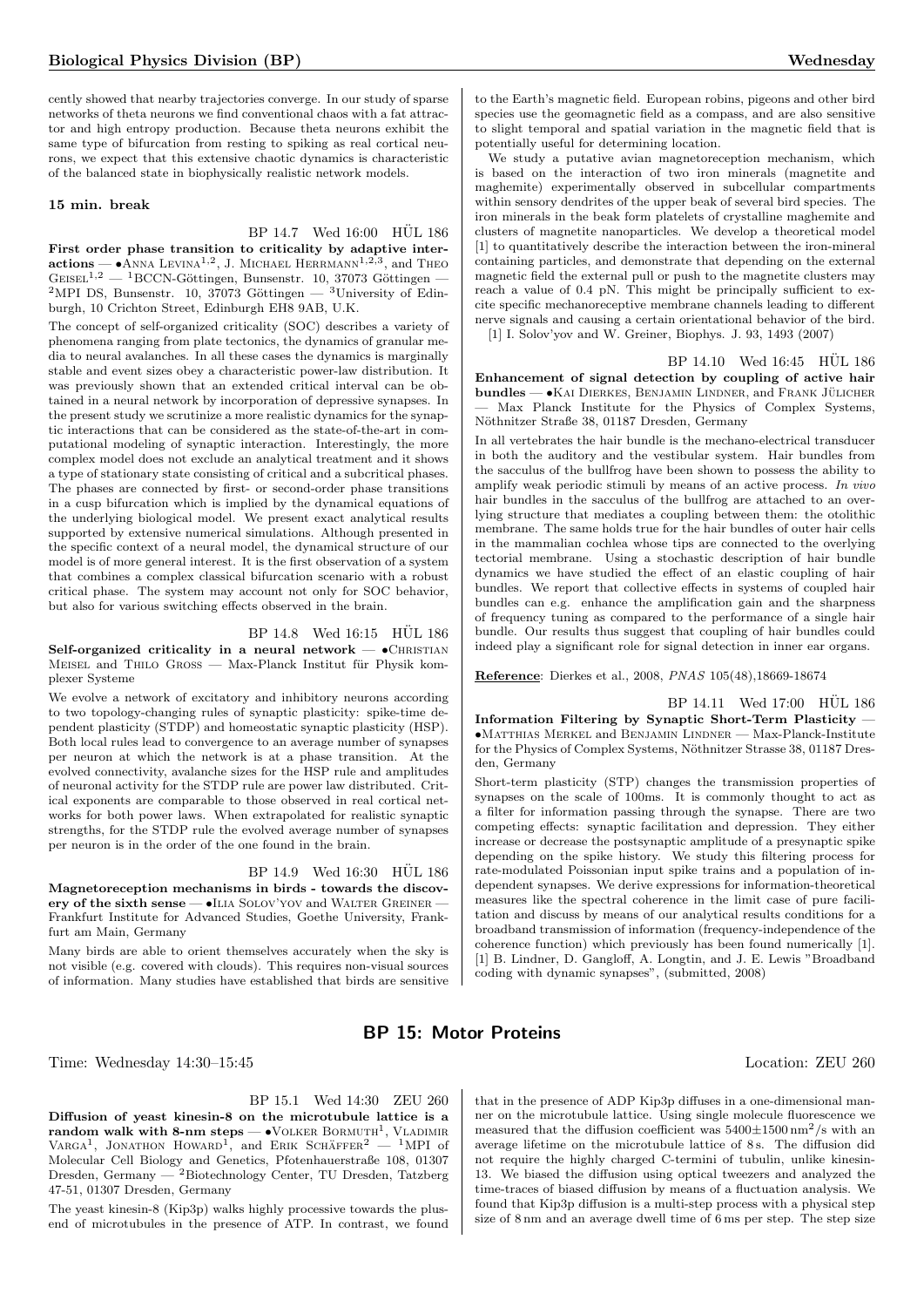cently showed that nearby trajectories converge. In our study of sparse networks of theta neurons we find conventional chaos with a fat attractor and high entropy production. Because theta neurons exhibit the same type of bifurcation from resting to spiking as real cortical neurons, we expect that this extensive chaotic dynamics is characteristic of the balanced state in biophysically realistic network models.

**15 min. break**

BP 14.7 Wed 16:00 HÜL 186

**First order phase transition to criticality by adaptive interactions** — •Anna Levina[1,2], J. Michael Herrmann[1,2,3], and Theo Geisel[1,2] — [1]BCCN-Göttingen, Bunsenstr. 10, 37073 Göttingen — [2]MPI DS, Bunsenstr. 10, 37073 Göttingen — [3]University of Edinburgh, 10 Crichton Street, Edinburgh EH8 9AB, U.K.

The concept of self-organized criticality (SOC) describes a variety of phenomena ranging from plate tectonics, the dynamics of granular media to neural avalanches. In all these cases the dynamics is marginally stable and event sizes obey a characteristic power-law distribution. It was previously shown that an extended critical interval can be obtained in a neural network by incorporation of depressive synapses. In the present study we scrutinize a more realistic dynamics for the synaptic interactions that can be considered as the state-of-the-art in computational modeling of synaptic interaction. Interestingly, the more complex model does not exclude an analytical treatment and it shows a type of stationary state consisting of critical and a subcritical phases. The phases are connected by first- or second-order phase transitions in a cusp bifurcation which is implied by the dynamical equations of the underlying biological model. We present exact analytical results supported by extensive numerical simulations. Although presented in the specific context of a neural model, the dynamical structure of our model is of more general interest. It is the first observation of a system that combines a complex classical bifurcation scenario with a robust critical phase. The system may account not only for SOC behavior, but also for various switching effects observed in the brain.

BP 14.8 Wed 16:15 HÜL 186

**Self-organized criticality in a neural network** — •Christian Meisel and Thilo Gross — Max-Planck Institut für Physik komplexer Systeme

We evolve a network of excitatory and inhibitory neurons according to two topology-changing rules of synaptic plasticity: spike-time dependent plasticity (STDP) and homeostatic synaptic plasticity (HSP). Both local rules lead to convergence to an average number of synapses per neuron at which the network is at a phase transition. At the evolved connectivity, avalanche sizes for the HSP rule and amplitudes of neuronal activity for the STDP rule are power law distributed. Critical exponents are comparable to those observed in real cortical networks for both power laws. When extrapolated for realistic synaptic strengths, for the STDP rule the evolved average number of synapses per neuron is in the order of the one found in the brain.

BP 14.9 Wed 16:30 HÜL 186

**Magnetoreception mechanisms in birds - towards the discovery of the sixth sense** — •Ilia Solov'yov and Walter Greiner — Frankfurt Institute for Advanced Studies, Goethe University, Frankfurt am Main, Germany

Many birds are able to orient themselves accurately when the sky is not visible (e.g. covered with clouds). This requires non-visual sources of information. Many studies have established that birds are sensitive to the Earth's magnetic field. European robins, pigeons and other bird species use the geomagnetic field as a compass, and are also sensitive to slight temporal and spatial variation in the magnetic field that is potentially useful for determining location.

We study a putative avian magnetoreception mechanism, which is based on the interaction of two iron minerals (magnetite and maghemite) experimentally observed in subcellular compartments within sensory dendrites of the upper beak of several bird species. The iron minerals in the beak form platelets of crystalline maghemite and clusters of magnetite nanoparticles. We develop a theoretical model [1] to quantitatively describe the interaction between the iron-mineral containing particles, and demonstrate that depending on the external magnetic field the external pull or push to the magnetite clusters may reach a value of 0.4 pN. This might be principally sufficient to excite specific mechanoreceptive membrane channels leading to different nerve signals and causing a certain orientational behavior of the bird.

[1] I. Solov'yov and W. Greiner, Biophys. J. 93, 1493 (2007)

BP 14.10 Wed 16:45 HÜL 186

**Enhancement of signal detection by coupling of active hair bundles** — •Kai Dierkes, Benjamin Lindner, and Frank Jülicher — Max Planck Institute for the Physics of Complex Systems, Nöthnitzer Straße 38, 01187 Dresden, Germany

In all vertebrates the hair bundle is the mechano-electrical transducer in both the auditory and the vestibular system. Hair bundles from the sacculus of the bullfrog have been shown to possess the ability to amplify weak periodic stimuli by means of an active process. *In vivo* hair bundles in the sacculus of the bullfrog are attached to an overlying structure that mediates a coupling between them: the otolithic membrane. The same holds true for the hair bundles of outer hair cells in the mammalian cochlea whose tips are connected to the overlying tectorial membrane. Using a stochastic description of hair bundle dynamics we have studied the effect of an elastic coupling of hair bundles. We report that collective effects in systems of coupled hair bundles can e.g. enhance the amplification gain and the sharpness of frequency tuning as compared to the performance of a single hair bundle. Our results thus suggest that coupling of hair bundles could indeed play a significant role for signal detection in inner ear organs.

**Reference**: Dierkes et al., 2008, *PNAS* 105(48),18669-18674

BP 14.11 Wed 17:00 HÜL 186

**Information Filtering by Synaptic Short-Term Plasticity** — •Matthias Merkel and Benjamin Lindner — Max-Planck-Institute for the Physics of Complex Systems, Nöthnitzer Strasse 38, 01187 Dresden, Germany

Short-term plasticity (STP) changes the transmission properties of synapses on the scale of 100ms. It is commonly thought to act as a filter for information passing through the synapse. There are two competing effects: synaptic facilitation and depression. They either increase or decrease the postsynaptic amplitude of a presynaptic spike depending on the spike history. We study this filtering process for rate-modulated Poissonian input spike trains and a population of independent synapses. We derive expressions for information-theoretical measures like the spectral coherence in the limit case of pure facilitation and discuss by means of our analytical results conditions for a broadband transmission of information (frequency-independence of the coherence function) which previously has been found numerically [1].

[1] B. Lindner, D. Gangloff, A. Longtin, and J. E. Lewis "Broadband coding with dynamic synapses", (submitted, 2008)

## BP 15: Motor Proteins

Time: Wednesday 14:30–15:45 Location: ZEU 260

BP 15.1 Wed 14:30 ZEU 260

**Diffusion of yeast kinesin-8 on the microtubule lattice is a random walk with 8-nm steps** — •Volker Bormuth[1], Vladimir Varga[1], Jonathon Howard[1], and Erik Schäffer[2] — [1]MPI of Molecular Cell Biology and Genetics, Pfotenhauerstraße 108, 01307 Dresden, Germany — [2]Biotechnology Center, TU Dresden, Tatzberg 47-51, 01307 Dresden, Germany

The yeast kinesin-8 (Kip3p) walks highly processive towards the plus-end of microtubules in the presence of ATP. In contrast, we found that in the presence of ADP Kip3p diffuses in a one-dimensional manner on the microtubule lattice. Using single molecule fluorescence we measured that the diffusion coefficient was $5400 \pm 1500\,\mathrm{nm}^2/\mathrm{s}$ with an average lifetime on the microtubule lattice of 8 s. The diffusion did not require the highly charged C-termini of tubulin, unlike kinesin-13. We biased the diffusion using optical tweezers and analyzed the time-traces of biased diffusion by means of a fluctuation analysis. We found that Kip3p diffusion is a multi-step process with a physical step size of 8 nm and an average dwell time of 6 ms per step. The step size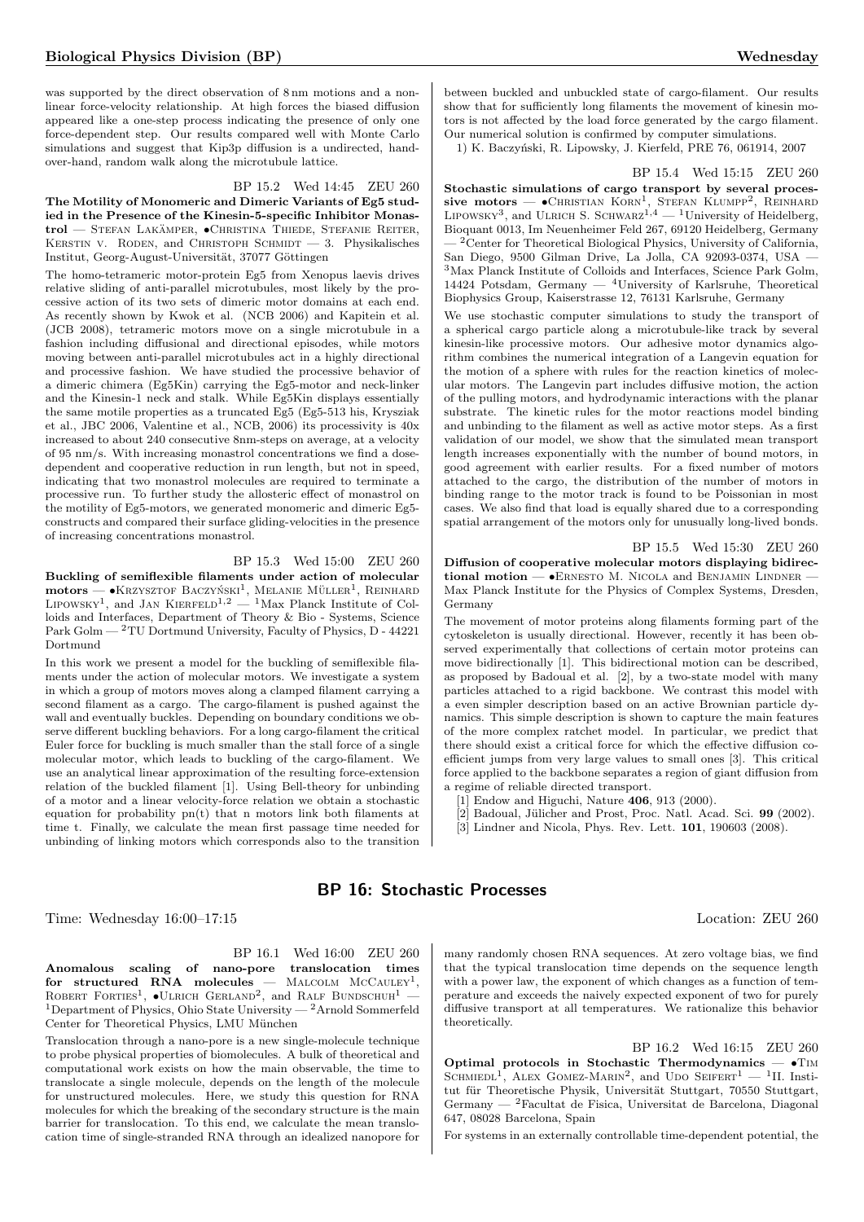was supported by the direct observation of 8 nm motions and a nonlinear force-velocity relationship. At high forces the biased diffusion appeared like a one-step process indicating the presence of only one force-dependent step. Our results compared well with Monte Carlo simulations and suggest that Kip3p diffusion is a undirected, hand-over-hand, random walk along the microtubule lattice.

BP 15.2 Wed 14:45 ZEU 260

**The Motility of Monomeric and Dimeric Variants of Eg5 studied in the Presence of the Kinesin-5-specific Inhibitor Monastrol** — Stefan Lakämper, •Christina Thiede, Stefanie Reiter, Kerstin v. Roden, and Christoph Schmidt — 3. Physikalisches Institut, Georg-August-Universität, 37077 Göttingen

The homo-tetrameric motor-protein Eg5 from Xenopus laevis drives relative sliding of anti-parallel microtubules, most likely by the processive action of its two sets of dimeric motor domains at each end. As recently shown by Kwok et al. (NCB 2006) and Kapitein et al. (JCB 2008), tetrameric motors move on a single microtubule in a fashion including diffusional and directional episodes, while motors moving between anti-parallel microtubules act in a highly directional and processive fashion. We have studied the processive behavior of a dimeric chimera (Eg5Kin) carrying the Eg5-motor and neck-linker and the Kinesin-1 neck and stalk. While Eg5Kin displays essentially the same motile properties as a truncated Eg5 (Eg5-513 his, Kryszciak et al., JBC 2006, Valentine et al., NCB, 2006) its processivity is 40x increased to about 240 consecutive 8nm-steps on average, at a velocity of 95 nm/s. With increasing monastrol concentrations we find a dose-dependent and cooperative reduction in run length, but not in speed, indicating that two monastrol molecules are required to terminate a processive run. To further study the allosteric effect of monastrol on the motility of Eg5-motors, we generated monomeric and dimeric Eg5-constructs and compared their surface gliding-velocities in the presence of increasing concentrations monastrol.

BP 15.3 Wed 15:00 ZEU 260

**Buckling of semiflexible filaments under action of molecular motors** — •Krzysztof Baczyński[1], Melanie Müller[1], Reinhard Lipowsky[1], and Jan Kierfeld[1,2] — [1]Max Planck Institute of Colloids and Interfaces, Department of Theory & Bio - Systems, Science Park Golm — [2]TU Dortmund University, Faculty of Physics, D - 44221 Dortmund

In this work we present a model for the buckling of semiflexible filaments under the action of molecular motors. We investigate a system in which a group of motors moves along a clamped filament carrying a second filament as a cargo. The cargo-filament is pushed against the wall and eventually buckles. Depending on boundary conditions we observe different buckling behaviors. For a long cargo-filament the critical Euler force for buckling is much smaller than the stall force of a single molecular motor, which leads to buckling of the cargo-filament. We use an analytical linear approximation of the resulting force-extension relation of the buckled filament [1]. Using Bell-theory for unbinding of a motor and a linear velocity-force relation we obtain a stochastic equation for probability pn(t) that n motors link both filaments at time t. Finally, we calculate the mean first passage time needed for unbinding of linking motors which corresponds also to the transition between buckled and unbuckled state of cargo-filament. Our results show that for sufficiently long filaments the movement of kinesin motors is not affected by the load force generated by the cargo filament. Our numerical solution is confirmed by computer simulations.

1) K. Baczyński, R. Lipowsky, J. Kierfeld, PRE 76, 061914, 2007

BP 15.4 Wed 15:15 ZEU 260

**Stochastic simulations of cargo transport by several processive motors** — •Christian Korn[1], Stefan Klumpp[2], Reinhard Lipowsky[3], and Ulrich S. Schwarz[1,4] — [1]University of Heidelberg, Bioquant 0013, Im Neuenheimer Feld 267, 69120 Heidelberg, Germany — [2]Center for Theoretical Biological Physics, University of California, San Diego, 9500 Gilman Drive, La Jolla, CA 92093-0374, USA — [3]Max Planck Institute of Colloids and Interfaces, Science Park Golm, 14424 Potsdam, Germany — [4]University of Karlsruhe, Theoretical Biophysics Group, Kaiserstrasse 12, 76131 Karlsruhe, Germany

We use stochastic computer simulations to study the transport of a spherical cargo particle along a microtubule-like track by several kinesin-like processive motors. Our adhesive motor dynamics algorithm combines the numerical integration of a Langevin equation for the motion of a sphere with rules for the reaction kinetics of molecular motors. The Langevin part includes diffusive motion, the action of the pulling motors, and hydrodynamic interactions with the planar substrate. The kinetic rules for the motor reactions model binding and unbinding to the filament as well as active motor steps. As a first validation of our model, we show that the simulated mean transport length increases exponentially with the number of bound motors, in good agreement with earlier results. For a fixed number of motors attached to the cargo, the distribution of the number of motors in binding range to the motor track is found to be Poissonian in most cases. We also find that load is equally shared due to a corresponding spatial arrangement of the motors only for unusually long-lived bonds.

BP 15.5 Wed 15:30 ZEU 260

**Diffusion of cooperative molecular motors displaying bidirectional motion** — •Ernesto M. Nicola and Benjamin Lindner — Max Planck Institute for the Physics of Complex Systems, Dresden, Germany

The movement of motor proteins along filaments forming part of the cytoskeleton is usually directional. However, recently it has been observed experimentally that collections of certain motor proteins can move bidirectionally [1]. This bidirectional motion can be described, as proposed by Badoual et al. [2], by a two-state model with many particles attached to a rigid backbone. We contrast this model with a even simpler description based on an active Brownian particle dynamics. This simple description is shown to capture the main features of the more complex ratchet model. In particular, we predict that there should exist a critical force for which the effective diffusion coefficient jumps from very large values to small ones [3]. This critical force applied to the backbone separates a region of giant diffusion from a regime of reliable directed transport.

[1] Endow and Higuchi, Nature **406**, 913 (2000).
[2] Badoual, Jülicher and Prost, Proc. Natl. Acad. Sci. **99** (2002).
[3] Lindner and Nicola, Phys. Rev. Lett. **101**, 190603 (2008).

## BP 16: Stochastic Processes

Time: Wednesday 16:00–17:15 Location: ZEU 260

BP 16.1 Wed 16:00 ZEU 260

**Anomalous scaling of nano-pore translocation times for structured RNA molecules** — Malcolm McCauley[1], Robert Forties[1], •Ulrich Gerland[2], and Ralf Bundschuh[1] — [1]Department of Physics, Ohio State University — [2]Arnold Sommerfeld Center for Theoretical Physics, LMU München

Translocation through a nano-pore is a new single-molecule technique to probe physical properties of biomolecules. A bulk of theoretical and computational work exists on how the main observable, the time to translocate a single molecule, depends on the length of the molecule for unstructured molecules. Here, we study this question for RNA molecules for which the breaking of the secondary structure is the main barrier for translocation. To this end, we calculate the mean translocation time of single-stranded RNA through an idealized nanopore for many randomly chosen RNA sequences. At zero voltage bias, we find that the typical translocation time depends on the sequence length with a power law, the exponent of which changes as a function of temperature and exceeds the naively expected exponent of two for purely diffusive transport at all temperatures. We rationalize this behavior theoretically.

BP 16.2 Wed 16:15 ZEU 260

**Optimal protocols in Stochastic Thermodynamics** — •Tim Schmiedl[1], Alex Gomez-Marin[2], and Udo Seifert[1] — [1]II. Institut für Theoretische Physik, Universität Stuttgart, 70550 Stuttgart, Germany — [2]Facultat de Fisica, Universitat de Barcelona, Diagonal 647, 08028 Barcelona, Spain

For systems in an externally controllable time-dependent potential, the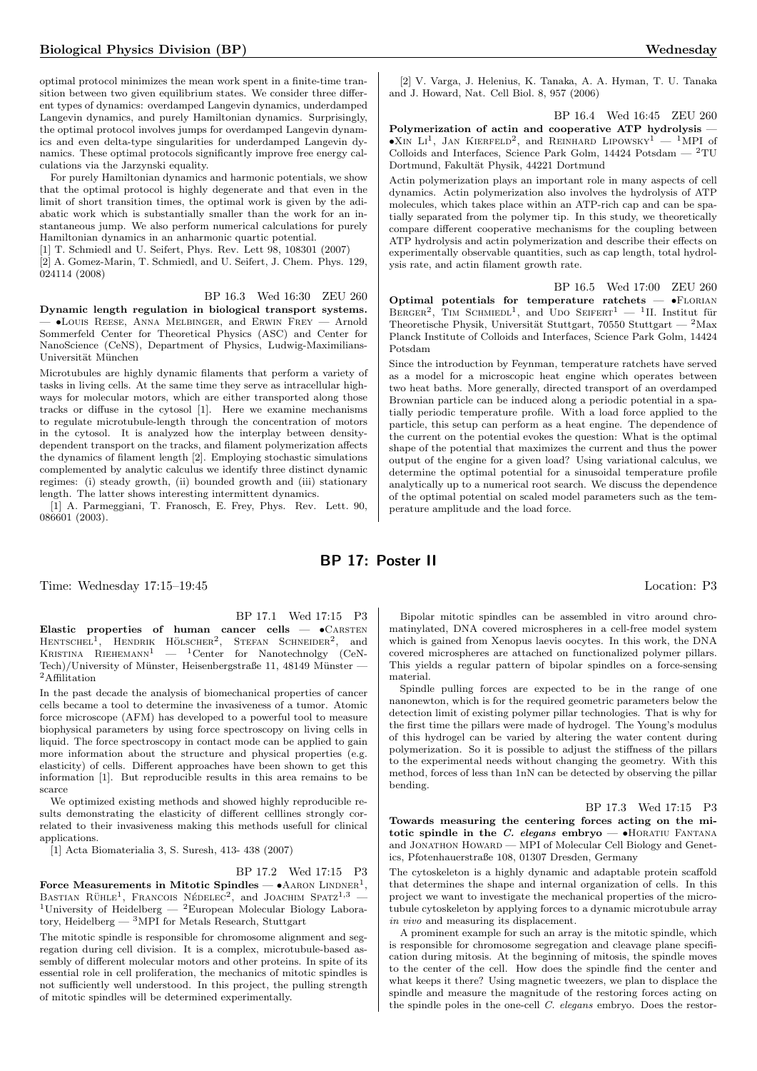optimal protocol minimizes the mean work spent in a finite-time transition between two given equilibrium states. We consider three different types of dynamics: overdamped Langevin dynamics, underdamped Langevin dynamics, and purely Hamiltonian dynamics. Surprisingly, the optimal protocol involves jumps for overdamped Langevin dynamics and even delta-type singularities for underdamped Langevin dynamics. These optimal protocols significantly improve free energy calculations via the Jarzynski equality.

For purely Hamiltonian dynamics and harmonic potentials, we show that the optimal protocol is highly degenerate and that even in the limit of short transition times, the optimal work is given by the adiabatic work which is substantially smaller than the work for an instantaneous jump. We also perform numerical calculations for purely Hamiltonian dynamics in an anharmonic quartic potential.

[1] T. Schmiedl and U. Seifert, Phys. Rev. Lett 98, 108301 (2007)

[2] A. Gomez-Marin, T. Schmiedl, and U. Seifert, J. Chem. Phys. 129, 024114 (2008)

BP 16.3 Wed 16:30 ZEU 260

**Dynamic length regulation in biological transport systems.** — •Louis Reese, Anna Melbinger, and Erwin Frey — Arnold Sommerfeld Center for Theoretical Physics (ASC) and Center for NanoScience (CeNS), Department of Physics, Ludwig-Maximilians-Universität München

Microtubules are highly dynamic filaments that perform a variety of tasks in living cells. At the same time they serve as intracellular highways for molecular motors, which are either transported along those tracks or diffuse in the cytosol [1]. Here we examine mechanisms to regulate microtubule-length through the concentration of motors in the cytosol. It is analyzed how the interplay between density-dependent transport on the tracks, and filament polymerization affects the dynamics of filament length [2]. Employing stochastic simulations complemented by analytic calculus we identify three distinct dynamic regimes: (i) steady growth, (ii) bounded growth and (iii) stationary length. The latter shows interesting intermittent dynamics.

[1] A. Parmeggiani, T. Franosch, E. Frey, Phys. Rev. Lett. 90, 086601 (2003).

[2] V. Varga, J. Helenius, K. Tanaka, A. A. Hyman, T. U. Tanaka and J. Howard, Nat. Cell Biol. 8, 957 (2006)

BP 16.4 Wed 16:45 ZEU 260

**Polymerization of actin and cooperative ATP hydrolysis** — •Xin Li[1], Jan Kierfeld[2], and Reinhard Lipowsky[1] — [1]MPI of Colloids and Interfaces, Science Park Golm, 14424 Potsdam — [2]TU Dortmund, Fakultät Physik, 44221 Dortmund

Actin polymerization plays an important role in many aspects of cell dynamics. Actin polymerization also involves the hydrolysis of ATP molecules, which takes place within an ATP-rich cap and can be spatially separated from the polymer tip. In this study, we theoretically compare different cooperative mechanisms for the coupling between ATP hydrolysis and actin polymerization and describe their effects on experimentally observable quantities, such as cap length, total hydrolysis rate, and actin filament growth rate.

BP 16.5 Wed 17:00 ZEU 260

**Optimal potentials for temperature ratchets** — •Florian Berger[2], Tim Schmiedl[1], and Udo Seifert[1] — [1]II. Institut für Theoretische Physik, Universität Stuttgart, 70550 Stuttgart — [2]Max Planck Institute of Colloids and Interfaces, Science Park Golm, 14424 Potsdam

Since the introduction by Feynman, temperature ratchets have served as a model for a microscopic heat engine which operates between two heat baths. More generally, directed transport of an overdamped Brownian particle can be induced along a periodic potential in a spatially periodic temperature profile. With a load force applied to the particle, this setup can perform as a heat engine. The dependence of the current on the potential evokes the question: What is the optimal shape of the potential that maximizes the current and thus the power output of the engine for a given load? Using variational calculus, we determine the optimal potential for a sinusoidal temperature profile analytically up to a numerical root search. We discuss the dependence of the optimal potential on scaled model parameters such as the temperature amplitude and the load force.

## BP 17: Poster II

Time: Wednesday 17:15–19:45 Location: P3

BP 17.1 Wed 17:15 P3

**Elastic properties of human cancer cells** — •Carsten Hentschel[1], Hendrik Hölscher[2], Stefan Schneider[2], and Kristina Riehemann[1] — [1]Center for Nanotechnolgy (CeNTech)/University of Münster, Heisenbergstraße 11, 48149 Münster — [2]Affilitation

In the past decade the analysis of biomechanical properties of cancer cells became a tool to determine the invasiveness of a tumor. Atomic force microscope (AFM) has developed to a powerful tool to measure biophysical parameters by using force spectroscopy on living cells in liquid. The force spectroscopy in contact mode can be applied to gain more information about the structure and physical properties (e.g. elasticity) of cells. Different approaches have been shown to get this information [1]. But reproducible results in this area remains to be scarce

We optimized existing methods and showed highly reproducible results demonstrating the elasticity of different celllines strongly correlated to their invasiveness making this methods usefull for clinical applications.

[1] Acta Biomaterialia 3, S. Suresh, 413- 438 (2007)

BP 17.2 Wed 17:15 P3

**Force Measurements in Mitotic Spindles** — •Aaron Lindner[1], Bastian Rühle[1], Francois Nédélec[2], and Joachim Spatz[1,3] — [1]University of Heidelberg — [2]European Molecular Biology Laboratory, Heidelberg — [3]MPI for Metals Research, Stuttgart

The mitotic spindle is responsible for chromosome alignment and segregation during cell division. It is a complex, microtubule-based assembly of different molecular motors and other proteins. In spite of its essential role in cell proliferation, the mechanics of mitotic spindles is not sufficiently well understood. In this project, the pulling strength of mitotic spindles will be determined experimentally.

Bipolar mitotic spindles can be assembled in vitro around chromatinylated, DNA covered microspheres in a cell-free model system which is gained from Xenopus laevis oocytes. In this work, the DNA covered microspheres are attached on functionalized polymer pillars. This yields a regular pattern of bipolar spindles on a force-sensing material.

Spindle pulling forces are expected to be in the range of one nanonewton, which is for the required geometric parameters below the detection limit of existing polymer pillar technologies. That is why for the first time the pillars were made of hydrogel. The Young's modulus of this hydrogel can be varied by altering the water content during polymerization. So it is possible to adjust the stiffness of the pillars to the experimental needs without changing the geometry. With this method, forces of less than 1nN can be detected by observing the pillar bending.

BP 17.3 Wed 17:15 P3

**Towards measuring the centering forces acting on the mitotic spindle in the *C. elegans* embryo** — •Horatiu Fantana and Jonathon Howard — MPI of Molecular Cell Biology and Genetics, Pfotenhauerstraße 108, 01307 Dresden, Germany

The cytoskeleton is a highly dynamic and adaptable protein scaffold that determines the shape and internal organization of cells. In this project we want to investigate the mechanical properties of the microtubule cytoskeleton by applying forces to a dynamic microtubule array *in vivo* and measuring its displacement.

A prominent example for such an array is the mitotic spindle, which is responsible for chromosome segregation and cleavage plane specification during mitosis. At the beginning of mitosis, the spindle moves to the center of the cell. How does the spindle find the center and what keeps it there? Using magnetic tweezers, we plan to displace the spindle and measure the magnitude of the restoring forces acting on the spindle poles in the one-cell *C. elegans* embryo. Does the restor-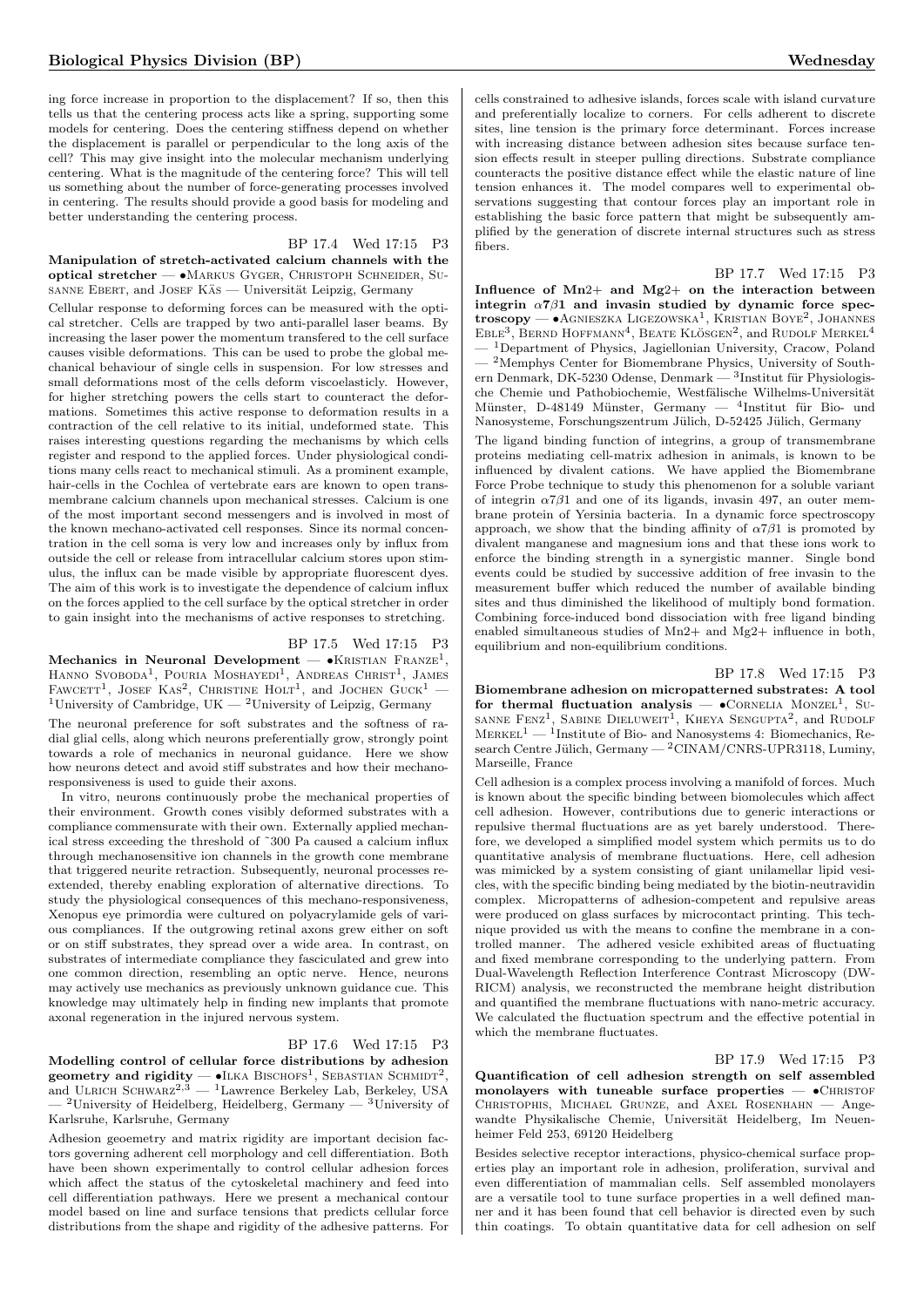ing force increase in proportion to the displacement? If so, then this tells us that the centering process acts like a spring, supporting some models for centering. Does the centering stiffness depend on whether the displacement is parallel or perpendicular to the long axis of the cell? This may give insight into the molecular mechanism underlying centering. What is the magnitude of the centering force? This will tell us something about the number of force-generating processes involved in centering. The results should provide a good basis for modeling and better understanding the centering process.

BP 17.4 Wed 17:15 P3

**Manipulation of stretch-activated calcium channels with the optical stretcher** — •Markus Gyger, Christoph Schneider, Susanne Ebert, and Josef Käs — Universität Leipzig, Germany

Cellular response to deforming forces can be measured with the optical stretcher. Cells are trapped by two anti-parallel laser beams. By increasing the laser power the momentum transfered to the cell surface causes visible deformations. This can be used to probe the global mechanical behaviour of single cells in suspension. For low stresses and small deformations most of the cells deform viscoelasticly. However, for higher stretching powers the cells start to counteract the deformations. Sometimes this active response to deformation results in a contraction of the cell relative to its initial, undeformed state. This raises interesting questions regarding the mechanisms by which cells register and respond to the applied forces. Under physiological conditions many cells react to mechanical stimuli. As a prominent example, hair-cells in the Cochlea of vertebrate ears are known to open transmembrane calcium channels upon mechanical stresses. Calcium is one of the most important second messengers and is involved in most of the known mechano-activated cell responses. Since its normal concentration in the cell soma is very low and increases only by influx from outside the cell or release from intracellular calcium stores upon stimulus, the influx can be made visible by appropriate fluorescent dyes. The aim of this work is to investigate the dependence of calcium influx on the forces applied to the cell surface by the optical stretcher in order to gain insight into the mechanisms of active responses to stretching.

BP 17.5 Wed 17:15 P3

**Mechanics in Neuronal Development** — •Kristian Franze[1], Hanno Svoboda[1], Pouria Moshayedi[1], Andreas Christ[1], James Fawcett[1], Josef Kas[2], Christine Holt[1], and Jochen Guck[1] — [1]University of Cambridge, UK — [2]University of Leipzig, Germany

The neuronal preference for soft substrates and the softness of radial glial cells, along which neurons preferentially grow, strongly point towards a role of mechanics in neuronal guidance. Here we show how neurons detect and avoid stiff substrates and how their mechanoresponsiveness is used to guide their axons.

In vitro, neurons continuously probe the mechanical properties of their environment. Growth cones visibly deformed substrates with a compliance commensurate with their own. Externally applied mechanical stress exceeding the threshold of ~300 Pa caused a calcium influx through mechanosensitive ion channels in the growth cone membrane that triggered neurite retraction. Subsequently, neuronal processes re-extended, thereby enabling exploration of alternative directions. To study the physiological consequences of this mechano-responsiveness, Xenopus eye primordia were cultured on polyacrylamide gels of various compliances. If the outgrowing retinal axons grew either on soft or on stiff substrates, they spread over a wide area. In contrast, on substrates of intermediate compliance they fasciculated and grew into one common direction, resembling an optic nerve. Hence, neurons may actively use mechanics as previously unknown guidance cue. This knowledge may ultimately help in finding new implants that promote axonal regeneration in the injured nervous system.

BP 17.6 Wed 17:15 P3

**Modelling control of cellular force distributions by adhesion geometry and rigidity** — •Ilka Bischofs[1], Sebastian Schmidt[2], and Ulrich Schwarz[2,3] — [1]Lawrence Berkeley Lab, Berkeley, USA — [2]University of Heidelberg, Heidelberg, Germany — [3]University of Karlsruhe, Karlsruhe, Germany

Adhesion geoemetry and matrix rigidity are important decision factors governing adherent cell morphology and cell differentiation. Both have been shown experimentally to control cellular adhesion forces which affect the status of the cytoskeletal machinery and feed into cell differentiation pathways. Here we present a mechanical contour model based on line and surface tensions that predicts cellular force distributions from the shape and rigidity of the adhesive patterns. For cells constrained to adhesive islands, forces scale with island curvature and preferentially localize to corners. For cells adherent to discrete sites, line tension is the primary force determinant. Forces increase with increasing distance between adhesion sites because surface tension effects result in steeper pulling directions. Substrate compliance counteracts the positive distance effect while the elastic nature of line tension enhances it. The model compares well to experimental observations suggesting that contour forces play an important role in establishing the basic force pattern that might be subsequently amplified by the generation of discrete internal structures such as stress fibers.

BP 17.7 Wed 17:15 P3

**Influence of Mn2+ and Mg2+ on the interaction between integrin $\alpha 7\beta 1$ and invasin studied by dynamic force spectroscopy** — •Agnieszka Ligezowska[1], Kristian Boye[2], Johannes Eble[3], Bernd Hoffmann[4], Beate Klösgen[2], and Rudolf Merkel[4] — [1]Department of Physics, Jagiellonian University, Cracow, Poland — [2]Memphys Center for Biomembrane Physics, University of Southern Denmark, DK-5230 Odense, Denmark — [3]Institut für Physiologische Chemie und Pathobiochemie, Westfälische Wilhelms-Universität Münster, D-48149 Münster, Germany — [4]Institut für Bio- und Nanosysteme, Forschungszentrum Jülich, D-52425 Jülich, Germany

The ligand binding function of integrins, a group of transmembrane proteins mediating cell-matrix adhesion in animals, is known to be influenced by divalent cations. We have applied the Biomembrane Force Probe technique to study this phenomenon for a soluble variant of integrin $\alpha 7\beta 1$ and one of its ligands, invasin 497, an outer membrane protein of Yersinia bacteria. In a dynamic force spectroscopy approach, we show that the binding affinity of $\alpha 7\beta 1$ is promoted by divalent manganese and magnesium ions and that these ions work to enforce the binding strength in a synergistic manner. Single bond events could be studied by successive addition of free invasin to the measurement buffer which reduced the number of available binding sites and thus diminished the likelihood of multiply bond formation. Combining force-induced bond dissociation with free ligand binding enabled simultaneous studies of Mn2+ and Mg2+ influence in both, equilibrium and non-equilibrium conditions.

BP 17.8 Wed 17:15 P3

**Biomembrane adhesion on micropatterned substrates: A tool for thermal fluctuation analysis** — •Cornelia Monzel[1], Susanne Fenz[1], Sabine Dieluweit[1], Kheya Sengupta[2], and Rudolf Merkel[1] — [1]Institute of Bio- and Nanosystems 4: Biomechanics, Research Centre Jülich, Germany — [2]CINAM/CNRS-UPR3118, Luminy, Marseille, France

Cell adhesion is a complex process involving a manifold of forces. Much is known about the specific binding between biomolecules which affect cell adhesion. However, contributions due to generic interactions or repulsive thermal fluctuations are as yet barely understood. Therefore, we developed a simplified model system which permits us to do quantitative analysis of membrane fluctuations. Here, cell adhesion was mimicked by a system consisting of giant unilamellar lipid vesicles, with the specific binding being mediated by the biotin-neutravidin complex. Micropatterns of adhesion-competent and repulsive areas were produced on glass surfaces by microcontact printing. This technique provided us with the means to confine the membrane in a controlled manner. The adhered vesicle exhibited areas of fluctuating and fixed membrane corresponding to the underlying pattern. From Dual-Wavelength Reflection Interference Contrast Microscopy (DW-RICM) analysis, we reconstructed the membrane height distribution and quantified the membrane fluctuations with nano-metric accuracy. We calculated the fluctuation spectrum and the effective potential in which the membrane fluctuates.

BP 17.9 Wed 17:15 P3

**Quantification of cell adhesion strength on self assembled monolayers with tuneable surface properties** — •Christof Christophis, Michael Grunze, and Axel Rosenhahn — Angewandte Physikalische Chemie, Universität Heidelberg, Im Neuenheimer Feld 253, 69120 Heidelberg

Besides selective receptor interactions, physico-chemical surface properties play an important role in adhesion, proliferation, survival and even differentiation of mammalian cells. Self assembled monolayers are a versatile tool to tune surface properties in a well defined manner and it has been found that cell behavior is directed even by such thin coatings. To obtain quantitative data for cell adhesion on self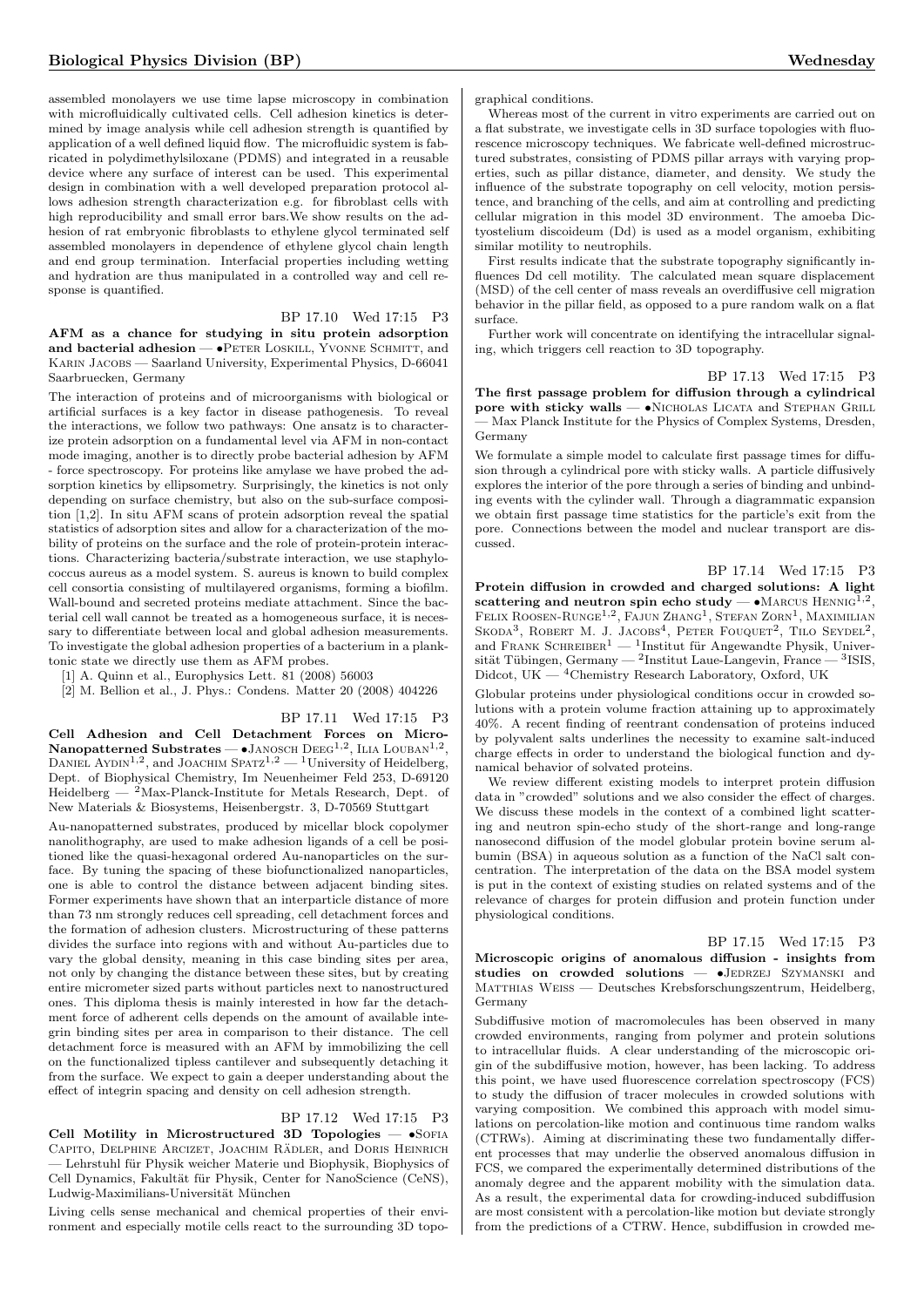assembled monolayers we use time lapse microscopy in combination with microfluidically cultivated cells. Cell adhesion kinetics is determined by image analysis while cell adhesion strength is quantified by application of a well defined liquid flow. The microfluidic system is fabricated in polydimethylsiloxane (PDMS) and integrated in a reusable device where any surface of interest can be used. This experimental design in combination with a well developed preparation protocol allows adhesion strength characterization e.g. for fibroblast cells with high reproducibility and small error bars.We show results on the adhesion of rat embryonic fibroblasts to ethylene glycol terminated self assembled monolayers in dependence of ethylene glycol chain length and end group termination. Interfacial properties including wetting and hydration are thus manipulated in a controlled way and cell response is quantified.

BP 17.10 Wed 17:15 P3

**AFM as a chance for studying in situ protein adsorption and bacterial adhesion** — •Peter Loskill, Yvonne Schmitt, and Karin Jacobs — Saarland University, Experimental Physics, D-66041 Saarbruecken, Germany

The interaction of proteins and of microorganisms with biological or artificial surfaces is a key factor in disease pathogenesis. To reveal the interactions, we follow two pathways: One ansatz is to characterize protein adsorption on a fundamental level via AFM in non-contact mode imaging, another is to directly probe bacterial adhesion by AFM - force spectroscopy. For proteins like amylase we have probed the adsorption kinetics by ellipsometry. Surprisingly, the kinetics is not only depending on surface chemistry, but also on the sub-surface composition [1,2]. In situ AFM scans of protein adsorption reveal the spatial statistics of adsorption sites and allow for a characterization of the mobility of proteins on the surface and the role of protein-protein interactions. Characterizing bacteria/substrate interaction, we use staphylococcus aureus as a model system. S. aureus is known to build complex cell consortia consisting of multilayered organisms, forming a biofilm. Wall-bound and secreted proteins mediate attachment. Since the bacterial cell wall cannot be treated as a homogeneous surface, it is necessary to differentiate between local and global adhesion measurements. To investigate the global adhesion properties of a bacterium in a planktonic state we directly use them as AFM probes.

[1] A. Quinn et al., Europhysics Lett. 81 (2008) 56003

[2] M. Bellion et al., J. Phys.: Condens. Matter 20 (2008) 404226

BP 17.11 Wed 17:15 P3

**Cell Adhesion and Cell Detachment Forces on Micro-Nanopatterned Substrates** — •Janosch Deeg[1,2], Ilia Louban[1,2], Daniel Aydin[1,2], and Joachim Spatz[1,2] — [1]University of Heidelberg, Dept. of Biophysical Chemistry, Im Neuenheimer Feld 253, D-69120 Heidelberg — [2]Max-Planck-Institute for Metals Research, Dept. of New Materials & Biosystems, Heisenbergstr. 3, D-70569 Stuttgart

Au-nanopatterned substrates, produced by micellar block copolymer nanolithography, are used to make adhesion ligands of a cell be positioned like the quasi-hexagonal ordered Au-nanoparticles on the surface. By tuning the spacing of these biofunctionalized nanoparticles, one is able to control the distance between adjacent binding sites. Former experiments have shown that an interparticle distance of more than 73 nm strongly reduces cell spreading, cell detachment forces and the formation of adhesion clusters. Microstructuring of these patterns divides the surface into regions with and without Au-particles due to vary the global density, meaning in this case binding sites per area, not only by changing the distance between these sites, but by creating entire micrometer sized parts without particles next to nanostructured ones. This diploma thesis is mainly interested in how far the detachment force of adherent cells depends on the amount of available integrin binding sites per area in comparison to their distance. The cell detachment force is measured with an AFM by immobilizing the cell on the functionalized tipless cantilever and subsequently detaching it from the surface. We expect to gain a deeper understanding about the effect of integrin spacing and density on cell adhesion strength.

BP 17.12 Wed 17:15 P3

**Cell Motility in Microstructured 3D Topologies** — •Sofia Capito, Delphine Arcizet, Joachim Rädler, and Doris Heinrich — Lehrstuhl für Physik weicher Materie und Biophysik, Biophysics of Cell Dynamics, Fakultät für Physik, Center for NanoScience (CeNS), Ludwig-Maximilians-Universität München

Living cells sense mechanical and chemical properties of their environment and especially motile cells react to the surrounding 3D topographical conditions.

Whereas most of the current in vitro experiments are carried out on a flat substrate, we investigate cells in 3D surface topologies with fluorescence microscopy techniques. We fabricate well-defined microstructured substrates, consisting of PDMS pillar arrays with varying properties, such as pillar distance, diameter, and density. We study the influence of the substrate topography on cell velocity, motion persistence, and branching of the cells, and aim at controlling and predicting cellular migration in this model 3D environment. The amoeba Dictyostelium discoideum (Dd) is used as a model organism, exhibiting similar motility to neutrophils.

First results indicate that the substrate topography significantly influences Dd cell motility. The calculated mean square displacement (MSD) of the cell center of mass reveals an overdiffusive cell migration behavior in the pillar field, as opposed to a pure random walk on a flat surface.

Further work will concentrate on identifying the intracellular signaling, which triggers cell reaction to 3D topography.

BP 17.13 Wed 17:15 P3

**The first passage problem for diffusion through a cylindrical pore with sticky walls** — •Nicholas Licata and Stephan Grill — Max Planck Institute for the Physics of Complex Systems, Dresden, Germany

We formulate a simple model to calculate first passage times for diffusion through a cylindrical pore with sticky walls. A particle diffusively explores the interior of the pore through a series of binding and unbinding events with the cylinder wall. Through a diagrammatic expansion we obtain first passage time statistics for the particle's exit from the pore. Connections between the model and nuclear transport are discussed.

BP 17.14 Wed 17:15 P3

**Protein diffusion in crowded and charged solutions: A light scattering and neutron spin echo study** — •Marcus Hennig[1,2], Felix Roosen-Runge[1,2], Fajun Zhang[1], Stefan Zorn[1], Maximilian Skoda[3], Robert M. J. Jacobs[4], Peter Fouquet[2], Tilo Seydel[2], and Frank Schreiber[1] — [1]Institut für Angewandte Physik, Universität Tübingen, Germany — [2]Institut Laue-Langevin, France — [3]ISIS, Didcot, UK — [4]Chemistry Research Laboratory, Oxford, UK

Globular proteins under physiological conditions occur in crowded solutions with a protein volume fraction attaining up to approximately 40%. A recent finding of reentrant condensation of proteins induced by polyvalent salts underlines the necessity to examine salt-induced charge effects in order to understand the biological function and dynamical behavior of solvated proteins.

We review different existing models to interpret protein diffusion data in "crowded" solutions and we also consider the effect of charges. We discuss these models in the context of a combined light scattering and neutron spin-echo study of the short-range and long-range nanosecond diffusion of the model globular protein bovine serum albumin (BSA) in aqueous solution as a function of the NaCl salt concentration. The interpretation of the data on the BSA model system is put in the context of existing studies on related systems and of the relevance of charges for protein diffusion and protein function under physiological conditions.

BP 17.15 Wed 17:15 P3

**Microscopic origins of anomalous diffusion - insights from studies on crowded solutions** — •Jedrzej Szymanski and Matthias Weiss — Deutsches Krebsforschungszentrum, Heidelberg, Germany

Subdiffusive motion of macromolecules has been observed in many crowded environments, ranging from polymer and protein solutions to intracellular fluids. A clear understanding of the microscopic origin of the subdiffusive motion, however, has been lacking. To address this point, we have used fluorescence correlation spectroscopy (FCS) to study the diffusion of tracer molecules in crowded solutions with varying composition. We combined this approach with model simulations on percolation-like motion and continuous time random walks (CTRWs). Aiming at discriminating these two fundamentally different processes that may underlie the observed anomalous diffusion in FCS, we compared the experimentally determined distributions of the anomaly degree and the apparent mobility with the simulation data. As a result, the experimental data for crowding-induced subdiffusion are most consistent with a percolation-like motion but deviate strongly from the predictions of a CTRW. Hence, subdiffusion in crowded me-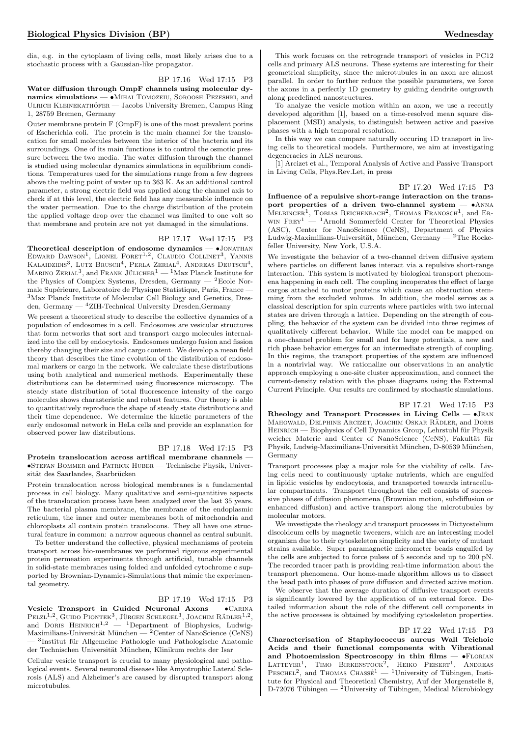dia, e.g. in the cytoplasm of living cells, most likely arises due to a stochastic process with a Gaussian-like propagator.

BP 17.16 Wed 17:15 P3

**Water diffusion through OmpF channels using molecular dynamics simulations** — •Mihai Tomozeiu, Soroosh Pezeshki, and Ulrich Kleinekathöfer — Jacobs University Bremen, Campus Ring 1, 28759 Bremen, Germany

Outer membrane protein F (OmpF) is one of the most prevalent porins of Escherichia coli. The protein is the main channel for the translocation for small molecules between the interior of the bacteria and its surroundings. One of its main functions is to control the osmotic pressure between the two media. The water diffusion through the channel is studied using molecular dynamics simulations in equilibrium conditions. Temperatures used for the simulations range from a few degrees above the melting point of water up to 363 K. As an additional control parameter, a strong electric field was applied along the channel axis to check if at this level, the electric field has any measurable influence on the water permeation. Due to the charge distribution of the protein the applied voltage drop over the channel was limited to one volt so that membrane and protein are not yet damaged in the simulations.

BP 17.17 Wed 17:15 P3

**Theoretical description of endosome dynamics** — •Jonathan Edward Dawson[1], Lionel Foret[1,2], Claudio Collinet[3], Yannis Kalaidzidis[3], Lutz Brusch[4], Perla Zerial[4], Andreas Deutsch[4], Marino Zerial[3], and Frank Jülicher[1] — [1]Max Planck Institute for the Physics of Complex Systems, Dresden, Germany — [2]Ecole Normale Supérieure, Laboratoire de Physique Statistique, Paris, France — [3]Max Planck Institute of Molecular Cell Biology and Genetics, Dresden, Germany — [4]ZIH-Technical University Dresden,Germany

We present a theoretical study to describe the collective dynamics of a population of endosomes in a cell. Endosomes are vesicular structures that form networks that sort and transport cargo molecules internalized into the cell by endocytosis. Endosomes undergo fusion and fission thereby changing their size and cargo content. We develop a mean field theory that describes the time evolution of the distribution of endosomal markers or cargo in the network. We calculate these distributions using both analytical and numerical methods. Experimentally these distributions can be determined using fluorescence microscopy. The steady state distribution of total fluorescence intensity of the cargo molecules shows charasteristic and robust features. Our theory is able to quantitatively reproduce the shape of steady state distributions and their time dependence. We determine the kinetic parameters of the early endosomal network in HeLa cells and provide an explanation for observed power law distributions.

BP 17.18 Wed 17:15 P3

**Protein translocation across artifical membrane channels** — •Stefan Bommer and Patrick Huber — Technische Physik, Universität des Saarlandes, Saarbrücken

Protein translocation across biological membranes is a fundamental process in cell biology. Many qualitative and semi-quantitive aspects of the translocation process have been analyzed over the last 35 years. The bacterial plasma membrane, the membrane of the endoplasmic reticulum, the inner and outer membranes both of mitochondria and chloroplasts all contain protein translocons. They all have one structural feature in common: a narrow aqueous channel as central subunit.

To better understand the collective, physical mechanisms of protein transport across bio-membranes we performed rigorous experimental protein permeation experiments through artificial, tunable channels in solid-state membranes using folded and unfolded cytochrome c supported by Brownian-Dynamics-Simulations that mimic the experimental geometry.

BP 17.19 Wed 17:15 P3

**Vesicle Transport in Guided Neuronal Axons** — •Carina Pelzl[1,2], Guido Piontek[3], Jürgen Schlegel[3], Joachim Rädler[1,2], and Doris Heinrich[1,2] — [1]Department of Biophysics, Ludwig-Maximilians-Universität München — [2]Center of NanoScience (CeNS) — [3]Institut für Allgemeine Pathologie und Pathologische Anatomie der Technischen Universität München, Klinikum rechts der Isar

Cellular vesicle transport is crucial to many physiological and pathological events. Several neuronal diseases like Amyotrophic Lateral Sclerosis (ALS) and Alzheimer's are caused by disrupted transport along microtubules.

This work focuses on the retrograde transport of vesicles in PC12 cells and primary ALS neurons. These systems are interesting for their geometrical simplicity, since the microtubules in an axon are almost parallel. In order to further reduce the possible parameters, we force the axons in a perfectly 1D geometry by guiding dendrite outgrowth along predefined nanostructures.

To analyze the vesicle motion within an axon, we use a recently developed algorithm [1], based on a time-resolved mean square displacement (MSD) analysis, to distinguish between active and passive phases with a high temporal resolution.

In this way we can compare naturally occuring 1D transport in living cells to theoretical models. Furthermore, we aim at investigating degeneracies in ALS neurons.

[1] Arcizet et al., Temporal Analysis of Active and Passive Transport in Living Cells, Phys.Rev.Let, in press

BP 17.20 Wed 17:15 P3

**Influence of a repulsive short-range interaction on the transport properties of a driven two-channel system** — •Anna Melbinger[1], Tobias Reichenbach[2], Thomas Franosch[1], and Erwin Frey[1] — [1]Arnold Sommerfeld Center for Theoretical Physics (ASC), Center for NanoScience (CeNS), Department of Physics Ludwig-Maximilians-Universität, München, Germany — [2]The Rockefeller University, New York, U.S.A.

We investigate the behavior of a two-channel driven diffusive system where particles on different lanes interact via a repulsive short-range interaction. This system is motivated by biological transport phenomena happening in each cell. The coupling incoperates the effect of large cargos attached to motor proteins which cause an obstruction stemming from the excluded volume. In addition, the model serves as a classical description for spin currents where particles with two internal states are driven through a lattice. Depending on the strength of coupling, the behavior of the system can be divided into three regimes of qualitatively different behavior. While the model can be mapped on a one-channel problem for small and for large potentials, a new and rich phase behavior emerges for an intermediate strength of coupling. In this regime, the transport properties of the system are influenced in a nontrivial way. We rationalize our observations in an analytic approach employing a one-site cluster approximation, and connect the current-density relation with the phase diagrams using the Extremal Current Principle. Our results are confirmed by stochastic simulations.

BP 17.21 Wed 17:15 P3

**Rheology and Transport Processes in Living Cells** — •Jean Mahowald, Delphine Arcizet, Joachim Oskar Rädler, and Doris Heinrich — Biophysics of Cell Dynamics Group, Lehrstuhl für Physik weicher Materie and Center of NanoScience (CeNS), Fakultät für Physik, Ludwig-Maximilians-Universität München, D-80539 München, Germany

Transport processes play a major role for the viability of cells. Living cells need to continuously uptake nutrients, which are engulfed in lipidic vesicles by endocytosis, and transported towards intracellular compartments. Transport throughout the cell consists of successive phases of diffusion phenomena (Brownian motion, subdiffusion or enhanced diffusion) and active transport along the microtubules by molecular motors.

We investigate the rheology and transport processes in Dictyostelium discoideum cells by magnetic tweezers, which are an interesting model organism due to their cytoskeleton simplicity and the variety of mutant strains available. Super paramagnetic micrometer beads engulfed by the cells are subjected to force pulses of 5 seconds and up to 200 pN. The recorded tracer path is providing real-time information about the transport phenomena. Our home-made algorithm allows us to dissect the bead path into phases of pure diffusion and directed active motion.

We observe that the average duration of diffusive transport events is significantly lowered by the application of an external force. Detailed information about the role of the different cell components in the active processes is obtained by modifying cytoskeleton properties.

BP 17.22 Wed 17:15 P3

**Characterisation of Staphylococcus aureus Wall Teichoic Acids and their functional components with Vibrational and Photoemission Spectroscopy in thin films** — •Florian Latteyer[1], Timo Birkenstock[2], Heiko Peisert[1], Andreas Peschel[2], and Thomas Chassé[1] — [1]University of Tübingen, Institute for Physical and Theoretical Chemistry, Auf der Morgenstelle 8, D-72076 Tübingen — [2]University of Tübingen, Medical Microbiology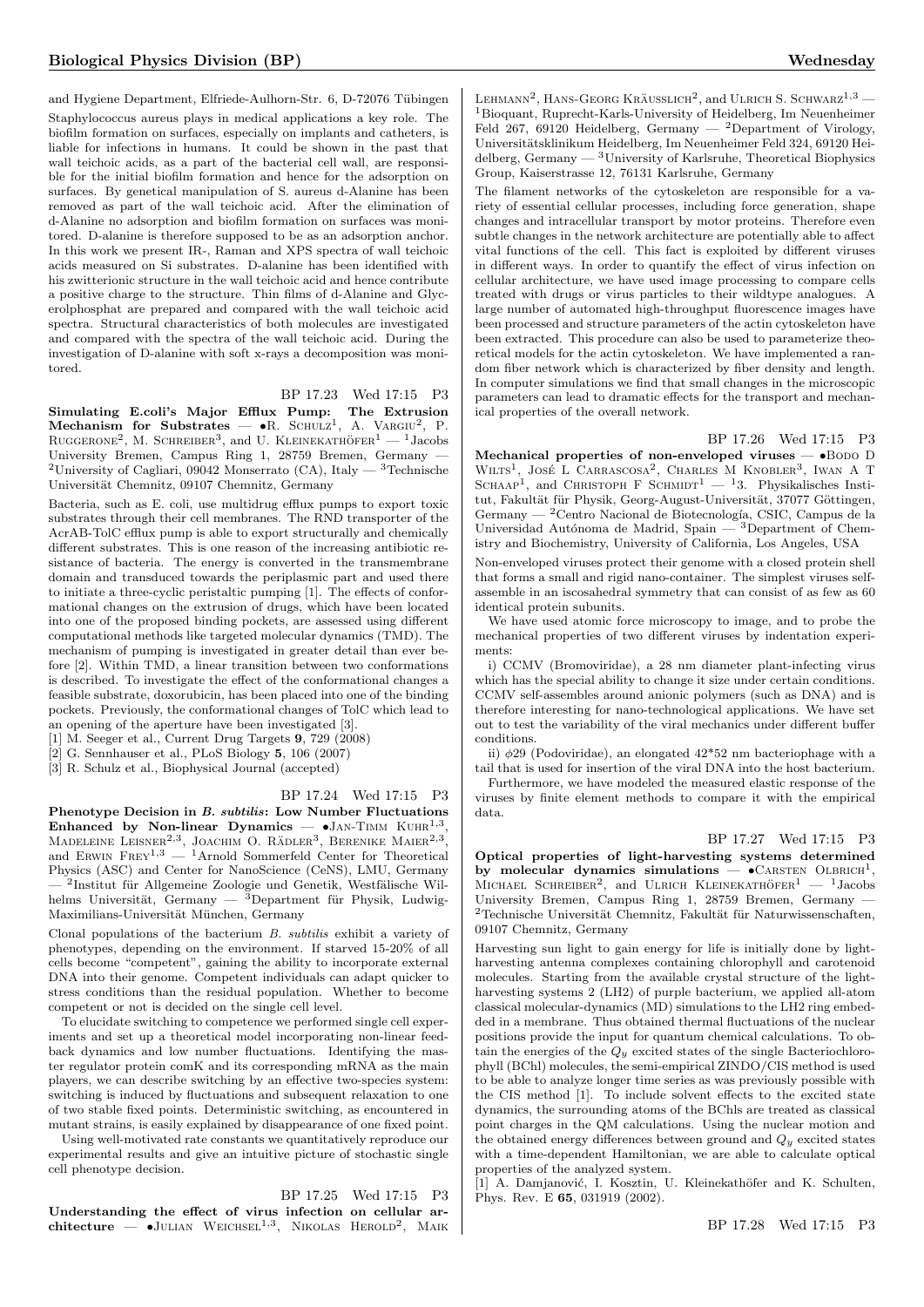and Hygiene Department, Elfriede-Aulhorn-Str. 6, D-72076 Tübingen

Staphylococcus aureus plays in medical applications a key role. The biofilm formation on surfaces, especially on implants and catheters, is liable for infections in humans. It could be shown in the past that wall teichoic acids, as a part of the bacterial cell wall, are responsible for the initial biofilm formation and hence for the adsorption on surfaces. By genetical manipulation of S. aureus d-Alanine has been removed as part of the wall teichoic acid. After the elimination of d-Alanine no adsorption and biofilm formation on surfaces was monitored. D-alanine is therefore supposed to be as an adsorption anchor. In this work we present IR-, Raman and XPS spectra of wall teichoic acids measured on Si substrates. D-alanine has been identified with his zwitterionic structure in the wall teichoic acid and hence contribute a positive charge to the structure. Thin films of d-Alanine and Glycerolphosphat are prepared and compared with the wall teichoic acid spectra. Structural characteristics of both molecules are investigated and compared with the spectra of the wall teichoic acid. During the investigation of D-alanine with soft x-rays a decomposition was monitored.

BP 17.23 Wed 17:15 P3

**Simulating E.coli's Major Efflux Pump: The Extrusion Mechanism for Substrates** — •R. Schulz[1], A. Vargiu[2], P. Ruggerone[2], M. Schreiber[3], and U. Kleinekathöfer[1] — [1]Jacobs University Bremen, Campus Ring 1, 28759 Bremen, Germany — [2]University of Cagliari, 09042 Monserrato (CA), Italy — [3]Technische Universität Chemnitz, 09107 Chemnitz, Germany

Bacteria, such as E. coli, use multidrug efflux pumps to export toxic substrates through their cell membranes. The RND transporter of the AcrAB-TolC efflux pump is able to export structurally and chemically different substrates. This is one reason of the increasing antibiotic resistance of bacteria. The energy is converted in the transmembrane domain and transduced towards the periplasmic part and used there to initiate a three-cyclic peristaltic pumping [1]. The effects of conformational changes on the extrusion of drugs, which have been located into one of the proposed binding pockets, are assessed using different computational methods like targeted molecular dynamics (TMD). The mechanism of pumping is investigated in greater detail than ever before [2]. Within TMD, a linear transition between two conformations is described. To investigate the effect of the conformational changes a feasible substrate, doxorubicin, has been placed into one of the binding pockets. Previously, the conformational changes of TolC which lead to an opening of the aperture have been investigated [3].
[1] M. Seeger et al., Current Drug Targets **9**, 729 (2008)
[2] G. Sennhauser et al., PLoS Biology **5**, 106 (2007)
[3] R. Schulz et al., Biophysical Journal (accepted)

BP 17.24 Wed 17:15 P3

**Phenotype Decision in *B. subtilis*: Low Number Fluctuations Enhanced by Non-linear Dynamics** — •Jan-Timm Kuhr[1,3], Madeleine Leisner[2,3], Joachim O. Rädler[3], Berenike Maier[2,3], and Erwin Frey[1,3] — [1]Arnold Sommerfeld Center for Theoretical Physics (ASC) and Center for NanoScience (CeNS), LMU, Germany — [2]Institut für Allgemeine Zoologie und Genetik, Westfälische Wilhelms Universität, Germany — [3]Department für Physik, Ludwig-Maximilians-Universität München, Germany

Clonal populations of the bacterium *B. subtilis* exhibit a variety of phenotypes, depending on the environment. If starved 15-20% of all cells become "competent", gaining the ability to incorporate external DNA into their genome. Competent individuals can adapt quicker to stress conditions than the residual population. Whether to become competent or not is decided on the single cell level.

To elucidate switching to competence we performed single cell experiments and set up a theoretical model incorporating non-linear feedback dynamics and low number fluctuations. Identifying the master regulator protein comK and its corresponding mRNA as the main players, we can describe switching by an effective two-species system: switching is induced by fluctuations and subsequent relaxation to one of two stable fixed points. Deterministic switching, as encountered in mutant strains, is easily explained by disappearance of one fixed point.

Using well-motivated rate constants we quantitatively reproduce our experimental results and give an intuitive picture of stochastic single cell phenotype decision.

BP 17.25 Wed 17:15 P3

**Understanding the effect of virus infection on cellular architecture** — •Julian Weichsel[1,3], Nikolas Herold[2], Maik Lehmann[2], Hans-Georg Kräusslich[2], and Ulrich S. Schwarz[1,3] — [1]Bioquant, Ruprecht-Karls-University of Heidelberg, Im Neuenheimer Feld 267, 69120 Heidelberg, Germany — [2]Department of Virology, Universitätsklinikum Heidelberg, Im Neuenheimer Feld 324, 69120 Heidelberg, Germany — [3]University of Karlsruhe, Theoretical Biophysics Group, Kaiserstrasse 12, 76131 Karlsruhe, Germany

The filament networks of the cytoskeleton are responsible for a variety of essential cellular processes, including force generation, shape changes and intracellular transport by motor proteins. Therefore even subtle changes in the network architecture are potentially able to affect vital functions of the cell. This fact is exploited by different viruses in different ways. In order to quantify the effect of virus infection on cellular architecture, we have used image processing to compare cells treated with drugs or virus particles to their wildtype analogues. A large number of automated high-throughput fluorescence images have been processed and structure parameters of the actin cytoskeleton have been extracted. This procedure can also be used to parameterize theoretical models for the actin cytoskeleton. We have implemented a random fiber network which is characterized by fiber density and length. In computer simulations we find that small changes in the microscopic parameters can lead to dramatic effects for the transport and mechanical properties of the overall network.

BP 17.26 Wed 17:15 P3

**Mechanical properties of non-enveloped viruses** — •Bodo D Wilts[1], José L Carrascosa[2], Charles M Knobler[3], Iwan A T Schaap[1], and Christoph F Schmidt[1] — [1]3. Physikalisches Institut, Fakultät für Physik, Georg-August-Universität, 37077 Göttingen, Germany — [2]Centro Nacional de Biotecnología, CSIC, Campus de la Universidad Autónoma de Madrid, Spain — [3]Department of Chemistry and Biochemistry, University of California, Los Angeles, USA

Non-enveloped viruses protect their genome with a closed protein shell that forms a small and rigid nano-container. The simplest viruses self-assemble in an iscosahedral symmetry that can consist of as few as 60 identical protein subunits.

We have used atomic force microscopy to image, and to probe the mechanical properties of two different viruses by indentation experiments:

i) CCMV (Bromoviridae), a 28 nm diameter plant-infecting virus which has the special ability to change it size under certain conditions. CCMV self-assembles around anionic polymers (such as DNA) and is therefore interesting for nano-technological applications. We have set out to test the variability of the viral mechanics under different buffer conditions.

ii) $\phi$29 (Podoviridae), an elongated 42*52 nm bacteriophage with a tail that is used for insertion of the viral DNA into the host bacterium.

Furthermore, we have modeled the measured elastic response of the viruses by finite element methods to compare it with the empirical data.

BP 17.27 Wed 17:15 P3

**Optical properties of light-harvesting systems determined by molecular dynamics simulations** — •Carsten Olbrich[1], Michael Schreiber[2], and Ulrich Kleinekathöfer[1] — [1]Jacobs University Bremen, Campus Ring 1, 28759 Bremen, Germany — [2]Technische Universität Chemnitz, Fakultät für Naturwissenschaften, 09107 Chemnitz, Germany

Harvesting sun light to gain energy for life is initially done by light-harvesting antenna complexes containing chlorophyll and carotenoid molecules. Starting from the available crystal structure of the light-harvesting systems 2 (LH2) of purple bacterium, we applied all-atom classical molecular-dynamics (MD) simulations to the LH2 ring embedded in a membrane. Thus obtained thermal fluctuations of the nuclear positions provide the input for quantum chemical calculations. To obtain the energies of the $Q_y$ excited states of the single Bacteriochlorophyll (BChl) molecules, the semi-empirical ZINDO/CIS method is used to be able to analyze longer time series as was previously possible with the CIS method [1]. To include solvent effects to the excited state dynamics, the surrounding atoms of the BChls are treated as classical point charges in the QM calculations. Using the nuclear motion and the obtained energy differences between ground and $Q_y$ excited states with a time-dependent Hamiltonian, we are able to calculate optical properties of the analyzed system.
[1] A. Damjanović, I. Kosztin, U. Kleinekathöfer and K. Schulten, Phys. Rev. E **65**, 031919 (2002).

BP 17.28 Wed 17:15 P3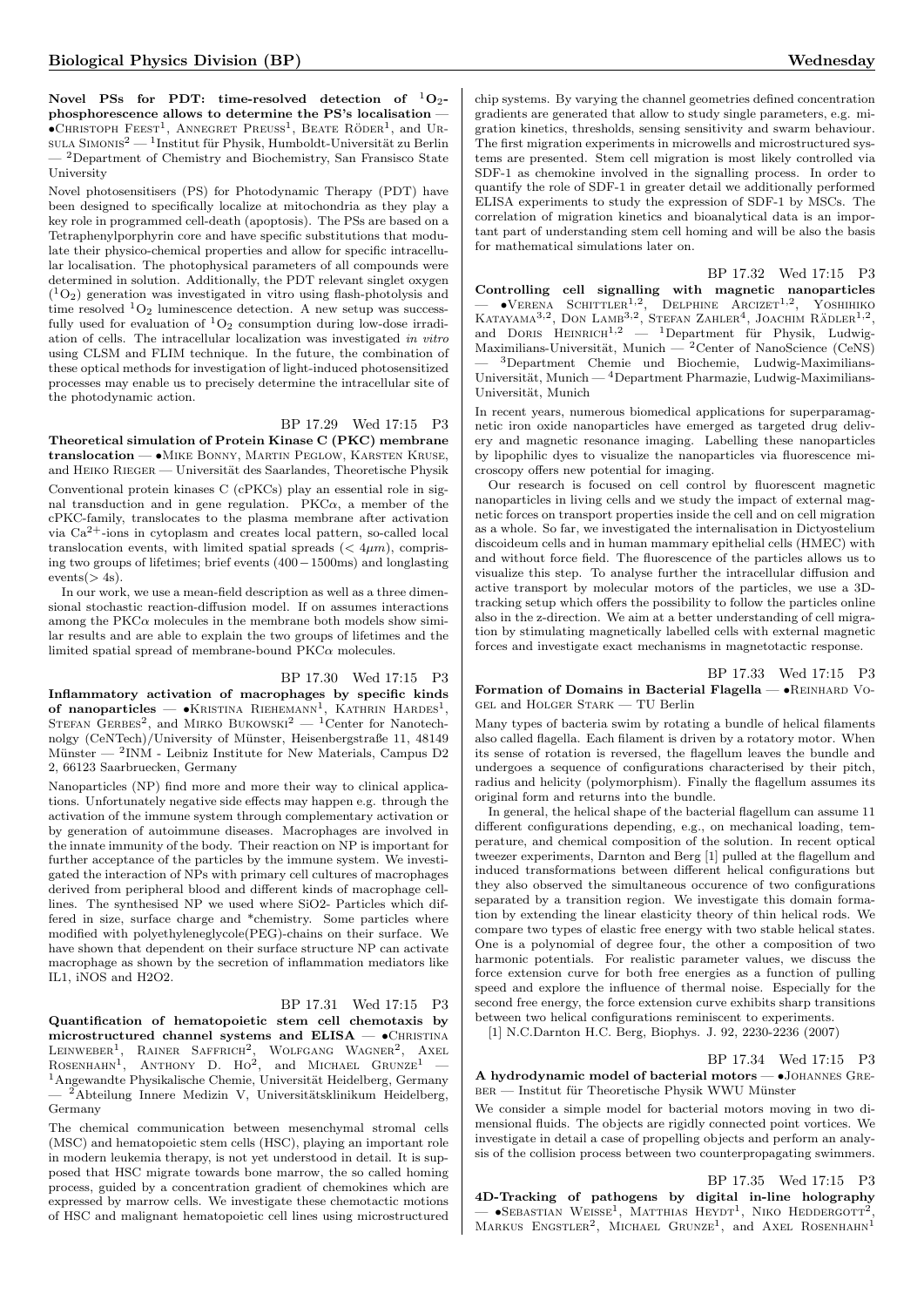**Novel PSs for PDT: time-resolved detection of $^1O_2$-phosphorescence allows to determine the PS's localisation** — •Christoph Feest[1], Annegret Preuss[1], Beate Röder[1], and Ursula Simonis[2] — [1]Institut für Physik, Humboldt-Universität zu Berlin — [2]Department of Chemistry and Biochemistry, San Fransisco State University

Novel photosensitisers (PS) for Photodynamic Therapy (PDT) have been designed to specifically localize at mitochondria as they play a key role in programmed cell-death (apoptosis). The PSs are based on a Tetraphenylporphyrin core and have specific substitutions that modulate their physico-chemical properties and allow for specific intracellular localisation. The photophysical parameters of all compounds were determined in solution. Additionally, the PDT relevant singlet oxygen ($^1O_2$) generation was investigated in vitro using flash-photolysis and time resolved $^1O_2$ luminescence detection. A new setup was successfully used for evaluation of $^1O_2$ consumption during low-dose irradiation of cells. The intracellular localization was investigated *in vitro* using CLSM and FLIM technique. In the future, the combination of these optical methods for investigation of light-induced photosensitized processes may enable us to precisely determine the intracellular site of the photodynamic action.

BP 17.29 Wed 17:15 P3

**Theoretical simulation of Protein Kinase C (PKC) membrane translocation** — •Mike Bonny, Martin Peglow, Karsten Kruse, and Heiko Rieger — Universität des Saarlandes, Theoretische Physik

Conventional protein kinases C (cPKCs) play an essential role in signal transduction and in gene regulation. PKC$\alpha$, a member of the cPKC-family, translocates to the plasma membrane after activation via $Ca^{2+}$-ions in cytoplasm and creates local pattern, so-called local translocation events, with limited spatial spreads ($< 4\mu m$), comprising two groups of lifetimes; brief events ($400-1500$ms) and longlasting events($> 4$s).

In our work, we use a mean-field description as well as a three dimensional stochastic reaction-diffusion model. If on assumes interactions among the PKC$\alpha$ molecules in the membrane both models show similar results and are able to explain the two groups of lifetimes and the limited spatial spread of membrane-bound PKC$\alpha$ molecules.

BP 17.30 Wed 17:15 P3

**Inflammatory activation of macrophages by specific kinds of nanoparticles** — •Kristina Riehemann[1], Kathrin Hardes[1], Stefan Gerbes[2], and Mirko Bukowski[2] — [1]Center for Nanotechnolgy (CeNTech)/University of Münster, Heisenbergstraße 11, 48149 Münster — [2]INM - Leibniz Institute for New Materials, Campus D2 2, 66123 Saarbruecken, Germany

Nanoparticles (NP) find more and more their way to clinical applications. Unfortunately negative side effects may happen e.g. through the activation of the immune system through complementary activation or by generation of autoimmune diseases. Macrophages are involved in the innate immunity of the body. Their reaction on NP is important for further acceptance of the particles by the immune system. We investigated the interaction of NPs with primary cell cultures of macrophages derived from peripheral blood and different kinds of macrophage celllines. The synthesised NP we used where SiO2- Particles which differed in size, surface charge and *chemistry. Some particles where modified with polyethyleneglycole(PEG)-chains on their surface. We have shown that dependent on their surface structure NP can activate macrophage as shown by the secretion of inflammation mediators like IL1, iNOS and H2O2.

BP 17.31 Wed 17:15 P3

**Quantification of hematopoietic stem cell chemotaxis by microstructured channel systems and ELISA** — •Christina Leinweber[1], Rainer Saffrich[2], Wolfgang Wagner[2], Axel Rosenhahn[1], Anthony D. Ho[2], and Michael Grunze[1] — [1]Angewandte Physikalische Chemie, Universität Heidelberg, Germany — [2]Abteilung Innere Medizin V, Universitätsklinikum Heidelberg, Germany

The chemical communication between mesenchymal stromal cells (MSC) and hematopoietic stem cells (HSC), playing an important role in modern leukemia therapy, is not yet understood in detail. It is supposed that HSC migrate towards bone marrow, the so called homing process, guided by a concentration gradient of chemokines which are expressed by marrow cells. We investigate these chemotactic motions of HSC and malignant hematopoietic cell lines using microstructured chip systems. By varying the channel geometries defined concentration gradients are generated that allow to study single parameters, e.g. migration kinetics, thresholds, sensing sensitivity and swarm behaviour. The first migration experiments in microwells and microstructured systems are presented. Stem cell migration is most likely controlled via SDF-1 as chemokine involved in the signalling process. In order to quantify the role of SDF-1 in greater detail we additionally performed ELISA experiments to study the expression of SDF-1 by MSCs. The correlation of migration kinetics and bioanalytical data is an important part of understanding stem cell homing and will be also the basis for mathematical simulations later on.

BP 17.32 Wed 17:15 P3

**Controlling cell signalling with magnetic nanoparticles** — •Verena Schittler[1,2], Delphine Arcizet[1,2], Yoshihiko Katayama[3,2], Don Lamb[3,2], Stefan Zahler[4], Joachim Rädler[1,2], and Doris Heinrich[1,2] — [1]Department für Physik, Ludwig-Maximilians-Universität, Munich — [2]Center of NanoScience (CeNS) — [3]Department Chemie und Biochemie, Ludwig-Maximilians-Universität, Munich — [4]Department Pharmazie, Ludwig-Maximilians-Universität, Munich

In recent years, numerous biomedical applications for superparamagnetic iron oxide nanoparticles have emerged as targeted drug delivery and magnetic resonance imaging. Labelling these nanoparticles by lipophilic dyes to visualize the nanoparticles via fluorescence microscopy offers new potential for imaging.

Our research is focused on cell control by fluorescent magnetic nanoparticles in living cells and we study the impact of external magnetic forces on transport properties inside the cell and on cell migration as a whole. So far, we investigated the internalisation in Dictyostelium discoideum cells and in human mammary epithelial cells (HMEC) with and without force field. The fluorescence of the particles allows us to visualize this step. To analyse further the intracellular diffusion and active transport by molecular motors of the particles, we use a 3D-tracking setup which offers the possibility to follow the particles online also in the z-direction. We aim at a better understanding of cell migration by stimulating magnetically labelled cells with external magnetic forces and investigate exact mechanisms in magnetotactic response.

BP 17.33 Wed 17:15 P3

**Formation of Domains in Bacterial Flagella** — •Reinhard Vogel and Holger Stark — TU Berlin

Many types of bacteria swim by rotating a bundle of helical filaments also called flagella. Each filament is driven by a rotatory motor. When its sense of rotation is reversed, the flagellum leaves the bundle and undergoes a sequence of configurations characterised by their pitch, radius and helicity (polymorphism). Finally the flagellum assumes its original form and returns into the bundle.

In general, the helical shape of the bacterial flagellum can assume 11 different configurations depending, e.g., on mechanical loading, temperature, and chemical composition of the solution. In recent optical tweezer experiments, Darnton and Berg [1] pulled at the flagellum and induced transformations between different helical configurations but they also observed the simultaneous occurence of two configurations separated by a transition region. We investigate this domain formation by extending the linear elasticity theory of thin helical rods. We compare two types of elastic free energy with two stable helical states. One is a polynomial of degree four, the other a composition of two harmonic potentials. For realistic parameter values, we discuss the force extension curve for both free energies as a function of pulling speed and explore the influence of thermal noise. Especially for the second free energy, the force extension curve exhibits sharp transitions between two helical configurations reminiscent to experiments.

[1] N.C.Darnton H.C. Berg, Biophys. J. 92, 2230-2236 (2007)

BP 17.34 Wed 17:15 P3

**A hydrodynamic model of bacterial motors** — •Johannes Greber — Institut für Theoretische Physik WWU Münster

We consider a simple model for bacterial motors moving in two dimensional fluids. The objects are rigidly connected point vortices. We investigate in detail a case of propelling objects and perform an analysis of the collision process between two counterpropagating swimmers.

BP 17.35 Wed 17:15 P3

**4D-Tracking of pathogens by digital in-line holography** — •Sebastian Weisse[1], Matthias Heydt[1], Niko Heddergott[2], Markus Engstler[2], Michael Grunze[1], and Axel Rosenhahn[1]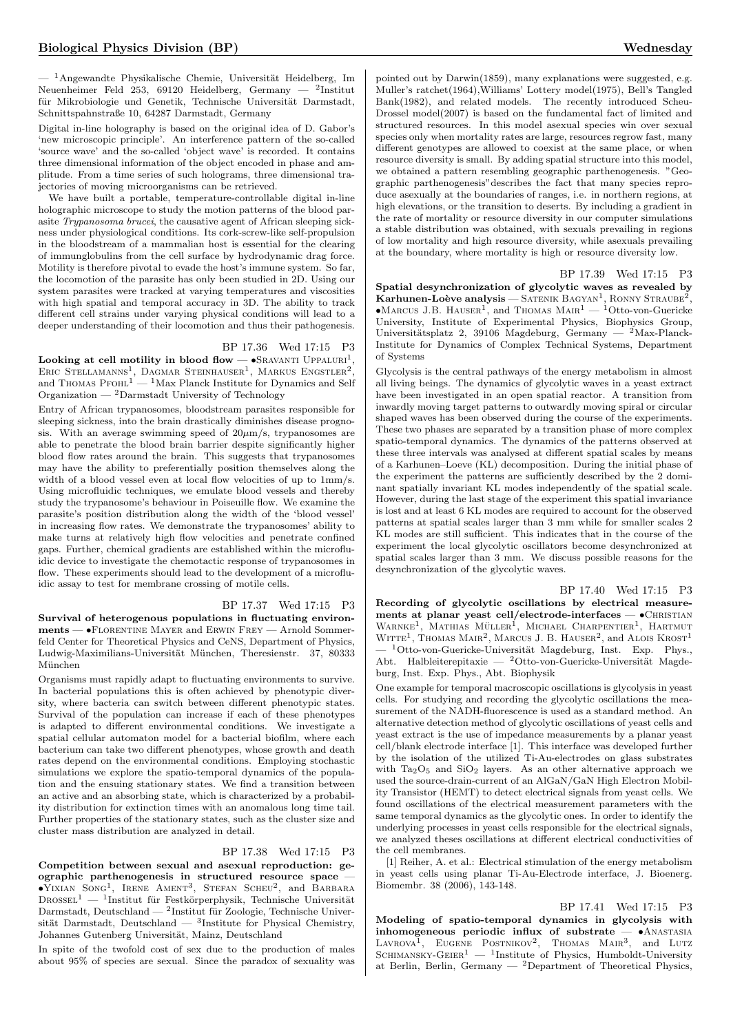— [1]Angewandte Physikalische Chemie, Universität Heidelberg, Im Neuenheimer Feld 253, 69120 Heidelberg, Germany — [2]Institut für Mikrobiologie und Genetik, Technische Universität Darmstadt, Schnittspahnstraße 10, 64287 Darmstadt, Germany

Digital in-line holography is based on the original idea of D. Gabor's 'new microscopic principle'. An interference pattern of the so-called 'source wave' and the so-called 'object wave' is recorded. It contains three dimensional information of the object encoded in phase and amplitude. From a time series of such holograms, three dimensional trajectories of moving microorganisms can be retrieved.

We have built a portable, temperature-controllable digital in-line holographic microscope to study the motion patterns of the blood parasite *Trypanosoma brucei*, the causative agent of African sleeping sickness under physiological conditions. Its cork-screw-like self-propulsion in the bloodstream of a mammalian host is essential for the clearing of immunglobulins from the cell surface by hydrodynamic drag force. Motility is therefore pivotal to evade the host's immune system. So far, the locomotion of the parasite has only been studied in 2D. Using our system parasites were tracked at varying temperatures and viscosities with high spatial and temporal accuracy in 3D. The ability to track different cell strains under varying physical conditions will lead to a deeper understanding of their locomotion and thus their pathogenesis.

BP 17.36 Wed 17:15 P3

**Looking at cell motility in blood flow** — •Sravanti Uppaluri[1], Eric Stellamanns[1], Dagmar Steinhauser[1], Markus Engstler[2], and Thomas Pfohl[1] — [1]Max Planck Institute for Dynamics and Self Organization — [2]Darmstadt University of Technology

Entry of African trypanosomes, bloodstream parasites responsible for sleeping sickness, into the brain drastically diminishes disease prognosis. With an average swimming speed of 20$\mu$m/s, trypanosomes are able to penetrate the blood brain barrier despite significantly higher blood flow rates around the brain. This suggests that trypanosomes may have the ability to preferentially position themselves along the width of a blood vessel even at local flow velocities of up to 1mm/s. Using microfluidic techniques, we emulate blood vessels and thereby study the trypanosome's behaviour in Poiseuille flow. We examine the parasite's position distribution along the width of the 'blood vessel' in increasing flow rates. We demonstrate the trypanosomes' ability to make turns at relatively high flow velocities and penetrate confined gaps. Further, chemical gradients are established within the microfluidic device to investigate the chemotactic response of trypanosomes in flow. These experiments should lead to the development of a microfluidic assay to test for membrane crossing of motile cells.

BP 17.37 Wed 17:15 P3

**Survival of heterogenous populations in fluctuating environments** — •Florentine Mayer and Erwin Frey — Arnold Sommerfeld Center for Theoretical Physics and CeNS, Department of Physics, Ludwig-Maximilians-Universität München, Theresienstr. 37, 80333 München

Organisms must rapidly adapt to fluctuating environments to survive. In bacterial populations this is often achieved by phenotypic diversity, where bacteria can switch between different phenotypic states. Survival of the population can increase if each of these phenotypes is adapted to different environmental conditions. We investigate a spatial cellular automaton model for a bacterial biofilm, where each bacterium can take two different phenotypes, whose growth and death rates depend on the environmental conditions. Employing stochastic simulations we explore the spatio-temporal dynamics of the population and the ensuing stationary states. We find a transition between an active and an absorbing state, which is characterized by a probability distribution for extinction times with an anomalous long time tail. Further properties of the stationary states, such as the cluster size and cluster mass distribution are analyzed in detail.

BP 17.38 Wed 17:15 P3

**Competition between sexual and asexual reproduction: geographic parthenogenesis in structured resource space** — •Yixian Song[1], Irene Ament[3], Stefan Scheu[2], and Barbara Drossel[1] — [1]Institut für Festkörperphysik, Technische Universität Darmstadt, Deutschland — [2]Institut für Zoologie, Technische Universität Darmstadt, Deutschland — [3]Institute for Physical Chemistry, Johannes Gutenberg Universität, Mainz, Deutschland

In spite of the twofold cost of sex due to the production of males about 95% of species are sexual. Since the paradox of sexuality was pointed out by Darwin(1859), many explanations were suggested, e.g. Muller's ratchet(1964),Williams' Lottery model(1975), Bell's Tangled Bank(1982), and related models. The recently introduced Scheu-Drossel model(2007) is based on the fundamental fact of limited and structured resources. In this model asexual species win over sexual species only when mortality rates are large, resources regrow fast, many different genotypes are allowed to coexist at the same place, or when resource diversity is small. By adding spatial structure into this model, we obtained a pattern resembling geographic parthenogenesis. "Geographic parthenogenesis"describes the fact that many species reproduce asexually at the boundaries of ranges, i.e. in northern regions, at high elevations, or the transition to deserts. By including a gradient in the rate of mortality or resource diversity in our computer simulations a stable distribution was obtained, with sexuals prevailing in regions of low mortality and high resource diversity, while asexuals prevailing at the boundary, where mortality is high or resource diversity low.

BP 17.39 Wed 17:15 P3

**Spatial desynchronization of glycolytic waves as revealed by Karhunen-Loève analysis** — Satenik Bagyan[1], Ronny Straube[2], •Marcus J.B. Hauser[1], and Thomas Mair[1] — [1]Otto-von-Guericke University, Institute of Experimental Physics, Biophysics Group, Universitätsplatz 2, 39106 Magdeburg, Germany — [2]Max-Planck-Institute for Dynamics of Complex Technical Systems, Department of Systems

Glycolysis is the central pathways of the energy metabolism in almost all living beings. The dynamics of glycolytic waves in a yeast extract have been investigated in an open spatial reactor. A transition from inwardly moving target patterns to outwardly moving spiral or circular shaped waves has been observed during the course of the experiments. These two phases are separated by a transition phase of more complex spatio-temporal dynamics. The dynamics of the patterns observed at these three intervals was analysed at different spatial scales by means of a Karhunen–Loeve (KL) decomposition. During the initial phase of the experiment the patterns are sufficiently described by the 2 dominant spatially invariant KL modes independently of the spatial scale. However, during the last stage of the experiment this spatial invariance is lost and at least 6 KL modes are required to account for the observed patterns at spatial scales larger than 3 mm while for smaller scales 2 KL modes are still sufficient. This indicates that in the course of the experiment the local glycolytic oscillators become desynchronized at spatial scales larger than 3 mm. We discuss possible reasons for the desynchronization of the glycolytic waves.

BP 17.40 Wed 17:15 P3

**Recording of glycolytic oscillations by electrical measurements at planar yeast cell/electrode-interfaces** — •Christian Warnke[1], Mathias Müller[1], Michael Charpentier[1], Hartmut Witte[1], Thomas Mair[2], Marcus J. B. Hauser[2], and Alois Krost[1] — [1]Otto-von-Guericke-Universität Magdeburg, Inst. Exp. Phys., Abt. Halbleiterepitaxie — [2]Otto-von-Guericke-Universität Magdeburg, Inst. Exp. Phys., Abt. Biophysik

One example for temporal macroscopic oscillations is glycolysis in yeast cells. For studying and recording the glycolytic oscillations the measurement of the NADH-fluorescence is used as a standard method. An alternative detection method of glycolytic oscillations of yeast cells and yeast extract is the use of impedance measurements by a planar yeast cell/blank electrode interface [1]. This interface was developed further by the isolation of the utilized Ti-Au-electrodes on glass substrates with $Ta_2O_5$ and $SiO_2$ layers. As an other alternative approach we used the source-drain-current of an AlGaN/GaN High Electron Mobility Transistor (HEMT) to detect electrical signals from yeast cells. We found oscillations of the electrical measurement parameters with the same temporal dynamics as the glycolytic ones. In order to identify the underlying processes in yeast cells responsible for the electrical signals, we analyzed theses oscillations at different electrical conductivities of the cell membranes.

[1] Reiher, A. et al.: Electrical stimulation of the energy metabolism in yeast cells using planar Ti-Au-Electrode interface, J. Bioenerg. Biomembr. 38 (2006), 143-148.

BP 17.41 Wed 17:15 P3

**Modeling of spatio-temporal dynamics in glycolysis with inhomogeneous periodic influx of substrate** — •Anastasia Lavrova[1], Eugene Postnikov[2], Thomas Mair[3], and Lutz Schimansky-Geier[1] — [1]Institute of Physics, Humboldt-University at Berlin, Berlin, Germany — [2]Department of Theoretical Physics,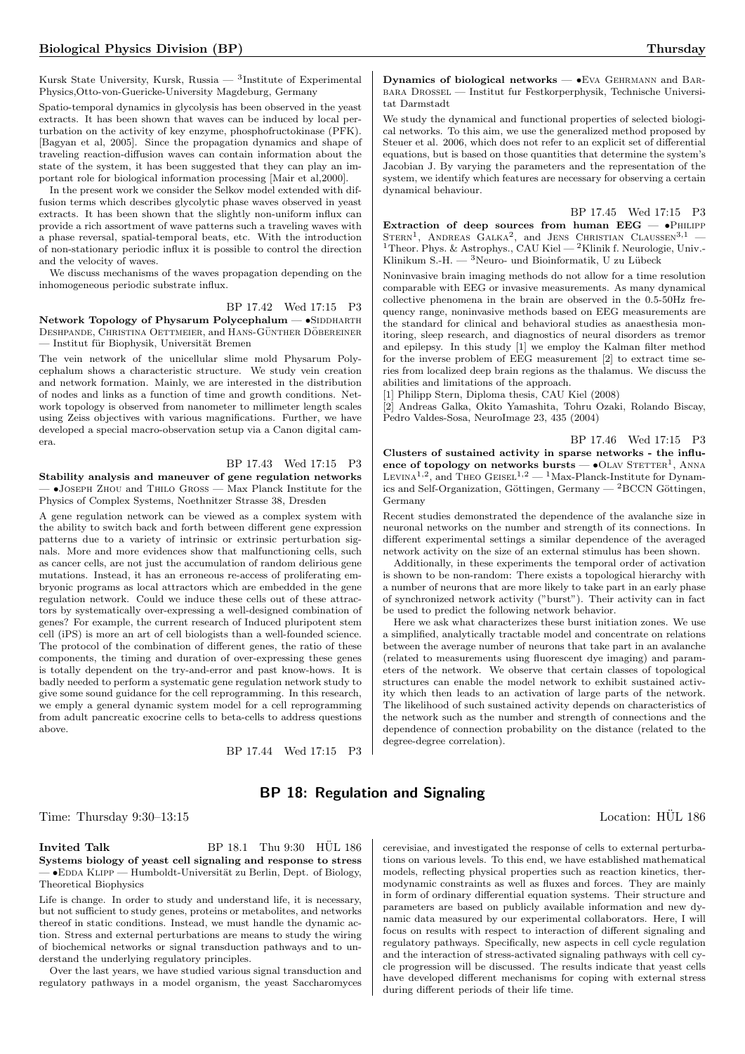Kursk State University, Kursk, Russia — [3]Institute of Experimental Physics,Otto-von-Guericke-University Magdeburg, Germany

Spatio-temporal dynamics in glycolysis has been observed in the yeast extracts. It has been shown that waves can be induced by local perturbation on the activity of key enzyme, phosphofructokinase (PFK). [Bagyan et al, 2005]. Since the propagation dynamics and shape of traveling reaction-diffusion waves can contain information about the state of the system, it has been suggested that they can play an important role for biological information processing [Mair et al,2000].

In the present work we consider the Selkov model extended with diffusion terms which describes glycolytic phase waves observed in yeast extracts. It has been shown that the slightly non-uniform influx can provide a rich assortment of wave patterns such a traveling waves with a phase reversal, spatial-temporal beats, etc. With the introduction of non-stationary periodic influx it is possible to control the direction and the velocity of waves.

We discuss mechanisms of the waves propagation depending on the inhomogeneous periodic substrate influx.

BP 17.42 Wed 17:15 P3

**Network Topology of Physarum Polycephalum** — •Siddharth Deshpande, Christina Oettmeier, and Hans-Günther Döbereiner — Institut für Biophysik, Universität Bremen

The vein network of the unicellular slime mold Physarum Polycephalum shows a characteristic structure. We study vein creation and network formation. Mainly, we are interested in the distribution of nodes and links as a function of time and growth conditions. Network topology is observed from nanometer to millimeter length scales using Zeiss objectives with various magnifications. Further, we have developed a special macro-observation setup via a Canon digital camera.

BP 17.43 Wed 17:15 P3

**Stability analysis and maneuver of gene regulation networks** — •Joseph Zhou and Thilo Gross — Max Planck Institute for the Physics of Complex Systems, Noethnitzer Strasse 38, Dresden

A gene regulation network can be viewed as a complex system with the ability to switch back and forth between different gene expression patterns due to a variety of intrinsic or extrinsic perturbation signals. More and more evidences show that malfunctioning cells, such as cancer cells, are not just the accumulation of random delirious gene mutations. Instead, it has an erroneous re-access of proliferating embryonic programs as local attractors which are embedded in the gene regulation network. Could we induce these cells out of these attractors by systematically over-expressing a well-designed combination of genes? For example, the current research of Induced pluripotent stem cell (iPS) is more an art of cell biologists than a well-founded science. The protocol of the combination of different genes, the ratio of these components, the timing and duration of over-expressing these genes is totally dependent on the try-and-error and past know-hows. It is badly needed to perform a systematic gene regulation network study to give some sound guidance for the cell reprogramming. In this research, we emply a general dynamic system model for a cell reprogramming from adult pancreatic exocrine cells to beta-cells to address questions above.

BP 17.44 Wed 17:15 P3

**Dynamics of biological networks** — •Eva Gehrmann and Barbara Drossel — Institut fur Festkorperphysik, Technische Universitat Darmstadt

We study the dynamical and functional properties of selected biological networks. To this aim, we use the generalized method proposed by Steuer et al. 2006, which does not refer to an explicit set of differential equations, but is based on those quantities that determine the system's Jacobian J. By varying the parameters and the representation of the system, we identify which features are necessary for observing a certain dynamical behaviour.

BP 17.45 Wed 17:15 P3

**Extraction of deep sources from human EEG** — •Philipp Stern[1], Andreas Galka[2], and Jens Christian Claussen[3,1] — [1]Theor. Phys. & Astrophys., CAU Kiel — [2]Klinik f. Neurologie, Univ.-Klinikum S.-H. — [3]Neuro- und Bioinformatik, U zu Lübeck

Noninvasive brain imaging methods do not allow for a time resolution comparable with EEG or invasive measurements. As many dynamical collective phenomena in the brain are observed in the 0.5-50Hz frequency range, noninvasive methods based on EEG measurements are the standard for clinical and behavioral studies as anaesthesia monitoring, sleep research, and diagnostics of neural disorders as tremor and epilepsy. In this study [1] we employ the Kalman filter method for the inverse problem of EEG measurement [2] to extract time series from localized deep brain regions as the thalamus. We discuss the abilities and limitations of the approach.

[1] Philipp Stern, Diploma thesis, CAU Kiel (2008)

[2] Andreas Galka, Okito Yamashita, Tohru Ozaki, Rolando Biscay, Pedro Valdes-Sosa, NeuroImage 23, 435 (2004)

BP 17.46 Wed 17:15 P3

**Clusters of sustained activity in sparse networks - the influence of topology on networks bursts** — •Olav Stetter[1], Anna Levina[1,2], and Theo Geisel[1,2] — [1]Max-Planck-Institute for Dynamics and Self-Organization, Göttingen, Germany — [2]BCCN Göttingen, Germany

Recent studies demonstrated the dependence of the avalanche size in neuronal networks on the number and strength of its connections. In different experimental settings a similar dependence of the averaged network activity on the size of an external stimulus has been shown.

Additionally, in these experiments the temporal order of activation is shown to be non-random: There exists a topological hierarchy with a number of neurons that are more likely to take part in an early phase of synchronized network activity ("burst"). Their activity can in fact be used to predict the following network behavior.

Here we ask what characterizes these burst initiation zones. We use a simplified, analytically tractable model and concentrate on relations between the average number of neurons that take part in an avalanche (related to measurements using fluorescent dye imaging) and parameters of the network. We observe that certain classes of topological structures can enable the model network to exhibit sustained activity which then leads to an activation of large parts of the network. The likelihood of such sustained activity depends on characteristics of the network such as the number and strength of connections and the dependence of connection probability on the distance (related to the degree-degree correlation).

## BP 18: Regulation and Signaling

Time: Thursday 9:30–13:15 Location: HÜL 186

**Invited Talk** BP 18.1 Thu 9:30 HÜL 186

**Systems biology of yeast cell signaling and response to stress** — •Edda Klipp — Humboldt-Universität zu Berlin, Dept. of Biology, Theoretical Biophysics

Life is change. In order to study and understand life, it is necessary, but not sufficient to study genes, proteins or metabolites, and networks thereof in static conditions. Instead, we must handle the dynamic action. Stress and external perturbations are means to study the wiring of biochemical networks or signal transduction pathways and to understand the underlying regulatory principles.

Over the last years, we have studied various signal transduction and regulatory pathways in a model organism, the yeast Saccharomyces cerevisiae, and investigated the response of cells to external perturbations on various levels. To this end, we have established mathematical models, reflecting physical properties such as reaction kinetics, thermodynamic constraints as well as fluxes and forces. They are mainly in form of ordinary differential equation systems. Their structure and parameters are based on publicly available information and new dynamic data measured by our experimental collaborators. Here, I will focus on results with respect to interaction of different signaling and regulatory pathways. Specifically, new aspects in cell cycle regulation and the interaction of stress-activated signaling pathways with cell cycle progression will be discussed. The results indicate that yeast cells have developed different mechanisms for coping with external stress during different periods of their life time.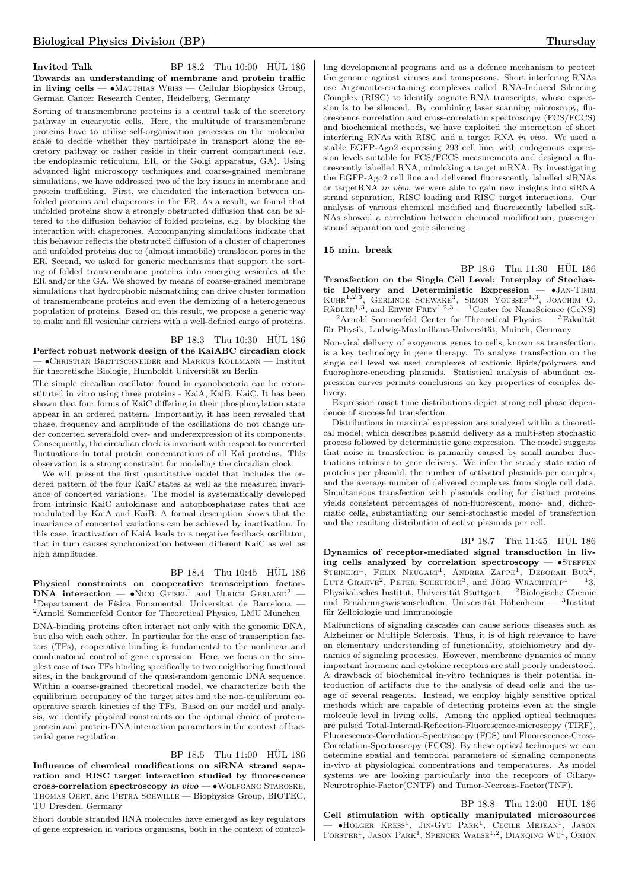**Invited Talk** BP 18.2 Thu 10:00 HÜL 186

**Towards an understanding of membrane and protein traffic in living cells** — •Matthias Weiss — Cellular Biophysics Group, German Cancer Research Center, Heidelberg, Germany

Sorting of transmembrane proteins is a central task of the secretory pathway in eucaryotic cells. Here, the multitude of transmembrane proteins have to utilize self-organization processes on the molecular scale to decide whether they participate in transport along the secretory pathway or rather reside in their current compartment (e.g. the endoplasmic reticulum, ER, or the Golgi apparatus, GA). Using advanced light microscopy techniques and coarse-grained membrane simulations, we have addressed two of the key issues in membrane and protein trafficking. First, we elucidated the interaction between unfolded proteins and chaperones in the ER. As a result, we found that unfolded proteins show a strongly obstructed diffusion that can be altered to the diffusion behavior of folded proteins, e.g. by blocking the interaction with chaperones. Accompanying simulations indicate that this behavior reflects the obstructed diffusion of a cluster of chaperones and unfolded proteins due to (almost immobile) translocon pores in the ER. Second, we asked for generic mechanisms that support the sorting of folded transmembrane proteins into emerging vesicles at the ER and/or the GA. We showed by means of coarse-grained membrane simulations that hydrophobic mismatching can drive cluster formation of transmembrane proteins and even the demixing of a heterogeneous population of proteins. Based on this result, we propose a generic way to make and fill vesicular carriers with a well-defined cargo of proteins.

BP 18.3 Thu 10:30 HÜL 186

**Perfect robust network design of the KaiABC circadian clock** — •Christian Brettschneider and Markus Kollmann — Institut für theoretische Biologie, Humboldt Universität zu Berlin

The simple circadian oscillator found in cyanobacteria can be reconstituted in vitro using three proteins - KaiA, KaiB, KaiC. It has been shown that four forms of KaiC differing in their phosphorylation state appear in an ordered pattern. Importantly, it has been revealed that phase, frequency and amplitude of the oscillations do not change under concerted severalfold over- and underexpression of its components. Consequently, the circadian clock is invariant with respect to concerted fluctuations in total protein concentrations of all Kai proteins. This observation is a strong constraint for modeling the circadian clock.

We will present the first quantitative model that includes the ordered pattern of the four KaiC states as well as the measured invariance of concerted variations. The model is systematically developed from intrinsic KaiC autokinase and autophosphatase rates that are modulated by KaiA and KaiB. A formal description shows that the invariance of concerted variations can be achieved by inactivation. In this case, inactivation of KaiA leads to a negative feedback oscillator, that in turn causes synchronization between different KaiC as well as high amplitudes.

BP 18.4 Thu 10:45 HÜL 186

**Physical constraints on cooperative transcription factor-DNA interaction** — •Nico Geisel[1] and Ulrich Gerland[2] — [1]Departament de Física Fonamental, Universitat de Barcelona — [2]Arnold Sommerfeld Center for Theoretical Physics, LMU München

DNA-binding proteins often interact not only with the genomic DNA, but also with each other. In particular for the case of transcription factors (TFs), cooperative binding is fundamental to the nonlinear and combinatorial control of gene expression. Here, we focus on the simplest case of two TFs binding specifically to two neighboring functional sites, in the background of the quasi-random genomic DNA sequence. Within a coarse-grained theoretical model, we characterize both the equilibrium occupancy of the target sites and the non-equilibrium cooperative search kinetics of the TFs. Based on our model and analysis, we identify physical constraints on the optimal choice of protein-protein and protein-DNA interaction parameters in the context of bacterial gene regulation.

BP 18.5 Thu 11:00 HÜL 186

**Influence of chemical modifications on siRNA strand separation and RISC target interaction studied by fluorescence cross-correlation spectroscopy *in vivo*** — •Wolfgang Staroske, Thomas Ohrt, and Petra Schwille — Biophysics Group, BIOTEC, TU Dresden, Germany

Short double stranded RNA molecules have emerged as key regulators of gene expression in various organisms, both in the context of controlling developmental programs and as a defence mechanism to protect the genome against viruses and transposons. Short interfering RNAs use Argonaute-containing complexes called RNA-Induced Silencing Complex (RISC) to identify cognate RNA transcripts, whose expression is to be silenced. By combining laser scanning microscopy, fluorescence correlation and cross-correlation spectroscopy (FCS/FCCS) and biochemical methods, we have exploited the interaction of short interfering RNAs with RISC and a target RNA *in vivo*. We used a stable EGFP-Ago2 expressing 293 cell line, with endogenous expression levels suitable for FCS/FCCS measurements and designed a fluorescently labelled RNA, mimicking a target mRNA. By investigating the EGFP-Ago2 cell line and delivered fluorescently labelled siRNAs or targetRNA *in vivo*, we were able to gain new insights into siRNA strand separation, RISC loading and RISC target interactions. Our analysis of various chemical modified and fluorescently labelled siRNAs showed a correlation between chemical modification, passenger strand separation and gene silencing.

**15 min. break**

BP 18.6 Thu 11:30 HÜL 186

**Transfection on the Single Cell Level: Interplay of Stochastic Delivery and Deterministic Expression** — •Jan-Timm Kuhr[1,2,3], Gerlinde Schwake[3], Simon Youssef[1,3], Joachim O. Rädler[1,3], and Erwin Frey[1,2,3] — [1]Center for NanoScience (CeNS) — [2]Arnold Sommerfeld Center for Theoretical Physics — [3]Fakultät für Physik, Ludwig-Maximilians-Universität, Muinch, Germany

Non-viral delivery of exogenous genes to cells, known as transfection, is a key technology in gene therapy. To analyze transfection on the single cell level we used complexes of cationic lipids/polymers and fluorophore-encoding plasmids. Statistical analysis of abundant expression curves permits conclusions on key properties of complex delivery.

Expression onset time distributions depict strong cell phase dependence of successful transfection.

Distributions in maximal expression are analyzed within a theoretical model, which describes plasmid delivery as a multi-step stochastic process followed by deterministic gene expression. The model suggests that noise in transfection is primarily caused by small number fluctuations intrinsic to gene delivery. We infer the steady state ratio of proteins per plasmid, the number of activated plasmids per complex, and the average number of delivered complexes from single cell data. Simultaneous transfection with plasmids coding for distinct proteins yields consistent percentages of non-fluorescent, mono- and, dichromatic cells, substantiating our semi-stochastic model of transfection and the resulting distribution of active plasmids per cell.

BP 18.7 Thu 11:45 HÜL 186

**Dynamics of receptor-mediated signal transduction in living cells analyzed by correlation spectroscopy** — •Steffen Steinert[1], Felix Neugart[1], Andrea Zappe[1], Deborah Buk[2], Lutz Graeve[2], Peter Scheurich[3], and Jörg Wrachtrup[1] — [1]3. Physikalisches Institut, Universität Stuttgart — [2]Biologische Chemie und Ernährungswissenschaften, Universität Hohenheim — [3]Institut für Zellbiologie und Immunologie

Malfunctions of signaling cascades can cause serious diseases such as Alzheimer or Multiple Sclerosis. Thus, it is of high relevance to have an elementary understanding of functionality, stoichiometry and dynamics of signaling processes. However, membrane dynamics of many important hormone and cytokine receptors are still poorly understood. A drawback of biochemical in-vitro techniques is their potential introduction of artifacts due to the analysis of dead cells and the usage of several reagents. Instead, we employ highly sensitive optical methods which are capable of detecting proteins even at the single molecule level in living cells. Among the applied optical techniques are pulsed Total-Internal-Reflection-Fluorescence-microscopy (TIRF), Fluorescence-Correlation-Spectroscopy (FCS) and Fluorescence-Cross-Correlation-Spectroscopy (FCCS). By these optical techniques we can determine spatial and temporal parameters of signaling components in-vivo at physiological concentrations and temperatures. As model systems we are looking particularly into the receptors of Ciliary-Neurotrophic-Factor(CNTF) and Tumor-Necrosis-Factor(TNF).

BP 18.8 Thu 12:00 HÜL 186

**Cell stimulation with optically manipulated microsources** — •Holger Kress[1], Jin-Gyu Park[1], Cecile Mejean[1], Jason Forster[1], Jason Park[1], Spencer Walse[1,2], Dianqing Wu[1], Orion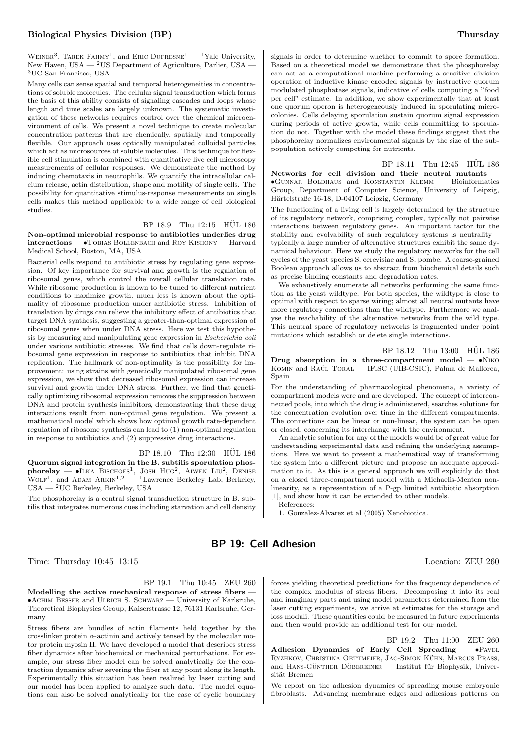Weiner[3], Tarek Fahmy[1], and Eric Dufresne[1] — [1]Yale University, New Haven, USA — [2]US Department of Agriculture, Parlier, USA — [3]UC San Francisco, USA

Many cells can sense spatial and temporal heterogeneities in concentrations of soluble molecules. The cellular signal transduction which forms the basis of this ability consists of signaling cascades and loops whose length and time scales are largely unknown. The systematic investigation of these networks requires control over the chemical microenvironment of cells. We present a novel technique to create molecular concentration patterns that are chemically, spatially and temporally flexible. Our approach uses optically manipulated colloidal particles which act as microsources of soluble molecules. This technique for flexible cell stimulation is combined with quantitative live cell microscopy measurements of cellular responses. We demonstrate the method by inducing chemotaxis in neutrophils. We quantify the intracellular calcium release, actin distribution, shape and motility of single cells. The possibility for quantitative stimulus-response measurements on single cells makes this method applicable to a wide range of cell biological studies.

BP 18.9 Thu 12:15 HÜL 186

**Non-optimal microbial response to antibiotics underlies drug interactions** — •Tobias Bollenbach and Roy Kishony — Harvard Medical School, Boston, MA, USA

Bacterial cells respond to antibiotic stress by regulating gene expression. Of key importance for survival and growth is the regulation of ribosomal genes, which control the overall cellular translation rate. While ribosome production is known to be tuned to different nutrient conditions to maximize growth, much less is known about the optimality of ribosome production under antibiotic stress. Inhibition of translation by drugs can relieve the inhibitory effect of antibiotics that target DNA synthesis, suggesting a greater-than-optimal expression of ribosomal genes when under DNA stress. Here we test this hypothesis by measuring and manipulating gene expression in *Escherichia coli* under various antibiotic stresses. We find that cells down-regulate ribosomal gene expression in response to antibiotics that inhibit DNA replication. The hallmark of non-optimality is the possibility for improvement: using strains with genetically manipulated ribosomal gene expression, we show that decreased ribosomal expression can increase survival and growth under DNA stress. Further, we find that genetically optimizing ribosomal expression removes the suppression between DNA and protein synthesis inhibitors, demonstrating that these drug interactions result from non-optimal gene regulation. We present a mathematical model which shows how optimal growth rate-dependent regulation of ribosome synthesis can lead to (1) non-optimal regulation in response to antibiotics and (2) suppressive drug interactions.

BP 18.10 Thu 12:30 HÜL 186

**Quorum signal integration in the B. subtilis sporulation phosphorelay** — •Ilka Bischofs[1], Josh Hug[2], Aiwen Liu[2], Denise Wolf[1], and Adam Arkin[1,2] — [1]Lawrence Berkeley Lab, Berkeley, USA — [2]UC Berkeley, Berkeley, USA

The phosphorelay is a central signal transduction structure in B. subtilis that integrates numerous cues including starvation and cell density signals in order to determine whether to commit to spore formation. Based on a theoretical model we demonstrate that the phosphorelay can act as a computational machine performing a sensitive division operation of inductive kinase encoded signals by instructive quorum modulated phosphatase signals, indicative of cells computing a "food per cell" estimate. In addition, we show experimentally that at least one quorum operon is heterogeneously induced in sporulating microcolonies. Cells delaying sporulation sustain quorum signal expression during periods of active growth, while cells committing to sporulation do not. Together with the model these findings suggest that the phosphorelay normalizes environmental signals by the size of the subpopulation actively competing for nutrients.

BP 18.11 Thu 12:45 HÜL 186

**Networks for cell division and their neutral mutants** — •Gunnar Boldhaus and Konstantin Klemm — Bioinformatics Group, Department of Computer Science, University of Leipzig, Härtelstraße 16-18, D-04107 Leipzig, Germany

The functioning of a living cell is largely determined by the structure of its regulatory network, comprising complex, typically not pairwise interactions between regulatory genes. An important factor for the stability and evolvability of such regulatory systems is neutrality – typically a large number of alternative structures exhibit the same dynamical behaviour. Here we study the regulatory networks for the cell cycles of the yeast species S. cerevisiae and S. pombe. A coarse-grained Boolean approach allows us to abstract from biochemical details such as precise binding constants and degradation rates.

We exhaustively enumerate all networks performing the same function as the yeast wildtype. For both species, the wildtype is close to optimal with respect to sparse wiring; almost all neutral mutants have more regulatory connections than the wildtype. Furthermore we analyse the reachability of the alternative networks from the wild type. This neutral space of regulatory networks is fragmented under point mutations which establish or delete single interactions.

BP 18.12 Thu 13:00 HÜL 186

**Drug absorption in a three-compartment model** — •Niko Komin and Raúl Toral — IFISC (UIB-CSIC), Palma de Mallorca, Spain

For the understanding of pharmacological phenomena, a variety of compartment models were and are developed. The concept of interconnected pools, into which the drug is administered, searches solutions for the concentration evolution over time in the different compartments. The connections can be linear or non-linear, the system can be open or closed, concerning its interchange with the environment.

An analytic solution for any of the models would be of great value for understanding experimental data and refining the underlying assumptions. Here we want to present a mathematical way of transforming the system into a different picture and propose an adequate approximation to it. As this is a general approach we will explicitly do that on a closed three-compartment model with a Michaelis-Menten nonlinearity, as a representation of a P-gp limited antibiotic absorption [1], and show how it can be extended to other models.

References:

1. Gonzalez-Alvarez et al (2005) Xenobiotica.

## BP 19: Cell Adhesion

Time: Thursday 10:45–13:15 Location: ZEU 260

BP 19.1 Thu 10:45 ZEU 260

**Modelling the active mechanical response of stress fibers** — •Achim Besser and Ulrich S. Schwarz — University of Karlsruhe, Theoretical Biophysics Group, Kaiserstrasse 12, 76131 Karlsruhe, Germany

Stress fibers are bundles of actin filaments held together by the crosslinker protein $\alpha$-actinin and actively tensed by the molecular motor protein myosin II. We have developed a model that describes stress fiber dynamics after biochemical or mechanical perturbations. For example, our stress fiber model can be solved analytically for the contraction dynamics after severing the fiber at any point along its length. Experimentally this situation has been realized by laser cutting and our model has been applied to analyze such data. The model equations can also be solved analytically for the case of cyclic boundary forces yielding theoretical predictions for the frequency dependence of the complex modulus of stress fibers. Decomposing it into its real and imaginary parts and using model parameters determined from the laser cutting experiments, we arrive at estimates for the storage and loss moduli. These quantities could be measured in future experiments and then would provide an additional test for our model.

BP 19.2 Thu 11:00 ZEU 260

**Adhesion Dynamics of Early Cell Spreading** — •Pavel Ryzhkov, Christina Oettmeier, Jac-Simon Kühn, Marcus Prass, and Hans-Günther Döbereiner — Institut für Biophysik, Universität Bremen

We report on the adhesion dynamics of spreading mouse embryonic fibroblasts. Advancing membrane edges and adhesions patterns on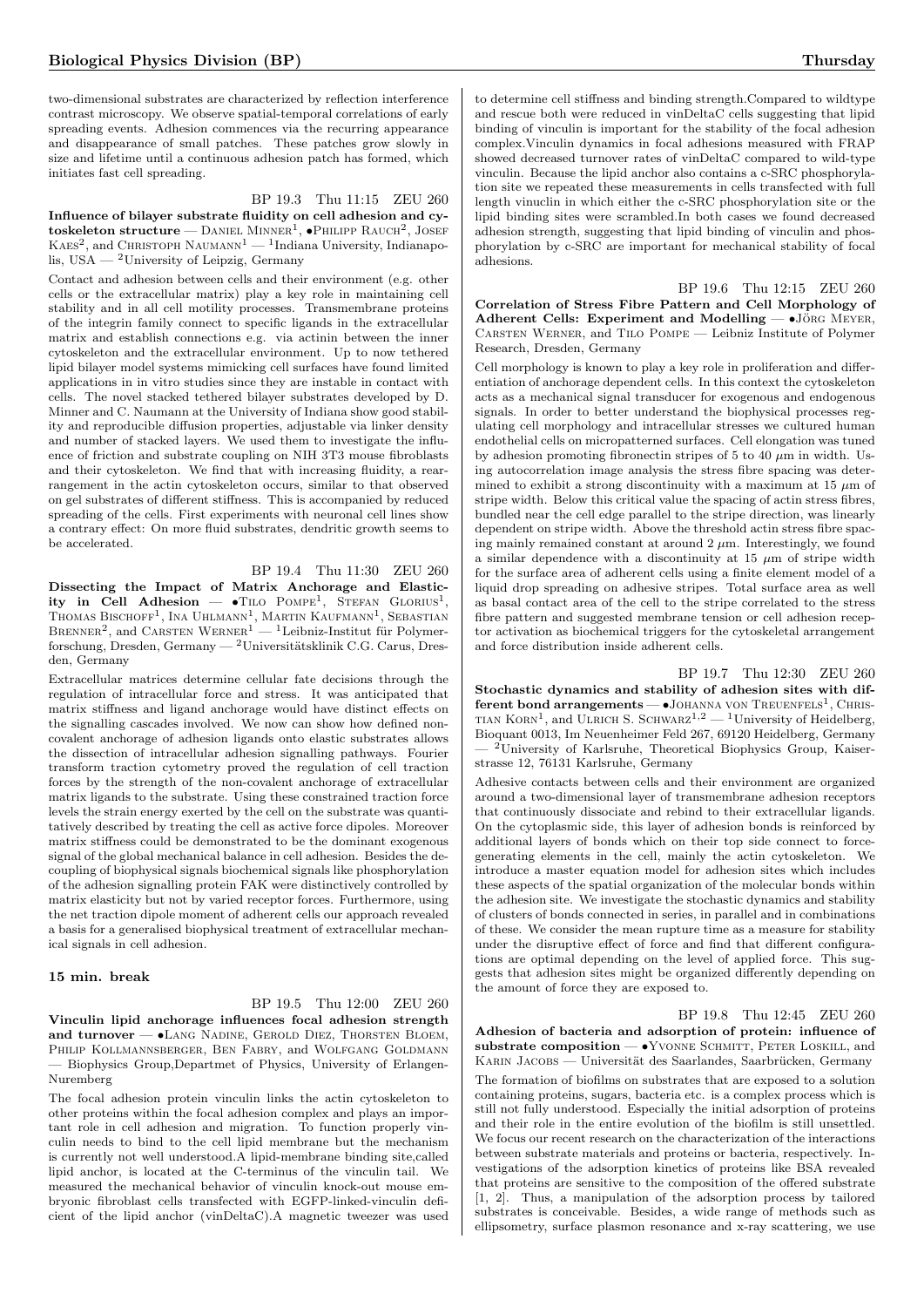two-dimensional substrates are characterized by reflection interference contrast microscopy. We observe spatial-temporal correlations of early spreading events. Adhesion commences via the recurring appearance and disappearance of small patches. These patches grow slowly in size and lifetime until a continuous adhesion patch has formed, which initiates fast cell spreading.

BP 19.3 Thu 11:15 ZEU 260

**Influence of bilayer substrate fluidity on cell adhesion and cytoskeleton structure** — Daniel Minner[1], •Philipp Rauch[2], Josef Kaes[2], and Christoph Naumann[1] — [1]Indiana University, Indianapolis, USA — [2]University of Leipzig, Germany

Contact and adhesion between cells and their environment (e.g. other cells or the extracellular matrix) play a key role in maintaining cell stability and in all cell motility processes. Transmembrane proteins of the integrin family connect to specific ligands in the extracellular matrix and establish connections e.g. via actinin between the inner cytoskeleton and the extracellular environment. Up to now tethered lipid bilayer model systems mimicking cell surfaces have found limited applications in in vitro studies since they are instable in contact with cells. The novel stacked tethered bilayer substrates developed by D. Minner and C. Naumann at the University of Indiana show good stability and reproducible diffusion properties, adjustable via linker density and number of stacked layers. We used them to investigate the influence of friction and substrate coupling on NIH 3T3 mouse fibroblasts and their cytoskeleton. We find that with increasing fluidity, a rearrangement in the actin cytoskeleton occurs, similar to that observed on gel substrates of different stiffness. This is accompanied by reduced spreading of the cells. First experiments with neuronal cell lines show a contrary effect: On more fluid substrates, dendritic growth seems to be accelerated.

BP 19.4 Thu 11:30 ZEU 260

**Dissecting the Impact of Matrix Anchorage and Elasticity in Cell Adhesion** — •Tilo Pompe[1], Stefan Glorius[1], Thomas Bischoff[1], Ina Uhlmann[1], Martin Kaufmann[1], Sebastian Brenner[2], and Carsten Werner[1] — [1]Leibniz-Institut für Polymerforschung, Dresden, Germany — [2]Universitätsklinik C.G. Carus, Dresden, Germany

Extracellular matrices determine cellular fate decisions through the regulation of intracellular force and stress. It was anticipated that matrix stiffness and ligand anchorage would have distinct effects on the signalling cascades involved. We now can show how defined non-covalent anchorage of adhesion ligands onto elastic substrates allows the dissection of intracellular adhesion signalling pathways. Fourier transform traction cytometry proved the regulation of cell traction forces by the strength of the non-covalent anchorage of extracellular matrix ligands to the substrate. Using these constrained traction force levels the strain energy exerted by the cell on the substrate was quantitatively described by treating the cell as active force dipoles. Moreover matrix stiffness could be demonstrated to be the dominant exogenous signal of the global mechanical balance in cell adhesion. Besides the decoupling of biophysical signals biochemical signals like phosphorylation of the adhesion signalling protein FAK were distinctively controlled by matrix elasticity but not by varied receptor forces. Furthermore, using the net traction dipole moment of adherent cells our approach revealed a basis for a generalised biophysical treatment of extracellular mechanical signals in cell adhesion.

**15 min. break**

BP 19.5 Thu 12:00 ZEU 260

**Vinculin lipid anchorage influences focal adhesion strength and turnover** — •Lang Nadine, Gerold Diez, Thorsten Bloem, Philip Kollmannsberger, Ben Fabry, and Wolfgang Goldmann — Biophysics Group,Departmet of Physics, University of Erlangen-Nuremberg

The focal adhesion protein vinculin links the actin cytoskeleton to other proteins within the focal adhesion complex and plays an important role in cell adhesion and migration. To function properly vinculin needs to bind to the cell lipid membrane but the mechanism is currently not well understood.A lipid-membrane binding site,called lipid anchor, is located at the C-terminus of the vinculin tail. We measured the mechanical behavior of vinculin knock-out mouse embryonic fibroblast cells transfected with EGFP-linked-vinculin deficient of the lipid anchor (vinDeltaC).A magnetic tweezer was used to determine cell stiffness and binding strength.Compared to wildtype and rescue both were reduced in vinDeltaC cells suggesting that lipid binding of vinculin is important for the stability of the focal adhesion complex.Vinculin dynamics in focal adhesions measured with FRAP showed decreased turnover rates of vinDeltaC compared to wild-type vinculin. Because the lipid anchor also contains a c-SRC phosphorylation site we repeated these measurements in cells transfected with full length vinuclin in which either the c-SRC phosphorylation site or the lipid binding sites were scrambled.In both cases we found decreased adhesion strength, suggesting that lipid binding of vinculin and phosphorylation by c-SRC are important for mechanical stability of focal adhesions.

BP 19.6 Thu 12:15 ZEU 260

**Correlation of Stress Fibre Pattern and Cell Morphology of Adherent Cells: Experiment and Modelling** — •Jörg Meyer, Carsten Werner, and Tilo Pompe — Leibniz Institute of Polymer Research, Dresden, Germany

Cell morphology is known to play a key role in proliferation and differentiation of anchorage dependent cells. In this context the cytoskeleton acts as a mechanical signal transducer for exogenous and endogenous signals. In order to better understand the biophysical processes regulating cell morphology and intracellular stresses we cultured human endothelial cells on micropatterned surfaces. Cell elongation was tuned by adhesion promoting fibronectin stripes of 5 to 40 $\mu$m in width. Using autocorrelation image analysis the stress fibre spacing was determined to exhibit a strong discontinuity with a maximum at 15 $\mu$m of stripe width. Below this critical value the spacing of actin stress fibres, bundled near the cell edge parallel to the stripe direction, was linearly dependent on stripe width. Above the threshold actin stress fibre spacing mainly remained constant at around 2 $\mu$m. Interestingly, we found a similar dependence with a discontinuity at 15 $\mu$m of stripe width for the surface area of adherent cells using a finite element model of a liquid drop spreading on adhesive stripes. Total surface area as well as basal contact area of the cell to the stripe correlated to the stress fibre pattern and suggested membrane tension or cell adhesion receptor activation as biochemical triggers for the cytoskeletal arrangement and force distribution inside adherent cells.

BP 19.7 Thu 12:30 ZEU 260

**Stochastic dynamics and stability of adhesion sites with different bond arrangements** — •Johanna von Treuenfels[1], Christian Korn[1], and Ulrich S. Schwarz[1,2] — [1]University of Heidelberg, Bioquant 0013, Im Neuenheimer Feld 267, 69120 Heidelberg, Germany — [2]University of Karlsruhe, Theoretical Biophysics Group, Kaiserstrasse 12, 76131 Karlsruhe, Germany

Adhesive contacts between cells and their environment are organized around a two-dimensional layer of transmembrane adhesion receptors that continuously dissociate and rebind to their extracellular ligands. On the cytoplasmic side, this layer of adhesion bonds is reinforced by additional layers of bonds which on their top side connect to force-generating elements in the cell, mainly the actin cytoskeleton. We introduce a master equation model for adhesion sites which includes these aspects of the spatial organization of the molecular bonds within the adhesion site. We investigate the stochastic dynamics and stability of clusters of bonds connected in series, in parallel and in combinations of these. We consider the mean rupture time as a measure for stability under the disruptive effect of force and find that different configurations are optimal depending on the level of applied force. This suggests that adhesion sites might be organized differently depending on the amount of force they are exposed to.

BP 19.8 Thu 12:45 ZEU 260

**Adhesion of bacteria and adsorption of protein: influence of substrate composition** — •Yvonne Schmitt, Peter Loskill, and Karin Jacobs — Universität des Saarlandes, Saarbrücken, Germany

The formation of biofilms on substrates that are exposed to a solution containing proteins, sugars, bacteria etc. is a complex process which is still not fully understood. Especially the initial adsorption of proteins and their role in the entire evolution of the biofilm is still unsettled. We focus our recent research on the characterization of the interactions between substrate materials and proteins or bacteria, respectively. Investigations of the adsorption kinetics of proteins like BSA revealed that proteins are sensitive to the composition of the offered substrate [1, 2]. Thus, a manipulation of the adsorption process by tailored substrates is conceivable. Besides, a wide range of methods such as ellipsometry, surface plasmon resonance and x-ray scattering, we use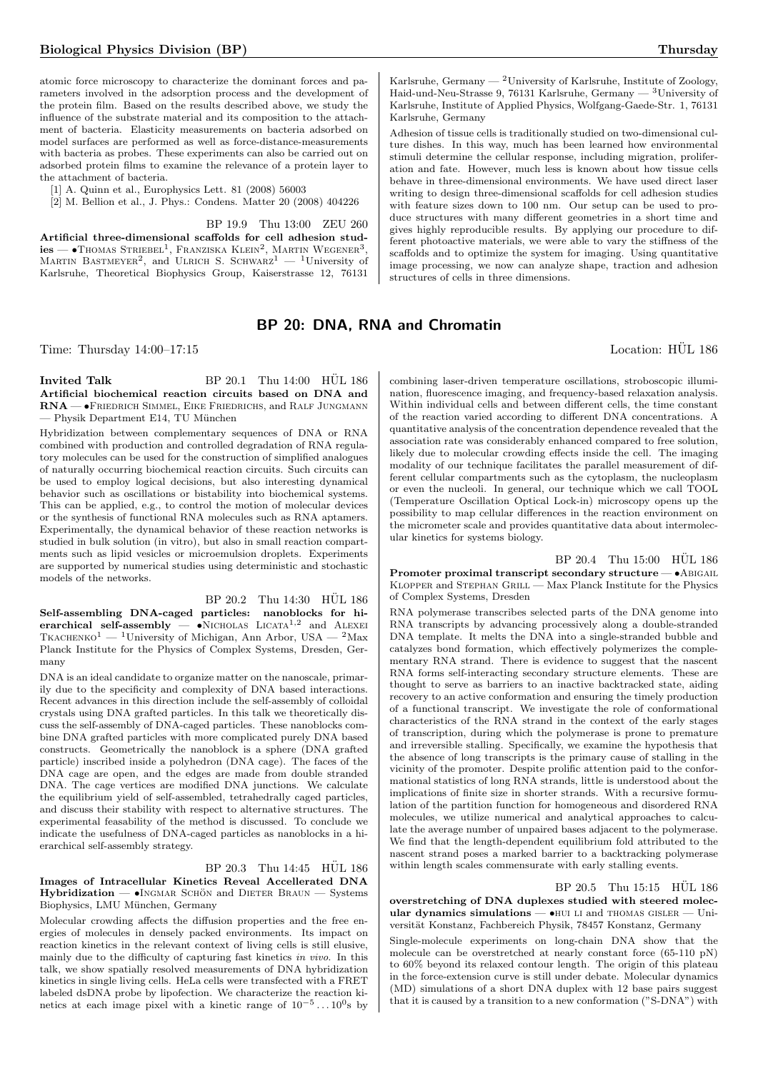atomic force microscopy to characterize the dominant forces and parameters involved in the adsorption process and the development of the protein film. Based on the results described above, we study the influence of the substrate material and its composition to the attachment of bacteria. Elasticity measurements on bacteria adsorbed on model surfaces are performed as well as force-distance-measurements with bacteria as probes. These experiments can also be carried out on adsorbed protein films to examine the relevance of a protein layer to the attachment of bacteria.

[1] A. Quinn et al., Europhysics Lett. 81 (2008) 56003
[2] M. Bellion et al., J. Phys.: Condens. Matter 20 (2008) 404226

BP 19.9 Thu 13:00 ZEU 260

**Artificial three-dimensional scaffolds for cell adhesion studies** — •Thomas Striebel[1], Franziska Klein[2], Martin Wegener[3], Martin Bastmeyer[2], and Ulrich S. Schwarz[1] — [1]University of Karlsruhe, Theoretical Biophysics Group, Kaiserstrasse 12, 76131 Karlsruhe, Germany — [2]University of Karlsruhe, Institute of Zoology, Haid-und-Neu-Strasse 9, 76131 Karlsruhe, Germany — [3]University of Karlsruhe, Institute of Applied Physics, Wolfgang-Gaede-Str. 1, 76131 Karlsruhe, Germany

Adhesion of tissue cells is traditionally studied on two-dimensional culture dishes. In this way, much has been learned how environmental stimuli determine the cellular response, including migration, proliferation and fate. However, much less is known about how tissue cells behave in three-dimensional environments. We have used direct laser writing to design three-dimensional scaffolds for cell adhesion studies with feature sizes down to 100 nm. Our setup can be used to produce structures with many different geometries in a short time and gives highly reproducible results. By applying our procedure to different photoactive materials, we were able to vary the stiffness of the scaffolds and to optimize the system for imaging. Using quantitative image processing, we now can analyze shape, traction and adhesion structures of cells in three dimensions.

## BP 20: DNA, RNA and Chromatin

Time: Thursday 14:00–17:15 Location: HÜL 186

**Invited Talk** BP 20.1 Thu 14:00 HÜL 186

**Artificial biochemical reaction circuits based on DNA and RNA** — •Friedrich Simmel, Eike Friedrichs, and Ralf Jungmann — Physik Department E14, TU München

Hybridization between complementary sequences of DNA or RNA combined with production and controlled degradation of RNA regulatory molecules can be used for the construction of simplified analogues of naturally occurring biochemical reaction circuits. Such circuits can be used to employ logical decisions, but also interesting dynamical behavior such as oscillations or bistability into biochemical systems. This can be applied, e.g., to control the motion of molecular devices or the synthesis of functional RNA molecules such as RNA aptamers. Experimentally, the dynamical behavior of these reaction networks is studied in bulk solution (in vitro), but also in small reaction compartments such as lipid vesicles or microemulsion droplets. Experiments are supported by numerical studies using deterministic and stochastic models of the networks.

BP 20.2 Thu 14:30 HÜL 186

**Self-assembling DNA-caged particles: nanoblocks for hierarchical self-assembly** — •Nicholas Licata[1,2] and Alexei Tkachenko[1] — [1]University of Michigan, Ann Arbor, USA — [2]Max Planck Institute for the Physics of Complex Systems, Dresden, Germany

DNA is an ideal candidate to organize matter on the nanoscale, primarily due to the specificity and complexity of DNA based interactions. Recent advances in this direction include the self-assembly of colloidal crystals using DNA grafted particles. In this talk we theoretically discuss the self-assembly of DNA-caged particles. These nanoblocks combine DNA grafted particles with more complicated purely DNA based constructs. Geometrically the nanoblock is a sphere (DNA grafted particle) inscribed inside a polyhedron (DNA cage). The faces of the DNA cage are open, and the edges are made from double stranded DNA. The cage vertices are modified DNA junctions. We calculate the equilibrium yield of self-assembled, tetrahedrally caged particles, and discuss their stability with respect to alternative structures. The experimental feasability of the method is discussed. To conclude we indicate the usefulness of DNA-caged particles as nanoblocks in a hierarchical self-assembly strategy.

BP 20.3 Thu 14:45 HÜL 186

**Images of Intracellular Kinetics Reveal Accellerated DNA Hybridization** — •Ingmar Schön and Dieter Braun — Systems Biophysics, LMU München, Germany

Molecular crowding affects the diffusion properties and the free energies of molecules in densely packed environments. Its impact on reaction kinetics in the relevant context of living cells is still elusive, mainly due to the difficulty of capturing fast kinetics *in vivo*. In this talk, we show spatially resolved measurements of DNA hybridization kinetics in single living cells. HeLa cells were transfected with a FRET labeled dsDNA probe by lipofection. We characterize the reaction kinetics at each image pixel with a kinetic range of $10^{-5} \ldots 10^{0}$s by combining laser-driven temperature oscillations, stroboscopic illumination, fluorescence imaging, and frequency-based relaxation analysis. Within individual cells and between different cells, the time constant of the reaction varied according to different DNA concentrations. A quantitative analysis of the concentration dependence revealed that the association rate was considerably enhanced compared to free solution, likely due to molecular crowding effects inside the cell. The imaging modality of our technique facilitates the parallel measurement of different cellular compartments such as the cytoplasm, the nucleoplasm or even the nucleoli. In general, our technique which we call TOOL (Temperature Oscillation Optical Lock-in) microscopy opens up the possibility to map cellular differences in the reaction environment on the micrometer scale and provides quantitative data about intermolecular kinetics for systems biology.

BP 20.4 Thu 15:00 HÜL 186

**Promoter proximal transcript secondary structure** — •Abigail Klopper and Stephan Grill — Max Planck Institute for the Physics of Complex Systems, Dresden

RNA polymerase transcribes selected parts of the DNA genome into RNA transcripts by advancing processively along a double-stranded DNA template. It melts the DNA into a single-stranded bubble and catalyzes bond formation, which effectively polymerizes the complementary RNA strand. There is evidence to suggest that the nascent RNA forms self-interacting secondary structure elements. These are thought to serve as barriers to an inactive backtracked state, aiding recovery to an active conformation and ensuring the timely production of a functional transcript. We investigate the role of conformational characteristics of the RNA strand in the context of the early stages of transcription, during which the polymerase is prone to premature and irreversible stalling. Specifically, we examine the hypothesis that the absence of long transcripts is the primary cause of stalling in the vicinity of the promoter. Despite prolific attention paid to the conformational statistics of long RNA strands, little is understood about the implications of finite size in shorter strands. With a recursive formulation of the partition function for homogeneous and disordered RNA molecules, we utilize numerical and analytical approaches to calculate the average number of unpaired bases adjacent to the polymerase. We find that the length-dependent equilibrium fold attributed to the nascent strand poses a marked barrier to a backtracking polymerase within length scales commensurate with early stalling events.

BP 20.5 Thu 15:15 HÜL 186

**overstretching of DNA duplexes studied with steered molecular dynamics simulations** — •hui li and thomas gisler — Universität Konstanz, Fachbereich Physik, 78457 Konstanz, Germany

Single-molecule experiments on long-chain DNA show that the molecule can be overstretched at nearly constant force (65-110 pN) to 60% beyond its relaxed contour length. The origin of this plateau in the force-extension curve is still under debate. Molecular dynamics (MD) simulations of a short DNA duplex with 12 base pairs suggest that it is caused by a transition to a new conformation ("S-DNA") with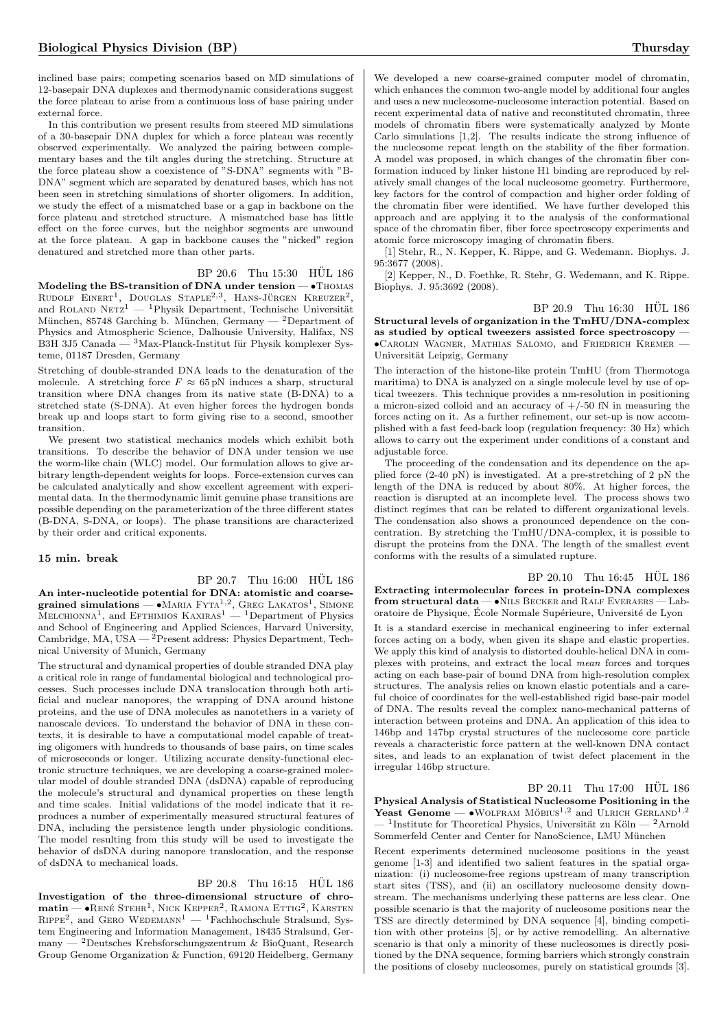inclined base pairs; competing scenarios based on MD simulations of 12-basepair DNA duplexes and thermodynamic considerations suggest the force plateau to arise from a continuous loss of base pairing under external force.

In this contribution we present results from steered MD simulations of a 30-basepair DNA duplex for which a force plateau was recently observed experimentally. We analyzed the pairing between complementary bases and the tilt angles during the stretching. Structure at the force plateau show a coexistence of "S-DNA" segments with "B-DNA" segment which are separated by denatured bases, which has not been seen in stretching simulations of shorter oligomers. In addition, we study the effect of a mismatched base or a gap in backbone on the force plateau and stretched structure. A mismatched base has little effect on the force curves, but the neighbor segments are unwound at the force plateau. A gap in backbone causes the "nicked" region denatured and stretched more than other parts.

BP 20.6 Thu 15:30 HÜL 186

**Modeling the BS-transition of DNA under tension** — •Thomas Rudolf Einert[1], Douglas Staple[2,3], Hans-Jürgen Kreuzer[2], and Roland Netz[1] — [1]Physik Department, Technische Universität München, 85748 Garching b. München, Germany — [2]Department of Physics and Atmospheric Science, Dalhousie University, Halifax, NS B3H 3J5 Canada — [3]Max-Planck-Institut für Physik komplexer Systeme, 01187 Dresden, Germany

Stretching of double-stranded DNA leads to the denaturation of the molecule. A stretching force $F \approx 65\,\mathrm{pN}$ induces a sharp, structural transition where DNA changes from its native state (B-DNA) to a stretched state (S-DNA). At even higher forces the hydrogen bonds break up and loops start to form giving rise to a second, smoother transition.

We present two statistical mechanics models which exhibit both transitions. To describe the behavior of DNA under tension we use the worm-like chain (WLC) model. Our formulation allows to give arbitrary length-dependent weights for loops. Force-extension curves can be calculated analytically and show excellent agreement with experimental data. In the thermodynamic limit genuine phase transitions are possible depending on the parameterization of the three different states (B-DNA, S-DNA, or loops). The phase transitions are characterized by their order and critical exponents.

**15 min. break**

BP 20.7 Thu 16:00 HÜL 186

**An inter-nucleotide potential for DNA: atomistic and coarse-grained simulations** — •Maria Fyta[1,2], Greg Lakatos[1], Simone Melchionna[1], and Efthimios Kaxiras[1] — [1]Department of Physics and School of Engineering and Applied Sciences, Harvard University, Cambridge, MA, USA — [2]Present address: Physics Department, Technical University of Munich, Germany

The structural and dynamical properties of double stranded DNA play a critical role in range of fundamental biological and technological processes. Such processes include DNA translocation through both artificial and nuclear nanopores, the wrapping of DNA around histone proteins, and the use of DNA molecules as nanotethers in a variety of nanoscale devices. To understand the behavior of DNA in these contexts, it is desirable to have a computational model capable of treating oligomers with hundreds to thousands of base pairs, on time scales of microseconds or longer. Utilizing accurate density-functional electronic structure techniques, we are developing a coarse-grained molecular model of double stranded DNA (dsDNA) capable of reproducing the molecule's structural and dynamical properties on these length and time scales. Initial validations of the model indicate that it reproduces a number of experimentally measured structural features of DNA, including the persistence length under physiologic conditions. The model resulting from this study will be used to investigate the behavior of dsDNA during nanopore translocation, and the response of dsDNA to mechanical loads.

BP 20.8 Thu 16:15 HÜL 186

**Investigation of the three-dimensional structure of chromatin** — •René Stehr[1], Nick Kepper[2], Ramona Ettig[2], Karsten Rippe[2], and Gero Wedemann[1] — [1]Fachhochschule Stralsund, System Engineering and Information Management, 18435 Stralsund, Germany — [2]Deutsches Krebsforschungszentrum & BioQuant, Research Group Genome Organization & Function, 69120 Heidelberg, Germany

We developed a new coarse-grained computer model of chromatin, which enhances the common two-angle model by additional four angles and uses a new nucleosome-nucleosome interaction potential. Based on recent experimental data of native and reconstituted chromatin, three models of chromatin fibers were systematically analyzed by Monte Carlo simulations [1,2]. The results indicate the strong influence of the nucleosome repeat length on the stability of the fiber formation. A model was proposed, in which changes of the chromatin fiber conformation induced by linker histone H1 binding are reproduced by relatively small changes of the local nucleosome geometry. Furthermore, key factors for the control of compaction and higher order folding of the chromatin fiber were identified. We have further developed this approach and are applying it to the analysis of the conformational space of the chromatin fiber, fiber force spectroscopy experiments and atomic force microscopy imaging of chromatin fibers.

[1] Stehr, R., N. Kepper, K. Rippe, and G. Wedemann. Biophys. J. 95:3677 (2008).

[2] Kepper, N., D. Foethke, R. Stehr, G. Wedemann, and K. Rippe. Biophys. J. 95:3692 (2008).

BP 20.9 Thu 16:30 HÜL 186

**Structural levels of organization in the TmHU/DNA-complex as studied by optical tweezers assisted force spectroscopy** — •Carolin Wagner, Mathias Salomo, and Friedrich Kremer — Universität Leipzig, Germany

The interaction of the histone-like protein TmHU (from Thermotoga maritima) to DNA is analyzed on a single molecule level by use of optical tweezers. This technique provides a nm-resolution in positioning a micron-sized colloid and an accuracy of +/-50 fN in measuring the forces acting on it. As a further refinement, our set-up is now accomplished with a fast feed-back loop (regulation frequency: 30 Hz) which allows to carry out the experiment under conditions of a constant and adjustable force.

The proceeding of the condensation and its dependence on the applied force (2-40 pN) is investigated. At a pre-stretching of 2 pN the length of the DNA is reduced by about 80%. At higher forces, the reaction is disrupted at an incomplete level. The process shows two distinct regimes that can be related to different organizational levels. The condensation also shows a pronounced dependence on the concentration. By stretching the TmHU/DNA-complex, it is possible to disrupt the proteins from the DNA. The length of the smallest event conforms with the results of a simulated rupture.

BP 20.10 Thu 16:45 HÜL 186

**Extracting intermolecular forces in protein-DNA complexes from structural data** — •Nils Becker and Ralf Everaers — Laboratoire de Physique, École Normale Supérieure, Université de Lyon

It is a standard exercise in mechanical engineering to infer external forces acting on a body, when given its shape and elastic properties. We apply this kind of analysis to distorted double-helical DNA in complexes with proteins, and extract the local *mean* forces and torques acting on each base-pair of bound DNA from high-resolution complex structures. The analysis relies on known elastic potentials and a careful choice of coordinates for the well-established rigid base-pair model of DNA. The results reveal the complex nano-mechanical patterns of interaction between proteins and DNA. An application of this idea to 146bp and 147bp crystal structures of the nucleosome core particle reveals a characteristic force pattern at the well-known DNA contact sites, and leads to an explanation of twist defect placement in the irregular 146bp structure.

BP 20.11 Thu 17:00 HÜL 186

**Physical Analysis of Statistical Nucleosome Positioning in the Yeast Genome** — •Wolfram Möbius[1,2] and Ulrich Gerland[1,2] — [1]Institute for Theoretical Physics, Universität zu Köln — [2]Arnold Sommerfeld Center and Center for NanoScience, LMU München

Recent experiments determined nucleosome positions in the yeast genome [1-3] and identified two salient features in the spatial organization: (i) nucleosome-free regions upstream of many transcription start sites (TSS), and (ii) an oscillatory nucleosome density downstream. The mechanisms underlying these patterns are less clear. One possible scenario is that the majority of nucleosome positions near the TSS are directly determined by DNA sequence [4], binding competition with other proteins [5], or by active remodelling. An alternative scenario is that only a minority of these nucleosomes is directly positioned by the DNA sequence, forming barriers which strongly constrain the positions of closeby nucleosomes, purely on statistical grounds [3].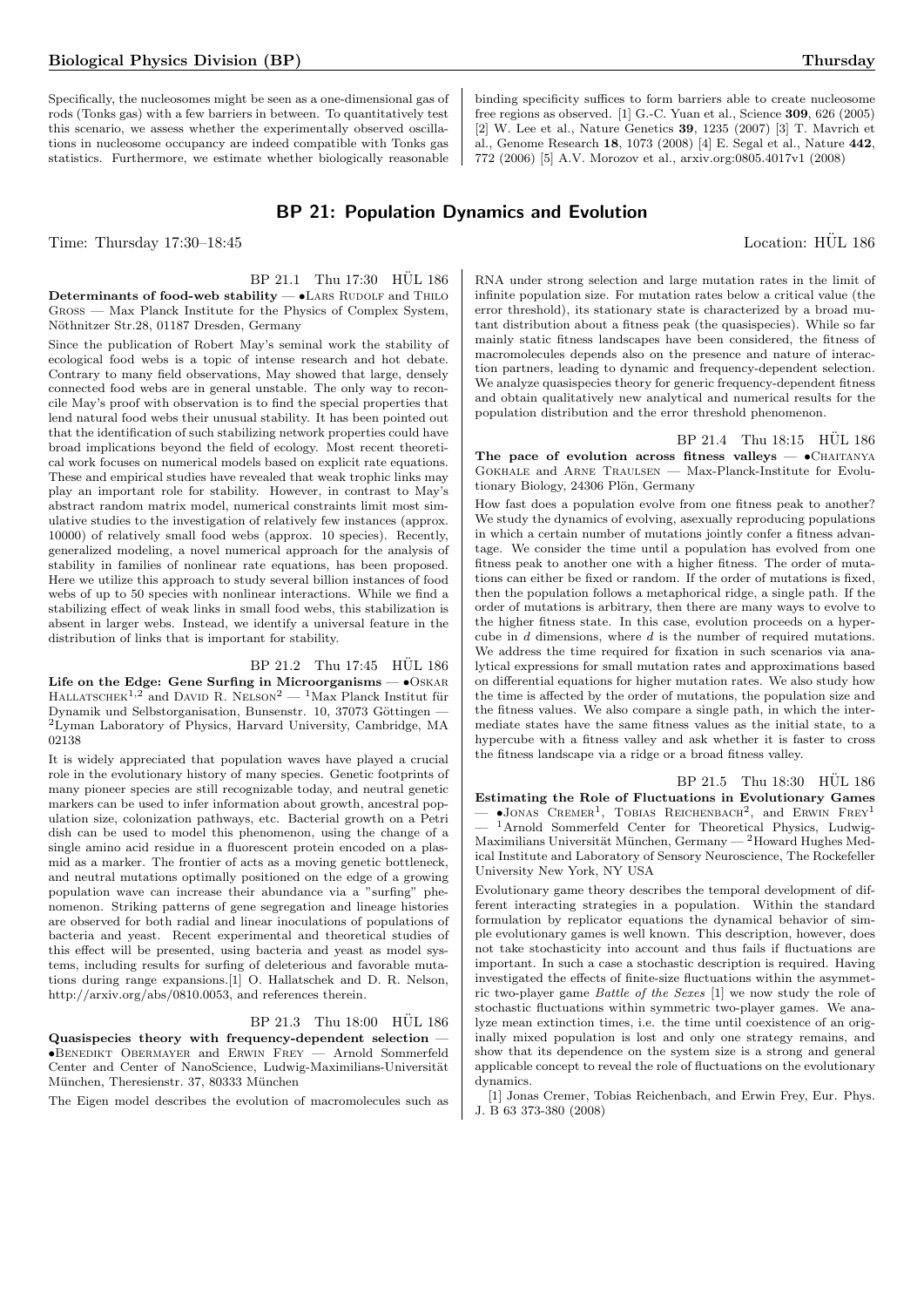Specifically, the nucleosomes might be seen as a one-dimensional gas of rods (Tonks gas) with a few barriers in between. To quantitatively test this scenario, we assess whether the experimentally observed oscillations in nucleosome occupancy are indeed compatible with Tonks gas statistics. Furthermore, we estimate whether biologically reasonable binding specificity suffices to form barriers able to create nucleosome free regions as observed. [1] G.-C. Yuan et al., Science **309**, 626 (2005) [2] W. Lee et al., Nature Genetics **39**, 1235 (2007) [3] T. Mavrich et al., Genome Research **18**, 1073 (2008) [4] E. Segal et al., Nature **442**, 772 (2006) [5] A.V. Morozov et al., arxiv.org:0805.4017v1 (2008)

## BP 21: Population Dynamics and Evolution

Time: Thursday 17:30–18:45 Location: HÜL 186

BP 21.1 Thu 17:30 HÜL 186

**Determinants of food-web stability** — •Lars Rudolf and Thilo Gross — Max Planck Institute for the Physics of Complex System, Nöthnitzer Str.28, 01187 Dresden, Germany

Since the publication of Robert May's seminal work the stability of ecological food webs is a topic of intense research and hot debate. Contrary to many field observations, May showed that large, densely connected food webs are in general unstable. The only way to reconcile May's proof with observation is to find the special properties that lend natural food webs their unusual stability. It has been pointed out that the identification of such stabilizing network properties could have broad implications beyond the field of ecology. Most recent theoretical work focuses on numerical models based on explicit rate equations. These and empirical studies have revealed that weak trophic links may play an important role for stability. However, in contrast to May's abstract random matrix model, numerical constraints limit most simulative studies to the investigation of relatively few instances (approx. 10000) of relatively small food webs (approx. 10 species). Recently, generalized modeling, a novel numerical approach for the analysis of stability in families of nonlinear rate equations, has been proposed. Here we utilize this approach to study several billion instances of food webs of up to 50 species with nonlinear interactions. While we find a stabilizing effect of weak links in small food webs, this stabilization is absent in larger webs. Instead, we identify a universal feature in the distribution of links that is important for stability.

BP 21.2 Thu 17:45 HÜL 186

**Life on the Edge: Gene Surfing in Microorganisms** — •Oskar Hallatschek[1,2] and David R. Nelson[2] — [1]Max Planck Institut für Dynamik und Selbstorganisation, Bunsenstr. 10, 37073 Göttingen — [2]Lyman Laboratory of Physics, Harvard University, Cambridge, MA 02138

It is widely appreciated that population waves have played a crucial role in the evolutionary history of many species. Genetic footprints of many pioneer species are still recognizable today, and neutral genetic markers can be used to infer information about growth, ancestral population size, colonization pathways, etc. Bacterial growth on a Petri dish can be used to model this phenomenon, using the change of a single amino acid residue in a fluorescent protein encoded on a plasmid as a marker. The frontier of acts as a moving genetic bottleneck, and neutral mutations optimally positioned on the edge of a growing population wave can increase their abundance via a "surfing" phenomenon. Striking patterns of gene segregation and lineage histories are observed for both radial and linear inoculations of populations of bacteria and yeast. Recent experimental and theoretical studies of this effect will be presented, using bacteria and yeast as model systems, including results for surfing of deleterious and favorable mutations during range expansions.[1] O. Hallatschek and D. R. Nelson, http://arxiv.org/abs/0810.0053, and references therein.

BP 21.3 Thu 18:00 HÜL 186

**Quasispecies theory with frequency-dependent selection** — •Benedikt Obermayer and Erwin Frey — Arnold Sommerfeld Center and Center of NanoScience, Ludwig-Maximilians-Universität München, Theresienstr. 37, 80333 München

The Eigen model describes the evolution of macromolecules such as RNA under strong selection and large mutation rates in the limit of infinite population size. For mutation rates below a critical value (the error threshold), its stationary state is characterized by a broad mutant distribution about a fitness peak (the quasispecies). While so far mainly static fitness landscapes have been considered, the fitness of macromolecules depends also on the presence and nature of interaction partners, leading to dynamic and frequency-dependent selection. We analyze quasispecies theory for generic frequency-dependent fitness and obtain qualitatively new analytical and numerical results for the population distribution and the error threshold phenomenon.

BP 21.4 Thu 18:15 HÜL 186

**The pace of evolution across fitness valleys** — •Chaitanya Gokhale and Arne Traulsen — Max-Planck-Institute for Evolutionary Biology, 24306 Plön, Germany

How fast does a population evolve from one fitness peak to another? We study the dynamics of evolving, asexually reproducing populations in which a certain number of mutations jointly confer a fitness advantage. We consider the time until a population has evolved from one fitness peak to another one with a higher fitness. The order of mutations can either be fixed or random. If the order of mutations is fixed, then the population follows a metaphorical ridge, a single path. If the order of mutations is arbitrary, then there are many ways to evolve to the higher fitness state. In this case, evolution proceeds on a hypercube in $d$ dimensions, where $d$ is the number of required mutations. We address the time required for fixation in such scenarios via analytical expressions for small mutation rates and approximations based on differential equations for higher mutation rates. We also study how the time is affected by the order of mutations, the population size and the fitness values. We also compare a single path, in which the intermediate states have the same fitness values as the initial state, to a hypercube with a fitness valley and ask whether it is faster to cross the fitness landscape via a ridge or a broad fitness valley.

BP 21.5 Thu 18:30 HÜL 186

**Estimating the Role of Fluctuations in Evolutionary Games** — •Jonas Cremer[1], Tobias Reichenbach[2], and Erwin Frey[1] — [1]Arnold Sommerfeld Center for Theoretical Physics, Ludwig-Maximilians Universität München, Germany — [2]Howard Hughes Medical Institute and Laboratory of Sensory Neuroscience, The Rockefeller University New York, NY USA

Evolutionary game theory describes the temporal development of different interacting strategies in a population. Within the standard formulation by replicator equations the dynamical behavior of simple evolutionary games is well known. This description, however, does not take stochasticity into account and thus fails if fluctuations are important. In such a case a stochastic description is required. Having investigated the effects of finite-size fluctuations within the asymmetric two-player game *Battle of the Sexes* [1] we now study the role of stochastic fluctuations within symmetric two-player games. We analyze mean extinction times, i.e. the time until coexistence of an originally mixed population is lost and only one strategy remains, and show that its dependence on the system size is a strong and general applicable concept to reveal the role of fluctuations on the evolutionary dynamics.

[1] Jonas Cremer, Tobias Reichenbach, and Erwin Frey, Eur. Phys. J. B 63 373-380 (2008)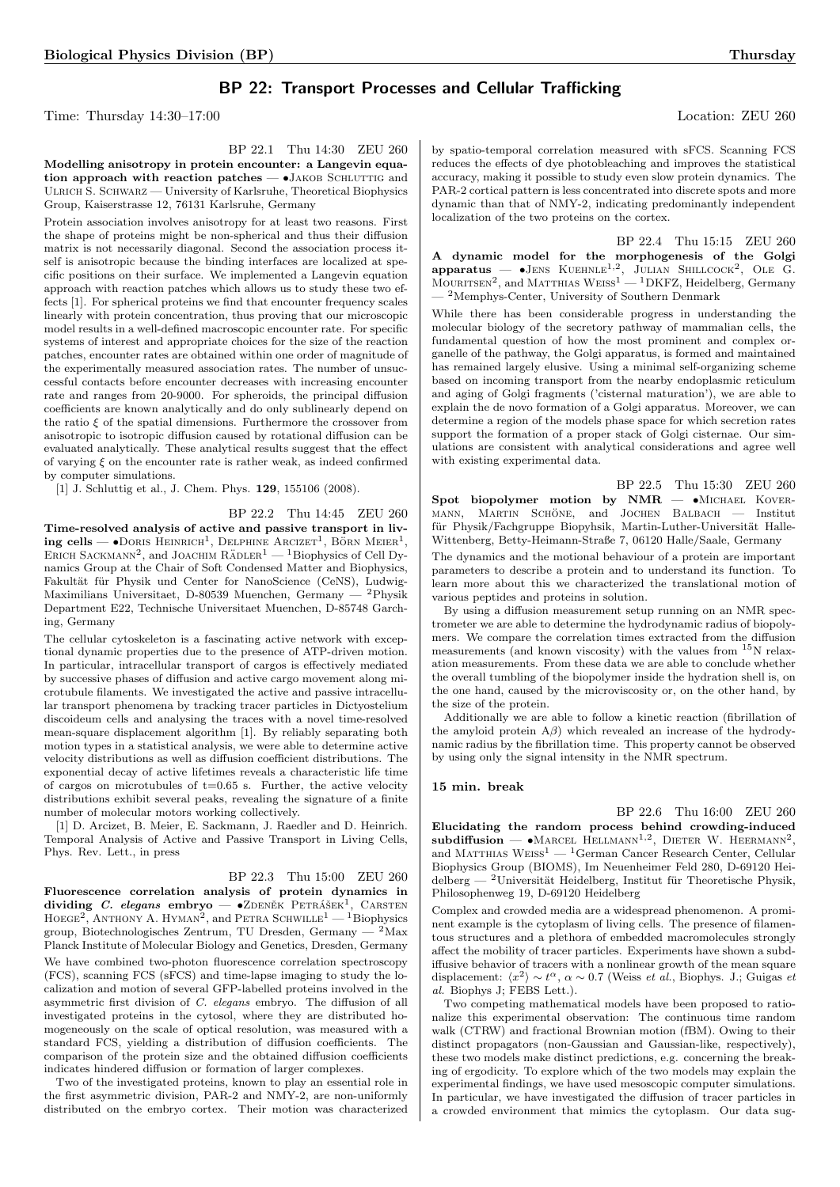## BP 22: Transport Processes and Cellular Trafficking

Time: Thursday 14:30–17:00 Location: ZEU 260

BP 22.1 Thu 14:30 ZEU 260

**Modelling anisotropy in protein encounter: a Langevin equation approach with reaction patches** — •Jakob Schluttig and Ulrich S. Schwarz — University of Karlsruhe, Theoretical Biophysics Group, Kaiserstrasse 12, 76131 Karlsruhe, Germany

Protein association involves anisotropy for at least two reasons. First the shape of proteins might be non-spherical and thus their diffusion matrix is not necessarily diagonal. Second the association process itself is anisotropic because the binding interfaces are localized at specific positions on their surface. We implemented a Langevin equation approach with reaction patches which allows us to study these two effects [1]. For spherical proteins we find that encounter frequency scales linearly with protein concentration, thus proving that our microscopic model results in a well-defined macroscopic encounter rate. For specific systems of interest and appropriate choices for the size of the reaction patches, encounter rates are obtained within one order of magnitude of the experimentally measured association rates. The number of unsuccessful contacts before encounter decreases with increasing encounter rate and ranges from 20-9000. For spheroids, the principal diffusion coefficients are known analytically and do only sublinearly depend on the ratio $\xi$ of the spatial dimensions. Furthermore the crossover from anisotropic to isotropic diffusion caused by rotational diffusion can be evaluated analytically. These analytical results suggest that the effect of varying $\xi$ on the encounter rate is rather weak, as indeed confirmed by computer simulations.

[1] J. Schluttig et al., J. Chem. Phys. **129**, 155106 (2008).

BP 22.2 Thu 14:45 ZEU 260

**Time-resolved analysis of active and passive transport in living cells** — •Doris Heinrich[1], Delphine Arcizet[1], Börn Meier[1], Erich Sackmann[2], and Joachim Rädler[1] — [1]Biophysics of Cell Dynamics Group at the Chair of Soft Condensed Matter and Biophysics, Fakultät für Physik und Center for NanoScience (CeNS), Ludwig-Maximilians Universitaet, D-80539 Muenchen, Germany — [2]Physik Department E22, Technische Universitaet Muenchen, D-85748 Garching, Germany

The cellular cytoskeleton is a fascinating active network with exceptional dynamic properties due to the presence of ATP-driven motion. In particular, intracellular transport of cargos is effectively mediated by successive phases of diffusion and active cargo movement along microtubule filaments. We investigated the active and passive intracellular transport phenomena by tracking tracer particles in Dictyostelium discoideum cells and analysing the traces with a novel time-resolved mean-square displacement algorithm [1]. By reliably separating both motion types in a statistical analysis, we were able to determine active velocity distributions as well as diffusion coefficient distributions. The exponential decay of active lifetimes reveals a characteristic life time of cargos on microtubules of t=0.65 s. Further, the active velocity distributions exhibit several peaks, revealing the signature of a finite number of molecular motors working collectively.

[1] D. Arcizet, B. Meier, E. Sackmann, J. Raedler and D. Heinrich. Temporal Analysis of Active and Passive Transport in Living Cells, Phys. Rev. Lett., in press

BP 22.3 Thu 15:00 ZEU 260

**Fluorescence correlation analysis of protein dynamics in dividing *C. elegans* embryo** — •Zdeněk Petrášek[1], Carsten Hoege[2], Anthony A. Hyman[2], and Petra Schwille[1] — [1]Biophysics group, Biotechnologisches Zentrum, TU Dresden, Germany — [2]Max Planck Institute of Molecular Biology and Genetics, Dresden, Germany

We have combined two-photon fluorescence correlation spectroscopy (FCS), scanning FCS (sFCS) and time-lapse imaging to study the localization and motion of several GFP-labelled proteins involved in the asymmetric first division of *C. elegans* embryo. The diffusion of all investigated proteins in the cytosol, where they are distributed homogeneously on the scale of optical resolution, was measured with a standard FCS, yielding a distribution of diffusion coefficients. The comparison of the protein size and the obtained diffusion coefficients indicates hindered diffusion or formation of larger complexes.

Two of the investigated proteins, known to play an essential role in the first asymmetric division, PAR-2 and NMY-2, are non-uniformly distributed on the embryo cortex. Their motion was characterized by spatio-temporal correlation measured with sFCS. Scanning FCS reduces the effects of dye photobleaching and improves the statistical accuracy, making it possible to study even slow protein dynamics. The PAR-2 cortical pattern is less concentrated into discrete spots and more dynamic than that of NMY-2, indicating predominantly independent localization of the two proteins on the cortex.

BP 22.4 Thu 15:15 ZEU 260

**A dynamic model for the morphogenesis of the Golgi apparatus** — •Jens Kuehnle[1,2], Julian Shillcock[2], Ole G. Mouritsen[2], and Matthias Weiss[1] — [1]DKFZ, Heidelberg, Germany — [2]Memphys-Center, University of Southern Denmark

While there has been considerable progress in understanding the molecular biology of the secretory pathway of mammalian cells, the fundamental question of how the most prominent and complex organelle of the pathway, the Golgi apparatus, is formed and maintained has remained largely elusive. Using a minimal self-organizing scheme based on incoming transport from the nearby endoplasmic reticulum and aging of Golgi fragments ('cisternal maturation'), we are able to explain the de novo formation of a Golgi apparatus. Moreover, we can determine a region of the models phase space for which secretion rates support the formation of a proper stack of Golgi cisternae. Our simulations are consistent with analytical considerations and agree well with existing experimental data.

BP 22.5 Thu 15:30 ZEU 260

**Spot biopolymer motion by NMR** — •Michael Kovermann, Martin Schöne, and Jochen Balbach — Institut für Physik/Fachgruppe Biopyhsik, Martin-Luther-Universität Halle-Wittenberg, Betty-Heimann-Straße 7, 06120 Halle/Saale, Germany

The dynamics and the motional behaviour of a protein are important parameters to describe a protein and to understand its function. To learn more about this we characterized the translational motion of various peptides and proteins in solution.

By using a diffusion measurement setup running on an NMR spectrometer we are able to determine the hydrodynamic radius of biopolymers. We compare the correlation times extracted from the diffusion measurements (and known viscosity) with the values from $^{15}$N relaxation measurements. From these data we are able to conclude whether the overall tumbling of the biopolymer inside the hydration shell is, on the one hand, caused by the microviscosity or, on the other hand, by the size of the protein.

Additionally we are able to follow a kinetic reaction (fibrillation of the amyloid protein A$\beta$) which revealed an increase of the hydrodynamic radius by the fibrillation time. This property cannot be observed by using only the signal intensity in the NMR spectrum.

**15 min. break**

BP 22.6 Thu 16:00 ZEU 260

**Elucidating the random process behind crowding-induced subdiffusion** — •Marcel Hellmann[1,2], Dieter W. Heermann[2], and Matthias Weiss[1] — [1]German Cancer Research Center, Cellular Biophysics Group (BIOMS), Im Neuenheimer Feld 280, D-69120 Heidelberg — [2]Universität Heidelberg, Institut für Theoretische Physik, Philosophenweg 19, D-69120 Heidelberg

Complex and crowded media are a widespread phenomenon. A prominent example is the cytoplasm of living cells. The presence of filamentous structures and a plethora of embedded macromolecules strongly affect the mobility of tracer particles. Experiments have shown a subdiffusive behavior of tracers with a nonlinear growth of the mean square displacement: $\langle x^2 \rangle \sim t^{\alpha}$, $\alpha \sim 0.7$ (Weiss *et al.*, Biophys. J.; Guigas *et al.* Biophys J; FEBS Lett.).

Two competing mathematical models have been proposed to rationalize this experimental observation: The continuous time random walk (CTRW) and fractional Brownian motion (fBM). Owing to their distinct propagators (non-Gaussian and Gaussian-like, respectively), these two models make distinct predictions, e.g. concerning the breaking of ergodicity. To explore which of the two models may explain the experimental findings, we have used mesoscopic computer simulations. In particular, we have investigated the diffusion of tracer particles in a crowded environment that mimics the cytoplasm. Our data sug-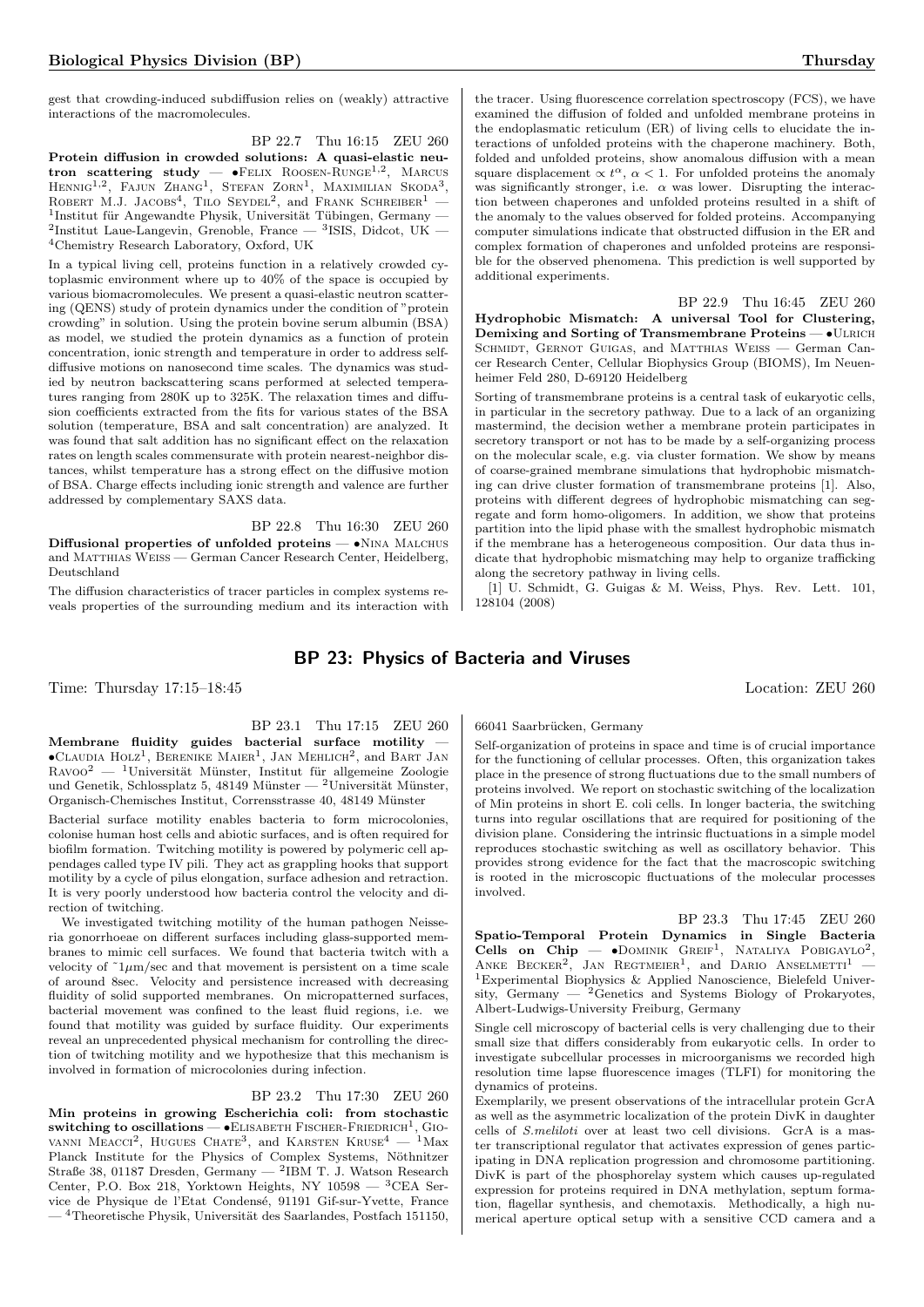gest that crowding-induced subdiffusion relies on (weakly) attractive interactions of the macromolecules.

BP 22.7 Thu 16:15 ZEU 260

**Protein diffusion in crowded solutions: A quasi-elastic neutron scattering study** — •Felix Roosen-Runge[1,2], Marcus Hennig[1,2], Fajun Zhang[1], Stefan Zorn[1], Maximilian Skoda[3], Robert M.J. Jacobs[4], Tilo Seydel[2], and Frank Schreiber[1] — [1]Institut für Angewandte Physik, Universität Tübingen, Germany — [2]Institut Laue-Langevin, Grenoble, France — [3]ISIS, Didcot, UK — [4]Chemistry Research Laboratory, Oxford, UK

In a typical living cell, proteins function in a relatively crowded cytoplasmic environment where up to 40% of the space is occupied by various biomacromolecules. We present a quasi-elastic neutron scattering (QENS) study of protein dynamics under the condition of "protein crowding" in solution. Using the protein bovine serum albumin (BSA) as model, we studied the protein dynamics as a function of protein concentration, ionic strength and temperature in order to address self-diffusive motions on nanosecond time scales. The dynamics was studied by neutron backscattering scans performed at selected temperatures ranging from 280K up to 325K. The relaxation times and diffusion coefficients extracted from the fits for various states of the BSA solution (temperature, BSA and salt concentration) are analyzed. It was found that salt addition has no significant effect on the relaxation rates on length scales commensurate with protein nearest-neighbor distances, whilst temperature has a strong effect on the diffusive motion of BSA. Charge effects including ionic strength and valence are further addressed by complementary SAXS data.

BP 22.8 Thu 16:30 ZEU 260

**Diffusional properties of unfolded proteins** — •Nina Malchus and Matthias Weiss — German Cancer Research Center, Heidelberg, Deutschland

The diffusion characteristics of tracer particles in complex systems reveals properties of the surrounding medium and its interaction with the tracer. Using fluorescence correlation spectroscopy (FCS), we have examined the diffusion of folded and unfolded membrane proteins in the endoplasmatic reticulum (ER) of living cells to elucidate the interactions of unfolded proteins with the chaperone machinery. Both, folded and unfolded proteins, show anomalous diffusion with a mean square displacement $\propto t^{\alpha}$, $\alpha < 1$. For unfolded proteins the anomaly was significantly stronger, i.e. $\alpha$ was lower. Disrupting the interaction between chaperones and unfolded proteins resulted in a shift of the anomaly to the values observed for folded proteins. Accompanying computer simulations indicate that obstructed diffusion in the ER and complex formation of chaperones and unfolded proteins are responsible for the observed phenomena. This prediction is well supported by additional experiments.

BP 22.9 Thu 16:45 ZEU 260

**Hydrophobic Mismatch: A universal Tool for Clustering, Demixing and Sorting of Transmembrane Proteins** — •Ulrich Schmidt, Gernot Guigas, and Matthias Weiss — German Cancer Research Center, Cellular Biophysics Group (BIOMS), Im Neuenheimer Feld 280, D-69120 Heidelberg

Sorting of transmembrane proteins is a central task of eukaryotic cells, in particular in the secretory pathway. Due to a lack of an organizing mastermind, the decision wether a membrane protein participates in secretory transport or not has to be made by a self-organizing process on the molecular scale, e.g. via cluster formation. We show by means of coarse-grained membrane simulations that hydrophobic mismatching can drive cluster formation of transmembrane proteins [1]. Also, proteins with different degrees of hydrophobic mismatching can segregate and form homo-oligomers. In addition, we show that proteins partition into the lipid phase with the smallest hydrophobic mismatch if the membrane has a heterogeneous composition. Our data thus indicate that hydrophobic mismatching may help to organize trafficking along the secretory pathway in living cells.

[1] U. Schmidt, G. Guigas & M. Weiss, Phys. Rev. Lett. 101, 128104 (2008)

## BP 23: Physics of Bacteria and Viruses

Time: Thursday 17:15–18:45 Location: ZEU 260

BP 23.1 Thu 17:15 ZEU 260

**Membrane fluidity guides bacterial surface motility** — •Claudia Holz[1], Berenike Maier[1], Jan Mehlich[2], and Bart Jan Ravoo[2] — [1]Universität Münster, Institut für allgemeine Zoologie und Genetik, Schlossplatz 5, 48149 Münster — [2]Universität Münster, Organisch-Chemisches Institut, Corrensstrasse 40, 48149 Münster

Bacterial surface motility enables bacteria to form microcolonies, colonise human host cells and abiotic surfaces, and is often required for biofilm formation. Twitching motility is powered by polymeric cell appendages called type IV pili. They act as grappling hooks that support motility by a cycle of pilus elongation, surface adhesion and retraction. It is very poorly understood how bacteria control the velocity and direction of twitching.

We investigated twitching motility of the human pathogen Neisseria gonorrhoeae on different surfaces including glass-supported membranes to mimic cell surfaces. We found that bacteria twitch with a velocity of ~1μm/sec and that movement is persistent on a time scale of around 8sec. Velocity and persistence increased with decreasing fluidity of solid supported membranes. On micropatterned surfaces, bacterial movement was confined to the least fluid regions, i.e. we found that motility was guided by surface fluidity. Our experiments reveal an unprecedented physical mechanism for controlling the direction of twitching motility and we hypothesize that this mechanism is involved in formation of microcolonies during infection.

BP 23.2 Thu 17:30 ZEU 260

**Min proteins in growing Escherichia coli: from stochastic switching to oscillations** — •Elisabeth Fischer-Friedrich[1], Giovanni Meacci[2], Hugues Chate[3], and Karsten Kruse[4] — [1]Max Planck Institute for the Physics of Complex Systems, Nöthnitzer Straße 38, 01187 Dresden, Germany — [2]IBM T. J. Watson Research Center, P.O. Box 218, Yorktown Heights, NY 10598 — [3]CEA Service de Physique de l'Etat Condensé, 91191 Gif-sur-Yvette, France — [4]Theoretische Physik, Universität des Saarlandes, Postfach 151150, 66041 Saarbrücken, Germany

Self-organization of proteins in space and time is of crucial importance for the functioning of cellular processes. Often, this organization takes place in the presence of strong fluctuations due to the small numbers of proteins involved. We report on stochastic switching of the localization of Min proteins in short E. coli cells. In longer bacteria, the switching turns into regular oscillations that are required for positioning of the division plane. Considering the intrinsic fluctuations in a simple model reproduces stochastic switching as well as oscillatory behavior. This provides strong evidence for the fact that the macroscopic switching is rooted in the microscopic fluctuations of the molecular processes involved.

BP 23.3 Thu 17:45 ZEU 260

**Spatio-Temporal Protein Dynamics in Single Bacteria Cells on Chip** — •Dominik Greif[1], Nataliya Pobigaylo[2], Anke Becker[2], Jan Regtmeier[1], and Dario Anselmetti[1] — [1]Experimental Biophysics & Applied Nanoscience, Bielefeld University, Germany — [2]Genetics and Systems Biology of Prokaryotes, Albert-Ludwigs-University Freiburg, Germany

Single cell microscopy of bacterial cells is very challenging due to their small size that differs considerably from eukaryotic cells. In order to investigate subcellular processes in microorganisms we recorded high resolution time lapse fluorescence images (TLFI) for monitoring the dynamics of proteins.

Exemplarily, we present observations of the intracellular protein GcrA as well as the asymmetric localization of the protein DivK in daughter cells of *S.meliloti* over at least two cell divisions. GcrA is a master transcriptional regulator that activates expression of genes participating in DNA replication progression and chromosome partitioning. DivK is part of the phosphorelay system which causes up-regulated expression for proteins required in DNA methylation, septum formation, flagellar synthesis, and chemotaxis. Methodically, a high numerical aperture optical setup with a sensitive CCD camera and a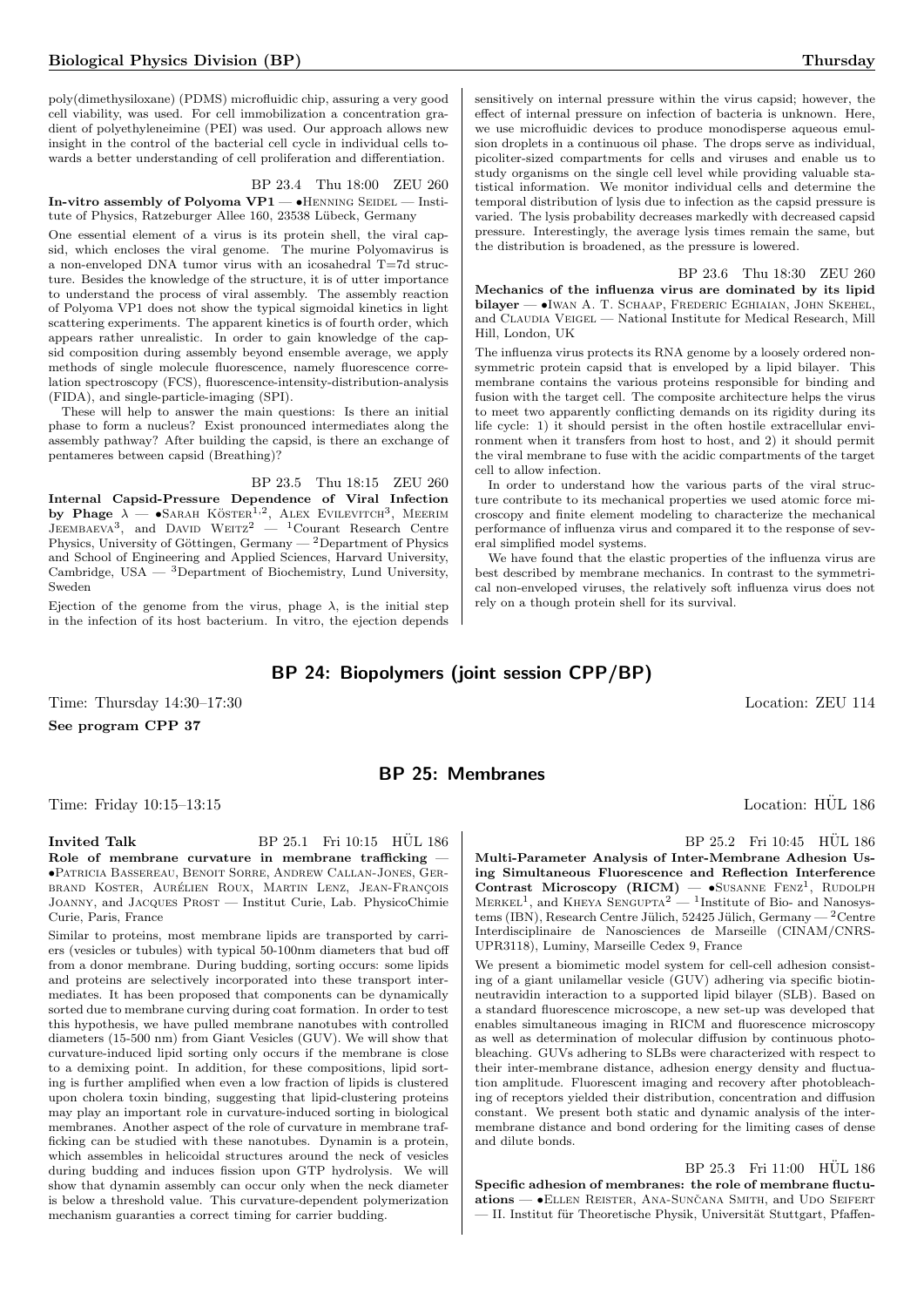poly(dimethysiloxane) (PDMS) microfluidic chip, assuring a very good cell viability, was used. For cell immobilization a concentration gradient of polyethyleneimine (PEI) was used. Our approach allows new insight in the control of the bacterial cell cycle in individual cells towards a better understanding of cell proliferation and differentiation.

BP 23.4 Thu 18:00 ZEU 260

**In-vitro assembly of Polyoma VP1** — •Henning Seidel — Institute of Physics, Ratzeburger Allee 160, 23538 Lübeck, Germany

One essential element of a virus is its protein shell, the viral capsid, which encloses the viral genome. The murine Polyomavirus is a non-enveloped DNA tumor virus with an icosahedral T=7d structure. Besides the knowledge of the structure, it is of utter importance to understand the process of viral assembly. The assembly reaction of Polyoma VP1 does not show the typical sigmoidal kinetics in light scattering experiments. The apparent kinetics is of fourth order, which appears rather unrealistic. In order to gain knowledge of the capsid composition during assembly beyond ensemble average, we apply methods of single molecule fluorescence, namely fluorescence correlation spectroscopy (FCS), fluorescence-intensity-distribution-analysis (FIDA), and single-particle-imaging (SPI).

These will help to answer the main questions: Is there an initial phase to form a nucleus? Exist pronounced intermediates along the assembly pathway? After building the capsid, is there an exchange of pentameres between capsid (Breathing)?

BP 23.5 Thu 18:15 ZEU 260

**Internal Capsid-Pressure Dependence of Viral Infection by Phage λ** — •Sarah Köster[1,2], Alex Evilevitch[3], Meerim Jeembaeva[3], and David Weitz[2] — [1]Courant Research Centre Physics, University of Göttingen, Germany — [2]Department of Physics and School of Engineering and Applied Sciences, Harvard University, Cambridge, USA — [3]Department of Biochemistry, Lund University, Sweden

Ejection of the genome from the virus, phage λ, is the initial step in the infection of its host bacterium. In vitro, the ejection depends sensitively on internal pressure within the virus capsid; however, the effect of internal pressure on infection of bacteria is unknown. Here, we use microfluidic devices to produce monodisperse aqueous emulsion droplets in a continuous oil phase. The drops serve as individual, picoliter-sized compartments for cells and viruses and enable us to study organisms on the single cell level while providing valuable statistical information. We monitor individual cells and determine the temporal distribution of lysis due to infection as the capsid pressure is varied. The lysis probability decreases markedly with decreased capsid pressure. Interestingly, the average lysis times remain the same, but the distribution is broadened, as the pressure is lowered.

BP 23.6 Thu 18:30 ZEU 260

**Mechanics of the influenza virus are dominated by its lipid bilayer** — •Iwan A. T. Schaap, Frederic Eghiaian, John Skehel, and Claudia Veigel — National Institute for Medical Research, Mill Hill, London, UK

The influenza virus protects its RNA genome by a loosely ordered non-symmetric protein capsid that is enveloped by a lipid bilayer. This membrane contains the various proteins responsible for binding and fusion with the target cell. The composite architecture helps the virus to meet two apparently conflicting demands on its rigidity during its life cycle: 1) it should persist in the often hostile extracellular environment when it transfers from host to host, and 2) it should permit the viral membrane to fuse with the acidic compartments of the target cell to allow infection.

In order to understand how the various parts of the viral structure contribute to its mechanical properties we used atomic force microscopy and finite element modeling to characterize the mechanical performance of influenza virus and compared it to the response of several simplified model systems.

We have found that the elastic properties of the influenza virus are best described by membrane mechanics. In contrast to the symmetrical non-enveloped viruses, the relatively soft influenza virus does not rely on a though protein shell for its survival.

## BP 24: Biopolymers (joint session CPP/BP)

Time: Thursday 14:30–17:30 Location: ZEU 114

**See program CPP 37**

## BP 25: Membranes

Time: Friday 10:15–13:15 Location: HÜL 186

**Invited Talk** BP 25.1 Fri 10:15 HÜL 186

**Role of membrane curvature in membrane trafficking** — •Patricia Bassereau, Benoit Sorre, Andrew Callan-Jones, Gerbrand Koster, Aurélien Roux, Martin Lenz, Jean-François Joanny, and Jacques Prost — Institut Curie, Lab. PhysicoChimie Curie, Paris, France

Similar to proteins, most membrane lipids are transported by carriers (vesicles or tubules) with typical 50-100nm diameters that bud off from a donor membrane. During budding, sorting occurs: some lipids and proteins are selectively incorporated into these transport intermediates. It has been proposed that components can be dynamically sorted due to membrane curving during coat formation. In order to test this hypothesis, we have pulled membrane nanotubes with controlled diameters (15-500 nm) from Giant Vesicles (GUV). We will show that curvature-induced lipid sorting only occurs if the membrane is close to a demixing point. In addition, for these compositions, lipid sorting is further amplified when even a low fraction of lipids is clustered upon cholera toxin binding, suggesting that lipid-clustering proteins may play an important role in curvature-induced sorting in biological membranes. Another aspect of the role of curvature in membrane trafficking can be studied with these nanotubes. Dynamin is a protein, which assembles in helicoidal structures around the neck of vesicles during budding and induces fission upon GTP hydrolysis. We will show that dynamin assembly can occur only when the neck diameter is below a threshold value. This curvature-dependent polymerization mechanism guaranties a correct timing for carrier budding.

BP 25.2 Fri 10:45 HÜL 186

**Multi-Parameter Analysis of Inter-Membrane Adhesion Using Simultaneous Fluorescence and Reflection Interference Contrast Microscopy (RICM)** — •Susanne Fenz[1], Rudolph Merkel[1], and Kheya Sengupta[2] — [1]Institute of Bio- and Nanosystems (IBN), Research Centre Jülich, 52425 Jülich, Germany — [2]Centre Interdisciplinaire de Nanosciences de Marseille (CINAM/CNRS-UPR3118), Luminy, Marseille Cedex 9, France

We present a biomimetic model system for cell-cell adhesion consisting of a giant unilamellar vesicle (GUV) adhering via specific biotin-neutravidin interaction to a supported lipid bilayer (SLB). Based on a standard fluorescence microscope, a new set-up was developed that enables simultaneous imaging in RICM and fluorescence microscopy as well as determination of molecular diffusion by continuous photobleaching. GUVs adhering to SLBs were characterized with respect to their inter-membrane distance, adhesion energy density and fluctuation amplitude. Fluorescent imaging and recovery after photobleaching of receptors yielded their distribution, concentration and diffusion constant. We present both static and dynamic analysis of the inter-membrane distance and bond ordering for the limiting cases of dense and dilute bonds.

BP 25.3 Fri 11:00 HÜL 186

**Specific adhesion of membranes: the role of membrane fluctuations** — •Ellen Reister, Ana-Sunčana Smith, and Udo Seifert — II. Institut für Theoretische Physik, Universität Stuttgart, Pfaffen-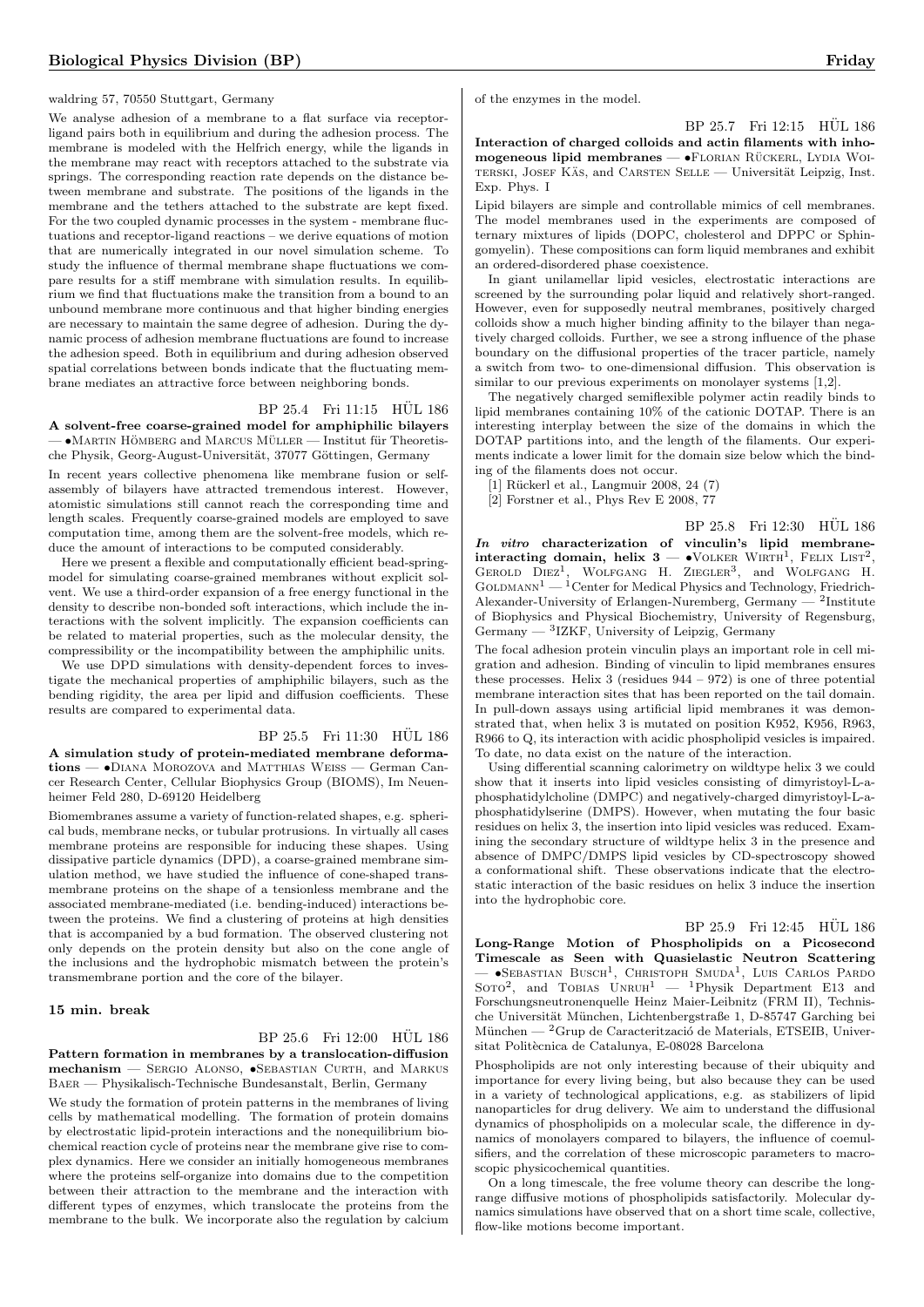waldring 57, 70550 Stuttgart, Germany

We analyse adhesion of a membrane to a flat surface via receptor-ligand pairs both in equilibrium and during the adhesion process. The membrane is modeled with the Helfrich energy, while the ligands in the membrane may react with receptors attached to the substrate via springs. The corresponding reaction rate depends on the distance between membrane and substrate. The positions of the ligands in the membrane and the tethers attached to the substrate are kept fixed. For the two coupled dynamic processes in the system - membrane fluctuations and receptor-ligand reactions – we derive equations of motion that are numerically integrated in our novel simulation scheme. To study the influence of thermal membrane shape fluctuations we compare results for a stiff membrane with simulation results. In equilibrium we find that fluctuations make the transition from a bound to an unbound membrane more continuous and that higher binding energies are necessary to maintain the same degree of adhesion. During the dynamic process of adhesion membrane fluctuations are found to increase the adhesion speed. Both in equilibrium and during adhesion observed spatial correlations between bonds indicate that the fluctuating membrane mediates an attractive force between neighboring bonds.

BP 25.4 Fri 11:15 HÜL 186

**A solvent-free coarse-grained model for amphiphilic bilayers** — •Martin Hömberg and Marcus Müller — Institut für Theoretische Physik, Georg-August-Universität, 37077 Göttingen, Germany

In recent years collective phenomena like membrane fusion or self-assembly of bilayers have attracted tremendous interest. However, atomistic simulations still cannot reach the corresponding time and length scales. Frequently coarse-grained models are employed to save computation time, among them are the solvent-free models, which reduce the amount of interactions to be computed considerably.

Here we present a flexible and computationally efficient bead-spring-model for simulating coarse-grained membranes without explicit solvent. We use a third-order expansion of a free energy functional in the density to describe non-bonded soft interactions, which include the interactions with the solvent implicitly. The expansion coefficients can be related to material properties, such as the molecular density, the compressibility or the incompatibility between the amphiphilic units.

We use DPD simulations with density-dependent forces to investigate the mechanical properties of amphiphilic bilayers, such as the bending rigidity, the area per lipid and diffusion coefficients. These results are compared to experimental data.

BP 25.5 Fri 11:30 HÜL 186

**A simulation study of protein-mediated membrane deformations** — •Diana Morozova and Matthias Weiss — German Cancer Research Center, Cellular Biophysics Group (BIOMS), Im Neuenheimer Feld 280, D-69120 Heidelberg

Biomembranes assume a variety of function-related shapes, e.g. spherical buds, membrane necks, or tubular protrusions. In virtually all cases membrane proteins are responsible for inducing these shapes. Using dissipative particle dynamics (DPD), a coarse-grained membrane simulation method, we have studied the influence of cone-shaped transmembrane proteins on the shape of a tensionless membrane and the associated membrane-mediated (i.e. bending-induced) interactions between the proteins. We find a clustering of proteins at high densities that is accompanied by a bud formation. The observed clustering not only depends on the protein density but also on the cone angle of the inclusions and the hydrophobic mismatch between the protein's transmembrane portion and the core of the bilayer.

**15 min. break**

BP 25.6 Fri 12:00 HÜL 186

**Pattern formation in membranes by a translocation-diffusion mechanism** — Sergio Alonso, •Sebastian Curth, and Markus Baer — Physikalisch-Technische Bundesanstalt, Berlin, Germany

We study the formation of protein patterns in the membranes of living cells by mathematical modelling. The formation of protein domains by electrostatic lipid-protein interactions and the nonequilibrium biochemical reaction cycle of proteins near the membrane give rise to complex dynamics. Here we consider an initially homogeneous membranes where the proteins self-organize into domains due to the competition between their attraction to the membrane and the interaction with different types of enzymes, which translocate the proteins from the membrane to the bulk. We incorporate also the regulation by calcium of the enzymes in the model.

BP 25.7 Fri 12:15 HÜL 186

**Interaction of charged colloids and actin filaments with inhomogeneous lipid membranes** — •Florian Rückerl, Lydia Woiterski, Josef Käs, and Carsten Selle — Universität Leipzig, Inst. Exp. Phys. I

Lipid bilayers are simple and controllable mimics of cell membranes. The model membranes used in the experiments are composed of ternary mixtures of lipids (DOPC, cholesterol and DPPC or Sphingomyelin). These compositions can form liquid membranes and exhibit an ordered-disordered phase coexistence.

In giant unilamellar lipid vesicles, electrostatic interactions are screened by the surrounding polar liquid and relatively short-ranged. However, even for supposedly neutral membranes, positively charged colloids show a much higher binding affinity to the bilayer than negatively charged colloids. Further, we see a strong influence of the phase boundary on the diffusional properties of the tracer particle, namely a switch from two- to one-dimensional diffusion. This observation is similar to our previous experiments on monolayer systems [1,2].

The negatively charged semiflexible polymer actin readily binds to lipid membranes containing 10% of the cationic DOTAP. There is an interesting interplay between the size of the domains in which the DOTAP partitions into, and the length of the filaments. Our experiments indicate a lower limit for the domain size below which the binding of the filaments does not occur.

[1] Rückerl et al., Langmuir 2008, 24 (7)
[2] Forstner et al., Phys Rev E 2008, 77

BP 25.8 Fri 12:30 HÜL 186

***In vitro* characterization of vinculin's lipid membrane-interacting domain, helix 3** — •Volker Wirth[1], Felix List[2], Gerold Diez[1], Wolfgang H. Ziegler[3], and Wolfgang H. Goldmann[1] — [1]Center for Medical Physics and Technology, Friedrich-Alexander-University of Erlangen-Nuremberg, Germany — [2]Institute of Biophysics and Physical Biochemistry, University of Regensburg, Germany — [3]IZKF, University of Leipzig, Germany

The focal adhesion protein vinculin plays an important role in cell migration and adhesion. Binding of vinculin to lipid membranes ensures these processes. Helix 3 (residues 944 – 972) is one of three potential membrane interaction sites that has been reported on the tail domain. In pull-down assays using artificial lipid membranes it was demonstrated that, when helix 3 is mutated on position K952, K956, R963, R966 to Q, its interaction with acidic phospholipid vesicles is impaired. To date, no data exist on the nature of the interaction.

Using differential scanning calorimetry on wildtype helix 3 we could show that it inserts into lipid vesicles consisting of dimyristoyl-L-a-phosphatidylcholine (DMPC) and negatively-charged dimyristoyl-L-a-phosphatidylserine (DMPS). However, when mutating the four basic residues on helix 3, the insertion into lipid vesicles was reduced. Examining the secondary structure of wildtype helix 3 in the presence and absence of DMPC/DMPS lipid vesicles by CD-spectroscopy showed a conformational shift. These observations indicate that the electrostatic interaction of the basic residues on helix 3 induce the insertion into the hydrophobic core.

BP 25.9 Fri 12:45 HÜL 186

**Long-Range Motion of Phospholipids on a Picosecond Timescale as Seen with Quasielastic Neutron Scattering** — •Sebastian Busch[1], Christoph Smuda[1], Luis Carlos Pardo Soto[2], and Tobias Unruh[1] — [1]Physik Department E13 and Forschungsneutronenquelle Heinz Maier-Leibnitz (FRM II), Technische Universität München, Lichtenbergstraße 1, D-85747 Garching bei München — [2]Grup de Caracterització de Materials, ETSEIB, Universitat Politècnica de Catalunya, E-08028 Barcelona

Phospholipids are not only interesting because of their ubiquity and importance for every living being, but also because they can be used in a variety of technological applications, e.g. as stabilizers of lipid nanoparticles for drug delivery. We aim to understand the diffusional dynamics of phospholipids on a molecular scale, the difference in dynamics of monolayers compared to bilayers, the influence of coemulsifiers, and the correlation of these microscopic parameters to macroscopic physicochemical quantities.

On a long timescale, the free volume theory can describe the long-range diffusive motions of phospholipids satisfactorily. Molecular dynamics simulations have observed that on a short time scale, collective, flow-like motions become important.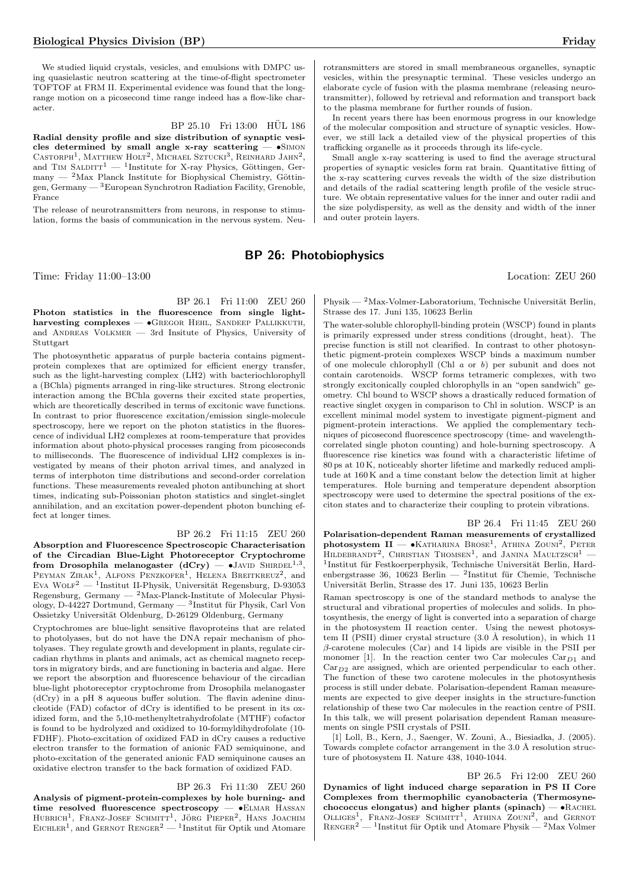We studied liquid crystals, vesicles, and emulsions with DMPC using quasielastic neutron scattering at the time-of-flight spectrometer TOFTOF at FRM II. Experimental evidence was found that the long-range motion on a picosecond time range indeed has a flow-like character.

BP 25.10 Fri 13:00 HÜL 186

**Radial density profile and size distribution of synaptic vesicles determined by small angle x-ray scattering** — •Simon Castorph[1], Matthew Holt[2], Michael Sztucki[3], Reinhard Jahn[2], and Tim Salditt[1] — [1]Institute for X-ray Physics, Göttingen, Germany — [2]Max Planck Institute for Biophysical Chemistry, Göttingen, Germany — [3]European Synchrotron Radiation Facility, Grenoble, France

The release of neurotransmitters from neurons, in response to stimulation, forms the basis of communication in the nervous system. Neurotransmitters are stored in small membraneous organelles, synaptic vesicles, within the presynaptic terminal. These vesicles undergo an elaborate cycle of fusion with the plasma membrane (releasing neurotransmitter), followed by retrieval and reformation and transport back to the plasma membrane for further rounds of fusion.

In recent years there has been enormous progress in our knowledge of the molecular composition and structure of synaptic vesicles. However, we still lack a detailed view of the physical properties of this trafficking organelle as it proceeds through its life-cycle.

Small angle x-ray scattering is used to find the average structural properties of synaptic vesicles form rat brain. Quantitative fitting of the x-ray scattering curves reveals the width of the size distribution and details of the radial scattering length profile of the vesicle structure. We obtain representative values for the inner and outer radii and the size polydispersity, as well as the density and width of the inner and outer protein layers.

## BP 26: Photobiophysics

Time: Friday 11:00–13:00 Location: ZEU 260

BP 26.1 Fri 11:00 ZEU 260

**Photon statistics in the fluorescence from single light-harvesting complexes** — •Gregor Hehl, Sandeep Pallikkuth, and Andreas Volkmer — 3rd Insitute of Physics, University of Stuttgart

The photosynthetic apparatus of purple bacteria contains pigment-protein complexes that are optimized for efficient energy transfer, such as the light-harvesting complex (LH2) with bacteriochlorophyll a (BChla) pigments arranged in ring-like structures. Strong electronic interaction among the BChla governs their excited state properties, which are theoretically described in terms of excitonic wave functions. In contrast to prior fluorescence excitation/emission single-molecule spectroscopy, here we report on the photon statistics in the fluorescence of individual LH2 complexes at room-temperature that provides information about photo-physical processes ranging from picoseconds to milliseconds. The fluorescence of individual LH2 complexes is investigated by means of their photon arrival times, and analyzed in terms of interphoton time distributions and second-order correlation functions. These measurements revealed photon antibunching at short times, indicating sub-Poissonian photon statistics and singlet-singlet annihilation, and an excitation power-dependent photon bunching effect at longer times.

BP 26.2 Fri 11:15 ZEU 260

**Absorption and Fluorescence Spectroscopic Characterisation of the Circadian Blue-Light Photoreceptor Cryptochrome from Drosophila melanogaster (dCry)** — •Javid Shirdel[1,3], Peyman Zirak[1], Alfons Penzkofer[1], Helena Breitkreuz[2], and Eva Wolf[2] — [1]Institut II-Physik, Universität Regensburg, D-93053 Regensburg, Germany — [2]Max-Planck-Institute of Molecular Physiology, D-44227 Dortmund, Germany — [3]Institut für Physik, Carl Von Ossietzky Universität Oldenburg, D-26129 Oldenburg, Germany

Cryptochromes are blue-light sensitive flavoproteins that are related to photolyases, but do not have the DNA repair mechanism of photolyases. They regulate growth and development in plants, regulate circadian rhythms in plants and animals, act as chemical magneto receptors in migratory birds, and are functioning in bacteria and algae. Here we report the absorption and fluorescence behaviour of the circadian blue-light photoreceptor cryptochrome from Drosophila melanogaster (dCry) in a pH 8 aqueous buffer solution. The flavin adenine dinucleotide (FAD) cofactor of dCry is identified to be present in its oxidized form, and the 5,10-methenyltetrahydrofolate (MTHF) cofactor is found to be hydrolyzed and oxidized to 10-formyldihydrofolate (10-FDHF). Photo-excitation of oxidized FAD in dCry causes a reductive electron transfer to the formation of anionic FAD semiquinone, and photo-excitation of the generated anionic FAD semiquinone causes an oxidative electron transfer to the back formation of oxidized FAD.

BP 26.3 Fri 11:30 ZEU 260

**Analysis of pigment-protein-complexes by hole burning- and time resolved fluorescence spectroscopy** — •Elmar Hassan Hubrich[1], Franz-Josef Schmitt[1], Jörg Pieper[2], Hans Joachim Eichler[1], and Gernot Renger[2] — [1]Institut für Optik und Atomare Physik — [2]Max-Volmer-Laboratorium, Technische Universität Berlin, Strasse des 17. Juni 135, 10623 Berlin

The water-soluble chlorophyll-binding protein (WSCP) found in plants is primarily expressed under stress conditions (drought, heat). The precise function is still not clearified. In contrast to other photosynthetic pigment-protein complexes WSCP binds a maximum number of one molecule chlorophyll (Chl *a* or *b*) per subunit and does not contain carotenoids. WSCP forms tetrameric complexes, with two strongly excitonically coupled chlorophylls in an "open sandwich" geometry. Chl bound to WSCP shows a drastically reduced formation of reactive singlet oxygen in comparison to Chl in solution. WSCP is an excellent minimal model system to investigate pigment-pigment and pigment-protein interactions. We applied the complementary techniques of picosecond fluorescence spectroscopy (time- and wavelength-correlated single photon counting) and hole-burning spectroscopy. A fluorescence rise kinetics was found with a characteristic lifetime of 80 ps at 10 K, noticeably shorter lifetime and markedly reduced amplitude at 160 K and a time constant below the detection limit at higher temperatures. Hole burning and temperature dependent absorption spectroscopy were used to determine the spectral positions of the exciton states and to characterize their coupling to protein vibrations.

BP 26.4 Fri 11:45 ZEU 260

**Polarisation-dependent Raman measurements of crystallized photosystem II** — •Katharina Brose[1], Athina Zouni[2], Peter Hildebrandt[2], Christian Thomsen[1], and Janina Maultzsch[1] — [1]Institut für Festkoerperphysik, Technische Universität Berlin, Hardenbergstrasse 36, 10623 Berlin — [2]Institut für Chemie, Technische Universität Berlin, Strasse des 17. Juni 135, 10623 Berlin

Raman spectroscopy is one of the standard methods to analyse the structural and vibrational properties of molecules and solids. In photosynthesis, the energy of light is converted into a separation of charge in the photosystem II reaction center. Using the newest photosystem II (PSII) dimer crystal structure (3.0 Å resolution), in which 11 $\beta$-carotene molecules (Car) and 14 lipids are visible in the PSII per monomer [1]. In the reaction center two Car molecules $Car_{D1}$ and $Car_{D2}$ are assigned, which are oriented perpendicular to each other. The function of these two carotene molecules in the photosynthesis process is still under debate. Polarisation-dependent Raman measurements are expected to give deeper insights in the structure-function relationship of these two Car molecules in the reaction centre of PSII. In this talk, we will present polarisation dependent Raman measurements on single PSII crystals of PSII.

[1] Loll, B., Kern, J., Saenger, W. Zouni, A., Biesiadka, J. (2005). Towards complete cofactor arrangement in the 3.0 Å resolution structure of photosystem II. Nature 438, 1040-1044.

BP 26.5 Fri 12:00 ZEU 260

**Dynamics of light induced charge separation in PS II Core Complexes from thermophilic cyanobacteria (Thermosynechococcus elongatus) and higher plants (spinach)** — •Rachel Olliges[1], Franz-Josef Schmitt[1], Athina Zouni[2], and Gernot Renger[2] — [1]Institut für Optik und Atomare Physik — [2]Max Volmer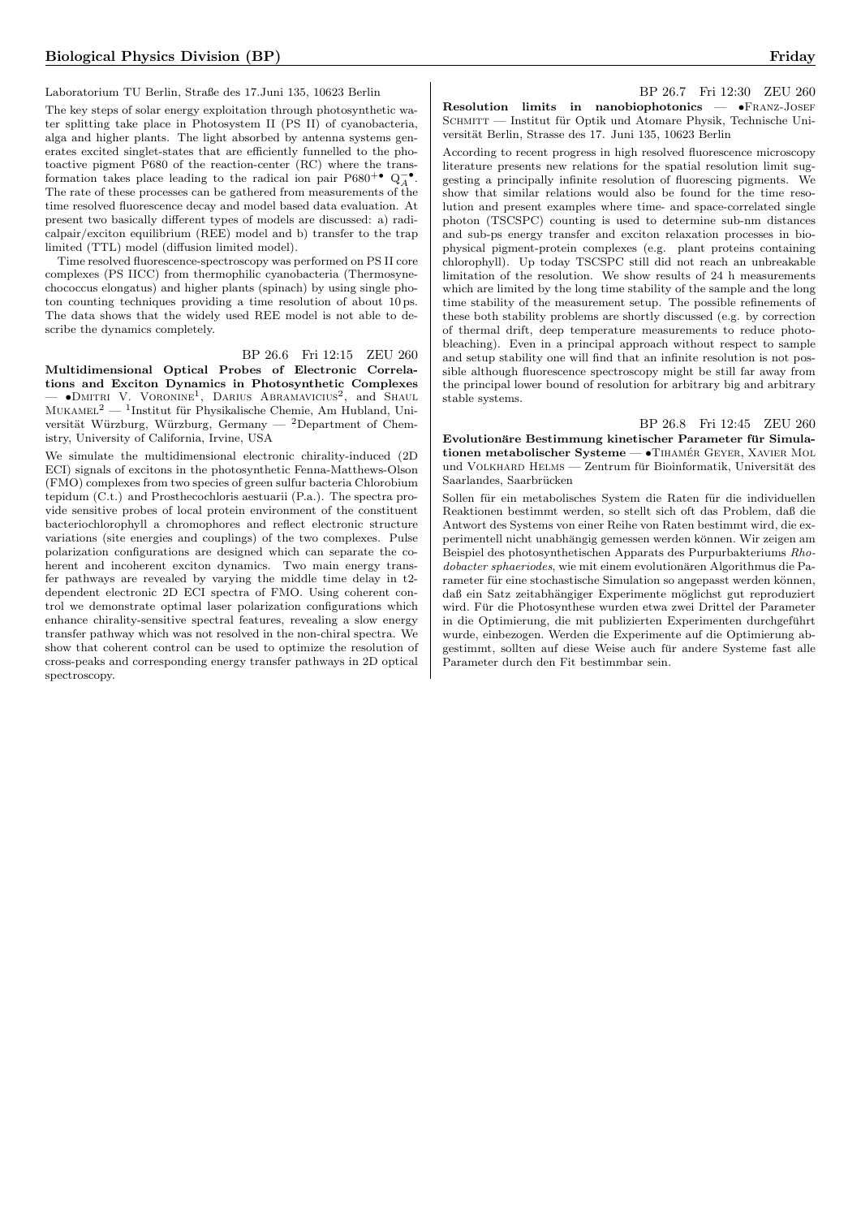Laboratorium TU Berlin, Straße des 17.Juni 135, 10623 Berlin

The key steps of solar energy exploitation through photosynthetic water splitting take place in Photosystem II (PS II) of cyanobacteria, alga and higher plants. The light absorbed by antenna systems generates excited singlet-states that are efficiently funnelled to the photoactive pigment P680 of the reaction-center (RC) where the transformation takes place leading to the radical ion pair $P680^{+\bullet}$ $Q_A^{-\bullet}$. The rate of these processes can be gathered from measurements of the time resolved fluorescence decay and model based data evaluation. At present two basically different types of models are discussed: a) radicalpair/exciton equilibrium (REE) model and b) transfer to the trap limited (TTL) model (diffusion limited model).

Time resolved fluorescence-spectroscopy was performed on PS II core complexes (PS IICC) from thermophilic cyanobacteria (Thermosynechococcus elongatus) and higher plants (spinach) by using single photon counting techniques providing a time resolution of about 10 ps. The data shows that the widely used REE model is not able to describe the dynamics completely.

BP 26.6 Fri 12:15 ZEU 260

**Multidimensional Optical Probes of Electronic Correlations and Exciton Dynamics in Photosynthetic Complexes** — •Dmitri V. Voronine[1], Darius Abramavicius[2], and Shaul Mukamel[2] — [1]Institut für Physikalische Chemie, Am Hubland, Universität Würzburg, Würzburg, Germany — [2]Department of Chemistry, University of California, Irvine, USA

We simulate the multidimensional electronic chirality-induced (2D ECI) signals of excitons in the photosynthetic Fenna-Matthews-Olson (FMO) complexes from two species of green sulfur bacteria Chlorobium tepidum (C.t.) and Prosthecochloris aestuarii (P.a.). The spectra provide sensitive probes of local protein environment of the constituent bacteriochlorophyll a chromophores and reflect electronic structure variations (site energies and couplings) of the two complexes. Pulse polarization configurations are designed which can separate the coherent and incoherent exciton dynamics. Two main energy transfer pathways are revealed by varying the middle time delay in t2-dependent electronic 2D ECI spectra of FMO. Using coherent control we demonstrate optimal laser polarization configurations which enhance chirality-sensitive spectral features, revealing a slow energy transfer pathway which was not resolved in the non-chiral spectra. We show that coherent control can be used to optimize the resolution of cross-peaks and corresponding energy transfer pathways in 2D optical spectroscopy.

BP 26.7 Fri 12:30 ZEU 260

**Resolution limits in nanobiophotonics** — •Franz-Josef Schmitt — Institut für Optik und Atomare Physik, Technische Universität Berlin, Strasse des 17. Juni 135, 10623 Berlin

According to recent progress in high resolved fluorescence microscopy literature presents new relations for the spatial resolution limit suggesting a principally infinite resolution of fluorescing pigments. We show that similar relations would also be found for the time resolution and present examples where time- and space-correlated single photon (TSCSPC) counting is used to determine sub-nm distances and sub-ps energy transfer and exciton relaxation processes in biophysical pigment-protein complexes (e.g. plant proteins containing chlorophyll). Up today TSCSPC still did not reach an unbreakable limitation of the resolution. We show results of 24 h measurements which are limited by the long time stability of the sample and the long time stability of the measurement setup. The possible refinements of these both stability problems are shortly discussed (e.g. by correction of thermal drift, deep temperature measurements to reduce photobleaching). Even in a principal approach without respect to sample and setup stability one will find that an infinite resolution is not possible although fluorescence spectroscopy might be still far away from the principal lower bound of resolution for arbitrary big and arbitrary stable systems.

BP 26.8 Fri 12:45 ZEU 260

**Evolutionäre Bestimmung kinetischer Parameter für Simulationen metabolischer Systeme** — •Tihamér Geyer, Xavier Mol und Volkhard Helms — Zentrum für Bioinformatik, Universität des Saarlandes, Saarbrücken

Sollen für ein metabolisches System die Raten für die individuellen Reaktionen bestimmt werden, so stellt sich oft das Problem, daß die Antwort des Systems von einer Reihe von Raten bestimmt wird, die experimentell nicht unabhängig gemessen werden können. Wir zeigen am Beispiel des photosynthetischen Apparats des Purpurbakteriums *Rhodobacter sphaeriodes*, wie mit einem evolutionären Algorithmus die Parameter für eine stochastische Simulation so angepasst werden können, daß ein Satz zeitabhängiger Experimente möglichst gut reproduziert wird. Für die Photosynthese wurden etwa zwei Drittel der Parameter in die Optimierung, die mit publizierten Experimenten durchgeführt wurde, einbezogen. Werden die Experimente auf die Optimierung abgestimmt, sollten auf diese Weise auch für andere Systeme fast alle Parameter durch den Fit bestimmbar sein.